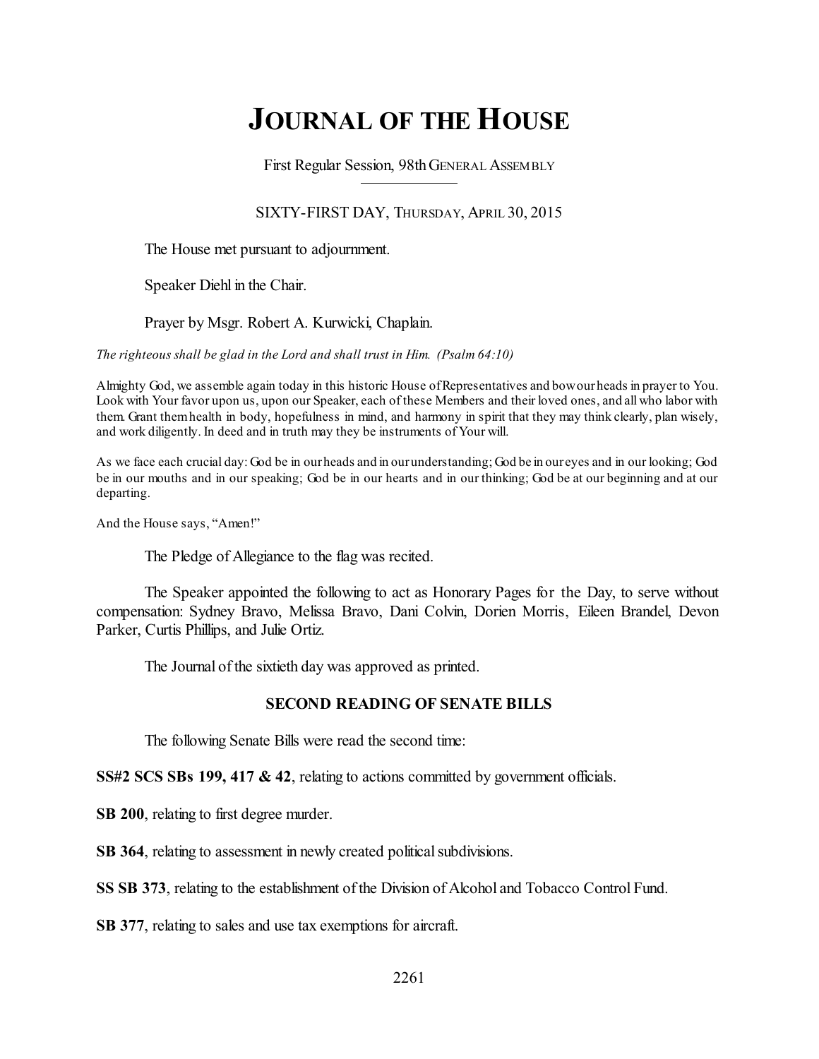# JOURNAL OF THE HOUSE

First Regular Session, 98th GENERAL ASSEMBLY

SIXTY-FIRST DAY, THURSDAY, APRIL 30, 2015

The House met pursuant to adjournment.

Speaker Diehl in the Chair.

Prayer by Msgr. Robert A. Kurwicki, Chaplain.

*The righteous shall be glad in the Lord and shall trust in Him. (Psalm 64:10)*

Almighty God, we assemble again today in this historic House of Representatives and bow our heads in prayer to You. Look with Your favor upon us, upon our Speaker, each of these Members and their loved ones, and all who labor with them. Grant them health in body, hopefulness in mind, and harmony in spirit that they may think clearly, plan wisely, and work diligently. In deed and in truth may they be instruments of Your will.

As we face each crucial day: God be in our heads and in our understanding; God be in our eyes and in our looking; God be in our mouths and in our speaking; God be in our hearts and in our thinking; God be at our beginning and at our departing.

And the House says, "Amen!"

The Pledge of Allegiance to the flag was recited.

The Speaker appointed the following to act as Honorary Pages for the Day, to serve without compensation: Sydney Bravo, Melissa Bravo, Dani Colvin, Dorien Morris, Eileen Brandel, Devon Parker, Curtis Phillips, and Julie Ortiz.

The Journal of the sixtieth day was approved as printed.

## SECOND READING OF SENATE BILLS

The following Senate Bills were read the second time:

**SS#2 SCS SBs 199, 417 & 42**, relating to actions committed by government officials.

**SB 200**, relating to first degree murder.

**SB 364**, relating to assessment in newly created political subdivisions.

**SS SB 373**, relating to the establishment of the Division of Alcohol and Tobacco Control Fund.

**SB 377**, relating to sales and use tax exemptions for aircraft.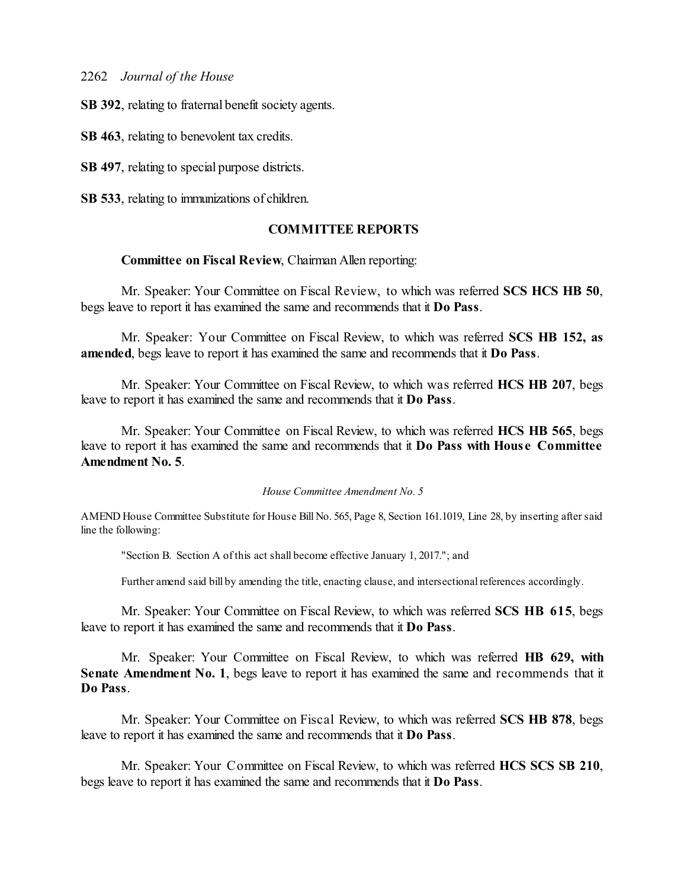**SB 392**, relating to fraternal benefit society agents.

**SB 463**, relating to benevolent tax credits.

**SB 497**, relating to special purpose districts.

**SB 533**, relating to immunizations of children.

## COMMITTEE REPORTS

**Committee on Fiscal Review**, Chairman Allen reporting:

Mr. Speaker: Your Committee on Fiscal Review, to which was referred **SCS HCS HB 50**, begs leave to report it has examined the same and recommends that it **Do Pass**.

Mr. Speaker: Your Committee on Fiscal Review, to which was referred **SCS HB 152, as amended**, begs leave to report it has examined the same and recommends that it **Do Pass**.

Mr. Speaker: Your Committee on Fiscal Review, to which was referred **HCS HB 207**, begs leave to report it has examined the same and recommends that it **Do Pass**.

Mr. Speaker: Your Committee on Fiscal Review, to which was referred **HCS HB 565**, begs leave to report it has examined the same and recommends that it **Do Pass with House Committee Amendment No. 5**.

*House Committee Amendment No. 5*

AMEND House Committee Substitute for House Bill No. 565, Page 8, Section 161.1019, Line 28, by inserting after said line the following:

"Section B. Section A of this act shall become effective January 1, 2017."; and

Further amend said bill by amending the title, enacting clause, and intersectional references accordingly.

Mr. Speaker: Your Committee on Fiscal Review, to which was referred **SCS HB 615**, begs leave to report it has examined the same and recommends that it **Do Pass**.

Mr. Speaker: Your Committee on Fiscal Review, to which was referred **HB 629, with Senate Amendment No. 1**, begs leave to report it has examined the same and recommends that it **Do Pass**.

Mr. Speaker: Your Committee on Fiscal Review, to which was referred **SCS HB 878**, begs leave to report it has examined the same and recommends that it **Do Pass**.

Mr. Speaker: Your Committee on Fiscal Review, to which was referred **HCS SCS SB 210**, begs leave to report it has examined the same and recommends that it **Do Pass**.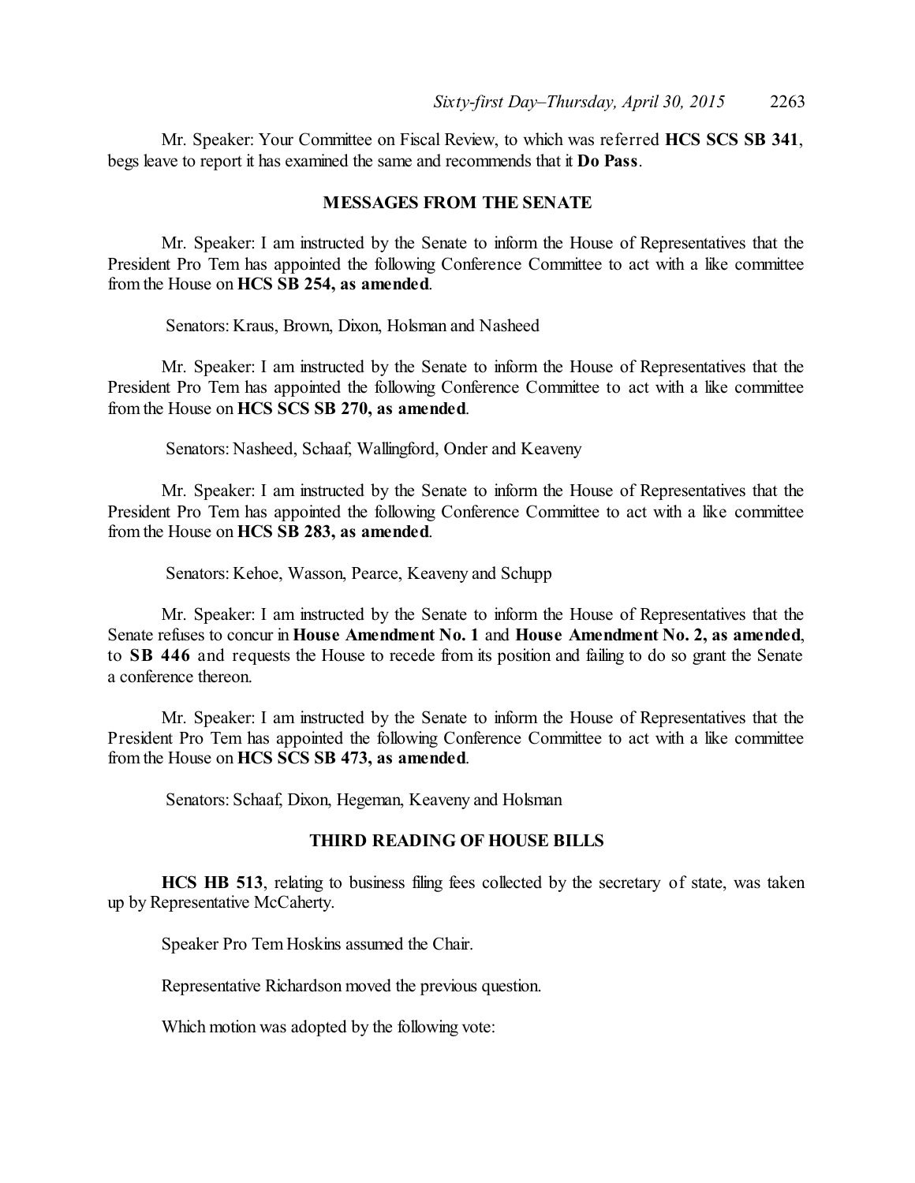Mr. Speaker: Your Committee on Fiscal Review, to which was referred **HCS SCS SB 341**, begs leave to report it has examined the same and recommends that it **Do Pass**.

## MESSAGES FROM THE SENATE

Mr. Speaker: I am instructed by the Senate to inform the House of Representatives that the President Pro Tem has appointed the following Conference Committee to act with a like committee from the House on **HCS SB 254, as amended**.

Senators: Kraus, Brown, Dixon, Holsman and Nasheed

Mr. Speaker: I am instructed by the Senate to inform the House of Representatives that the President Pro Tem has appointed the following Conference Committee to act with a like committee from the House on **HCS SCS SB 270, as amended**.

Senators: Nasheed, Schaaf, Wallingford, Onder and Keaveny

Mr. Speaker: I am instructed by the Senate to inform the House of Representatives that the President Pro Tem has appointed the following Conference Committee to act with a like committee from the House on **HCS SB 283, as amended**.

Senators: Kehoe, Wasson, Pearce, Keaveny and Schupp

Mr. Speaker: I am instructed by the Senate to inform the House of Representatives that the Senate refuses to concur in **House Amendment No. 1** and **House Amendment No. 2, as amended**, to **SB 446** and requests the House to recede from its position and failing to do so grant the Senate a conference thereon.

Mr. Speaker: I am instructed by the Senate to inform the House of Representatives that the President Pro Tem has appointed the following Conference Committee to act with a like committee from the House on **HCS SCS SB 473, as amended**.

Senators: Schaaf, Dixon, Hegeman, Keaveny and Holsman

## THIRD READING OF HOUSE BILLS

**HCS HB 513**, relating to business filing fees collected by the secretary of state, was taken up by Representative McCaherty.

Speaker Pro Tem Hoskins assumed the Chair.

Representative Richardson moved the previous question.

Which motion was adopted by the following vote: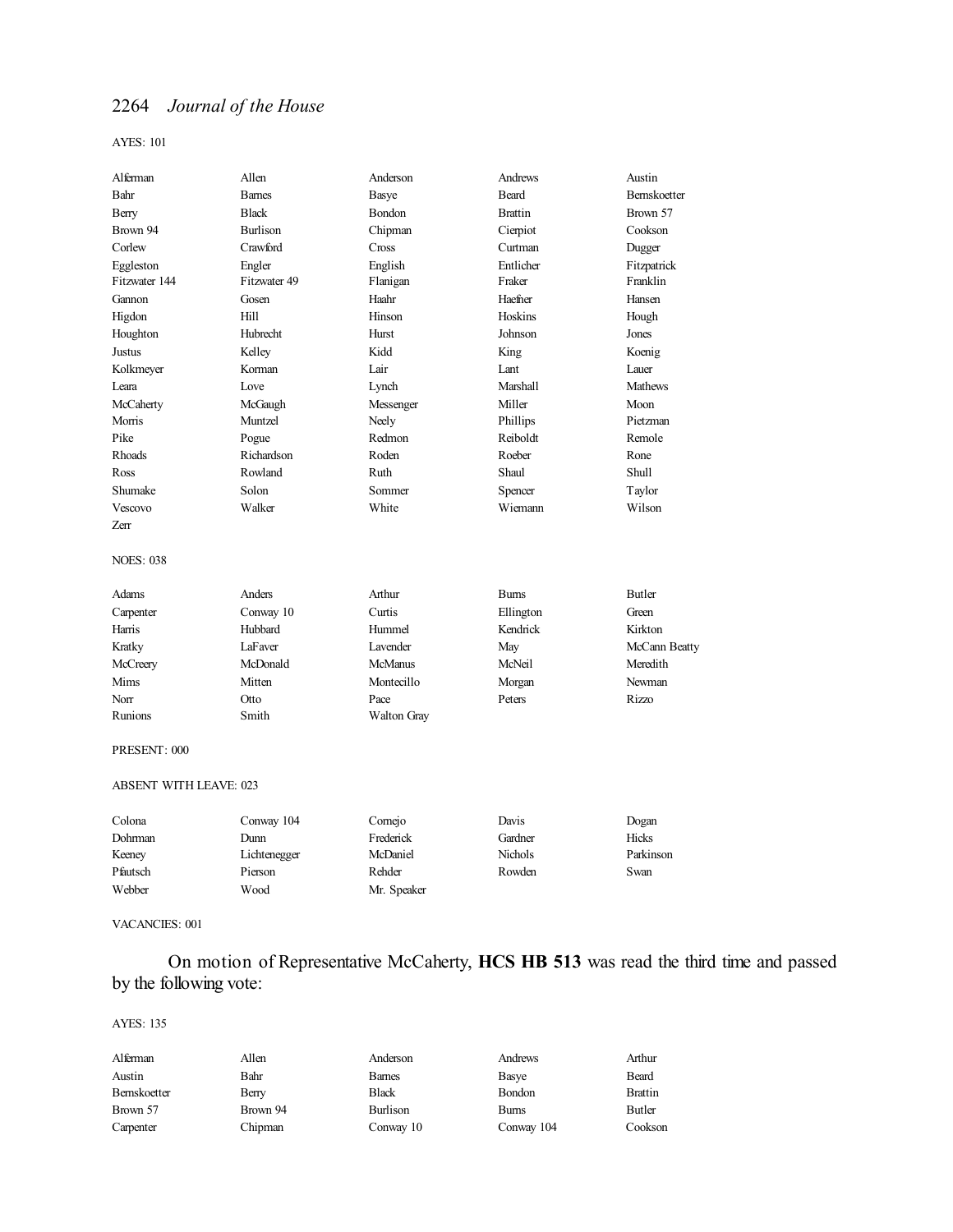AYES: 101

| | | | | |
|---|---|---|---|---|
| Alferman | Allen | Anderson | Andrews | Austin |
| Bahr | Barnes | Basye | Beard | Bernskoetter |
| Berry | Black | Bondon | Brattin | Brown 57 |
| Brown 94 | Burlison | Chipman | Cierpiot | Cookson |
| Corlew | Crawford | Cross | Curtman | Dugger |
| Eggleston | Engler | English | Entlicher | Fitzpatrick |
| Fitzwater 144 | Fitzwater 49 | Flanigan | Fraker | Franklin |
| Gannon | Gosen | Haahr | Haefner | Hansen |
| Higdon | Hill | Hinson | Hoskins | Hough |
| Houghton | Hubrecht | Hurst | Johnson | Jones |
| Justus | Kelley | Kidd | King | Koenig |
| Kolkmeyer | Korman | Lair | Lant | Lauer |
| Leara | Love | Lynch | Marshall | Mathews |
| McCaherty | McGaugh | Messenger | Miller | Moon |
| Morris | Muntzel | Neely | Phillips | Pietzman |
| Pike | Pogue | Redmon | Reiboldt | Remole |
| Rhoads | Richardson | Roden | Roeber | Rone |
| Ross | Rowland | Ruth | Shaul | Shull |
| Shumake | Solon | Sommer | Spencer | Taylor |
| Vescovo | Walker | White | Wiemann | Wilson |
| Zerr | | | | |

NOES: 038

| | | | | |
|---|---|---|---|---|
| Adams | Anders | Arthur | Burns | Butler |
| Carpenter | Conway 10 | Curtis | Ellington | Green |
| Harris | Hubbard | Hummel | Kendrick | Kirkton |
| Kratky | LaFaver | Lavender | May | McCann Beatty |
| McCreery | McDonald | McManus | McNeil | Meredith |
| Mims | Mitten | Montecillo | Morgan | Newman |
| Norr | Otto | Pace | Peters | Rizzo |
| Runions | Smith | Walton Gray | | |

PRESENT: 000

ABSENT WITH LEAVE: 023

| | | | | |
|---|---|---|---|---|
| Colona | Conway 104 | Cornejo | Davis | Dogan |
| Dohrman | Dunn | Frederick | Gardner | Hicks |
| Keeney | Lichtenegger | McDaniel | Nichols | Parkinson |
| Pfautsch | Pierson | Rehder | Rowden | Swan |
| Webber | Wood | Mr. Speaker | | |

VACANCIES: 001

On motion of Representative McCaherty, **HCS HB 513** was read the third time and passed by the following vote:

AYES: 135

| | | | | |
|---|---|---|---|---|
| Alferman | Allen | Anderson | Andrews | Arthur |
| Austin | Bahr | Barnes | Basye | Beard |
| Bernskoetter | Berry | Black | Bondon | Brattin |
| Brown 57 | Brown 94 | Burlison | Burns | Butler |
| Carpenter | Chipman | Conway 10 | Conway 104 | Cookson |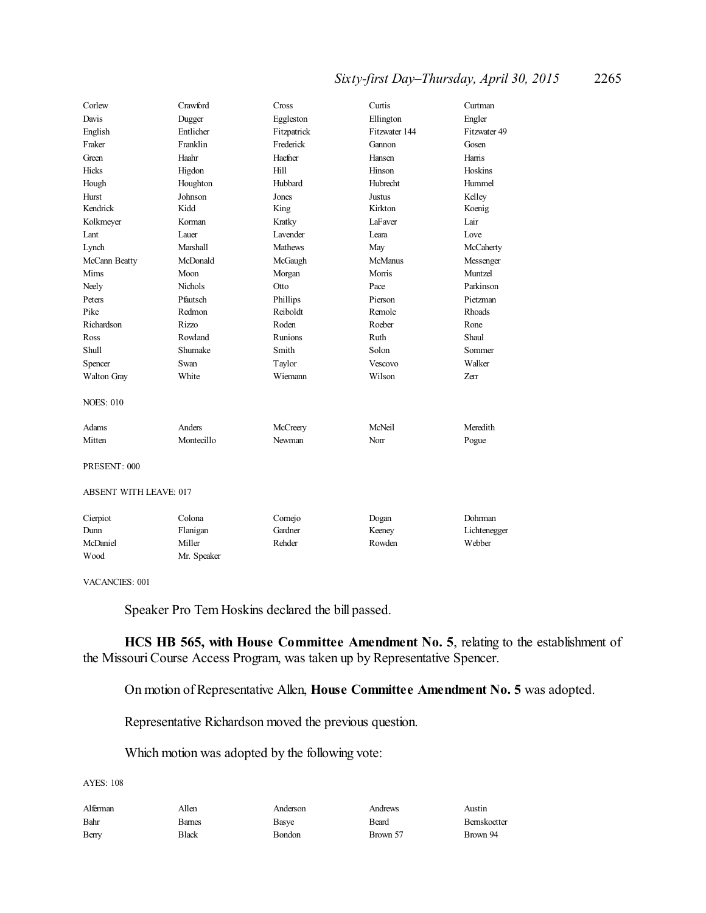| Corlew | Crawford | Cross | Curtis | Curtman |
|---|---|---|---|---|
| Davis | Dugger | Eggleston | Ellington | Engler |
| English | Entlicher | Fitzpatrick | Fitzwater 144 | Fitzwater 49 |
| Fraker | Franklin | Frederick | Gannon | Gosen |
| Green | Haahr | Haefner | Hansen | Harris |
| Hicks | Higdon | Hill | Hinson | Hoskins |
| Hough | Houghton | Hubbard | Hubrecht | Hummel |
| Hurst | Johnson | Jones | Justus | Kelley |
| Kendrick | Kidd | King | Kirkton | Koenig |
| Kolkmeyer | Korman | Kratky | LaFaver | Lair |
| Lant | Lauer | Lavender | Leara | Love |
| Lynch | Marshall | Mathews | May | McCaherty |
| McCann Beatty | McDonald | McGaugh | McManus | Messenger |
| Mims | Moon | Morgan | Morris | Muntzel |
| Neely | Nichols | Otto | Pace | Parkinson |
| Peters | Pfautsch | Phillips | Pierson | Pietzman |
| Pike | Redmon | Reiboldt | Remole | Rhoads |
| Richardson | Rizzo | Roden | Roeber | Rone |
| Ross | Rowland | Runions | Ruth | Shaul |
| Shull | Shumake | Smith | Solon | Sommer |
| Spencer | Swan | Taylor | Vescovo | Walker |
| Walton Gray | White | Wiemann | Wilson | Zerr |

NOES: 010

| Adams | Anders | McCreery | McNeil | Meredith |
|---|---|---|---|---|
| Mitten | Montecillo | Newman | Norr | Pogue |

PRESENT: 000

ABSENT WITH LEAVE: 017

| Cierpiot | Colona | Cornejo | Dogan | Dohrman |
|---|---|---|---|---|
| Dunn | Flanigan | Gardner | Keeney | Lichtenegger |
| McDaniel | Miller | Rehder | Rowden | Webber |
| Wood | Mr. Speaker | | | |

VACANCIES: 001

Speaker Pro Tem Hoskins declared the bill passed.

**HCS HB 565, with House Committee Amendment No. 5**, relating to the establishment of the Missouri Course Access Program, was taken up by Representative Spencer.

On motion of Representative Allen, **House Committee Amendment No. 5** was adopted.

Representative Richardson moved the previous question.

Which motion was adopted by the following vote:

AYES: 108

| Alferman | Allen | Anderson | Andrews | Austin |
|---|---|---|---|---|
| Bahr | Barnes | Basye | Beard | Bernskoetter |
| Berry | Black | Bondon | Brown 57 | Brown 94 |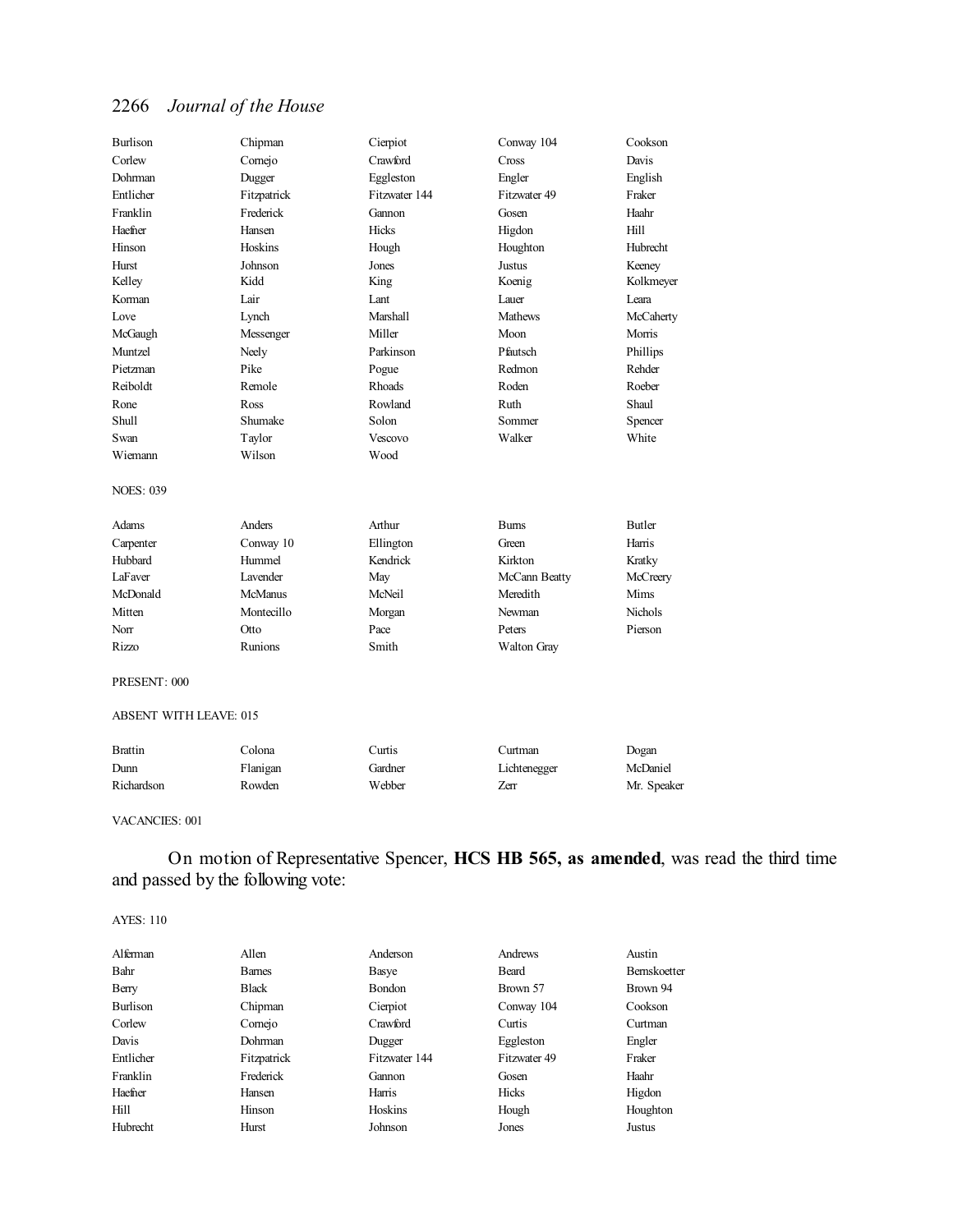| | | | | |
|---|---|---|---|---|
| Burlison | Chipman | Cierpiot | Conway 104 | Cookson |
| Corlew | Cornejo | Crawford | Cross | Davis |
| Dohrman | Dugger | Eggleston | Engler | English |
| Entlicher | Fitzpatrick | Fitzwater 144 | Fitzwater 49 | Fraker |
| Franklin | Frederick | Gannon | Gosen | Haahr |
| Haefner | Hansen | Hicks | Higdon | Hill |
| Hinson | Hoskins | Hough | Houghton | Hubrecht |
| Hurst | Johnson | Jones | Justus | Keeney |
| Kelley | Kidd | King | Koenig | Kolkmeyer |
| Korman | Lair | Lant | Lauer | Leara |
| Love | Lynch | Marshall | Mathews | McCaherty |
| McGaugh | Messenger | Miller | Moon | Morris |
| Muntzel | Neely | Parkinson | Pfautsch | Phillips |
| Pietzman | Pike | Pogue | Redmon | Rehder |
| Reiboldt | Remole | Rhoads | Roden | Roeber |
| Rone | Ross | Rowland | Ruth | Shaul |
| Shull | Shumake | Solon | Sommer | Spencer |
| Swan | Taylor | Vescovo | Walker | White |
| Wiemann | Wilson | Wood | | |

NOES: 039

| | | | | |
|---|---|---|---|---|
| Adams | Anders | Arthur | Burns | Butler |
| Carpenter | Conway 10 | Ellington | Green | Harris |
| Hubbard | Hummel | Kendrick | Kirkton | Kratky |
| LaFaver | Lavender | May | McCann Beatty | McCreery |
| McDonald | McManus | McNeil | Meredith | Mims |
| Mitten | Montecillo | Morgan | Newman | Nichols |
| Norr | Otto | Pace | Peters | Pierson |
| Rizzo | Runions | Smith | Walton Gray | |

PRESENT: 000

ABSENT WITH LEAVE: 015

| | | | | |
|---|---|---|---|---|
| Brattin | Colona | Curtis | Curtman | Dogan |
| Dunn | Flanigan | Gardner | Lichtenegger | McDaniel |
| Richardson | Rowden | Webber | Zerr | Mr. Speaker |

VACANCIES: 001

On motion of Representative Spencer, **HCS HB 565, as amended**, was read the third time and passed by the following vote:

AYES: 110

| | | | | |
|---|---|---|---|---|
| Alferman | Allen | Anderson | Andrews | Austin |
| Bahr | Barnes | Basye | Beard | Bernskoetter |
| Berry | Black | Bondon | Brown 57 | Brown 94 |
| Burlison | Chipman | Cierpiot | Conway 104 | Cookson |
| Corlew | Cornejo | Crawford | Curtis | Curtman |
| Davis | Dohrman | Dugger | Eggleston | Engler |
| Entlicher | Fitzpatrick | Fitzwater 144 | Fitzwater 49 | Fraker |
| Franklin | Frederick | Gannon | Gosen | Haahr |
| Haefner | Hansen | Harris | Hicks | Higdon |
| Hill | Hinson | Hoskins | Hough | Houghton |
| Hubrecht | Hurst | Johnson | Jones | Justus |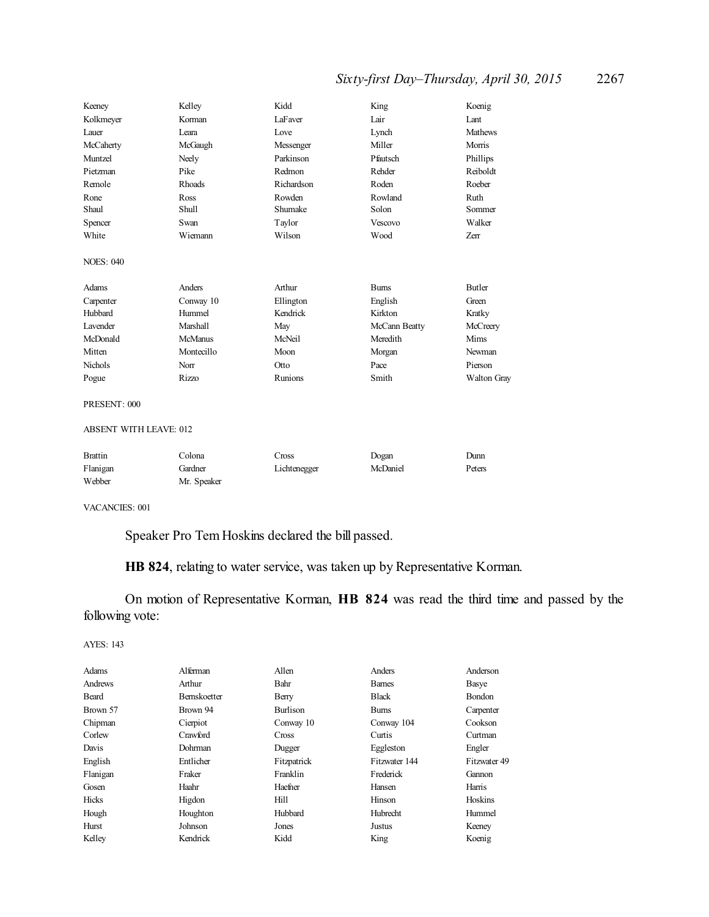| | | | | |
|---|---|---|---|---|
| Keeney | Kelley | Kidd | King | Koenig |
| Kolkmeyer | Korman | LaFaver | Lair | Lant |
| Lauer | Leara | Love | Lynch | Mathews |
| McCaherty | McGaugh | Messenger | Miller | Morris |
| Muntzel | Neely | Parkinson | Pfautsch | Phillips |
| Pietzman | Pike | Redmon | Rehder | Reiboldt |
| Remole | Rhoads | Richardson | Roden | Roeber |
| Rone | Ross | Rowden | Rowland | Ruth |
| Shaul | Shull | Shumake | Solon | Sommer |
| Spencer | Swan | Taylor | Vescovo | Walker |
| White | Wiemann | Wilson | Wood | Zerr |

NOES: 040

| | | | | |
|---|---|---|---|---|
| Adams | Anders | Arthur | Burns | Butler |
| Carpenter | Conway 10 | Ellington | English | Green |
| Hubbard | Hummel | Kendrick | Kirkton | Kratky |
| Lavender | Marshall | May | McCann Beatty | McCreery |
| McDonald | McManus | McNeil | Meredith | Mims |
| Mitten | Montecillo | Moon | Morgan | Newman |
| Nichols | Norr | Otto | Pace | Pierson |
| Pogue | Rizzo | Runions | Smith | Walton Gray |

PRESENT: 000

ABSENT WITH LEAVE: 012

| | | | | |
|---|---|---|---|---|
| Brattin | Colona | Cross | Dogan | Dunn |
| Flanigan | Gardner | Lichtenegger | McDaniel | Peters |
| Webber | Mr. Speaker | | | |

VACANCIES: 001

Speaker Pro Tem Hoskins declared the bill passed.

**HB 824**, relating to water service, was taken up by Representative Korman.

On motion of Representative Korman, **HB 824** was read the third time and passed by the following vote:

AYES: 143

| | | | | |
|---|---|---|---|---|
| Adams | Alferman | Allen | Anders | Anderson |
| Andrews | Arthur | Bahr | Barnes | Basye |
| Beard | Bernskoetter | Berry | Black | Bondon |
| Brown 57 | Brown 94 | Burlison | Burns | Carpenter |
| Chipman | Cierpiot | Conway 10 | Conway 104 | Cookson |
| Corlew | Crawford | Cross | Curtis | Curtman |
| Davis | Dohrman | Dugger | Eggleston | Engler |
| English | Entlicher | Fitzpatrick | Fitzwater 144 | Fitzwater 49 |
| Flanigan | Fraker | Franklin | Frederick | Gannon |
| Gosen | Haahr | Haefner | Hansen | Harris |
| Hicks | Higdon | Hill | Hinson | Hoskins |
| Hough | Houghton | Hubbard | Hubrecht | Hummel |
| Hurst | Johnson | Jones | Justus | Keeney |
| Kelley | Kendrick | Kidd | King | Koenig |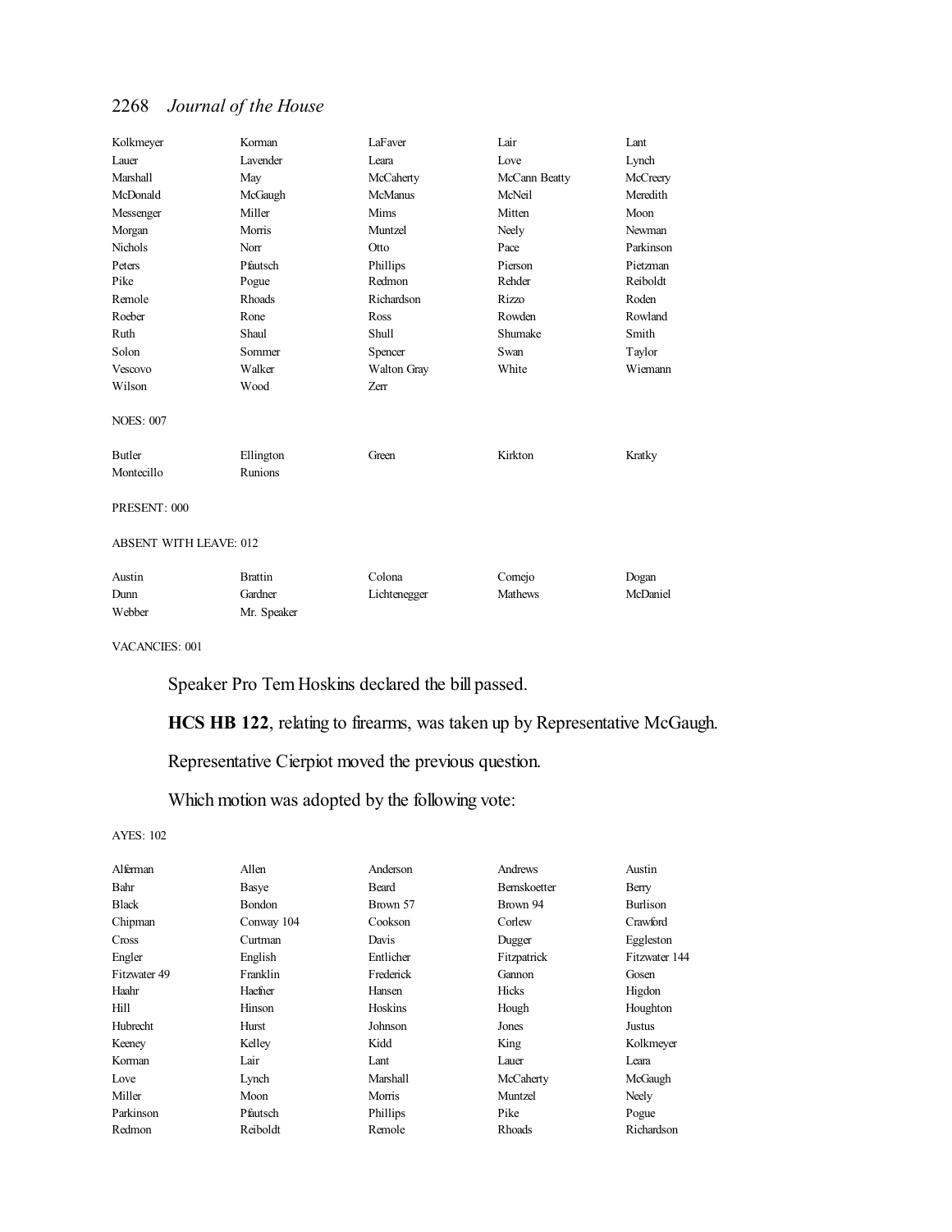| | | | | |
|---|---|---|---|---|
| Kolkmeyer | Korman | LaFaver | Lair | Lant |
| Lauer | Lavender | Leara | Love | Lynch |
| Marshall | May | McCaherty | McCann Beatty | McCreery |
| McDonald | McGaugh | McManus | McNeil | Meredith |
| Messenger | Miller | Mims | Mitten | Moon |
| Morgan | Morris | Muntzel | Neely | Newman |
| Nichols | Norr | Otto | Pace | Parkinson |
| Peters | Pfautsch | Phillips | Pierson | Pietzman |
| Pike | Pogue | Redmon | Rehder | Reiboldt |
| Remole | Rhoads | Richardson | Rizzo | Roden |
| Roeber | Rone | Ross | Rowden | Rowland |
| Ruth | Shaul | Shull | Shumake | Smith |
| Solon | Sommer | Spencer | Swan | Taylor |
| Vescovo | Walker | Walton Gray | White | Wiemann |
| Wilson | Wood | Zerr | | |

NOES: 007

| | | | | |
|---|---|---|---|---|
| Butler | Ellington | Green | Kirkton | Kratky |
| Montecillo | Runions | | | |

PRESENT: 000

ABSENT WITH LEAVE: 012

| | | | | |
|---|---|---|---|---|
| Austin | Brattin | Colona | Cornejo | Dogan |
| Dunn | Gardner | Lichtenegger | Mathews | McDaniel |
| Webber | Mr. Speaker | | | |

VACANCIES: 001

Speaker Pro Tem Hoskins declared the bill passed.

**HCS HB 122**, relating to firearms, was taken up by Representative McGaugh.

Representative Cierpiot moved the previous question.

Which motion was adopted by the following vote:

AYES: 102

| | | | | |
|---|---|---|---|---|
| Alferman | Allen | Anderson | Andrews | Austin |
| Bahr | Basye | Beard | Bernskoetter | Berry |
| Black | Bondon | Brown 57 | Brown 94 | Burlison |
| Chipman | Conway 104 | Cookson | Corlew | Crawford |
| Cross | Curtman | Davis | Dugger | Eggleston |
| Engler | English | Entlicher | Fitzpatrick | Fitzwater 144 |
| Fitzwater 49 | Franklin | Frederick | Gannon | Gosen |
| Haahr | Haefner | Hansen | Hicks | Higdon |
| Hill | Hinson | Hoskins | Hough | Houghton |
| Hubrecht | Hurst | Johnson | Jones | Justus |
| Keeney | Kelley | Kidd | King | Kolkmeyer |
| Korman | Lair | Lant | Lauer | Leara |
| Love | Lynch | Marshall | McCaherty | McGaugh |
| Miller | Moon | Morris | Muntzel | Neely |
| Parkinson | Pfautsch | Phillips | Pike | Pogue |
| Redmon | Reiboldt | Remole | Rhoads | Richardson |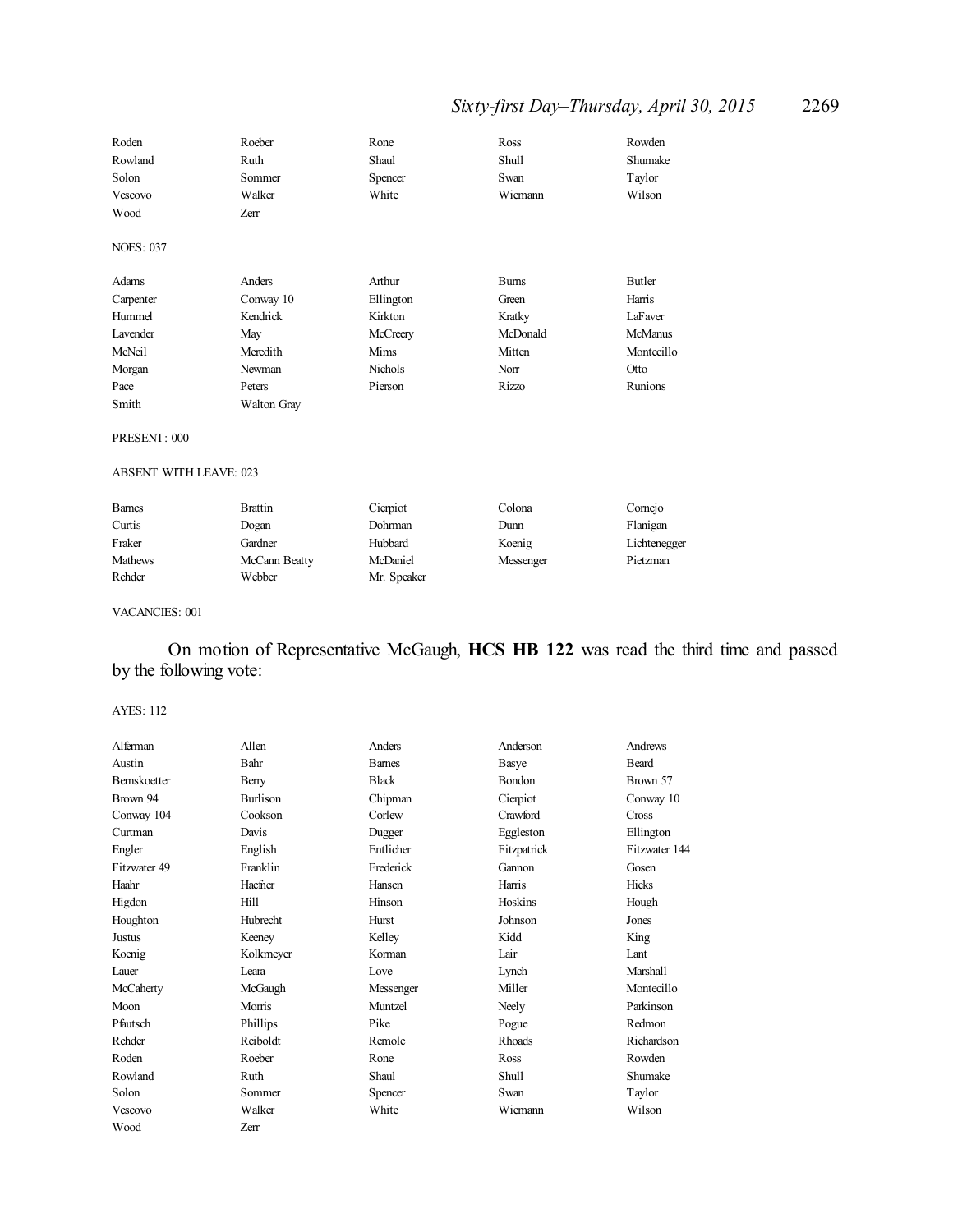| | | | | |
|---|---|---|---|---|
| Roden | Roeber | Rone | Ross | Rowden |
| Rowland | Ruth | Shaul | Shull | Shumake |
| Solon | Sommer | Spencer | Swan | Taylor |
| Vescovo | Walker | White | Wiemann | Wilson |
| Wood | Zerr | | | |

NOES: 037

| | | | | |
|---|---|---|---|---|
| Adams | Anders | Arthur | Burns | Butler |
| Carpenter | Conway 10 | Ellington | Green | Harris |
| Hummel | Kendrick | Kirkton | Kratky | LaFaver |
| Lavender | May | McCreery | McDonald | McManus |
| McNeil | Meredith | Mims | Mitten | Montecillo |
| Morgan | Newman | Nichols | Norr | Otto |
| Pace | Peters | Pierson | Rizzo | Runions |
| Smith | Walton Gray | | | |

PRESENT: 000

ABSENT WITH LEAVE: 023

| | | | | |
|---|---|---|---|---|
| Barnes | Brattin | Cierpiot | Colona | Cornejo |
| Curtis | Dogan | Dohrman | Dunn | Flanigan |
| Fraker | Gardner | Hubbard | Koenig | Lichtenegger |
| Mathews | McCann Beatty | McDaniel | Messenger | Pietzman |
| Rehder | Webber | Mr. Speaker | | |

VACANCIES: 001

On motion of Representative McGaugh, **HCS HB 122** was read the third time and passed by the following vote:

AYES: 112

| | | | | |
|---|---|---|---|---|
| Alferman | Allen | Anders | Anderson | Andrews |
| Austin | Bahr | Barnes | Basye | Beard |
| Bernskoetter | Berry | Black | Bondon | Brown 57 |
| Brown 94 | Burlison | Chipman | Cierpiot | Conway 10 |
| Conway 104 | Cookson | Corlew | Crawford | Cross |
| Curtman | Davis | Dugger | Eggleston | Ellington |
| Engler | English | Entlicher | Fitzpatrick | Fitzwater 144 |
| Fitzwater 49 | Franklin | Frederick | Gannon | Gosen |
| Haahr | Haefner | Hansen | Harris | Hicks |
| Higdon | Hill | Hinson | Hoskins | Hough |
| Houghton | Hubrecht | Hurst | Johnson | Jones |
| Justus | Keeney | Kelley | Kidd | King |
| Koenig | Kolkmeyer | Korman | Lair | Lant |
| Lauer | Leara | Love | Lynch | Marshall |
| McCaherty | McGaugh | Messenger | Miller | Montecillo |
| Moon | Morris | Muntzel | Neely | Parkinson |
| Pfautsch | Phillips | Pike | Pogue | Redmon |
| Rehder | Reiboldt | Remole | Rhoads | Richardson |
| Roden | Roeber | Rone | Ross | Rowden |
| Rowland | Ruth | Shaul | Shull | Shumake |
| Solon | Sommer | Spencer | Swan | Taylor |
| Vescovo | Walker | White | Wiemann | Wilson |
| Wood | Zerr | | | |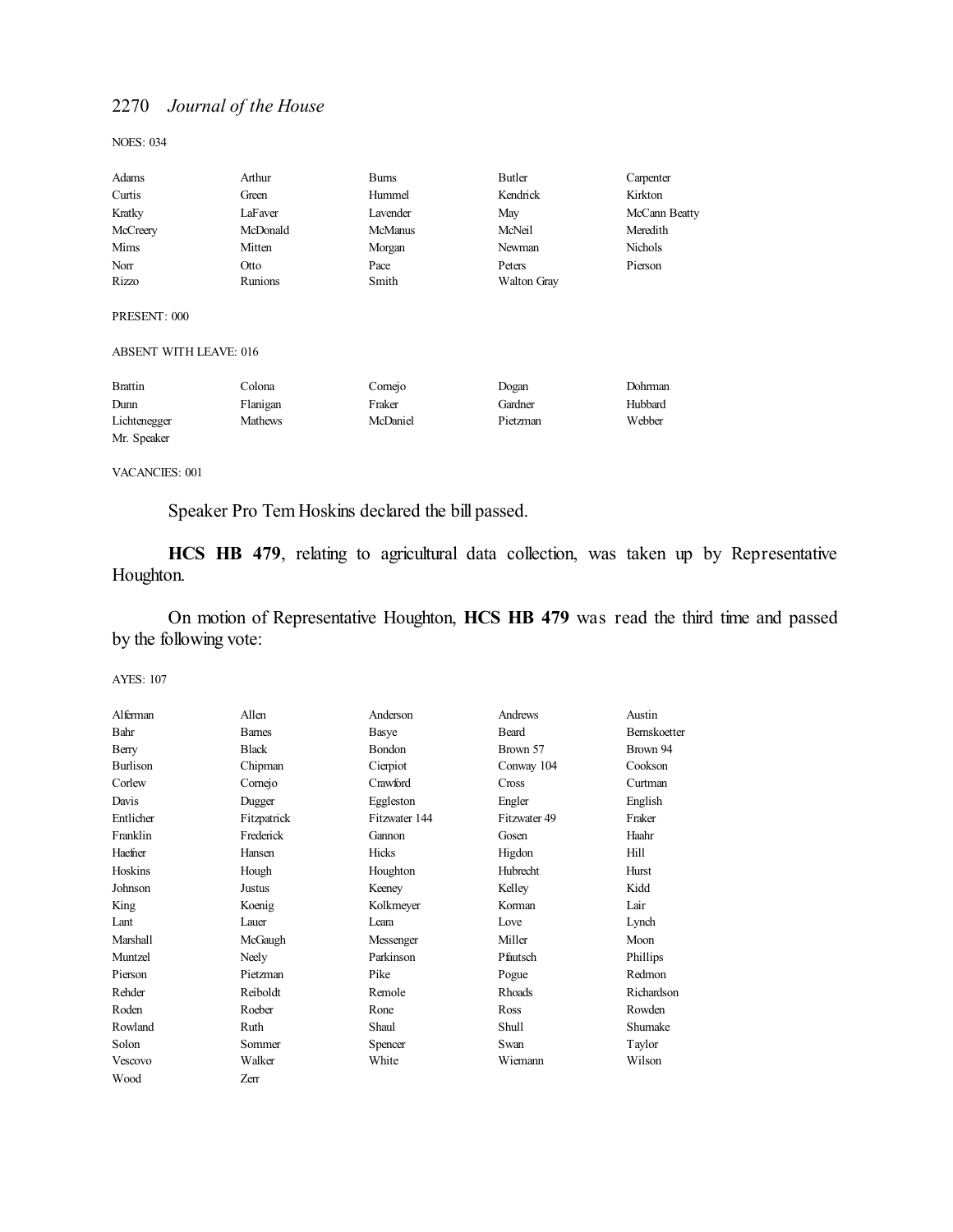NOES: 034

| | | | | |
|---|---|---|---|---|
| Adams | Arthur | Burns | Butler | Carpenter |
| Curtis | Green | Hummel | Kendrick | Kirkton |
| Kratky | LaFaver | Lavender | May | McCann Beatty |
| McCreery | McDonald | McManus | McNeil | Meredith |
| Mims | Mitten | Morgan | Newman | Nichols |
| Norr | Otto | Pace | Peters | Pierson |
| Rizzo | Runions | Smith | Walton Gray | |

PRESENT: 000

ABSENT WITH LEAVE: 016

| | | | | |
|---|---|---|---|---|
| Brattin | Colona | Cornejo | Dogan | Dohrman |
| Dunn | Flanigan | Fraker | Gardner | Hubbard |
| Lichtenegger | Mathews | McDaniel | Pietzman | Webber |
| Mr. Speaker | | | | |

VACANCIES: 001

Speaker Pro Tem Hoskins declared the bill passed.

**HCS HB 479**, relating to agricultural data collection, was taken up by Representative Houghton.

On motion of Representative Houghton, **HCS HB 479** was read the third time and passed by the following vote:

AYES: 107

| | | | | |
|---|---|---|---|---|
| Alferman | Allen | Anderson | Andrews | Austin |
| Bahr | Barnes | Basye | Beard | Bernskoetter |
| Berry | Black | Bondon | Brown 57 | Brown 94 |
| Burlison | Chipman | Cierpiot | Conway 104 | Cookson |
| Corlew | Cornejo | Crawford | Cross | Curtman |
| Davis | Dugger | Eggleston | Engler | English |
| Entlicher | Fitzpatrick | Fitzwater 144 | Fitzwater 49 | Fraker |
| Franklin | Frederick | Gannon | Gosen | Haahr |
| Haefner | Hansen | Hicks | Higdon | Hill |
| Hoskins | Hough | Houghton | Hubrecht | Hurst |
| Johnson | Justus | Keeney | Kelley | Kidd |
| King | Koenig | Kolkmeyer | Korman | Lair |
| Lant | Lauer | Leara | Love | Lynch |
| Marshall | McGaugh | Messenger | Miller | Moon |
| Muntzel | Neely | Parkinson | Pfautsch | Phillips |
| Pierson | Pietzman | Pike | Pogue | Redmon |
| Rehder | Reiboldt | Remole | Rhoads | Richardson |
| Roden | Roeber | Rone | Ross | Rowden |
| Rowland | Ruth | Shaul | Shull | Shumake |
| Solon | Sommer | Spencer | Swan | Taylor |
| Vescovo | Walker | White | Wiemann | Wilson |
| Wood | Zerr | | | |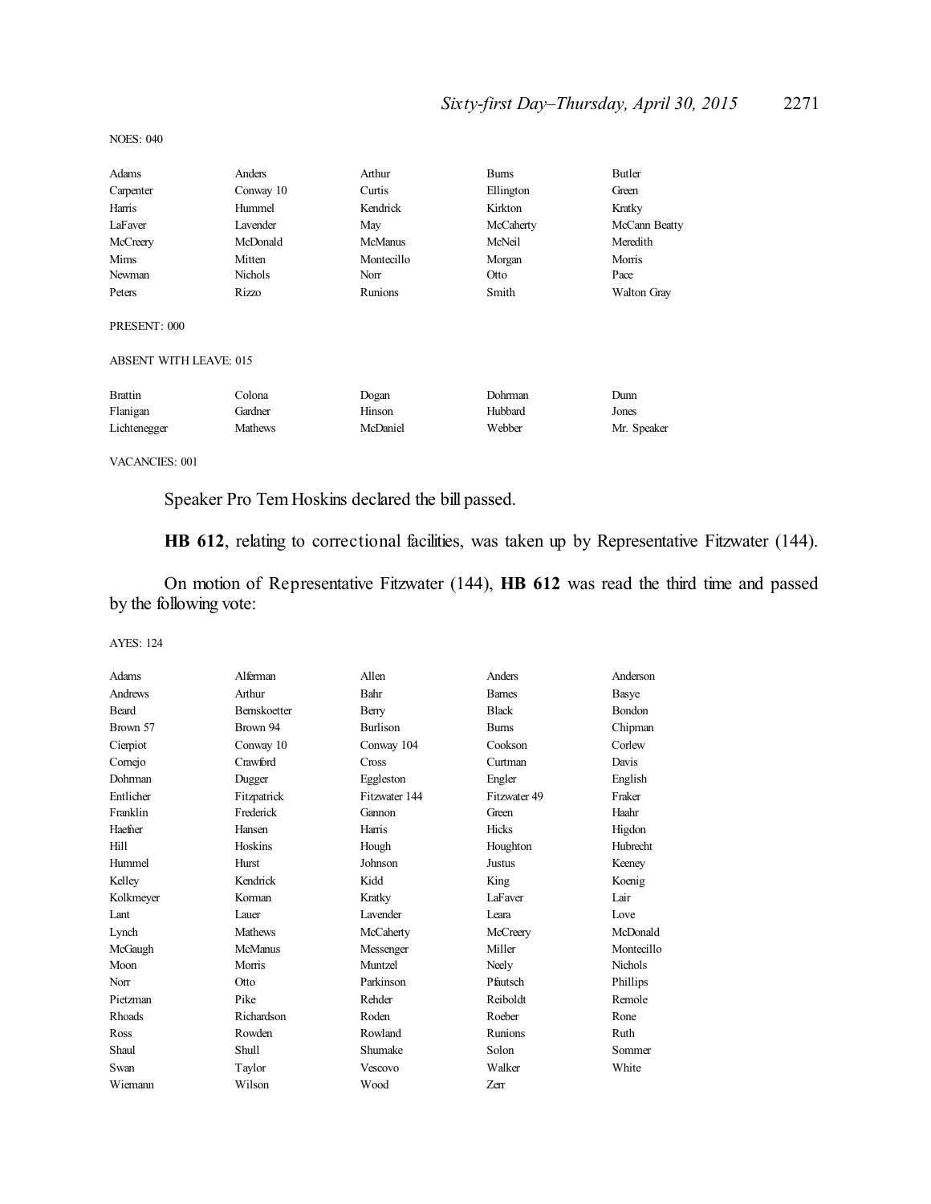NOES: 040

| | | | | |
|---|---|---|---|---|
| Adams | Anders | Arthur | Burns | Butler |
| Carpenter | Conway 10 | Curtis | Ellington | Green |
| Harris | Hummel | Kendrick | Kirkton | Kratky |
| LaFaver | Lavender | May | McCaherty | McCann Beatty |
| McCreery | McDonald | McManus | McNeil | Meredith |
| Mims | Mitten | Montecillo | Morgan | Morris |
| Newman | Nichols | Norr | Otto | Pace |
| Peters | Rizzo | Runions | Smith | Walton Gray |

PRESENT: 000

ABSENT WITH LEAVE: 015

| | | | | |
|---|---|---|---|---|
| Brattin | Colona | Dogan | Dohrman | Dunn |
| Flanigan | Gardner | Hinson | Hubbard | Jones |
| Lichtenegger | Mathews | McDaniel | Webber | Mr. Speaker |

VACANCIES: 001

Speaker Pro Tem Hoskins declared the bill passed.

**HB 612**, relating to correctional facilities, was taken up by Representative Fitzwater (144).

On motion of Representative Fitzwater (144), **HB 612** was read the third time and passed by the following vote:

AYES: 124

| | | | | |
|---|---|---|---|---|
| Adams | Alferman | Allen | Anders | Anderson |
| Andrews | Arthur | Bahr | Barnes | Basye |
| Beard | Bernskoetter | Berry | Black | Bondon |
| Brown 57 | Brown 94 | Burlison | Burns | Chipman |
| Cierpiot | Conway 10 | Conway 104 | Cookson | Corlew |
| Cornejo | Crawford | Cross | Curtman | Davis |
| Dohrman | Dugger | Eggleston | Engler | English |
| Entlicher | Fitzpatrick | Fitzwater 144 | Fitzwater 49 | Fraker |
| Franklin | Frederick | Gannon | Green | Haahr |
| Haefner | Hansen | Harris | Hicks | Higdon |
| Hill | Hoskins | Hough | Houghton | Hubrecht |
| Hummel | Hurst | Johnson | Justus | Keeney |
| Kelley | Kendrick | Kidd | King | Koenig |
| Kolkmeyer | Korman | Kratky | LaFaver | Lair |
| Lant | Lauer | Lavender | Leara | Love |
| Lynch | Mathews | McCaherty | McCreery | McDonald |
| McGaugh | McManus | Messenger | Miller | Montecillo |
| Moon | Morris | Muntzel | Neely | Nichols |
| Norr | Otto | Parkinson | Pfautsch | Phillips |
| Pietzman | Pike | Rehder | Reiboldt | Remole |
| Rhoads | Richardson | Roden | Roeber | Rone |
| Ross | Rowden | Rowland | Runions | Ruth |
| Shaul | Shull | Shumake | Solon | Sommer |
| Swan | Taylor | Vescovo | Walker | White |
| Wiemann | Wilson | Wood | Zerr | |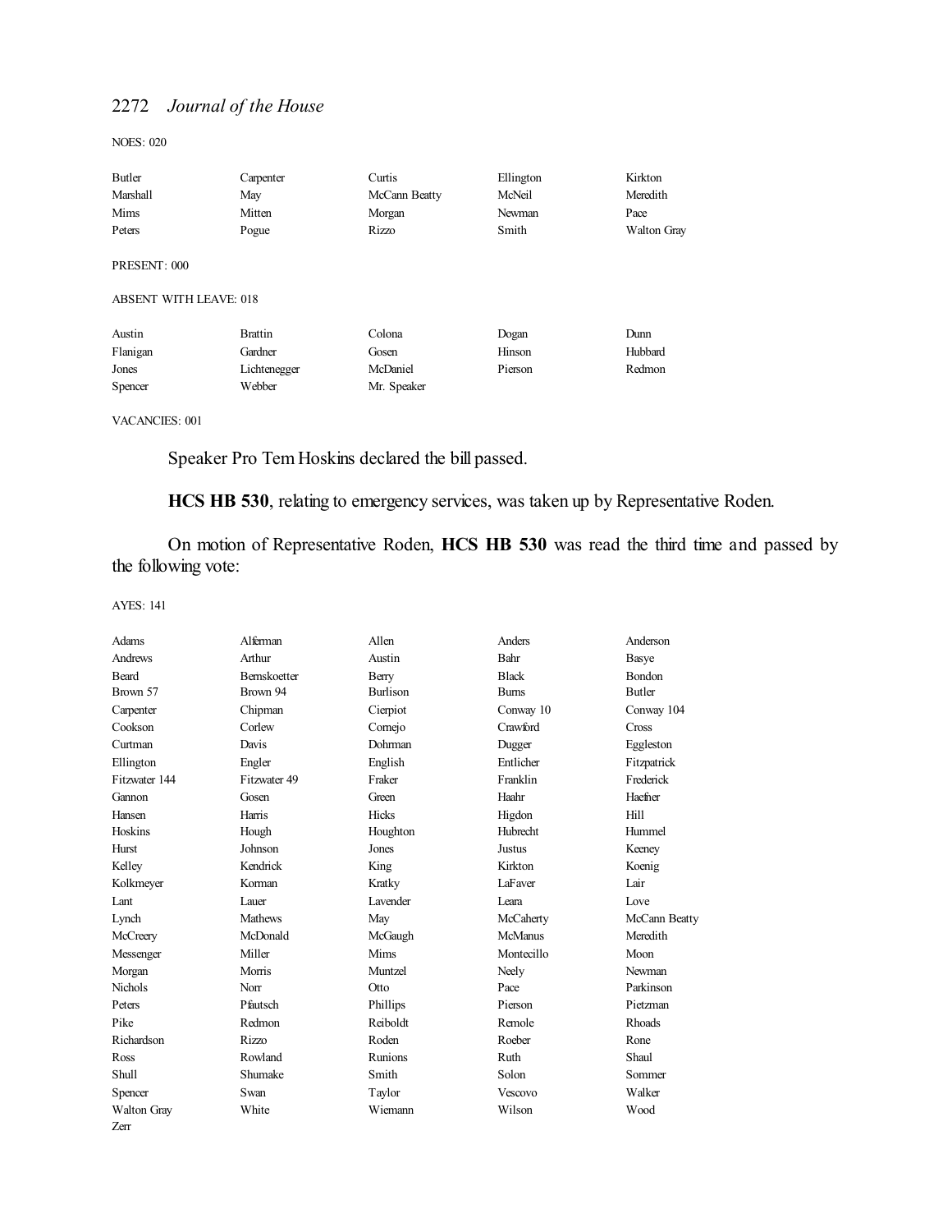NOES: 020

| | | | | |
|---|---|---|---|---|
| Butler | Carpenter | Curtis | Ellington | Kirkton |
| Marshall | May | McCann Beatty | McNeil | Meredith |
| Mims | Mitten | Morgan | Newman | Pace |
| Peters | Pogue | Rizzo | Smith | Walton Gray |

PRESENT: 000

ABSENT WITH LEAVE: 018

| | | | | |
|---|---|---|---|---|
| Austin | Brattin | Colona | Dogan | Dunn |
| Flanigan | Gardner | Gosen | Hinson | Hubbard |
| Jones | Lichtenegger | McDaniel | Pierson | Redmon |
| Spencer | Webber | Mr. Speaker | | |

VACANCIES: 001

Speaker Pro Tem Hoskins declared the bill passed.

**HCS HB 530**, relating to emergency services, was taken up by Representative Roden.

On motion of Representative Roden, **HCS HB 530** was read the third time and passed by the following vote:

AYES: 141

| | | | | |
|---|---|---|---|---|
| Adams | Alferman | Allen | Anders | Anderson |
| Andrews | Arthur | Austin | Bahr | Basye |
| Beard | Bernskoetter | Berry | Black | Bondon |
| Brown 57 | Brown 94 | Burlison | Burns | Butler |
| Carpenter | Chipman | Cierpiot | Conway 10 | Conway 104 |
| Cookson | Corlew | Cornejo | Crawford | Cross |
| Curtman | Davis | Dohrman | Dugger | Eggleston |
| Ellington | Engler | English | Entlicher | Fitzpatrick |
| Fitzwater 144 | Fitzwater 49 | Fraker | Franklin | Frederick |
| Gannon | Gosen | Green | Haahr | Haefner |
| Hansen | Harris | Hicks | Higdon | Hill |
| Hoskins | Hough | Houghton | Hubrecht | Hummel |
| Hurst | Johnson | Jones | Justus | Keeney |
| Kelley | Kendrick | King | Kirkton | Koenig |
| Kolkmeyer | Korman | Kratky | LaFaver | Lair |
| Lant | Lauer | Lavender | Leara | Love |
| Lynch | Mathews | May | McCaherty | McCann Beatty |
| McCreery | McDonald | McGaugh | McManus | Meredith |
| Messenger | Miller | Mims | Montecillo | Moon |
| Morgan | Morris | Muntzel | Neely | Newman |
| Nichols | Norr | Otto | Pace | Parkinson |
| Peters | Pfautsch | Phillips | Pierson | Pietzman |
| Pike | Redmon | Reiboldt | Remole | Rhoads |
| Richardson | Rizzo | Roden | Roeber | Rone |
| Ross | Rowland | Runions | Ruth | Shaul |
| Shull | Shumake | Smith | Solon | Sommer |
| Spencer | Swan | Taylor | Vescovo | Walker |
| Walton Gray | White | Wiemann | Wilson | Wood |
| Zerr | | | | |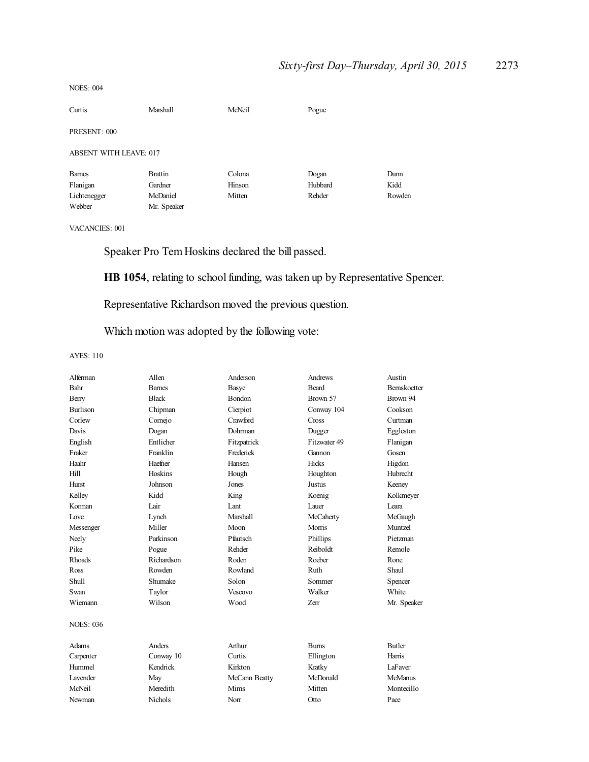NOES: 004

| | | | | |
|---|---|---|---|---|
| Curtis | Marshall | McNeil | Pogue | |

PRESENT: 000

ABSENT WITH LEAVE: 017

| | | | | |
|---|---|---|---|---|
| Barnes | Brattin | Colona | Dogan | Dunn |
| Flanigan | Gardner | Hinson | Hubbard | Kidd |
| Lichtenegger | McDaniel | Mitten | Rehder | Rowden |
| Webber | Mr. Speaker | | | |

VACANCIES: 001

Speaker Pro Tem Hoskins declared the bill passed.

**HB 1054**, relating to school funding, was taken up by Representative Spencer.

Representative Richardson moved the previous question.

Which motion was adopted by the following vote:

AYES: 110

| | | | | |
|---|---|---|---|---|
| Alferman | Allen | Anderson | Andrews | Austin |
| Bahr | Barnes | Basye | Beard | Bernskoetter |
| Berry | Black | Bondon | Brown 57 | Brown 94 |
| Burlison | Chipman | Cierpiot | Conway 104 | Cookson |
| Corlew | Cornejo | Crawford | Cross | Curtman |
| Davis | Dogan | Dohrman | Dugger | Eggleston |
| English | Entlicher | Fitzpatrick | Fitzwater 49 | Flanigan |
| Fraker | Franklin | Frederick | Gannon | Gosen |
| Haahr | Haefner | Hansen | Hicks | Higdon |
| Hill | Hoskins | Hough | Houghton | Hubrecht |
| Hurst | Johnson | Jones | Justus | Keeney |
| Kelley | Kidd | King | Koenig | Kolkmeyer |
| Korman | Lair | Lant | Lauer | Leara |
| Love | Lynch | Marshall | McCaherty | McGaugh |
| Messenger | Miller | Moon | Morris | Muntzel |
| Neely | Parkinson | Pfautsch | Phillips | Pietzman |
| Pike | Pogue | Rehder | Reiboldt | Remole |
| Rhoads | Richardson | Roden | Roeber | Rone |
| Ross | Rowden | Rowland | Ruth | Shaul |
| Shull | Shumake | Solon | Sommer | Spencer |
| Swan | Taylor | Vescovo | Walker | White |
| Wiemann | Wilson | Wood | Zerr | Mr. Speaker |

NOES: 036

| | | | | |
|---|---|---|---|---|
| Adams | Anders | Arthur | Burns | Butler |
| Carpenter | Conway 10 | Curtis | Ellington | Harris |
| Hummel | Kendrick | Kirkton | Kratky | LaFaver |
| Lavender | May | McCann Beatty | McDonald | McManus |
| McNeil | Meredith | Mims | Mitten | Montecillo |
| Newman | Nichols | Norr | Otto | Pace |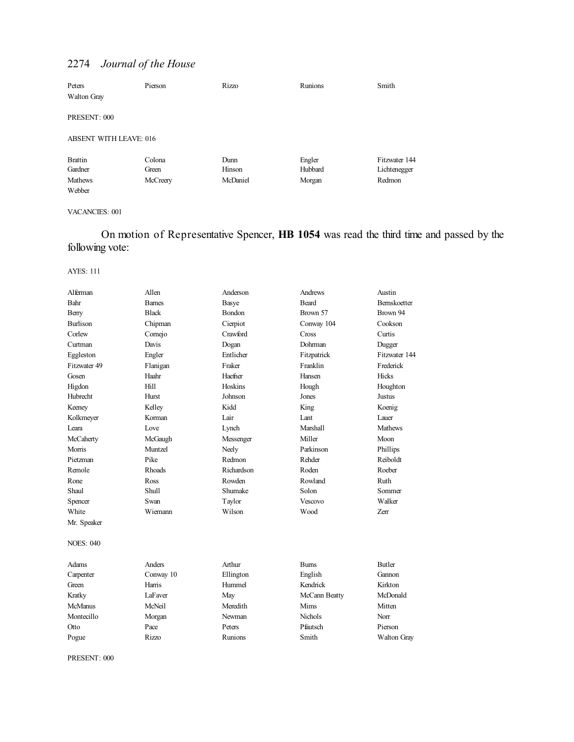| | | | | |
|---|---|---|---|---|
| Peters | Pierson | Rizzo | Runions | Smith |
| Walton Gray | | | | |

PRESENT: 000

ABSENT WITH LEAVE: 016

| | | | | |
|---|---|---|---|---|
| Brattin | Colona | Dunn | Engler | Fitzwater 144 |
| Gardner | Green | Hinson | Hubbard | Lichtenegger |
| Mathews | McCreery | McDaniel | Morgan | Redmon |
| Webber | | | | |

VACANCIES: 001

On motion of Representative Spencer, **HB 1054** was read the third time and passed by the following vote:

AYES: 111

| | | | | |
|---|---|---|---|---|
| Alferman | Allen | Anderson | Andrews | Austin |
| Bahr | Barnes | Basye | Beard | Bernskoetter |
| Berry | Black | Bondon | Brown 57 | Brown 94 |
| Burlison | Chipman | Cierpiot | Conway 104 | Cookson |
| Corlew | Cornejo | Crawford | Cross | Curtis |
| Curtman | Davis | Dogan | Dohrman | Dugger |
| Eggleston | Engler | Entlicher | Fitzpatrick | Fitzwater 144 |
| Fitzwater 49 | Flanigan | Fraker | Franklin | Frederick |
| Gosen | Haahr | Haefner | Hansen | Hicks |
| Higdon | Hill | Hoskins | Hough | Houghton |
| Hubrecht | Hurst | Johnson | Jones | Justus |
| Keeney | Kelley | Kidd | King | Koenig |
| Kolkmeyer | Korman | Lair | Lant | Lauer |
| Leara | Love | Lynch | Marshall | Mathews |
| McCaherty | McGaugh | Messenger | Miller | Moon |
| Morris | Muntzel | Neely | Parkinson | Phillips |
| Pietzman | Pike | Redmon | Rehder | Reiboldt |
| Remole | Rhoads | Richardson | Roden | Roeber |
| Rone | Ross | Rowden | Rowland | Ruth |
| Shaul | Shull | Shumake | Solon | Sommer |
| Spencer | Swan | Taylor | Vescovo | Walker |
| White | Wiemann | Wilson | Wood | Zerr |
| Mr. Speaker | | | | |

NOES: 040

| | | | | |
|---|---|---|---|---|
| Adams | Anders | Arthur | Burns | Butler |
| Carpenter | Conway 10 | Ellington | English | Gannon |
| Green | Harris | Hummel | Kendrick | Kirkton |
| Kratky | LaFaver | May | McCann Beatty | McDonald |
| McManus | McNeil | Meredith | Mims | Mitten |
| Montecillo | Morgan | Newman | Nichols | Norr |
| Otto | Pace | Peters | Pfautsch | Pierson |
| Pogue | Rizzo | Runions | Smith | Walton Gray |

PRESENT: 000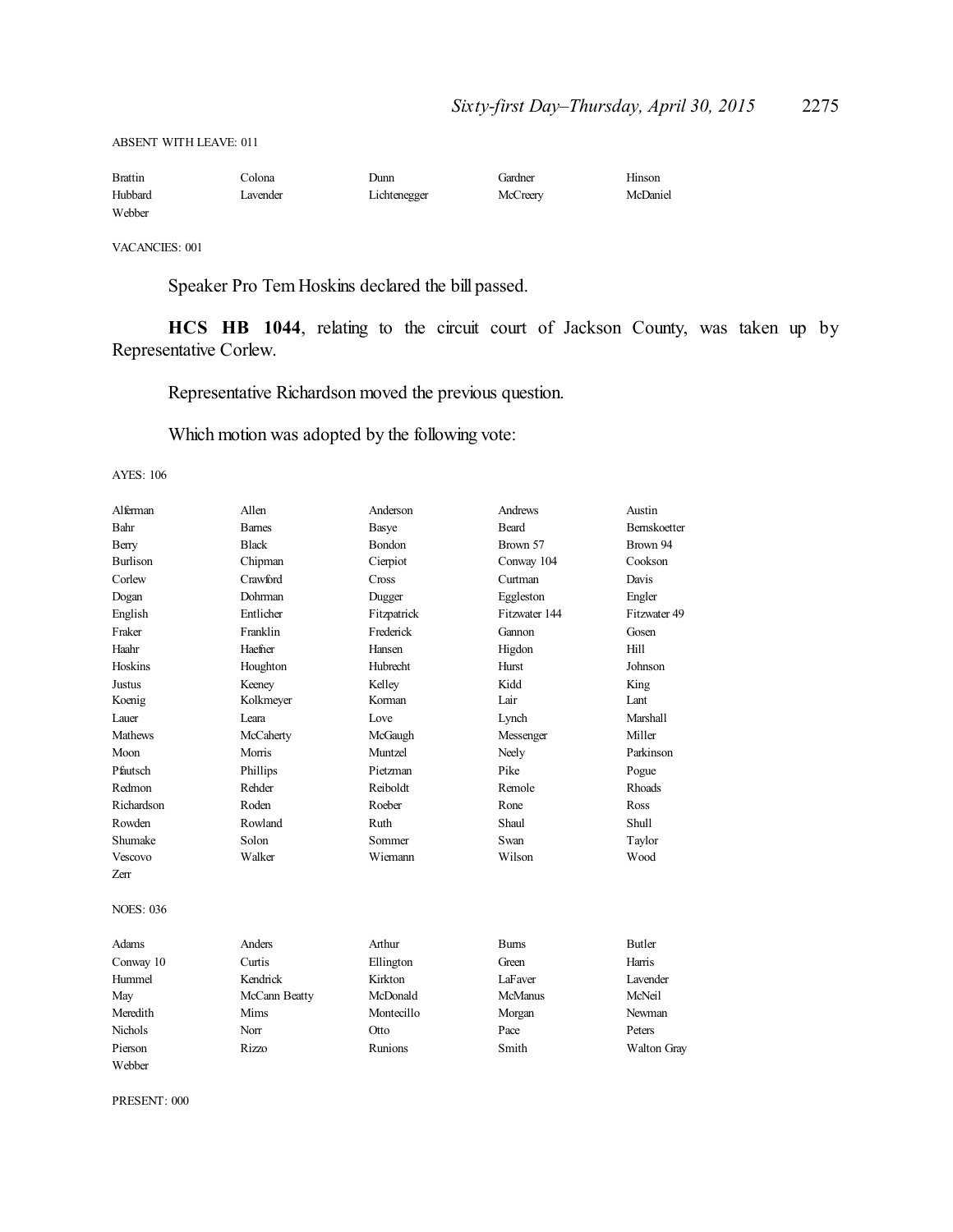ABSENT WITH LEAVE: 011

| | | | | |
|---|---|---|---|---|
| Brattin | Colona | Dunn | Gardner | Hinson |
| Hubbard | Lavender | Lichtenegger | McCreery | McDaniel |
| Webber | | | | |

VACANCIES: 001

Speaker Pro Tem Hoskins declared the bill passed.

**HCS HB 1044**, relating to the circuit court of Jackson County, was taken up by Representative Corlew.

Representative Richardson moved the previous question.

Which motion was adopted by the following vote:

AYES: 106

| | | | | |
|---|---|---|---|---|
| Alferman | Allen | Anderson | Andrews | Austin |
| Bahr | Barnes | Basye | Beard | Bernskoetter |
| Berry | Black | Bondon | Brown 57 | Brown 94 |
| Burlison | Chipman | Cierpiot | Conway 104 | Cookson |
| Corlew | Crawford | Cross | Curtman | Davis |
| Dogan | Dohrman | Dugger | Eggleston | Engler |
| English | Entlicher | Fitzpatrick | Fitzwater 144 | Fitzwater 49 |
| Fraker | Franklin | Frederick | Gannon | Gosen |
| Haahr | Haefner | Hansen | Higdon | Hill |
| Hoskins | Houghton | Hubrecht | Hurst | Johnson |
| Justus | Keeney | Kelley | Kidd | King |
| Koenig | Kolkmeyer | Korman | Lair | Lant |
| Lauer | Leara | Love | Lynch | Marshall |
| Mathews | McCaherty | McGaugh | Messenger | Miller |
| Moon | Morris | Muntzel | Neely | Parkinson |
| Pfautsch | Phillips | Pietzman | Pike | Pogue |
| Redmon | Rehder | Reiboldt | Remole | Rhoads |
| Richardson | Roden | Roeber | Rone | Ross |
| Rowden | Rowland | Ruth | Shaul | Shull |
| Shumake | Solon | Sommer | Swan | Taylor |
| Vescovo | Walker | Wiemann | Wilson | Wood |
| Zerr | | | | |

NOES: 036

| | | | | |
|---|---|---|---|---|
| Adams | Anders | Arthur | Burns | Butler |
| Conway 10 | Curtis | Ellington | Green | Harris |
| Hummel | Kendrick | Kirkton | LaFaver | Lavender |
| May | McCann Beatty | McDonald | McManus | McNeil |
| Meredith | Mims | Montecillo | Morgan | Newman |
| Nichols | Norr | Otto | Pace | Peters |
| Pierson | Rizzo | Runions | Smith | Walton Gray |
| Webber | | | | |

PRESENT: 000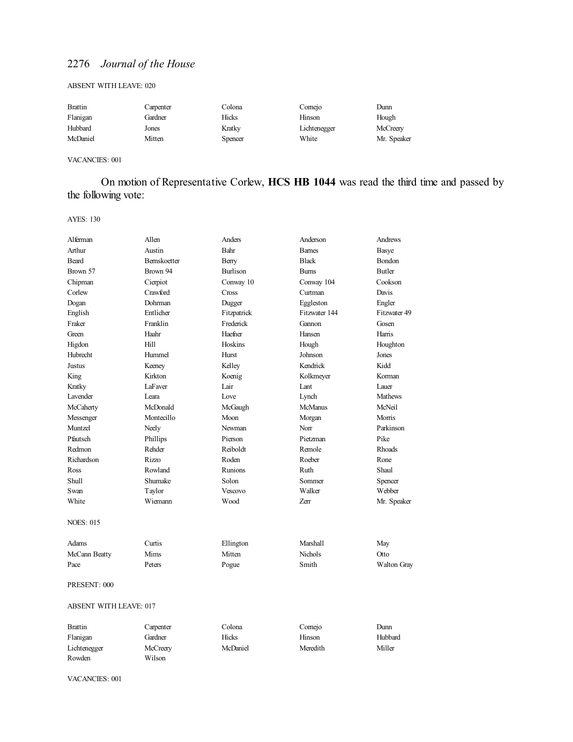ABSENT WITH LEAVE: 020

| | | | | |
|---|---|---|---|---|
| Brattin | Carpenter | Colona | Cornejo | Dunn |
| Flanigan | Gardner | Hicks | Hinson | Hough |
| Hubbard | Jones | Kratky | Lichtenegger | McCreery |
| McDaniel | Mitten | Spencer | White | Mr. Speaker |

VACANCIES: 001

On motion of Representative Corlew, **HCS HB 1044** was read the third time and passed by the following vote:

AYES: 130

| | | | | |
|---|---|---|---|---|
| Alferman | Allen | Anders | Anderson | Andrews |
| Arthur | Austin | Bahr | Barnes | Basye |
| Beard | Bernskoetter | Berry | Black | Bondon |
| Brown 57 | Brown 94 | Burlison | Burns | Butler |
| Chipman | Cierpiot | Conway 10 | Conway 104 | Cookson |
| Corlew | Crawford | Cross | Curtman | Davis |
| Dogan | Dohrman | Dugger | Eggleston | Engler |
| English | Entlicher | Fitzpatrick | Fitzwater 144 | Fitzwater 49 |
| Fraker | Franklin | Frederick | Gannon | Gosen |
| Green | Haahr | Haefner | Hansen | Harris |
| Higdon | Hill | Hoskins | Hough | Houghton |
| Hubrecht | Hummel | Hurst | Johnson | Jones |
| Justus | Keeney | Kelley | Kendrick | Kidd |
| King | Kirkton | Koenig | Kolkmeyer | Korman |
| Kratky | LaFaver | Lair | Lant | Lauer |
| Lavender | Leara | Love | Lynch | Mathews |
| McCaherty | McDonald | McGaugh | McManus | McNeil |
| Messenger | Montecillo | Moon | Morgan | Morris |
| Muntzel | Neely | Newman | Norr | Parkinson |
| Pfautsch | Phillips | Pierson | Pietzman | Pike |
| Redmon | Rehder | Reiboldt | Remole | Rhoads |
| Richardson | Rizzo | Roden | Roeber | Rone |
| Ross | Rowland | Runions | Ruth | Shaul |
| Shull | Shumake | Solon | Sommer | Spencer |
| Swan | Taylor | Vescovo | Walker | Webber |
| White | Wiemann | Wood | Zerr | Mr. Speaker |

NOES: 015

| | | | | |
|---|---|---|---|---|
| Adams | Curtis | Ellington | Marshall | May |
| McCann Beatty | Mims | Mitten | Nichols | Otto |
| Pace | Peters | Pogue | Smith | Walton Gray |

PRESENT: 000

ABSENT WITH LEAVE: 017

| | | | | |
|---|---|---|---|---|
| Brattin | Carpenter | Colona | Cornejo | Dunn |
| Flanigan | Gardner | Hicks | Hinson | Hubbard |
| Lichtenegger | McCreery | McDaniel | Meredith | Miller |
| Rowden | Wilson | | | |

VACANCIES: 001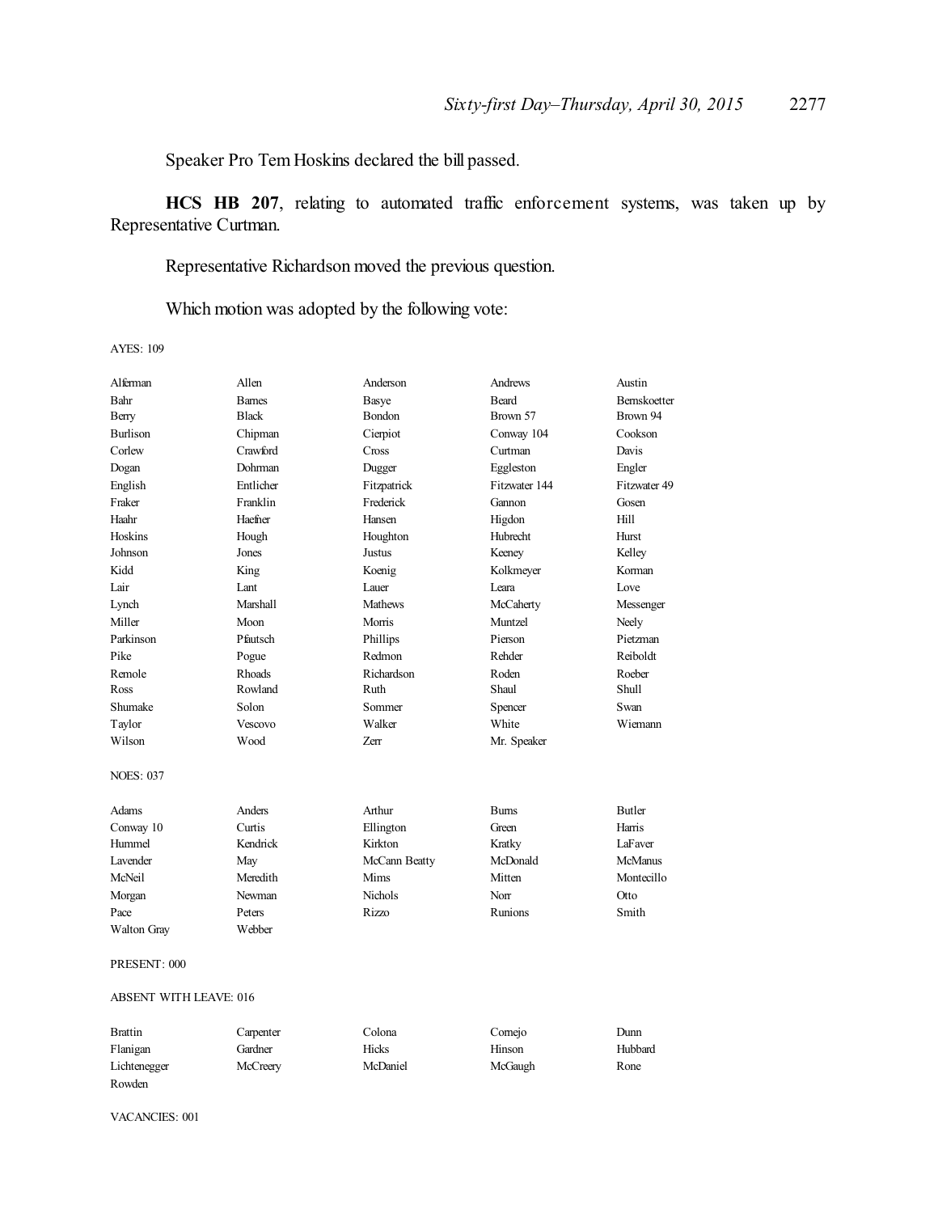Speaker Pro Tem Hoskins declared the bill passed.

**HCS HB 207**, relating to automated traffic enforcement systems, was taken up by Representative Curtman.

Representative Richardson moved the previous question.

Which motion was adopted by the following vote:

AYES: 109

| | | | | |
|---|---|---|---|---|
| Alferman | Allen | Anderson | Andrews | Austin |
| Bahr | Barnes | Basye | Beard | Bernskoetter |
| Berry | Black | Bondon | Brown 57 | Brown 94 |
| Burlison | Chipman | Cierpiot | Conway 104 | Cookson |
| Corlew | Crawford | Cross | Curtman | Davis |
| Dogan | Dohrman | Dugger | Eggleston | Engler |
| English | Entlicher | Fitzpatrick | Fitzwater 144 | Fitzwater 49 |
| Fraker | Franklin | Frederick | Gannon | Gosen |
| Haahr | Haefner | Hansen | Higdon | Hill |
| Hoskins | Hough | Houghton | Hubrecht | Hurst |
| Johnson | Jones | Justus | Keeney | Kelley |
| Kidd | King | Koenig | Kolkmeyer | Korman |
| Lair | Lant | Lauer | Leara | Love |
| Lynch | Marshall | Mathews | McCaherty | Messenger |
| Miller | Moon | Morris | Muntzel | Neely |
| Parkinson | Pfautsch | Phillips | Pierson | Pietzman |
| Pike | Pogue | Redmon | Rehder | Reiboldt |
| Remole | Rhoads | Richardson | Roden | Roeber |
| Ross | Rowland | Ruth | Shaul | Shull |
| Shumake | Solon | Sommer | Spencer | Swan |
| Taylor | Vescovo | Walker | White | Wiemann |
| Wilson | Wood | Zerr | Mr. Speaker | |

NOES: 037

| | | | | |
|---|---|---|---|---|
| Adams | Anders | Arthur | Burns | Butler |
| Conway 10 | Curtis | Ellington | Green | Harris |
| Hummel | Kendrick | Kirkton | Kratky | LaFaver |
| Lavender | May | McCann Beatty | McDonald | McManus |
| McNeil | Meredith | Mims | Mitten | Montecillo |
| Morgan | Newman | Nichols | Norr | Otto |
| Pace | Peters | Rizzo | Runions | Smith |
| Walton Gray | Webber | | | |

PRESENT: 000

ABSENT WITH LEAVE: 016

| | | | | |
|---|---|---|---|---|
| Brattin | Carpenter | Colona | Cornejo | Dunn |
| Flanigan | Gardner | Hicks | Hinson | Hubbard |
| Lichtenegger | McCreery | McDaniel | McGaugh | Rone |
| Rowden | | | | |

VACANCIES: 001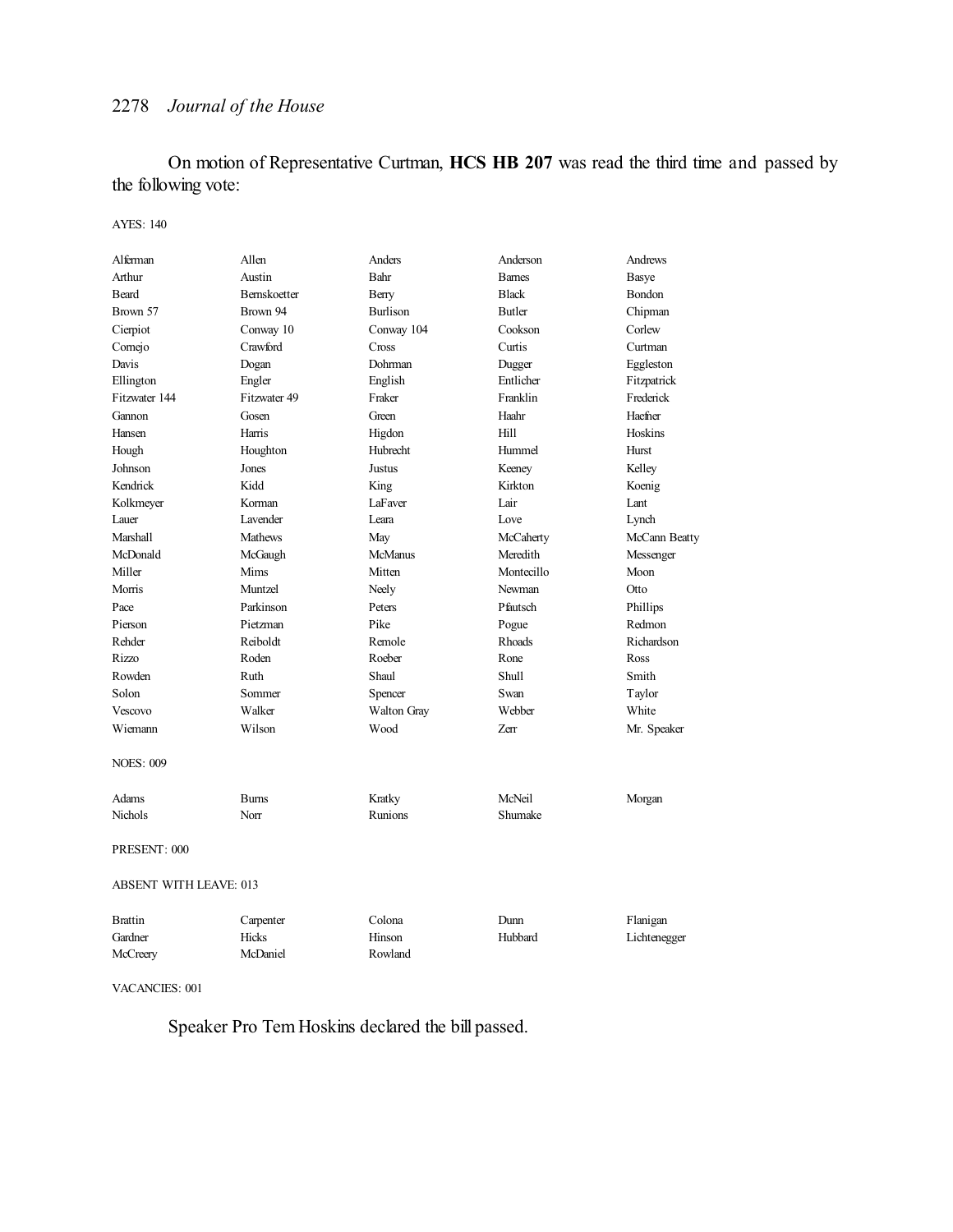On motion of Representative Curtman, **HCS HB 207** was read the third time and passed by the following vote:

AYES: 140

| | | | | |
|---|---|---|---|---|
| Alferman | Allen | Anders | Anderson | Andrews |
| Arthur | Austin | Bahr | Barnes | Basye |
| Beard | Bernskoetter | Berry | Black | Bondon |
| Brown 57 | Brown 94 | Burlison | Butler | Chipman |
| Cierpiot | Conway 10 | Conway 104 | Cookson | Corlew |
| Cornejo | Crawford | Cross | Curtis | Curtman |
| Davis | Dogan | Dohrman | Dugger | Eggleston |
| Ellington | Engler | English | Entlicher | Fitzpatrick |
| Fitzwater 144 | Fitzwater 49 | Fraker | Franklin | Frederick |
| Gannon | Gosen | Green | Haahr | Haefner |
| Hansen | Harris | Higdon | Hill | Hoskins |
| Hough | Houghton | Hubrecht | Hummel | Hurst |
| Johnson | Jones | Justus | Keeney | Kelley |
| Kendrick | Kidd | King | Kirkton | Koenig |
| Kolkmeyer | Korman | LaFaver | Lair | Lant |
| Lauer | Lavender | Leara | Love | Lynch |
| Marshall | Mathews | May | McCaherty | McCann Beatty |
| McDonald | McGaugh | McManus | Meredith | Messenger |
| Miller | Mims | Mitten | Montecillo | Moon |
| Morris | Muntzel | Neely | Newman | Otto |
| Pace | Parkinson | Peters | Pfautsch | Phillips |
| Pierson | Pietzman | Pike | Pogue | Redmon |
| Rehder | Reiboldt | Remole | Rhoads | Richardson |
| Rizzo | Roden | Roeber | Rone | Ross |
| Rowden | Ruth | Shaul | Shull | Smith |
| Solon | Sommer | Spencer | Swan | Taylor |
| Vescovo | Walker | Walton Gray | Webber | White |
| Wiemann | Wilson | Wood | Zerr | Mr. Speaker |

NOES: 009

| | | | | |
|---|---|---|---|---|
| Adams | Burns | Kratky | McNeil | Morgan |
| Nichols | Norr | Runions | Shumake | |

PRESENT: 000

ABSENT WITH LEAVE: 013

| | | | | |
|---|---|---|---|---|
| Brattin | Carpenter | Colona | Dunn | Flanigan |
| Gardner | Hicks | Hinson | Hubbard | Lichtenegger |
| McCreery | McDaniel | Rowland | | |

VACANCIES: 001

Speaker Pro Tem Hoskins declared the bill passed.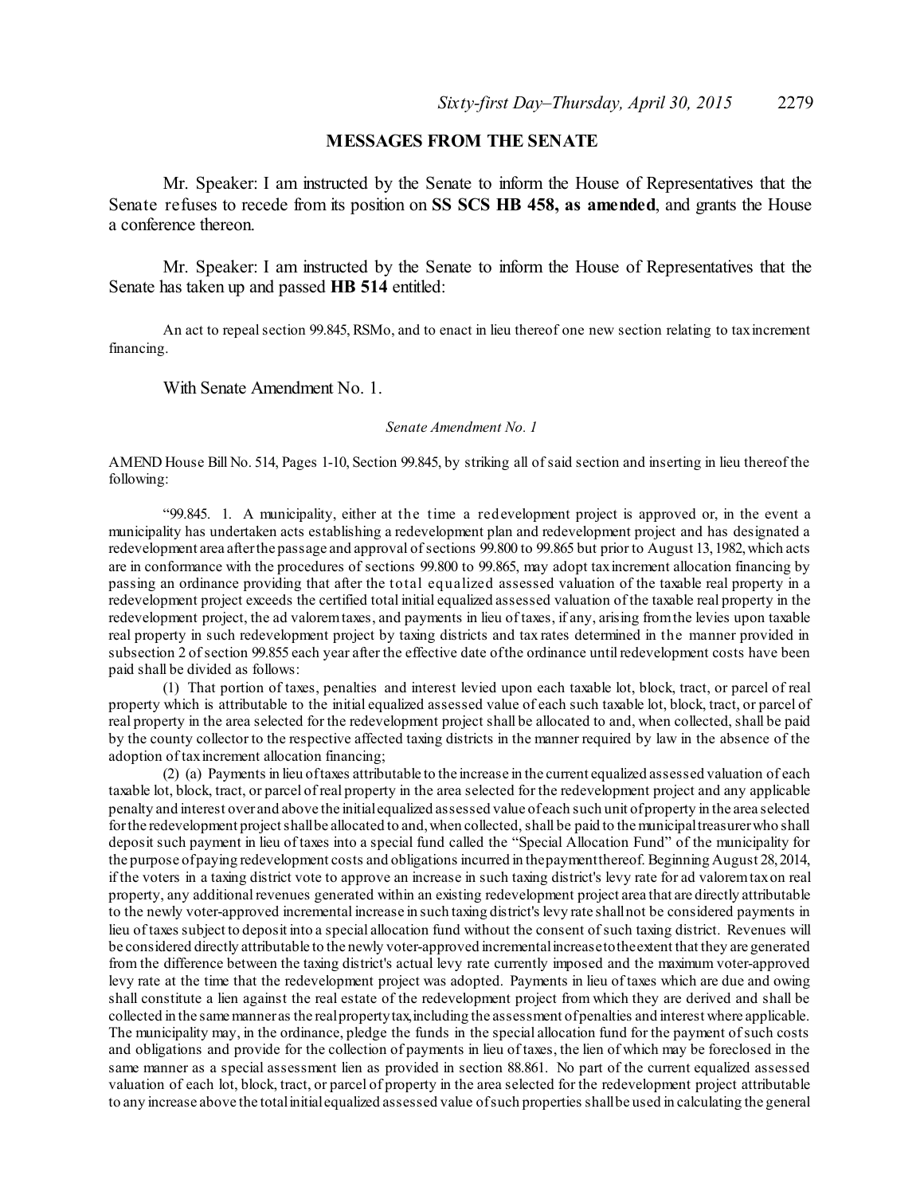## MESSAGES FROM THE SENATE

Mr. Speaker: I am instructed by the Senate to inform the House of Representatives that the Senate refuses to recede from its position on **SS SCS HB 458, as amended**, and grants the House a conference thereon.

Mr. Speaker: I am instructed by the Senate to inform the House of Representatives that the Senate has taken up and passed **HB 514** entitled:

An act to repeal section 99.845, RSMo, and to enact in lieu thereof one new section relating to tax increment financing.

With Senate Amendment No. 1.

*Senate Amendment No. 1*

AMEND House Bill No. 514, Pages 1-10, Section 99.845, by striking all of said section and inserting in lieu thereof the following:

"99.845. 1. A municipality, either at the time a redevelopment project is approved or, in the event a municipality has undertaken acts establishing a redevelopment plan and redevelopment project and has designated a redevelopment area after the passage and approval of sections 99.800 to 99.865 but prior to August 13, 1982, which acts are in conformance with the procedures of sections 99.800 to 99.865, may adopt tax increment allocation financing by passing an ordinance providing that after the total equalized assessed valuation of the taxable real property in a redevelopment project exceeds the certified total initial equalized assessed valuation of the taxable real property in the redevelopment project, the ad valorem taxes, and payments in lieu of taxes, if any, arising from the levies upon taxable real property in such redevelopment project by taxing districts and tax rates determined in the manner provided in subsection 2 of section 99.855 each year after the effective date of the ordinance until redevelopment costs have been paid shall be divided as follows:

(1) That portion of taxes, penalties and interest levied upon each taxable lot, block, tract, or parcel of real property which is attributable to the initial equalized assessed value of each such taxable lot, block, tract, or parcel of real property in the area selected for the redevelopment project shall be allocated to and, when collected, shall be paid by the county collector to the respective affected taxing districts in the manner required by law in the absence of the adoption of tax increment allocation financing;

(2) (a) Payments in lieu of taxes attributable to the increase in the current equalized assessed valuation of each taxable lot, block, tract, or parcel of real property in the area selected for the redevelopment project and any applicable penalty and interest over and above the initial equalized assessed value of each such unit of property in the area selected for the redevelopment project shall be allocated to and, when collected, shall be paid to the municipal treasurer who shall deposit such payment in lieu of taxes into a special fund called the "Special Allocation Fund" of the municipality for the purpose of paying redevelopment costs and obligations incurred in the payment thereof. Beginning August 28, 2014, if the voters in a taxing district vote to approve an increase in such taxing district's levy rate for ad valorem tax on real property, any additional revenues generated within an existing redevelopment project area that are directly attributable to the newly voter-approved incremental increase in such taxing district's levy rate shall not be considered payments in lieu of taxes subject to deposit into a special allocation fund without the consent of such taxing district. Revenues will be considered directly attributable to the newly voter-approved incremental increase to the extent that they are generated from the difference between the taxing district's actual levy rate currently imposed and the maximum voter-approved levy rate at the time that the redevelopment project was adopted. Payments in lieu of taxes which are due and owing shall constitute a lien against the real estate of the redevelopment project from which they are derived and shall be collected in the same manner as the real property tax, including the assessment of penalties and interest where applicable. The municipality may, in the ordinance, pledge the funds in the special allocation fund for the payment of such costs and obligations and provide for the collection of payments in lieu of taxes, the lien of which may be foreclosed in the same manner as a special assessment lien as provided in section 88.861. No part of the current equalized assessed valuation of each lot, block, tract, or parcel of property in the area selected for the redevelopment project attributable to any increase above the total initial equalized assessed value of such properties shall be used in calculating the general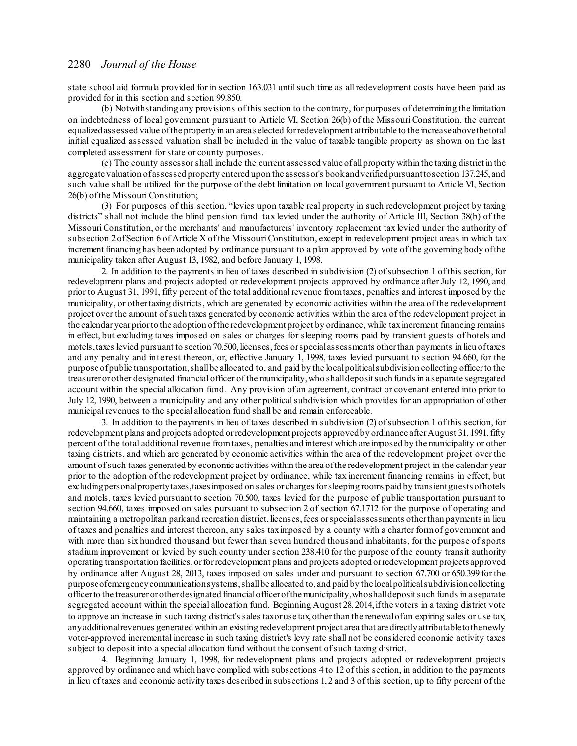state school aid formula provided for in section 163.031 until such time as all redevelopment costs have been paid as provided for in this section and section 99.850.

(b) Notwithstanding any provisions of this section to the contrary, for purposes of determining the limitation on indebtedness of local government pursuant to Article VI, Section 26(b) of the Missouri Constitution, the current equalized assessed value of the property in an area selected for redevelopment attributable to the increase above the total initial equalized assessed valuation shall be included in the value of taxable tangible property as shown on the last completed assessment for state or county purposes.

(c) The county assessor shall include the current assessed value of all property within the taxing district in the aggregate valuation of assessed property entered upon the assessor's book and verified pursuant to section 137.245, and such value shall be utilized for the purpose of the debt limitation on local government pursuant to Article VI, Section 26(b) of the Missouri Constitution;

(3) For purposes of this section, "levies upon taxable real property in such redevelopment project by taxing districts" shall not include the blind pension fund tax levied under the authority of Article III, Section 38(b) of the Missouri Constitution, or the merchants' and manufacturers' inventory replacement tax levied under the authority of subsection 2 of Section 6 of Article X of the Missouri Constitution, except in redevelopment project areas in which tax increment financing has been adopted by ordinance pursuant to a plan approved by vote of the governing body of the municipality taken after August 13, 1982, and before January 1, 1998.

2. In addition to the payments in lieu of taxes described in subdivision (2) of subsection 1 of this section, for redevelopment plans and projects adopted or redevelopment projects approved by ordinance after July 12, 1990, and prior to August 31, 1991, fifty percent of the total additional revenue from taxes, penalties and interest imposed by the municipality, or other taxing districts, which are generated by economic activities within the area of the redevelopment project over the amount of such taxes generated by economic activities within the area of the redevelopment project in the calendar year prior to the adoption of the redevelopment project by ordinance, while tax increment financing remains in effect, but excluding taxes imposed on sales or charges for sleeping rooms paid by transient guests of hotels and motels, taxes levied pursuant to section 70.500, licenses, fees or special assessments other than payments in lieu of taxes and any penalty and interest thereon, or, effective January 1, 1998, taxes levied pursuant to section 94.660, for the purpose of public transportation, shall be allocated to, and paid by the local political subdivision collecting officer to the treasurer or other designated financial officer of the municipality, who shall deposit such funds in a separate segregated account within the special allocation fund. Any provision of an agreement, contract or covenant entered into prior to July 12, 1990, between a municipality and any other political subdivision which provides for an appropriation of other municipal revenues to the special allocation fund shall be and remain enforceable.

3. In addition to the payments in lieu of taxes described in subdivision (2) of subsection 1 of this section, for redevelopment plans and projects adopted or redevelopment projects approved by ordinance after August 31, 1991, fifty percent of the total additional revenue from taxes, penalties and interest which are imposed by the municipality or other taxing districts, and which are generated by economic activities within the area of the redevelopment project over the amount of such taxes generated by economic activities within the area of the redevelopment project in the calendar year prior to the adoption of the redevelopment project by ordinance, while tax increment financing remains in effect, but excluding personal property taxes, taxes imposed on sales or charges for sleeping rooms paid by transient guests of hotels and motels, taxes levied pursuant to section 70.500, taxes levied for the purpose of public transportation pursuant to section 94.660, taxes imposed on sales pursuant to subsection 2 of section 67.1712 for the purpose of operating and maintaining a metropolitan park and recreation district, licenses, fees or special assessments other than payments in lieu of taxes and penalties and interest thereon, any sales tax imposed by a county with a charter form of government and with more than six hundred thousand but fewer than seven hundred thousand inhabitants, for the purpose of sports stadium improvement or levied by such county under section 238.410 for the purpose of the county transit authority operating transportation facilities, or for redevelopment plans and projects adopted or redevelopment projects approved by ordinance after August 28, 2013, taxes imposed on sales under and pursuant to section 67.700 or 650.399 for the purpose of emergency communication systems, shall be allocated to, and paid by the local political subdivision collecting officer to the treasurer or other designated financial officer of the municipality, who shall deposit such funds in a separate segregated account within the special allocation fund. Beginning August 28, 2014, if the voters in a taxing district vote to approve an increase in such taxing district's sales tax or use tax, other than the renewal of an expiring sales or use tax, any additional revenues generated within an existing redevelopment project area that are directly attributable to the newly voter-approved incremental increase in such taxing district's levy rate shall not be considered economic activity taxes subject to deposit into a special allocation fund without the consent of such taxing district.

4. Beginning January 1, 1998, for redevelopment plans and projects adopted or redevelopment projects approved by ordinance and which have complied with subsections 4 to 12 of this section, in addition to the payments in lieu of taxes and economic activity taxes described in subsections 1, 2 and 3 of this section, up to fifty percent of the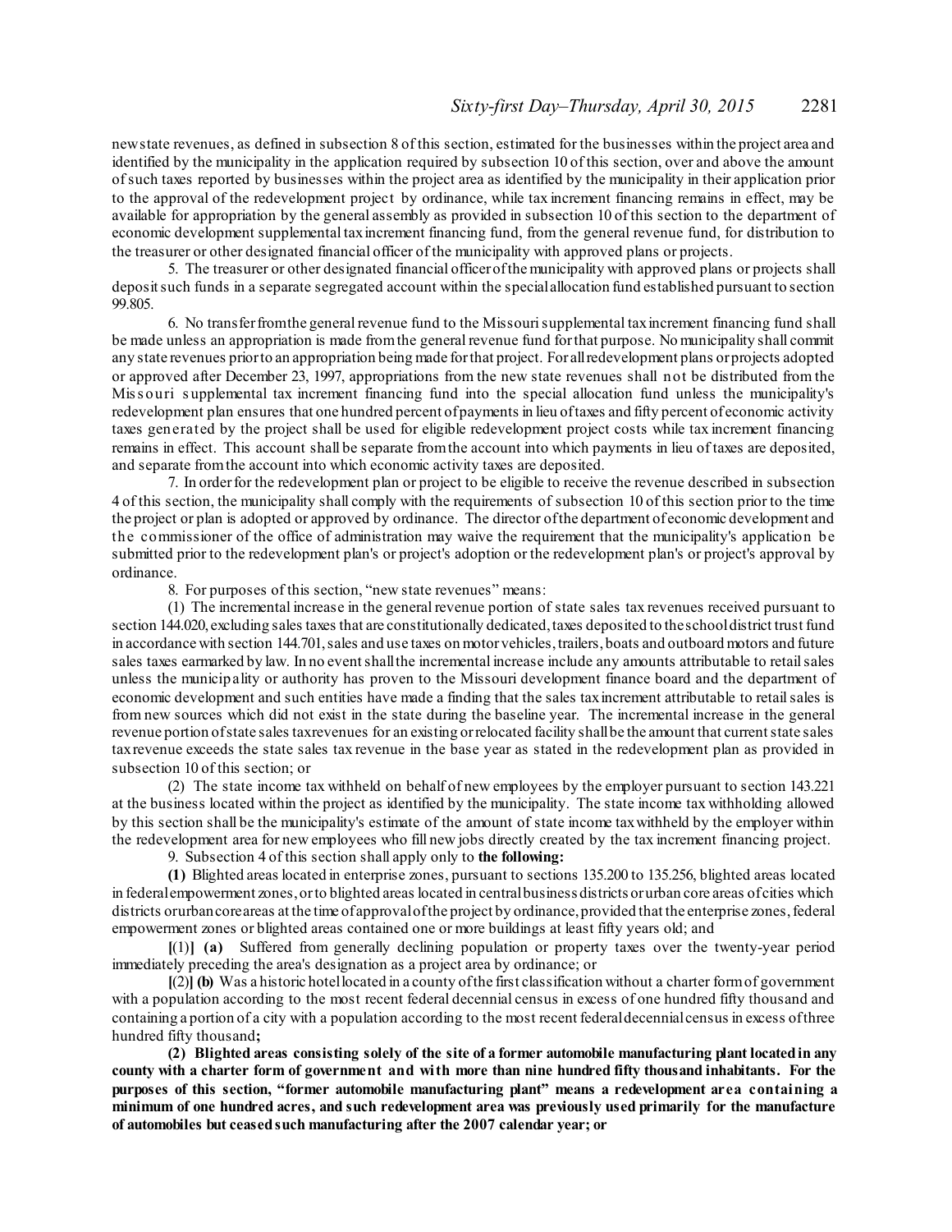new state revenues, as defined in subsection 8 of this section, estimated for the businesses within the project area and identified by the municipality in the application required by subsection 10 of this section, over and above the amount of such taxes reported by businesses within the project area as identified by the municipality in their application prior to the approval of the redevelopment project by ordinance, while tax increment financing remains in effect, may be available for appropriation by the general assembly as provided in subsection 10 of this section to the department of economic development supplemental tax increment financing fund, from the general revenue fund, for distribution to the treasurer or other designated financial officer of the municipality with approved plans or projects.

5. The treasurer or other designated financial officer of the municipality with approved plans or projects shall deposit such funds in a separate segregated account within the special allocation fund established pursuant to section 99.805.

6. No transfer from the general revenue fund to the Missouri supplemental tax increment financing fund shall be made unless an appropriation is made from the general revenue fund for that purpose. No municipality shall commit any state revenues prior to an appropriation being made for that project. For all redevelopment plans or projects adopted or approved after December 23, 1997, appropriations from the new state revenues shall not be distributed from the Missouri supplemental tax increment financing fund into the special allocation fund unless the municipality's redevelopment plan ensures that one hundred percent of payments in lieu of taxes and fifty percent of economic activity taxes generated by the project shall be used for eligible redevelopment project costs while tax increment financing remains in effect. This account shall be separate from the account into which payments in lieu of taxes are deposited, and separate from the account into which economic activity taxes are deposited.

7. In order for the redevelopment plan or project to be eligible to receive the revenue described in subsection 4 of this section, the municipality shall comply with the requirements of subsection 10 of this section prior to the time the project or plan is adopted or approved by ordinance. The director of the department of economic development and the commissioner of the office of administration may waive the requirement that the municipality's application be submitted prior to the redevelopment plan's or project's adoption or the redevelopment plan's or project's approval by ordinance.

8. For purposes of this section, "new state revenues" means:

(1) The incremental increase in the general revenue portion of state sales tax revenues received pursuant to section 144.020, excluding sales taxes that are constitutionally dedicated, taxes deposited to the school district trust fund in accordance with section 144.701, sales and use taxes on motor vehicles, trailers, boats and outboard motors and future sales taxes earmarked by law. In no event shall the incremental increase include any amounts attributable to retail sales unless the municipality or authority has proven to the Missouri development finance board and the department of economic development and such entities have made a finding that the sales tax increment attributable to retail sales is from new sources which did not exist in the state during the baseline year. The incremental increase in the general revenue portion of state sales tax revenues for an existing or relocated facility shall be the amount that current state sales tax revenue exceeds the state sales tax revenue in the base year as stated in the redevelopment plan as provided in subsection 10 of this section; or

(2) The state income tax withheld on behalf of new employees by the employer pursuant to section 143.221 at the business located within the project as identified by the municipality. The state income tax withholding allowed by this section shall be the municipality's estimate of the amount of state income tax withheld by the employer within the redevelopment area for new employees who fill new jobs directly created by the tax increment financing project.

9. Subsection 4 of this section shall apply only to **the following:**

**(1)** Blighted areas located in enterprise zones, pursuant to sections 135.200 to 135.256, blighted areas located in federal empowerment zones, or to blighted areas located in central business districts or urban core areas of cities which districts or urban core areas at the time of approval of the project by ordinance, provided that the enterprise zones, federal empowerment zones or blighted areas contained one or more buildings at least fifty years old; and

[(1)] **(a)** Suffered from generally declining population or property taxes over the twenty-year period immediately preceding the area's designation as a project area by ordinance; or

[(2)] **(b)** Was a historic hotel located in a county of the first classification without a charter form of government with a population according to the most recent federal decennial census in excess of one hundred fifty thousand and containing a portion of a city with a population according to the most recent federal decennial census in excess of three hundred fifty thousand**;**

**(2) Blighted areas consisting solely of the site of a former automobile manufacturing plant located in any county with a charter form of government and with more than nine hundred fifty thousand inhabitants. For the purposes of this section, "former automobile manufacturing plant" means a redevelopment area containing a minimum of one hundred acres, and such redevelopment area was previously used primarily for the manufacture of automobiles but ceased such manufacturing after the 2007 calendar year; or**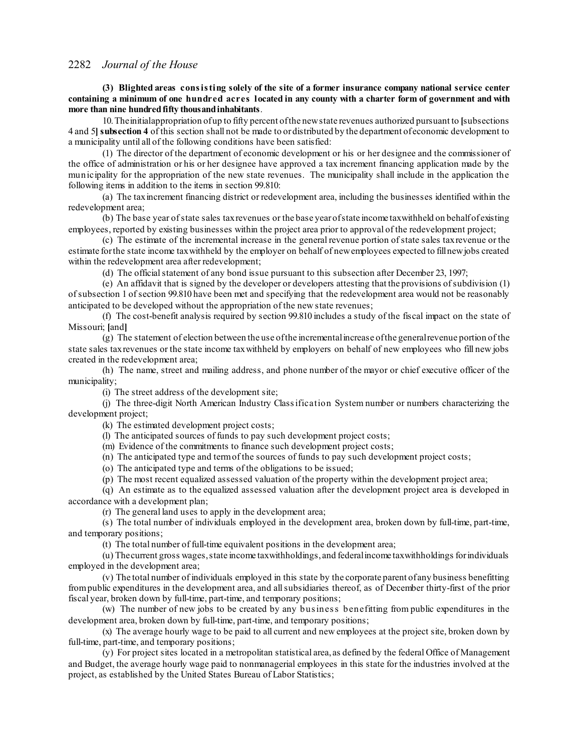**(3) Blighted areas consisting solely of the site of a former insurance company national service center containing a minimum of one hundred acres located in any county with a charter form of government and with more than nine hundred fifty thousand inhabitants**.

10. The initial appropriation of up to fifty percent of the new state revenues authorized pursuant to [subsections 4 and 5] **subsection 4** of this section shall not be made to or distributed by the department of economic development to a municipality until all of the following conditions have been satisfied:

(1) The director of the department of economic development or his or her designee and the commissioner of the office of administration or his or her designee have approved a tax increment financing application made by the municipality for the appropriation of the new state revenues. The municipality shall include in the application the following items in addition to the items in section 99.810:

(a) The tax increment financing district or redevelopment area, including the businesses identified within the redevelopment area;

(b) The base year of state sales tax revenues or the base year of state income tax withheld on behalf of existing employees, reported by existing businesses within the project area prior to approval of the redevelopment project;

(c) The estimate of the incremental increase in the general revenue portion of state sales tax revenue or the estimate for the state income tax withheld by the employer on behalf of new employees expected to fill new jobs created within the redevelopment area after redevelopment;

(d) The official statement of any bond issue pursuant to this subsection after December 23, 1997;

(e) An affidavit that is signed by the developer or developers attesting that the provisions of subdivision (1) of subsection 1 of section 99.810 have been met and specifying that the redevelopment area would not be reasonably anticipated to be developed without the appropriation of the new state revenues;

(f) The cost-benefit analysis required by section 99.810 includes a study of the fiscal impact on the state of Missouri; [and]

(g) The statement of election between the use of the incremental increase of the general revenue portion of the state sales tax revenues or the state income tax withheld by employers on behalf of new employees who fill new jobs created in the redevelopment area;

(h) The name, street and mailing address, and phone number of the mayor or chief executive officer of the municipality;

(i) The street address of the development site;

(j) The three-digit North American Industry Classification System number or numbers characterizing the development project;

(k) The estimated development project costs;

(l) The anticipated sources of funds to pay such development project costs;

(m) Evidence of the commitments to finance such development project costs;

(n) The anticipated type and term of the sources of funds to pay such development project costs;

(o) The anticipated type and terms of the obligations to be issued;

(p) The most recent equalized assessed valuation of the property within the development project area;

(q) An estimate as to the equalized assessed valuation after the development project area is developed in accordance with a development plan;

(r) The general land uses to apply in the development area;

(s) The total number of individuals employed in the development area, broken down by full-time, part-time, and temporary positions;

(t) The total number of full-time equivalent positions in the development area;

(u) The current gross wages, state income tax withholdings, and federal income tax withholdings for individuals employed in the development area;

(v) The total number of individuals employed in this state by the corporate parent of any business benefitting from public expenditures in the development area, and all subsidiaries thereof, as of December thirty-first of the prior fiscal year, broken down by full-time, part-time, and temporary positions;

(w) The number of new jobs to be created by any business benefitting from public expenditures in the development area, broken down by full-time, part-time, and temporary positions;

(x) The average hourly wage to be paid to all current and new employees at the project site, broken down by full-time, part-time, and temporary positions;

(y) For project sites located in a metropolitan statistical area, as defined by the federal Office of Management and Budget, the average hourly wage paid to nonmanagerial employees in this state for the industries involved at the project, as established by the United States Bureau of Labor Statistics;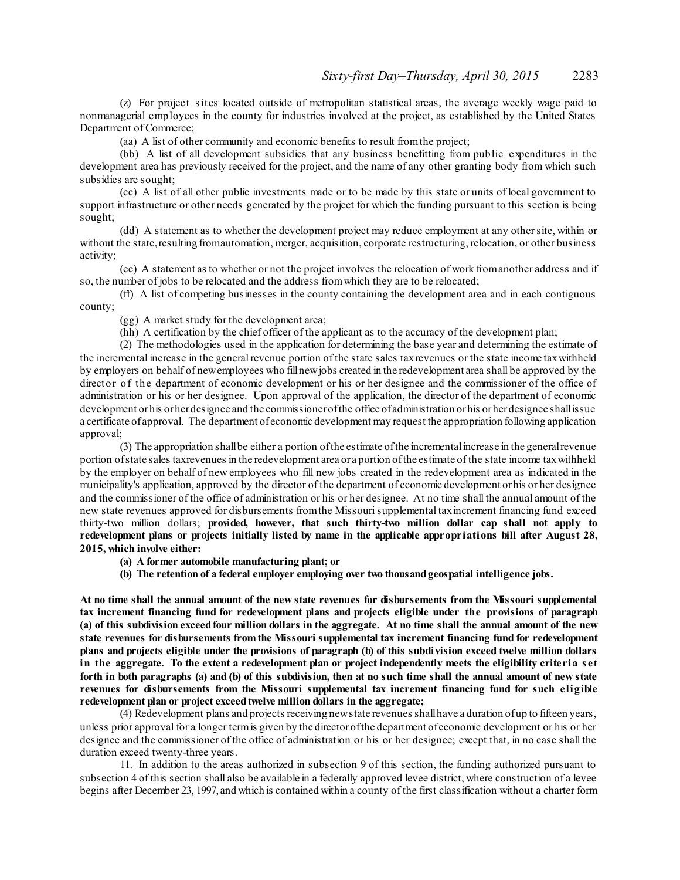(z) For project sites located outside of metropolitan statistical areas, the average weekly wage paid to nonmanagerial employees in the county for industries involved at the project, as established by the United States Department of Commerce;

(aa) A list of other community and economic benefits to result from the project;

(bb) A list of all development subsidies that any business benefitting from public expenditures in the development area has previously received for the project, and the name of any other granting body from which such subsidies are sought;

(cc) A list of all other public investments made or to be made by this state or units of local government to support infrastructure or other needs generated by the project for which the funding pursuant to this section is being sought;

(dd) A statement as to whether the development project may reduce employment at any other site, within or without the state, resulting from automation, merger, acquisition, corporate restructuring, relocation, or other business activity;

(ee) A statement as to whether or not the project involves the relocation of work from another address and if so, the number of jobs to be relocated and the address from which they are to be relocated;

(ff) A list of competing businesses in the county containing the development area and in each contiguous county;

(gg) A market study for the development area;

(hh) A certification by the chief officer of the applicant as to the accuracy of the development plan;

(2) The methodologies used in the application for determining the base year and determining the estimate of the incremental increase in the general revenue portion of the state sales tax revenues or the state income tax withheld by employers on behalf of new employees who fill new jobs created in the redevelopment area shall be approved by the director of the department of economic development or his or her designee and the commissioner of the office of administration or his or her designee. Upon approval of the application, the director of the department of economic development or his or her designee and the commissioner of the office of administration or his or her designee shall issue a certificate of approval. The department of economic development may request the appropriation following application approval;

(3) The appropriation shall be either a portion of the estimate of the incremental increase in the general revenue portion of state sales tax revenues in the redevelopment area or a portion of the estimate of the state income tax withheld by the employer on behalf of new employees who fill new jobs created in the redevelopment area as indicated in the municipality's application, approved by the director of the department of economic development or his or her designee and the commissioner of the office of administration or his or her designee. At no time shall the annual amount of the new state revenues approved for disbursements from the Missouri supplemental tax increment financing fund exceed thirty-two million dollars; **provided, however, that such thirty-two million dollar cap shall not apply to redevelopment plans or projects initially listed by name in the applicable appropriations bill after August 28, 2015, which involve either:**

**(a) A former automobile manufacturing plant; or**

**(b) The retention of a federal employer employing over two thousand geospatial intelligence jobs.**

**At no time shall the annual amount of the new state revenues for disbursements from the Missouri supplemental tax increment financing fund for redevelopment plans and projects eligible under the provisions of paragraph (a) of this subdivision exceed four million dollars in the aggregate. At no time shall the annual amount of the new state revenues for disbursements from the Missouri supplemental tax increment financing fund for redevelopment plans and projects eligible under the provisions of paragraph (b) of this subdivision exceed twelve million dollars in the aggregate. To the extent a redevelopment plan or project independently meets the eligibility criteria set forth in both paragraphs (a) and (b) of this subdivision, then at no such time shall the annual amount of new state revenues for disbursements from the Missouri supplemental tax increment financing fund for such eligible redevelopment plan or project exceed twelve million dollars in the aggregate;**

(4) Redevelopment plans and projects receiving new state revenues shall have a duration of up to fifteen years, unless prior approval for a longer term is given by the director of the department of economic development or his or her designee and the commissioner of the office of administration or his or her designee; except that, in no case shall the duration exceed twenty-three years.

11. In addition to the areas authorized in subsection 9 of this section, the funding authorized pursuant to subsection 4 of this section shall also be available in a federally approved levee district, where construction of a levee begins after December 23, 1997, and which is contained within a county of the first classification without a charter form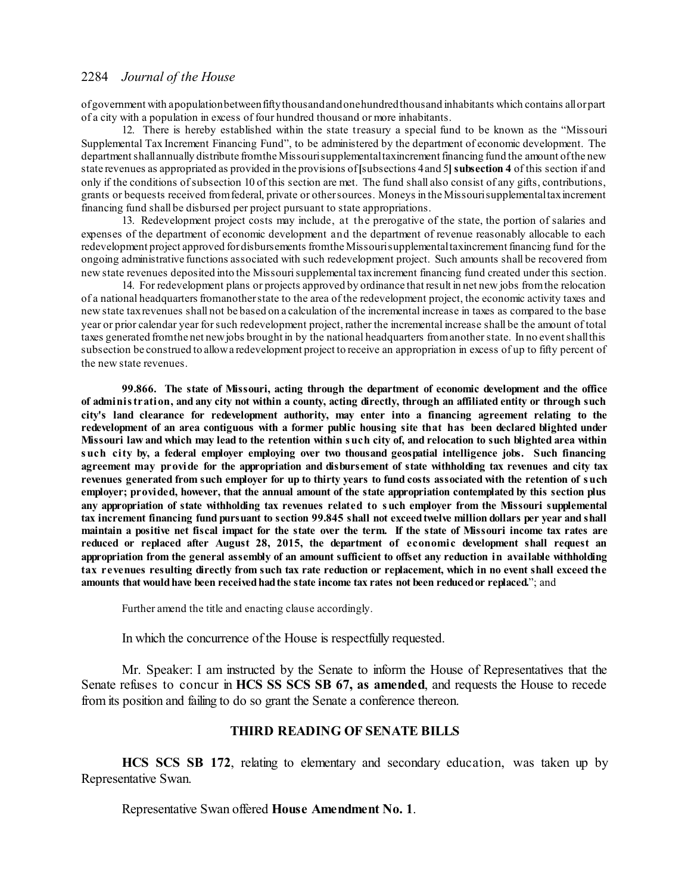of government with a population between fifty thousand and one hundred thousand inhabitants which contains all or part of a city with a population in excess of four hundred thousand or more inhabitants.

12. There is hereby established within the state treasury a special fund to be known as the "Missouri Supplemental Tax Increment Financing Fund", to be administered by the department of economic development. The department shall annually distribute from the Missouri supplemental tax increment financing fund the amount of the new state revenues as appropriated as provided in the provisions of [subsections 4 and 5] **subsection 4** of this section if and only if the conditions of subsection 10 of this section are met. The fund shall also consist of any gifts, contributions, grants or bequests received from federal, private or other sources. Moneys in the Missouri supplemental tax increment financing fund shall be disbursed per project pursuant to state appropriations.

13. Redevelopment project costs may include, at the prerogative of the state, the portion of salaries and expenses of the department of economic development and the department of revenue reasonably allocable to each redevelopment project approved for disbursements from the Missouri supplemental tax increment financing fund for the ongoing administrative functions associated with such redevelopment project. Such amounts shall be recovered from new state revenues deposited into the Missouri supplemental tax increment financing fund created under this section.

14. For redevelopment plans or projects approved by ordinance that result in net new jobs from the relocation of a national headquarters from another state to the area of the redevelopment project, the economic activity taxes and new state tax revenues shall not be based on a calculation of the incremental increase in taxes as compared to the base year or prior calendar year for such redevelopment project, rather the incremental increase shall be the amount of total taxes generated from the net new jobs brought in by the national headquarters from another state. In no event shall this subsection be construed to allow a redevelopment project to receive an appropriation in excess of up to fifty percent of the new state revenues.

**99.866. The state of Missouri, acting through the department of economic development and the office of administration, and any city not within a county, acting directly, through an affiliated entity or through such city's land clearance for redevelopment authority, may enter into a financing agreement relating to the redevelopment of an area contiguous with a former public housing site that has been declared blighted under Missouri law and which may lead to the retention within such city of, and relocation to such blighted area within such city by, a federal employer employing over two thousand geospatial intelligence jobs. Such financing agreement may provide for the appropriation and disbursement of state withholding tax revenues and city tax revenues generated from such employer for up to thirty years to fund costs associated with the retention of such employer; provided, however, that the annual amount of the state appropriation contemplated by this section plus any appropriation of state withholding tax revenues related to such employer from the Missouri supplemental tax increment financing fund pursuant to section 99.845 shall not exceed twelve million dollars per year and shall maintain a positive net fiscal impact for the state over the term. If the state of Missouri income tax rates are reduced or replaced after August 28, 2015, the department of economic development shall request an appropriation from the general assembly of an amount sufficient to offset any reduction in available withholding tax revenues resulting directly from such tax rate reduction or replacement, which in no event shall exceed the amounts that would have been received had the state income tax rates not been reduced or replaced.**"; and

Further amend the title and enacting clause accordingly.

In which the concurrence of the House is respectfully requested.

Mr. Speaker: I am instructed by the Senate to inform the House of Representatives that the Senate refuses to concur in **HCS SS SCS SB 67, as amended**, and requests the House to recede from its position and failing to do so grant the Senate a conference thereon.

## THIRD READING OF SENATE BILLS

**HCS SCS SB 172**, relating to elementary and secondary education, was taken up by Representative Swan.

Representative Swan offered **House Amendment No. 1**.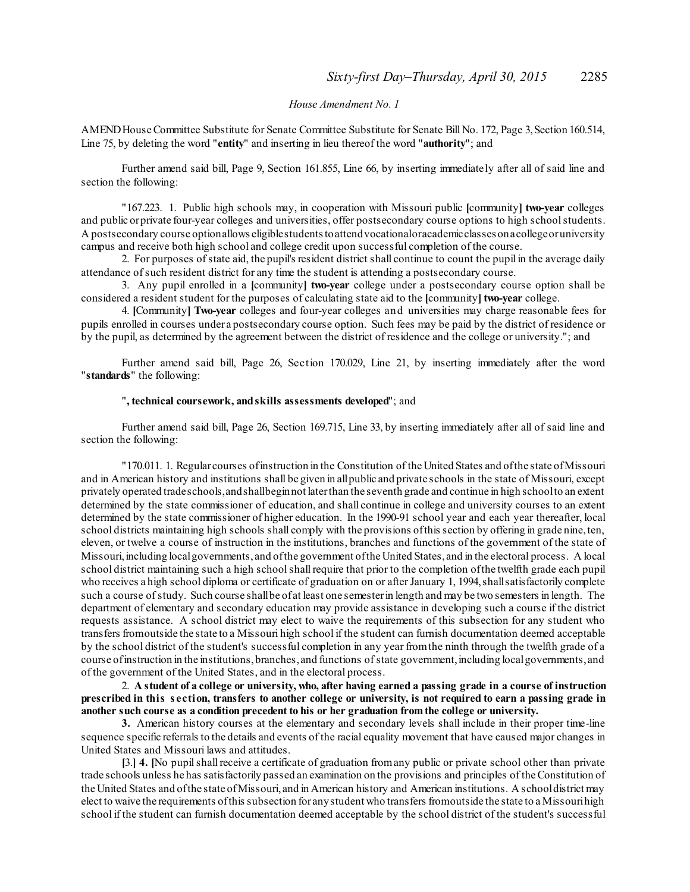*House Amendment No. 1*

AMEND House Committee Substitute for Senate Committee Substitute for Senate Bill No. 172, Page 3, Section 160.514, Line 75, by deleting the word "**entity**" and inserting in lieu thereof the word "**authority**"; and

Further amend said bill, Page 9, Section 161.855, Line 66, by inserting immediately after all of said line and section the following:

"167.223. 1. Public high schools may, in cooperation with Missouri public [community] **two-year** colleges and public or private four-year colleges and universities, offer postsecondary course options to high school students. A postsecondary course option allows eligible students to attend vocational or academic classes on a college or university campus and receive both high school and college credit upon successful completion of the course.

2. For purposes of state aid, the pupil's resident district shall continue to count the pupil in the average daily attendance of such resident district for any time the student is attending a postsecondary course.

3. Any pupil enrolled in a [community] **two-year** college under a postsecondary course option shall be considered a resident student for the purposes of calculating state aid to the [community] **two-year** college.

4. [Community] **Two-year** colleges and four-year colleges and universities may charge reasonable fees for pupils enrolled in courses under a postsecondary course option. Such fees may be paid by the district of residence or by the pupil, as determined by the agreement between the district of residence and the college or university."; and

Further amend said bill, Page 26, Section 170.029, Line 21, by inserting immediately after the word "**standards**" the following:

"**, technical coursework, and skills assessments developed**"; and

Further amend said bill, Page 26, Section 169.715, Line 33, by inserting immediately after all of said line and section the following:

"170.011. 1. Regular courses of instruction in the Constitution of the United States and of the state of Missouri and in American history and institutions shall be given in all public and private schools in the state of Missouri, except privately operated trade schools, and shall begin not later than the seventh grade and continue in high school to an extent determined by the state commissioner of education, and shall continue in college and university courses to an extent determined by the state commissioner of higher education. In the 1990-91 school year and each year thereafter, local school districts maintaining high schools shall comply with the provisions of this section by offering in grade nine, ten, eleven, or twelve a course of instruction in the institutions, branches and functions of the government of the state of Missouri, including local governments, and of the government of the United States, and in the electoral process. A local school district maintaining such a high school shall require that prior to the completion of the twelfth grade each pupil who receives a high school diploma or certificate of graduation on or after January 1, 1994, shall satisfactorily complete such a course of study. Such course shall be of at least one semester in length and may be two semesters in length. The department of elementary and secondary education may provide assistance in developing such a course if the district requests assistance. A school district may elect to waive the requirements of this subsection for any student who transfers from outside the state to a Missouri high school if the student can furnish documentation deemed acceptable by the school district of the student's successful completion in any year from the ninth through the twelfth grade of a course of instruction in the institutions, branches, and functions of state government, including local governments, and of the government of the United States, and in the electoral process.

2. **A student of a college or university, who, after having earned a passing grade in a course of instruction prescribed in this section, transfers to another college or university, is not required to earn a passing grade in another such course as a condition precedent to his or her graduation from the college or university.**

**3.** American history courses at the elementary and secondary levels shall include in their proper time-line sequence specific referrals to the details and events of the racial equality movement that have caused major changes in United States and Missouri laws and attitudes.

[3.] **4.** [No pupil shall receive a certificate of graduation from any public or private school other than private trade schools unless he has satisfactorily passed an examination on the provisions and principles of the Constitution of the United States and of the state of Missouri, and in American history and American institutions. A school district may elect to waive the requirements of this subsection for any student who transfers from outside the state to a Missouri high school if the student can furnish documentation deemed acceptable by the school district of the student's successful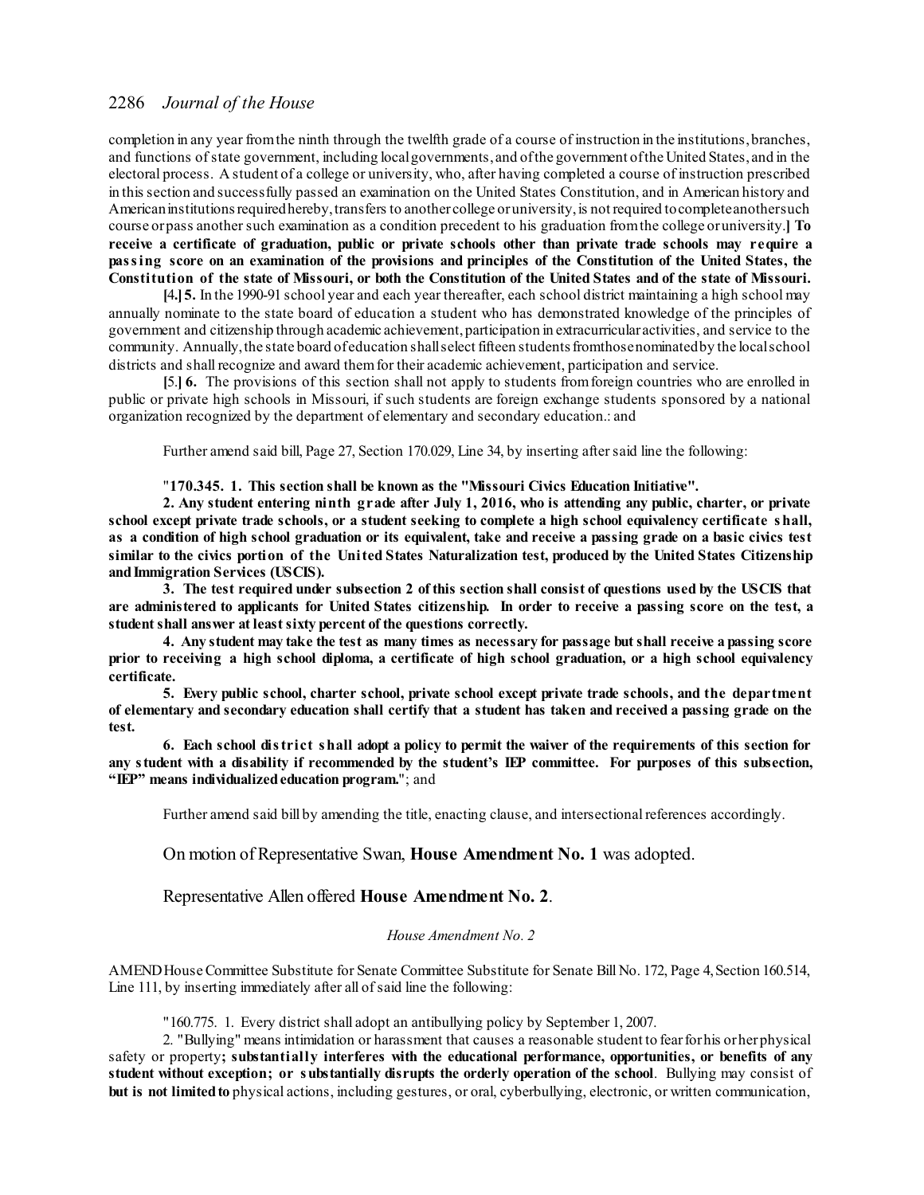completion in any year from the ninth through the twelfth grade of a course of instruction in the institutions, branches, and functions of state government, including local governments, and of the government of the United States, and in the electoral process. A student of a college or university, who, after having completed a course of instruction prescribed in this section and successfully passed an examination on the United States Constitution, and in American history and American institutions required hereby, transfers to another college or university, is not required to complete another such course or pass another such examination as a condition precedent to his graduation from the college or university.] **To receive a certificate of graduation, public or private schools other than private trade schools may require a passing score on an examination of the provisions and principles of the Constitution of the United States, the Constitution of the state of Missouri, or both the Constitution of the United States and of the state of Missouri.**

[4.] **5.** In the 1990-91 school year and each year thereafter, each school district maintaining a high school may annually nominate to the state board of education a student who has demonstrated knowledge of the principles of government and citizenship through academic achievement, participation in extracurricular activities, and service to the community. Annually, the state board of education shall select fifteen students from those nominated by the local school districts and shall recognize and award them for their academic achievement, participation and service.

[5.] **6.** The provisions of this section shall not apply to students from foreign countries who are enrolled in public or private high schools in Missouri, if such students are foreign exchange students sponsored by a national organization recognized by the department of elementary and secondary education.: and

Further amend said bill, Page 27, Section 170.029, Line 34, by inserting after said line the following:

"**170.345. 1. This section shall be known as the "Missouri Civics Education Initiative".**

**2. Any student entering ninth grade after July 1, 2016, who is attending any public, charter, or private school except private trade schools, or a student seeking to complete a high school equivalency certificate shall, as a condition of high school graduation or its equivalent, take and receive a passing grade on a basic civics test similar to the civics portion of the United States Naturalization test, produced by the United States Citizenship and Immigration Services (USCIS).**

**3. The test required under subsection 2 of this section shall consist of questions used by the USCIS that are administered to applicants for United States citizenship. In order to receive a passing score on the test, a student shall answer at least sixty percent of the questions correctly.**

**4. Any student may take the test as many times as necessary for passage but shall receive a passing score prior to receiving a high school diploma, a certificate of high school graduation, or a high school equivalency certificate.**

**5. Every public school, charter school, private school except private trade schools, and the department of elementary and secondary education shall certify that a student has taken and received a passing grade on the test.**

**6. Each school district shall adopt a policy to permit the waiver of the requirements of this section for any student with a disability if recommended by the student's IEP committee. For purposes of this subsection, "IEP" means individualized education program.**"; and

Further amend said bill by amending the title, enacting clause, and intersectional references accordingly.

On motion of Representative Swan, **House Amendment No. 1** was adopted.

Representative Allen offered **House Amendment No. 2**.

*House Amendment No. 2*

AMEND House Committee Substitute for Senate Committee Substitute for Senate Bill No. 172, Page 4, Section 160.514, Line 111, by inserting immediately after all of said line the following:

"160.775. 1. Every district shall adopt an antibullying policy by September 1, 2007.

2. "Bullying" means intimidation or harassment that causes a reasonable student to fear for his or her physical safety or property**; substantially interferes with the educational performance, opportunities, or benefits of any student without exception; or substantially disrupts the orderly operation of the school**. Bullying may consist of **but is not limited to** physical actions, including gestures, or oral, cyberbullying, electronic, or written communication,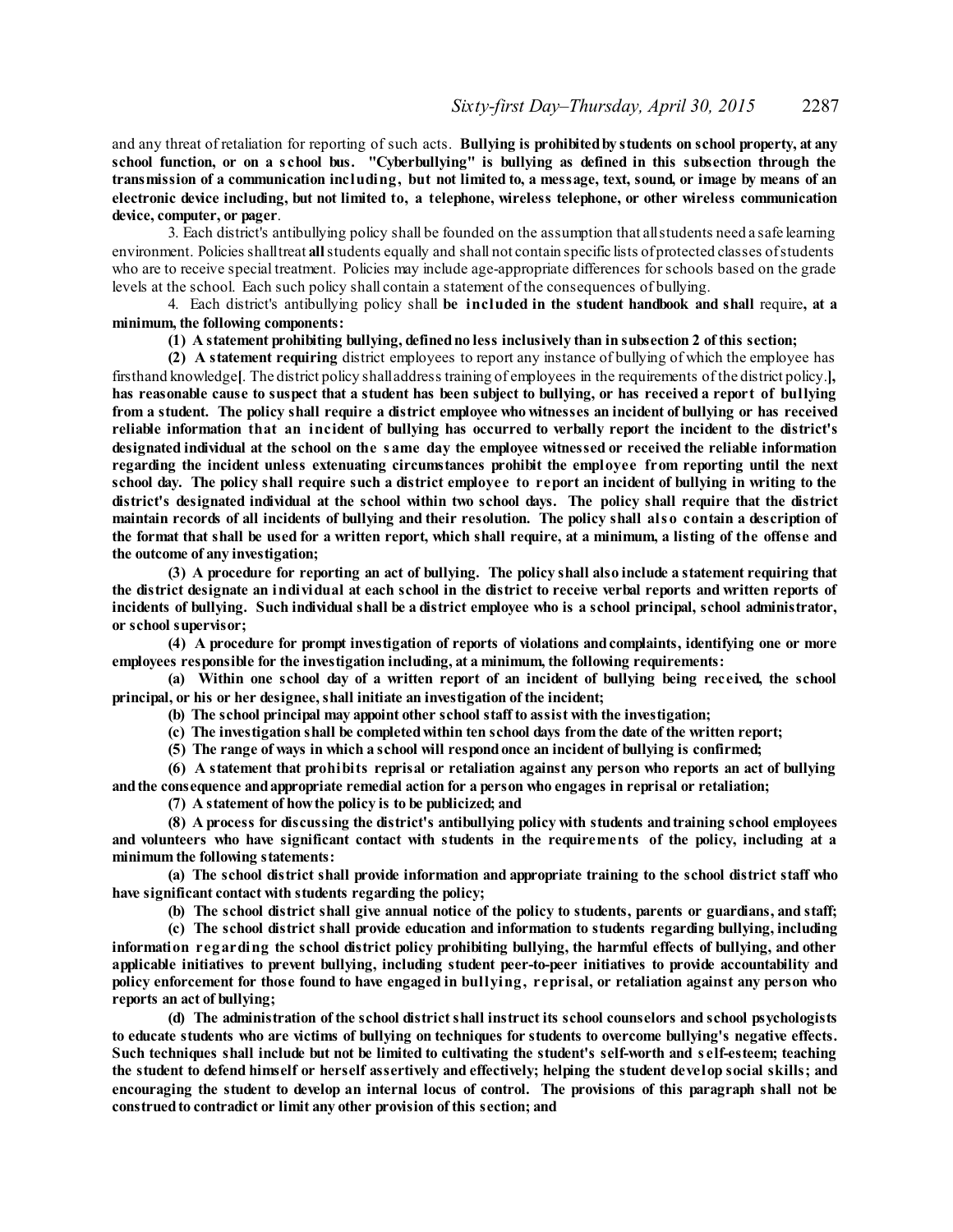and any threat of retaliation for reporting of such acts. **Bullying is prohibited by students on school property, at any school function, or on a school bus. "Cyberbullying" is bullying as defined in this subsection through the transmission of a communication including, but not limited to, a message, text, sound, or image by means of an electronic device including, but not limited to, a telephone, wireless telephone, or other wireless communication device, computer, or pager**.

3. Each district's antibullying policy shall be founded on the assumption that all students need a safe learning environment. Policies shall treat **all** students equally and shall not contain specific lists of protected classes of students who are to receive special treatment. Policies may include age-appropriate differences for schools based on the grade levels at the school. Each such policy shall contain a statement of the consequences of bullying.

4. Each district's antibullying policy shall **be included in the student handbook and shall** require**, at a minimum, the following components:**

**(1) A statement prohibiting bullying, defined no less inclusively than in subsection 2 of this section;**

**(2) A statement requiring** district employees to report any instance of bullying of which the employee has firsthand knowledge**[**. The district policy shall address training of employees in the requirements of the district policy.**], has reasonable cause to suspect that a student has been subject to bullying, or has received a report of bullying from a student. The policy shall require a district employee who witnesses an incident of bullying or has received reliable information that an incident of bullying has occurred to verbally report the incident to the district's designated individual at the school on the same day the employee witnessed or received the reliable information regarding the incident unless extenuating circumstances prohibit the employee from reporting until the next school day. The policy shall require such a district employee to report an incident of bullying in writing to the district's designated individual at the school within two school days. The policy shall require that the district maintain records of all incidents of bullying and their resolution. The policy shall also contain a description of the format that shall be used for a written report, which shall require, at a minimum, a listing of the offense and the outcome of any investigation;**

**(3) A procedure for reporting an act of bullying. The policy shall also include a statement requiring that the district designate an individual at each school in the district to receive verbal reports and written reports of incidents of bullying. Such individual shall be a district employee who is a school principal, school administrator, or school supervisor;**

**(4) A procedure for prompt investigation of reports of violations and complaints, identifying one or more employees responsible for the investigation including, at a minimum, the following requirements:**

**(a) Within one school day of a written report of an incident of bullying being received, the school principal, or his or her designee, shall initiate an investigation of the incident;**

**(b) The school principal may appoint other school staff to assist with the investigation;**

**(c) The investigation shall be completed within ten school days from the date of the written report;**

**(5) The range of ways in which a school will respond once an incident of bullying is confirmed;**

**(6) A statement that prohibits reprisal or retaliation against any person who reports an act of bullying and the consequence and appropriate remedial action for a person who engages in reprisal or retaliation;**

**(7) A statement of how the policy is to be publicized; and**

**(8) A process for discussing the district's antibullying policy with students and training school employees and volunteers who have significant contact with students in the requirements of the policy, including at a minimum the following statements:**

**(a) The school district shall provide information and appropriate training to the school district staff who have significant contact with students regarding the policy;**

**(b) The school district shall give annual notice of the policy to students, parents or guardians, and staff;**

**(c) The school district shall provide education and information to students regarding bullying, including information regarding the school district policy prohibiting bullying, the harmful effects of bullying, and other applicable initiatives to prevent bullying, including student peer-to-peer initiatives to provide accountability and policy enforcement for those found to have engaged in bullying, reprisal, or retaliation against any person who reports an act of bullying;**

**(d) The administration of the school district shall instruct its school counselors and school psychologists to educate students who are victims of bullying on techniques for students to overcome bullying's negative effects. Such techniques shall include but not be limited to cultivating the student's self-worth and self-esteem; teaching the student to defend himself or herself assertively and effectively; helping the student develop social skills; and encouraging the student to develop an internal locus of control. The provisions of this paragraph shall not be construed to contradict or limit any other provision of this section; and**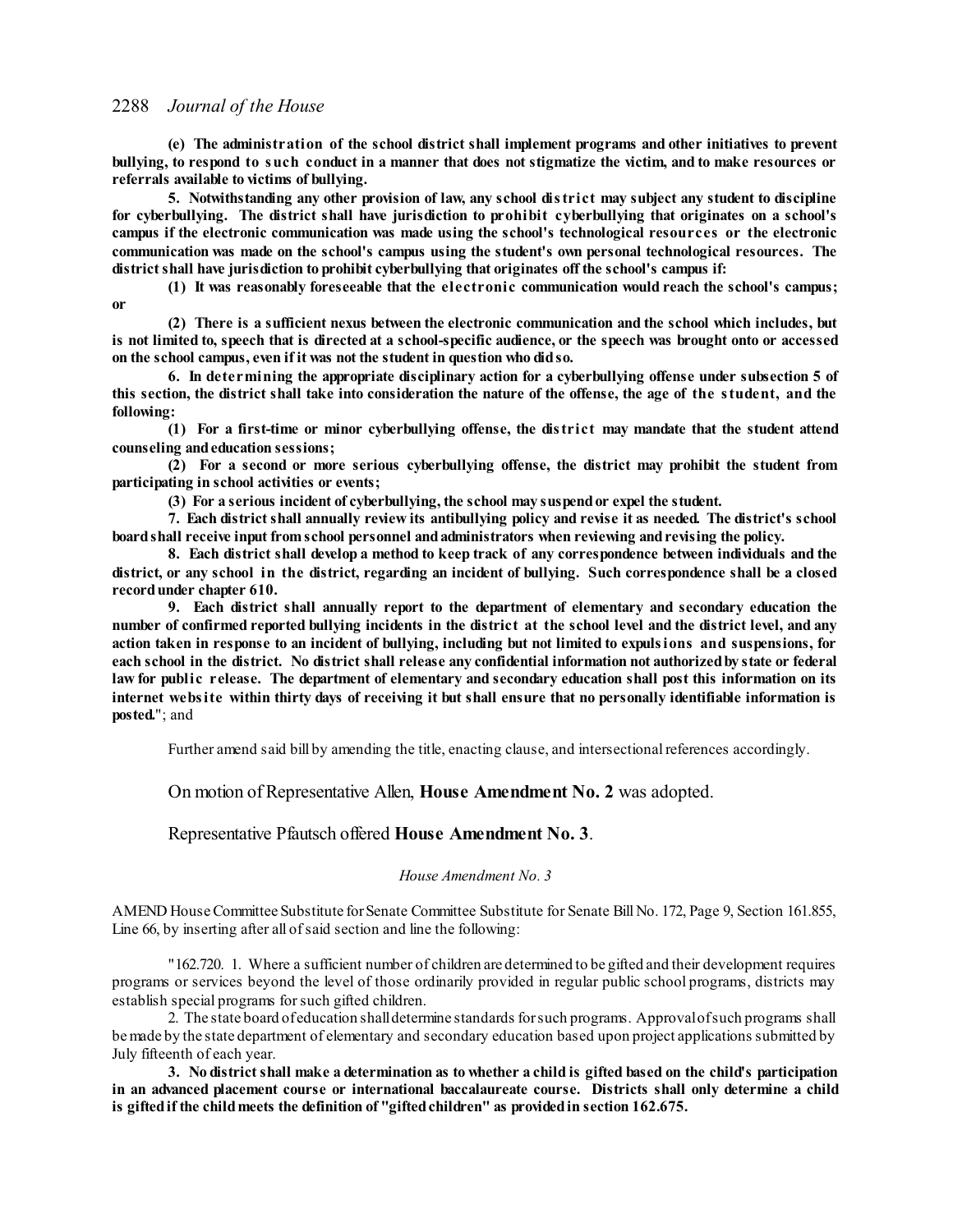**(e) The administration of the school district shall implement programs and other initiatives to prevent bullying, to respond to such conduct in a manner that does not stigmatize the victim, and to make resources or referrals available to victims of bullying.**

**5. Notwithstanding any other provision of law, any school district may subject any student to discipline for cyberbullying. The district shall have jurisdiction to prohibit cyberbullying that originates on a school's campus if the electronic communication was made using the school's technological resources or the electronic communication was made on the school's campus using the student's own personal technological resources. The district shall have jurisdiction to prohibit cyberbullying that originates off the school's campus if:**

**(1) It was reasonably foreseeable that the electronic communication would reach the school's campus; or**

**(2) There is a sufficient nexus between the electronic communication and the school which includes, but is not limited to, speech that is directed at a school-specific audience, or the speech was brought onto or accessed on the school campus, even if it was not the student in question who did so.**

**6. In determining the appropriate disciplinary action for a cyberbullying offense under subsection 5 of this section, the district shall take into consideration the nature of the offense, the age of the student, and the following:**

**(1) For a first-time or minor cyberbullying offense, the district may mandate that the student attend counseling and education sessions;**

**(2) For a second or more serious cyberbullying offense, the district may prohibit the student from participating in school activities or events;**

**(3) For a serious incident of cyberbullying, the school may suspend or expel the student.**

**7. Each district shall annually review its antibullying policy and revise it as needed. The district's school board shall receive input from school personnel and administrators when reviewing and revising the policy.**

**8. Each district shall develop a method to keep track of any correspondence between individuals and the district, or any school in the district, regarding an incident of bullying. Such correspondence shall be a closed record under chapter 610.**

**9. Each district shall annually report to the department of elementary and secondary education the number of confirmed reported bullying incidents in the district at the school level and the district level, and any action taken in response to an incident of bullying, including but not limited to expulsions and suspensions, for each school in the district. No district shall release any confidential information not authorized by state or federal law for public release. The department of elementary and secondary education shall post this information on its internet website within thirty days of receiving it but shall ensure that no personally identifiable information is posted.**"; and

Further amend said bill by amending the title, enacting clause, and intersectional references accordingly.

On motion of Representative Allen, **House Amendment No. 2** was adopted.

Representative Pfautsch offered **House Amendment No. 3**.

*House Amendment No. 3*

AMEND House Committee Substitute for Senate Committee Substitute for Senate Bill No. 172, Page 9, Section 161.855, Line 66, by inserting after all of said section and line the following:

"162.720. 1. Where a sufficient number of children are determined to be gifted and their development requires programs or services beyond the level of those ordinarily provided in regular public school programs, districts may establish special programs for such gifted children.

2. The state board of education shall determine standards for such programs. Approval of such programs shall be made by the state department of elementary and secondary education based upon project applications submitted by July fifteenth of each year.

**3. No district shall make a determination as to whether a child is gifted based on the child's participation in an advanced placement course or international baccalaureate course. Districts shall only determine a child is gifted if the child meets the definition of "gifted children" as provided in section 162.675.**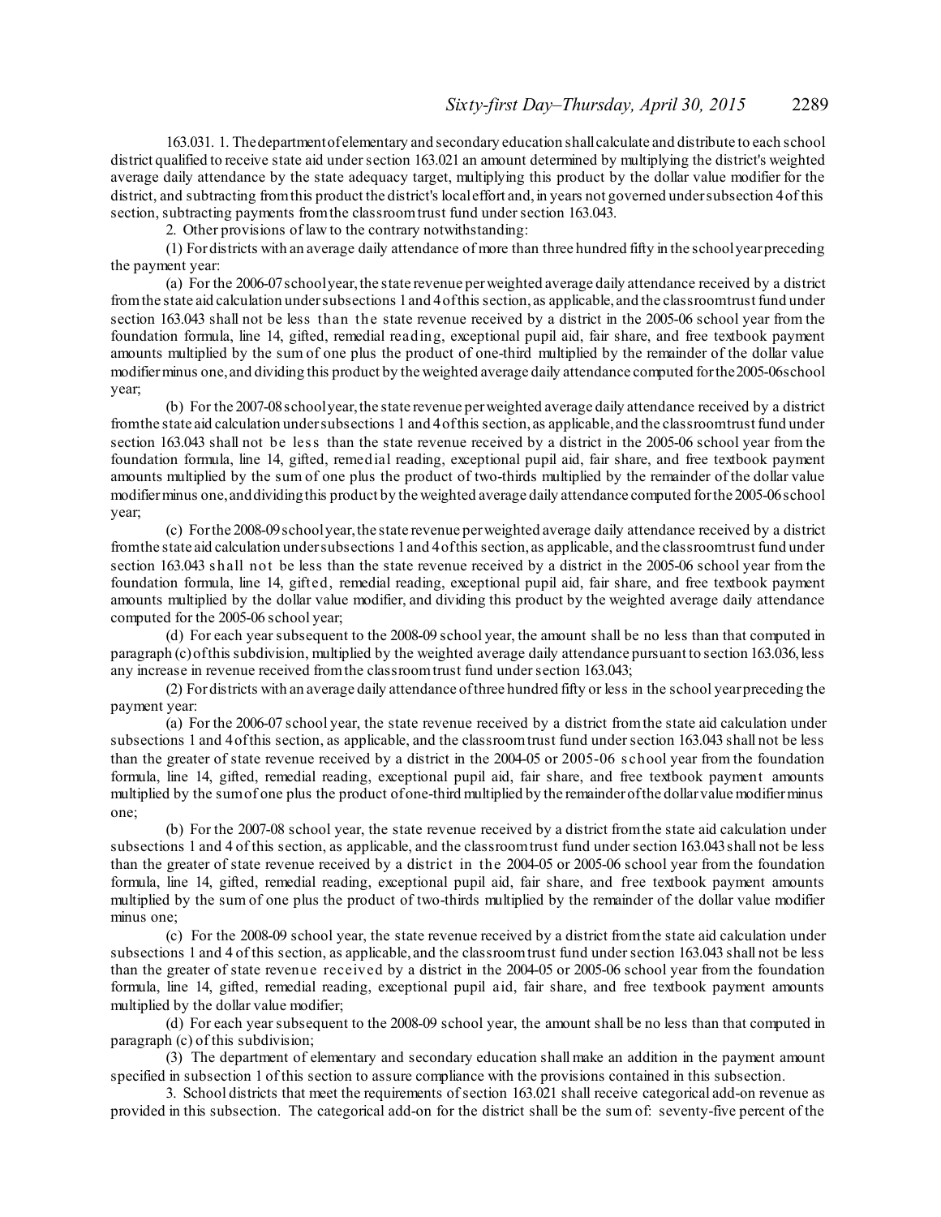163.031. 1. The department of elementary and secondary education shall calculate and distribute to each school district qualified to receive state aid under section 163.021 an amount determined by multiplying the district's weighted average daily attendance by the state adequacy target, multiplying this product by the dollar value modifier for the district, and subtracting from this product the district's local effort and, in years not governed under subsection 4 of this section, subtracting payments from the classroom trust fund under section 163.043.

2. Other provisions of law to the contrary notwithstanding:

(1) For districts with an average daily attendance of more than three hundred fifty in the school year preceding the payment year:

(a) For the 2006-07 school year, the state revenue per weighted average daily attendance received by a district from the state aid calculation under subsections 1 and 4 of this section, as applicable, and the classroom trust fund under section 163.043 shall not be less than the state revenue received by a district in the 2005-06 school year from the foundation formula, line 14, gifted, remedial reading, exceptional pupil aid, fair share, and free textbook payment amounts multiplied by the sum of one plus the product of one-third multiplied by the remainder of the dollar value modifier minus one, and dividing this product by the weighted average daily attendance computed for the 2005-06 school year;

(b) For the 2007-08 school year, the state revenue per weighted average daily attendance received by a district from the state aid calculation under subsections 1 and 4 of this section, as applicable, and the classroom trust fund under section 163.043 shall not be less than the state revenue received by a district in the 2005-06 school year from the foundation formula, line 14, gifted, remedial reading, exceptional pupil aid, fair share, and free textbook payment amounts multiplied by the sum of one plus the product of two-thirds multiplied by the remainder of the dollar value modifier minus one, and dividing this product by the weighted average daily attendance computed for the 2005-06 school year;

(c) For the 2008-09 school year, the state revenue per weighted average daily attendance received by a district from the state aid calculation under subsections 1 and 4 of this section, as applicable, and the classroom trust fund under section 163.043 shall not be less than the state revenue received by a district in the 2005-06 school year from the foundation formula, line 14, gifted, remedial reading, exceptional pupil aid, fair share, and free textbook payment amounts multiplied by the dollar value modifier, and dividing this product by the weighted average daily attendance computed for the 2005-06 school year;

(d) For each year subsequent to the 2008-09 school year, the amount shall be no less than that computed in paragraph (c) of this subdivision, multiplied by the weighted average daily attendance pursuant to section 163.036, less any increase in revenue received from the classroom trust fund under section 163.043;

(2) For districts with an average daily attendance of three hundred fifty or less in the school year preceding the payment year:

(a) For the 2006-07 school year, the state revenue received by a district from the state aid calculation under subsections 1 and 4 of this section, as applicable, and the classroom trust fund under section 163.043 shall not be less than the greater of state revenue received by a district in the 2004-05 or 2005-06 school year from the foundation formula, line 14, gifted, remedial reading, exceptional pupil aid, fair share, and free textbook payment amounts multiplied by the sum of one plus the product of one-third multiplied by the remainder of the dollar value modifier minus one;

(b) For the 2007-08 school year, the state revenue received by a district from the state aid calculation under subsections 1 and 4 of this section, as applicable, and the classroom trust fund under section 163.043 shall not be less than the greater of state revenue received by a district in the 2004-05 or 2005-06 school year from the foundation formula, line 14, gifted, remedial reading, exceptional pupil aid, fair share, and free textbook payment amounts multiplied by the sum of one plus the product of two-thirds multiplied by the remainder of the dollar value modifier minus one;

(c) For the 2008-09 school year, the state revenue received by a district from the state aid calculation under subsections 1 and 4 of this section, as applicable, and the classroom trust fund under section 163.043 shall not be less than the greater of state revenue received by a district in the 2004-05 or 2005-06 school year from the foundation formula, line 14, gifted, remedial reading, exceptional pupil aid, fair share, and free textbook payment amounts multiplied by the dollar value modifier;

(d) For each year subsequent to the 2008-09 school year, the amount shall be no less than that computed in paragraph (c) of this subdivision;

(3) The department of elementary and secondary education shall make an addition in the payment amount specified in subsection 1 of this section to assure compliance with the provisions contained in this subsection.

3. School districts that meet the requirements of section 163.021 shall receive categorical add-on revenue as provided in this subsection. The categorical add-on for the district shall be the sum of: seventy-five percent of the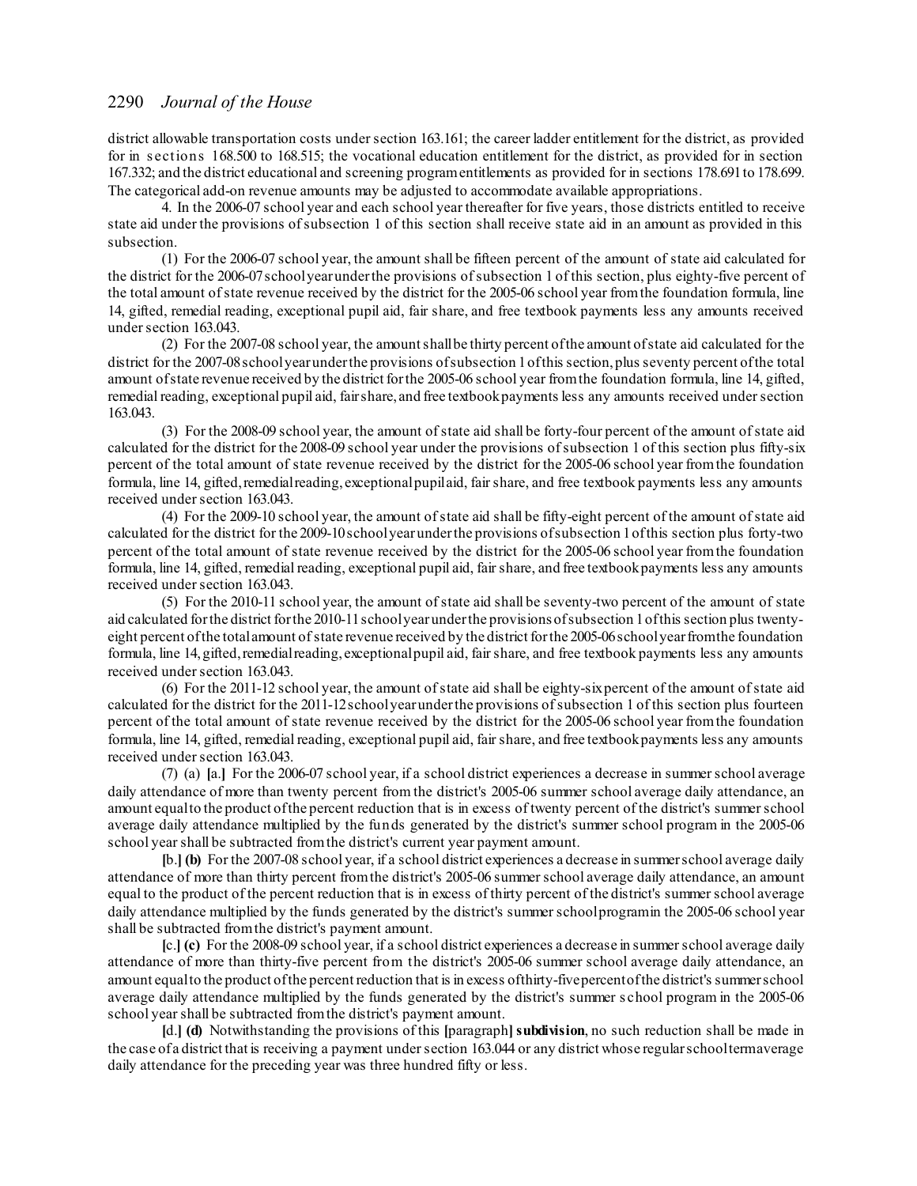district allowable transportation costs under section 163.161; the career ladder entitlement for the district, as provided for in sections 168.500 to 168.515; the vocational education entitlement for the district, as provided for in section 167.332; and the district educational and screening program entitlements as provided for in sections 178.691 to 178.699. The categorical add-on revenue amounts may be adjusted to accommodate available appropriations.

4. In the 2006-07 school year and each school year thereafter for five years, those districts entitled to receive state aid under the provisions of subsection 1 of this section shall receive state aid in an amount as provided in this subsection.

(1) For the 2006-07 school year, the amount shall be fifteen percent of the amount of state aid calculated for the district for the 2006-07 school year under the provisions of subsection 1 of this section, plus eighty-five percent of the total amount of state revenue received by the district for the 2005-06 school year from the foundation formula, line 14, gifted, remedial reading, exceptional pupil aid, fair share, and free textbook payments less any amounts received under section 163.043.

(2) For the 2007-08 school year, the amount shall be thirty percent of the amount of state aid calculated for the district for the 2007-08 school year under the provisions of subsection 1 of this section, plus seventy percent of the total amount of state revenue received by the district for the 2005-06 school year from the foundation formula, line 14, gifted, remedial reading, exceptional pupil aid, fair share, and free textbook payments less any amounts received under section 163.043.

(3) For the 2008-09 school year, the amount of state aid shall be forty-four percent of the amount of state aid calculated for the district for the 2008-09 school year under the provisions of subsection 1 of this section plus fifty-six percent of the total amount of state revenue received by the district for the 2005-06 school year from the foundation formula, line 14, gifted, remedial reading, exceptional pupil aid, fair share, and free textbook payments less any amounts received under section 163.043.

(4) For the 2009-10 school year, the amount of state aid shall be fifty-eight percent of the amount of state aid calculated for the district for the 2009-10 school year under the provisions of subsection 1 of this section plus forty-two percent of the total amount of state revenue received by the district for the 2005-06 school year from the foundation formula, line 14, gifted, remedial reading, exceptional pupil aid, fair share, and free textbook payments less any amounts received under section 163.043.

(5) For the 2010-11 school year, the amount of state aid shall be seventy-two percent of the amount of state aid calculated for the district for the 2010-11 school year under the provisions of subsection 1 of this section plus twenty-eight percent of the total amount of state revenue received by the district for the 2005-06 school year from the foundation formula, line 14, gifted, remedial reading, exceptional pupil aid, fair share, and free textbook payments less any amounts received under section 163.043.

(6) For the 2011-12 school year, the amount of state aid shall be eighty-six percent of the amount of state aid calculated for the district for the 2011-12 school year under the provisions of subsection 1 of this section plus fourteen percent of the total amount of state revenue received by the district for the 2005-06 school year from the foundation formula, line 14, gifted, remedial reading, exceptional pupil aid, fair share, and free textbook payments less any amounts received under section 163.043.

(7) (a) [a.] For the 2006-07 school year, if a school district experiences a decrease in summer school average daily attendance of more than twenty percent from the district's 2005-06 summer school average daily attendance, an amount equal to the product of the percent reduction that is in excess of twenty percent of the district's summer school average daily attendance multiplied by the funds generated by the district's summer school program in the 2005-06 school year shall be subtracted from the district's current year payment amount.

[b.] **(b)** For the 2007-08 school year, if a school district experiences a decrease in summer school average daily attendance of more than thirty percent from the district's 2005-06 summer school average daily attendance, an amount equal to the product of the percent reduction that is in excess of thirty percent of the district's summer school average daily attendance multiplied by the funds generated by the district's summer school program in the 2005-06 school year shall be subtracted from the district's payment amount.

[c.] **(c)** For the 2008-09 school year, if a school district experiences a decrease in summer school average daily attendance of more than thirty-five percent from the district's 2005-06 summer school average daily attendance, an amount equal to the product of the percent reduction that is in excess of thirty-five percent of the district's summer school average daily attendance multiplied by the funds generated by the district's summer school program in the 2005-06 school year shall be subtracted from the district's payment amount.

[d.] **(d)** Notwithstanding the provisions of this [paragraph] **subdivision**, no such reduction shall be made in the case of a district that is receiving a payment under section 163.044 or any district whose regular school term average daily attendance for the preceding year was three hundred fifty or less.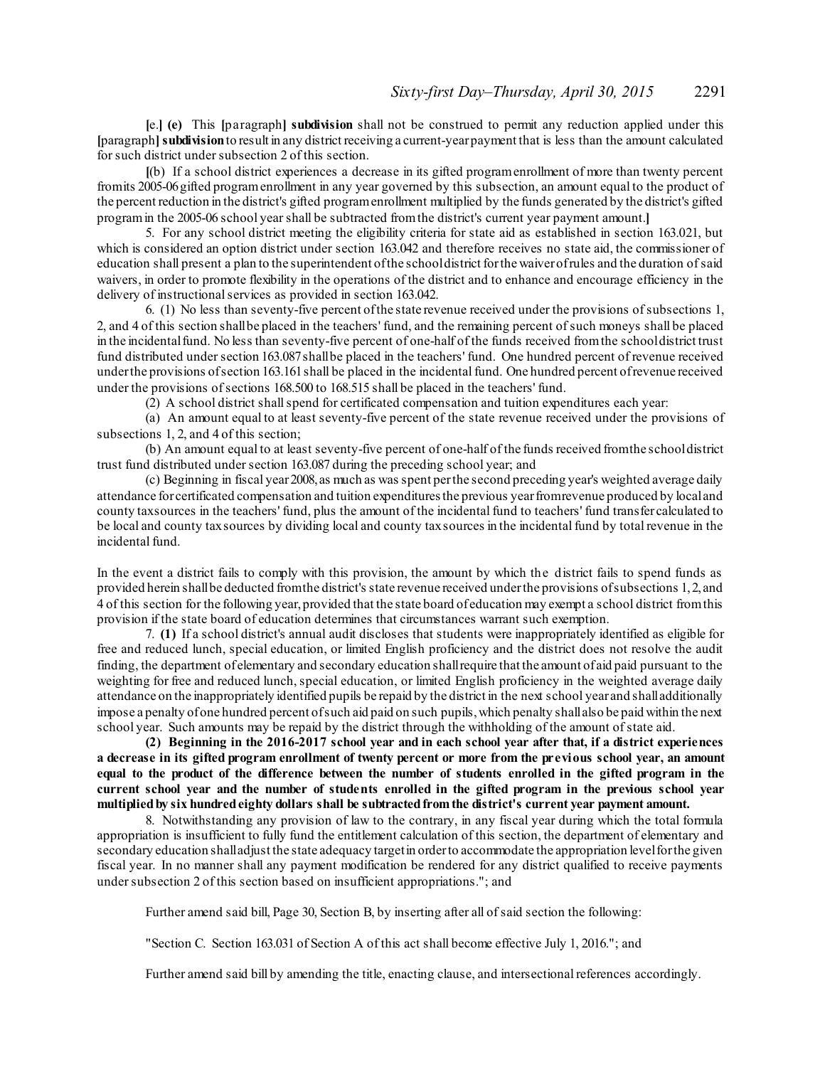**[**e.**] (e)** This **[**paragraph**] subdivision** shall not be construed to permit any reduction applied under this **[**paragraph**] subdivision** to result in any district receiving a current-year payment that is less than the amount calculated for such district under subsection 2 of this section.

**[**(b) If a school district experiences a decrease in its gifted program enrollment of more than twenty percent from its 2005-06 gifted program enrollment in any year governed by this subsection, an amount equal to the product of the percent reduction in the district's gifted program enrollment multiplied by the funds generated by the district's gifted program in the 2005-06 school year shall be subtracted from the district's current year payment amount.**]**

5. For any school district meeting the eligibility criteria for state aid as established in section 163.021, but which is considered an option district under section 163.042 and therefore receives no state aid, the commissioner of education shall present a plan to the superintendent of the school district for the waiver of rules and the duration of said waivers, in order to promote flexibility in the operations of the district and to enhance and encourage efficiency in the delivery of instructional services as provided in section 163.042.

6. (1) No less than seventy-five percent of the state revenue received under the provisions of subsections 1, 2, and 4 of this section shall be placed in the teachers' fund, and the remaining percent of such moneys shall be placed in the incidental fund. No less than seventy-five percent of one-half of the funds received from the school district trust fund distributed under section 163.087 shall be placed in the teachers' fund. One hundred percent of revenue received under the provisions of section 163.161 shall be placed in the incidental fund. One hundred percent of revenue received under the provisions of sections 168.500 to 168.515 shall be placed in the teachers' fund.

(2) A school district shall spend for certificated compensation and tuition expenditures each year:

(a) An amount equal to at least seventy-five percent of the state revenue received under the provisions of subsections 1, 2, and 4 of this section;

(b) An amount equal to at least seventy-five percent of one-half of the funds received from the school district trust fund distributed under section 163.087 during the preceding school year; and

(c) Beginning in fiscal year 2008, as much as was spent per the second preceding year's weighted average daily attendance for certificated compensation and tuition expenditures the previous year from revenue produced by local and county tax sources in the teachers' fund, plus the amount of the incidental fund to teachers' fund transfer calculated to be local and county tax sources by dividing local and county tax sources in the incidental fund by total revenue in the incidental fund.

In the event a district fails to comply with this provision, the amount by which the district fails to spend funds as provided herein shall be deducted from the district's state revenue received under the provisions of subsections 1, 2, and 4 of this section for the following year, provided that the state board of education may exempt a school district from this provision if the state board of education determines that circumstances warrant such exemption.

7. **(1)** If a school district's annual audit discloses that students were inappropriately identified as eligible for free and reduced lunch, special education, or limited English proficiency and the district does not resolve the audit finding, the department of elementary and secondary education shall require that the amount of aid paid pursuant to the weighting for free and reduced lunch, special education, or limited English proficiency in the weighted average daily attendance on the inappropriately identified pupils be repaid by the district in the next school year and shall additionally impose a penalty of one hundred percent of such aid paid on such pupils, which penalty shall also be paid within the next school year. Such amounts may be repaid by the district through the withholding of the amount of state aid.

**(2) Beginning in the 2016-2017 school year and in each school year after that, if a district experiences a decrease in its gifted program enrollment of twenty percent or more from the previous school year, an amount equal to the product of the difference between the number of students enrolled in the gifted program in the current school year and the number of students enrolled in the gifted program in the previous school year multiplied by six hundred eighty dollars shall be subtracted from the district's current year payment amount.**

8. Notwithstanding any provision of law to the contrary, in any fiscal year during which the total formula appropriation is insufficient to fully fund the entitlement calculation of this section, the department of elementary and secondary education shall adjust the state adequacy target in order to accommodate the appropriation level for the given fiscal year. In no manner shall any payment modification be rendered for any district qualified to receive payments under subsection 2 of this section based on insufficient appropriations."; and

Further amend said bill, Page 30, Section B, by inserting after all of said section the following:

"Section C. Section 163.031 of Section A of this act shall become effective July 1, 2016."; and

Further amend said bill by amending the title, enacting clause, and intersectional references accordingly.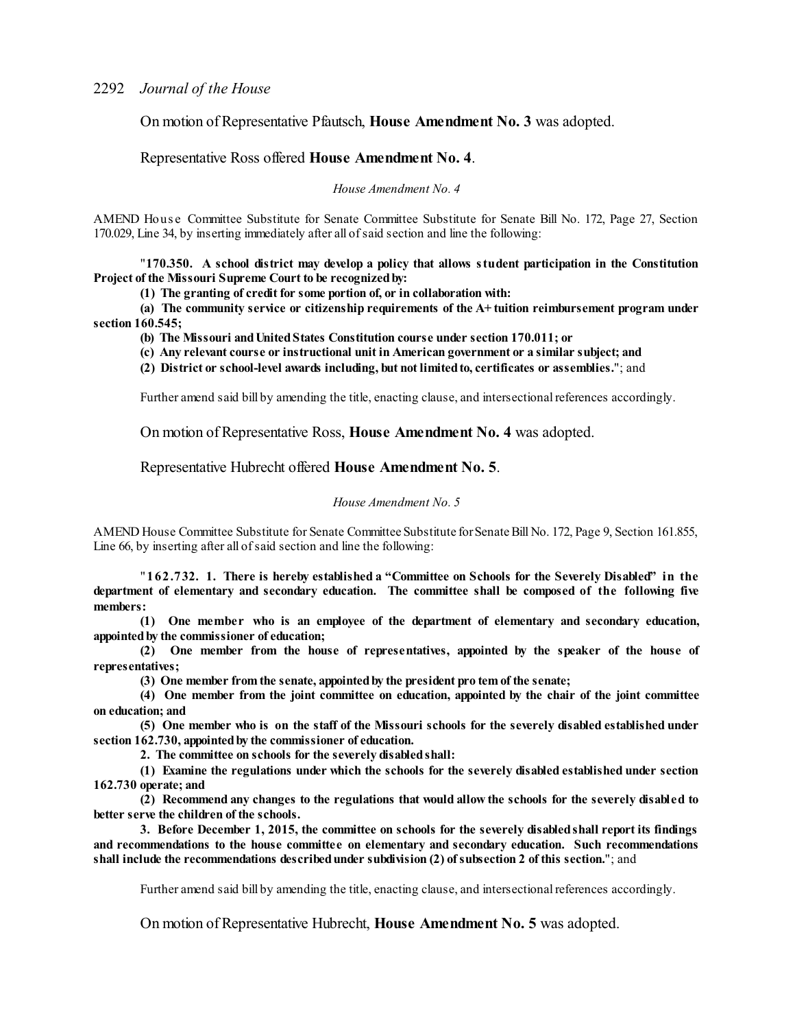On motion of Representative Pfautsch, **House Amendment No. 3** was adopted.

Representative Ross offered **House Amendment No. 4**.

*House Amendment No. 4*

AMEND House Committee Substitute for Senate Committee Substitute for Senate Bill No. 172, Page 27, Section 170.029, Line 34, by inserting immediately after all of said section and line the following:

"**170.350. A school district may develop a policy that allows student participation in the Constitution Project of the Missouri Supreme Court to be recognized by:**

**(1) The granting of credit for some portion of, or in collaboration with:**

**(a) The community service or citizenship requirements of the A+ tuition reimbursement program under section 160.545;**

**(b) The Missouri and United States Constitution course under section 170.011; or**

**(c) Any relevant course or instructional unit in American government or a similar subject; and**

**(2) District or school-level awards including, but not limited to, certificates or assemblies.**"; and

Further amend said bill by amending the title, enacting clause, and intersectional references accordingly.

On motion of Representative Ross, **House Amendment No. 4** was adopted.

Representative Hubrecht offered **House Amendment No. 5**.

*House Amendment No. 5*

AMEND House Committee Substitute for Senate Committee Substitute for Senate Bill No. 172, Page 9, Section 161.855, Line 66, by inserting after all of said section and line the following:

"**162.732. 1. There is hereby established a "Committee on Schools for the Severely Disabled" in the department of elementary and secondary education. The committee shall be composed of the following five members:**

**(1) One member who is an employee of the department of elementary and secondary education, appointed by the commissioner of education;**

**(2) One member from the house of representatives, appointed by the speaker of the house of representatives;**

**(3) One member from the senate, appointed by the president pro tem of the senate;**

**(4) One member from the joint committee on education, appointed by the chair of the joint committee on education; and**

**(5) One member who is on the staff of the Missouri schools for the severely disabled established under section 162.730, appointed by the commissioner of education.**

**2. The committee on schools for the severely disabled shall:**

**(1) Examine the regulations under which the schools for the severely disabled established under section 162.730 operate; and**

**(2) Recommend any changes to the regulations that would allow the schools for the severely disabled to better serve the children of the schools.**

**3. Before December 1, 2015, the committee on schools for the severely disabled shall report its findings and recommendations to the house committee on elementary and secondary education. Such recommendations shall include the recommendations described under subdivision (2) of subsection 2 of this section.**"; and

Further amend said bill by amending the title, enacting clause, and intersectional references accordingly.

On motion of Representative Hubrecht, **House Amendment No. 5** was adopted.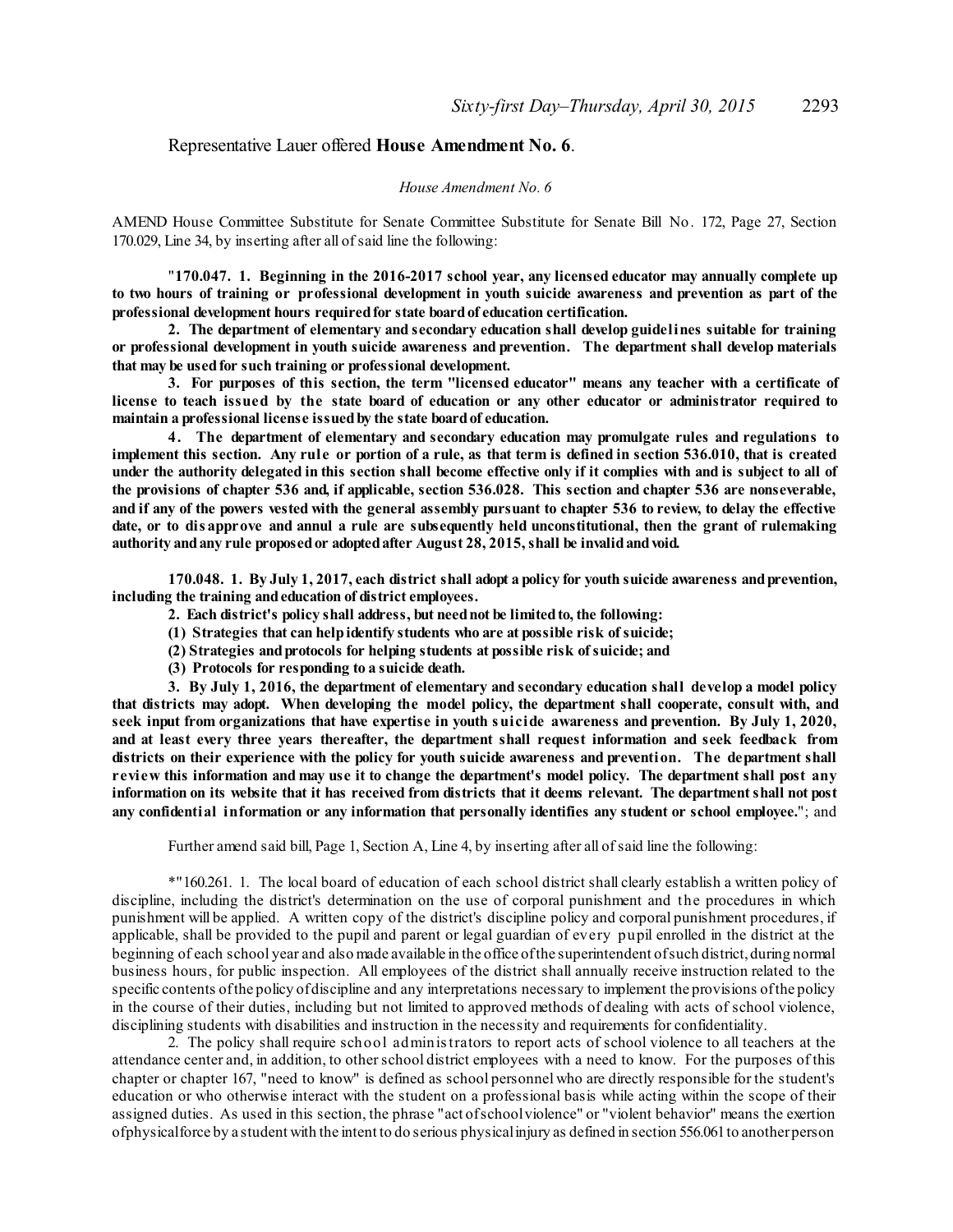Representative Lauer offered **House Amendment No. 6**.

*House Amendment No. 6*

AMEND House Committee Substitute for Senate Committee Substitute for Senate Bill No. 172, Page 27, Section 170.029, Line 34, by inserting after all of said line the following:

"**170.047. 1. Beginning in the 2016-2017 school year, any licensed educator may annually complete up to two hours of training or professional development in youth suicide awareness and prevention as part of the professional development hours required for state board of education certification.**

**2. The department of elementary and secondary education shall develop guidelines suitable for training or professional development in youth suicide awareness and prevention. The department shall develop materials that may be used for such training or professional development.**

**3. For purposes of this section, the term "licensed educator" means any teacher with a certificate of license to teach issued by the state board of education or any other educator or administrator required to maintain a professional license issued by the state board of education.**

**4. The department of elementary and secondary education may promulgate rules and regulations to implement this section. Any rule or portion of a rule, as that term is defined in section 536.010, that is created under the authority delegated in this section shall become effective only if it complies with and is subject to all of the provisions of chapter 536 and, if applicable, section 536.028. This section and chapter 536 are nonseverable, and if any of the powers vested with the general assembly pursuant to chapter 536 to review, to delay the effective date, or to disapprove and annul a rule are subsequently held unconstitutional, then the grant of rulemaking authority and any rule proposed or adopted after August 28, 2015, shall be invalid and void.**

**170.048. 1. By July 1, 2017, each district shall adopt a policy for youth suicide awareness and prevention, including the training and education of district employees.**

**2. Each district's policy shall address, but need not be limited to, the following:**

**(1) Strategies that can help identify students who are at possible risk of suicide;**

**(2) Strategies and protocols for helping students at possible risk of suicide; and**

**(3) Protocols for responding to a suicide death.**

**3. By July 1, 2016, the department of elementary and secondary education shall develop a model policy that districts may adopt. When developing the model policy, the department shall cooperate, consult with, and seek input from organizations that have expertise in youth suicide awareness and prevention. By July 1, 2020, and at least every three years thereafter, the department shall request information and seek feedback from districts on their experience with the policy for youth suicide awareness and prevention. The department shall review this information and may use it to change the department's model policy. The department shall post any information on its website that it has received from districts that it deems relevant. The department shall not post any confidential information or any information that personally identifies any student or school employee.**"; and

Further amend said bill, Page 1, Section A, Line 4, by inserting after all of said line the following:

*"160.261. 1. The local board of education of each school district shall clearly establish a written policy of discipline, including the district's determination on the use of corporal punishment and the procedures in which punishment will be applied. A written copy of the district's discipline policy and corporal punishment procedures, if applicable, shall be provided to the pupil and parent or legal guardian of every pupil enrolled in the district at the beginning of each school year and also made available in the office of the superintendent of such district, during normal business hours, for public inspection. All employees of the district shall annually receive instruction related to the specific contents of the policy of discipline and any interpretations necessary to implement the provisions of the policy in the course of their duties, including but not limited to approved methods of dealing with acts of school violence, disciplining students with disabilities and instruction in the necessity and requirements for confidentiality.

2. The policy shall require school administrators to report acts of school violence to all teachers at the attendance center and, in addition, to other school district employees with a need to know. For the purposes of this chapter or chapter 167, "need to know" is defined as school personnel who are directly responsible for the student's education or who otherwise interact with the student on a professional basis while acting within the scope of their assigned duties. As used in this section, the phrase "act of school violence" or "violent behavior" means the exertion of physical force by a student with the intent to do serious physical injury as defined in section 556.061 to another person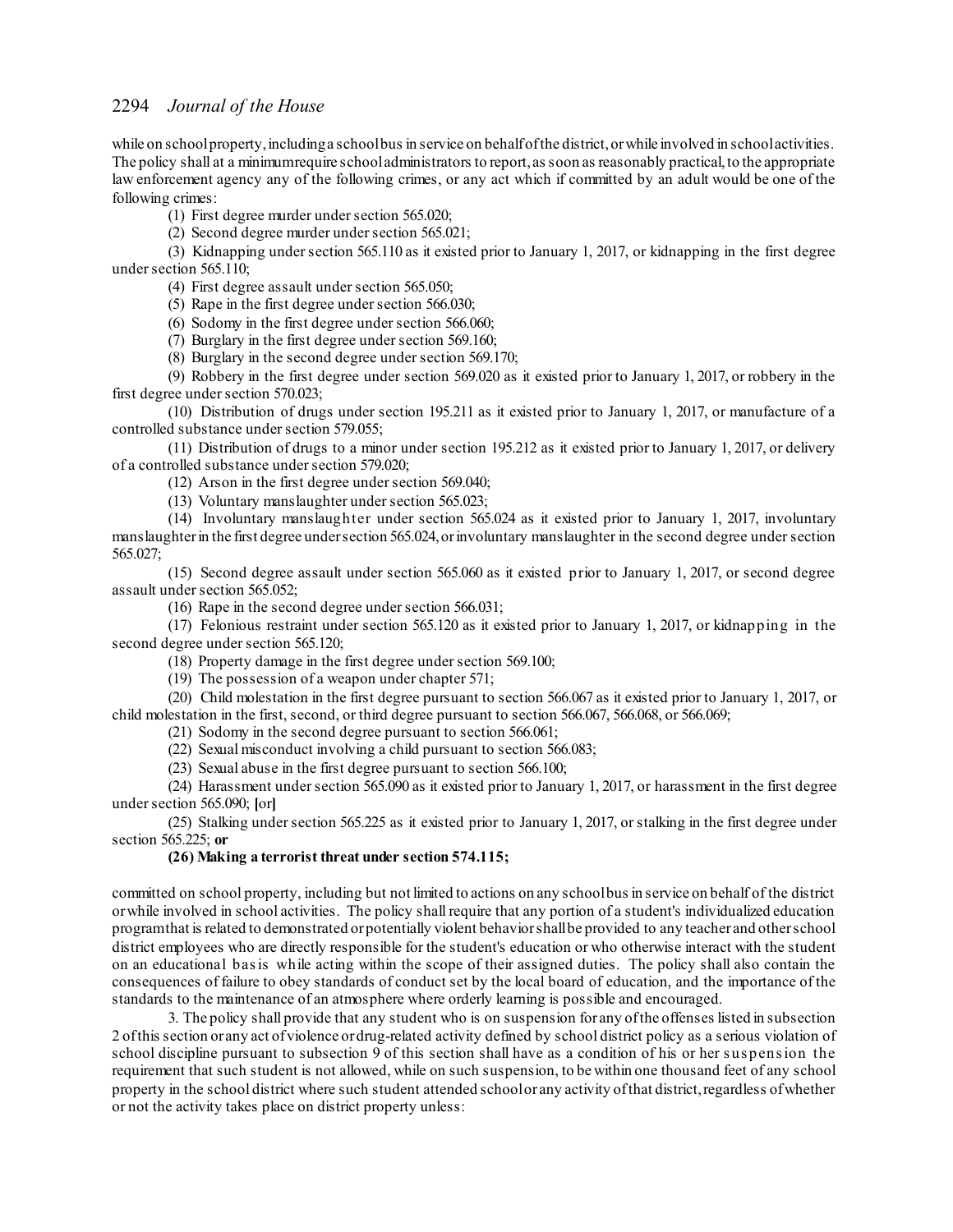while on school property, including a school bus in service on behalf of the district, or while involved in school activities. The policy shall at a minimum require school administrators to report, as soon as reasonably practical, to the appropriate law enforcement agency any of the following crimes, or any act which if committed by an adult would be one of the following crimes:

(1) First degree murder under section 565.020;

(2) Second degree murder under section 565.021;

(3) Kidnapping under section 565.110 as it existed prior to January 1, 2017, or kidnapping in the first degree under section 565.110;

(4) First degree assault under section 565.050;

(5) Rape in the first degree under section 566.030;

(6) Sodomy in the first degree under section 566.060;

(7) Burglary in the first degree under section 569.160;

(8) Burglary in the second degree under section 569.170;

(9) Robbery in the first degree under section 569.020 as it existed prior to January 1, 2017, or robbery in the first degree under section 570.023;

(10) Distribution of drugs under section 195.211 as it existed prior to January 1, 2017, or manufacture of a controlled substance under section 579.055;

(11) Distribution of drugs to a minor under section 195.212 as it existed prior to January 1, 2017, or delivery of a controlled substance under section 579.020;

(12) Arson in the first degree under section 569.040;

(13) Voluntary manslaughter under section 565.023;

(14) Involuntary manslaughter under section 565.024 as it existed prior to January 1, 2017, involuntary manslaughter in the first degree under section 565.024, or involuntary manslaughter in the second degree under section 565.027;

(15) Second degree assault under section 565.060 as it existed prior to January 1, 2017, or second degree assault under section 565.052;

(16) Rape in the second degree under section 566.031;

(17) Felonious restraint under section 565.120 as it existed prior to January 1, 2017, or kidnapping in the second degree under section 565.120;

(18) Property damage in the first degree under section 569.100;

(19) The possession of a weapon under chapter 571;

(20) Child molestation in the first degree pursuant to section 566.067 as it existed prior to January 1, 2017, or child molestation in the first, second, or third degree pursuant to section 566.067, 566.068, or 566.069;

(21) Sodomy in the second degree pursuant to section 566.061;

(22) Sexual misconduct involving a child pursuant to section 566.083;

(23) Sexual abuse in the first degree pursuant to section 566.100;

(24) Harassment under section 565.090 as it existed prior to January 1, 2017, or harassment in the first degree under section 565.090; **[**or**]**

(25) Stalking under section 565.225 as it existed prior to January 1, 2017, or stalking in the first degree under section 565.225; **or**

**(26) Making a terrorist threat under section 574.115;**

committed on school property, including but not limited to actions on any school bus in service on behalf of the district or while involved in school activities. The policy shall require that any portion of a student's individualized education program that is related to demonstrated or potentially violent behavior shall be provided to any teacher and other school district employees who are directly responsible for the student's education or who otherwise interact with the student on an educational basis while acting within the scope of their assigned duties. The policy shall also contain the consequences of failure to obey standards of conduct set by the local board of education, and the importance of the standards to the maintenance of an atmosphere where orderly learning is possible and encouraged.

3. The policy shall provide that any student who is on suspension for any of the offenses listed in subsection 2 of this section or any act of violence or drug-related activity defined by school district policy as a serious violation of school discipline pursuant to subsection 9 of this section shall have as a condition of his or her suspension the requirement that such student is not allowed, while on such suspension, to be within one thousand feet of any school property in the school district where such student attended school or any activity of that district, regardless of whether or not the activity takes place on district property unless: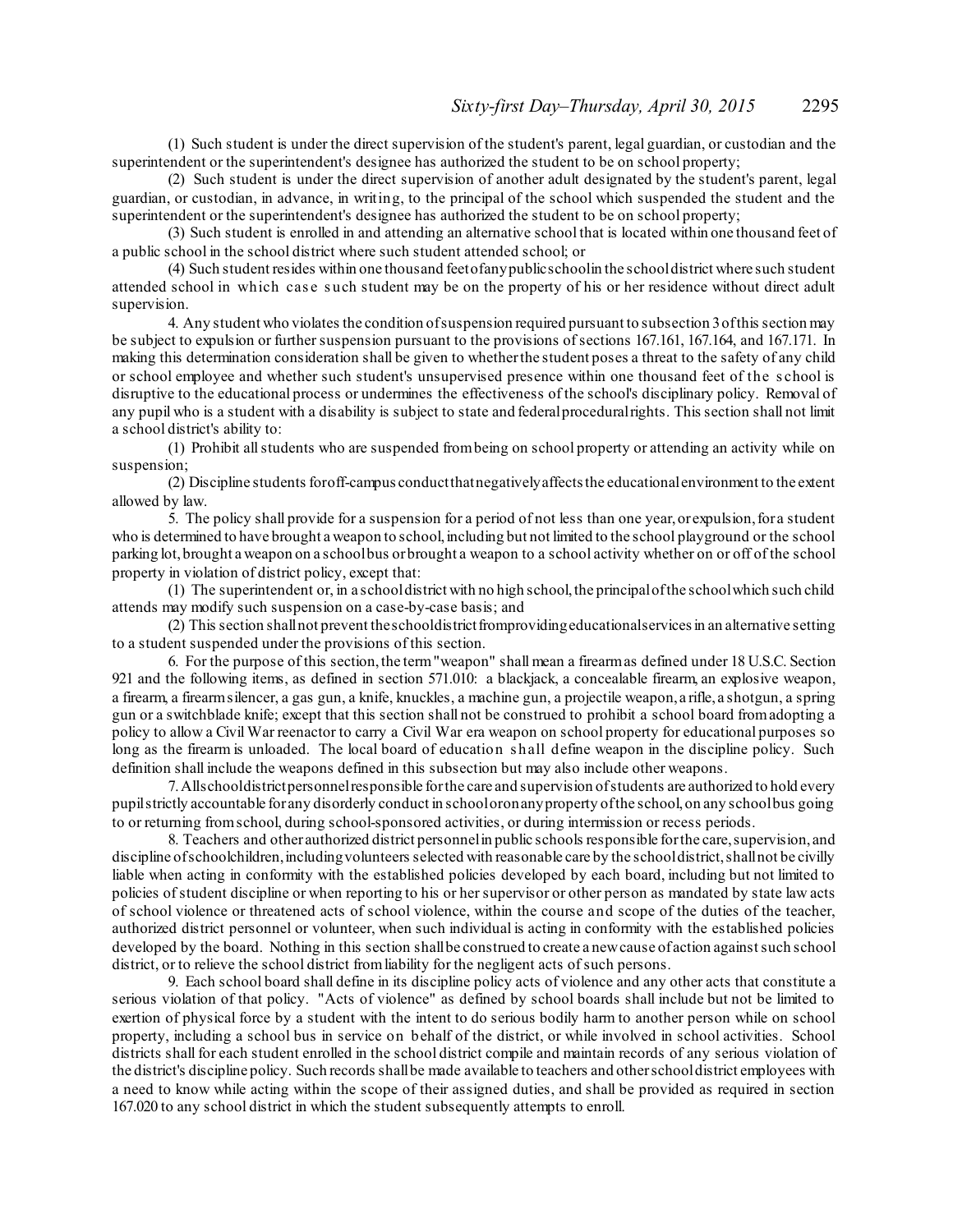(1) Such student is under the direct supervision of the student's parent, legal guardian, or custodian and the superintendent or the superintendent's designee has authorized the student to be on school property;

(2) Such student is under the direct supervision of another adult designated by the student's parent, legal guardian, or custodian, in advance, in writing, to the principal of the school which suspended the student and the superintendent or the superintendent's designee has authorized the student to be on school property;

(3) Such student is enrolled in and attending an alternative school that is located within one thousand feet of a public school in the school district where such student attended school; or

(4) Such student resides within one thousand feet of any public school in the school district where such student attended school in which case such student may be on the property of his or her residence without direct adult supervision.

4. Any student who violates the condition of suspension required pursuant to subsection 3 of this section may be subject to expulsion or further suspension pursuant to the provisions of sections 167.161, 167.164, and 167.171. In making this determination consideration shall be given to whether the student poses a threat to the safety of any child or school employee and whether such student's unsupervised presence within one thousand feet of the school is disruptive to the educational process or undermines the effectiveness of the school's disciplinary policy. Removal of any pupil who is a student with a disability is subject to state and federal procedural rights. This section shall not limit a school district's ability to:

(1) Prohibit all students who are suspended from being on school property or attending an activity while on suspension;

(2) Discipline students for off-campus conduct that negatively affects the educational environment to the extent allowed by law.

5. The policy shall provide for a suspension for a period of not less than one year, or expulsion, for a student who is determined to have brought a weapon to school, including but not limited to the school playground or the school parking lot, brought a weapon on a school bus or brought a weapon to a school activity whether on or off of the school property in violation of district policy, except that:

(1) The superintendent or, in a school district with no high school, the principal of the school which such child attends may modify such suspension on a case-by-case basis; and

(2) This section shall not prevent the school district from providing educational services in an alternative setting to a student suspended under the provisions of this section.

6. For the purpose of this section, the term "weapon" shall mean a firearm as defined under 18 U.S.C. Section 921 and the following items, as defined in section 571.010: a blackjack, a concealable firearm, an explosive weapon, a firearm, a firearm silencer, a gas gun, a knife, knuckles, a machine gun, a projectile weapon, a rifle, a shotgun, a spring gun or a switchblade knife; except that this section shall not be construed to prohibit a school board from adopting a policy to allow a Civil War reenactor to carry a Civil War era weapon on school property for educational purposes so long as the firearm is unloaded. The local board of education shall define weapon in the discipline policy. Such definition shall include the weapons defined in this subsection but may also include other weapons.

7. All school district personnel responsible for the care and supervision of students are authorized to hold every pupil strictly accountable for any disorderly conduct in school or on any property of the school, on any school bus going to or returning from school, during school-sponsored activities, or during intermission or recess periods.

8. Teachers and other authorized district personnel in public schools responsible for the care, supervision, and discipline of schoolchildren, including volunteers selected with reasonable care by the school district, shall not be civilly liable when acting in conformity with the established policies developed by each board, including but not limited to policies of student discipline or when reporting to his or her supervisor or other person as mandated by state law acts of school violence or threatened acts of school violence, within the course and scope of the duties of the teacher, authorized district personnel or volunteer, when such individual is acting in conformity with the established policies developed by the board. Nothing in this section shall be construed to create a new cause of action against such school district, or to relieve the school district from liability for the negligent acts of such persons.

9. Each school board shall define in its discipline policy acts of violence and any other acts that constitute a serious violation of that policy. "Acts of violence" as defined by school boards shall include but not be limited to exertion of physical force by a student with the intent to do serious bodily harm to another person while on school property, including a school bus in service on behalf of the district, or while involved in school activities. School districts shall for each student enrolled in the school district compile and maintain records of any serious violation of the district's discipline policy. Such records shall be made available to teachers and other school district employees with a need to know while acting within the scope of their assigned duties, and shall be provided as required in section 167.020 to any school district in which the student subsequently attempts to enroll.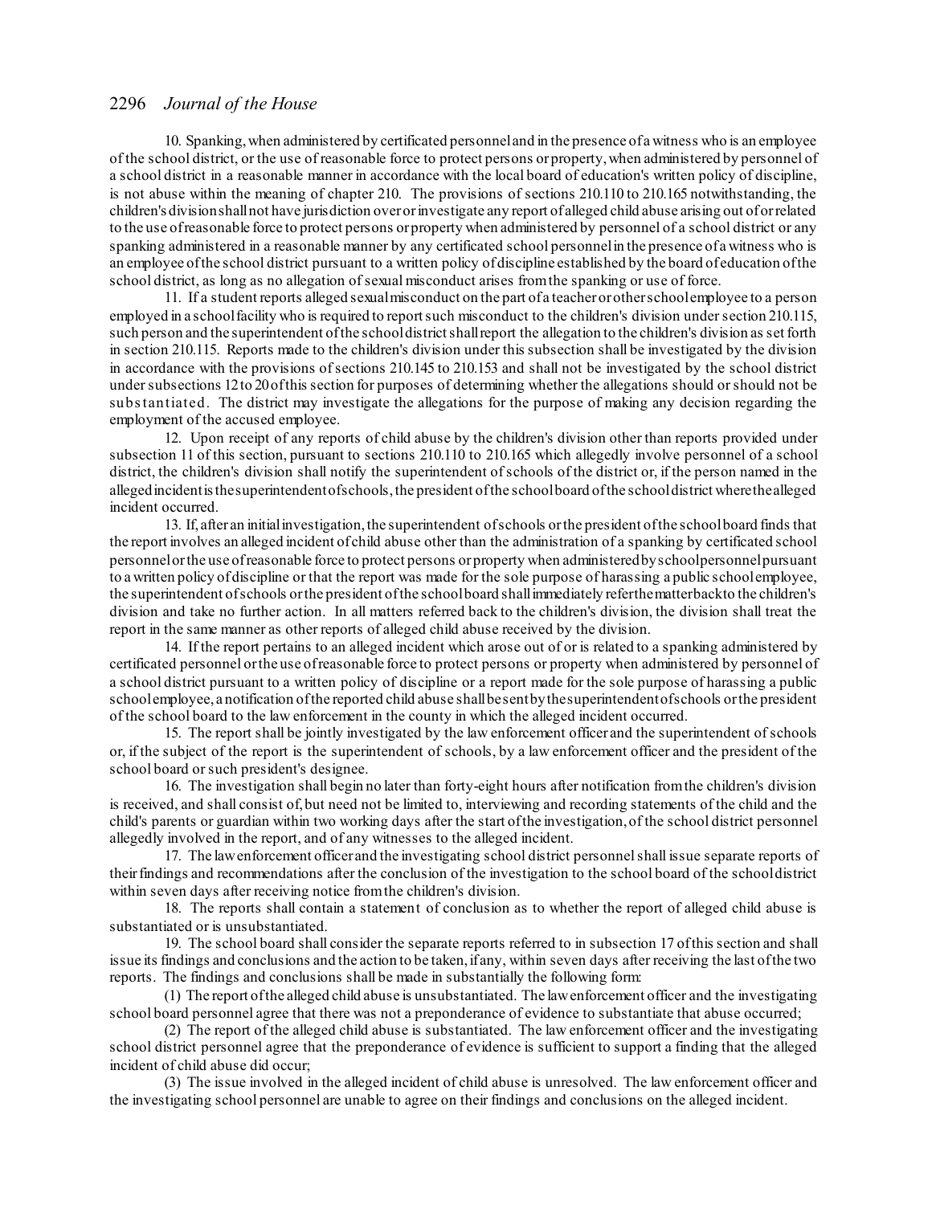10. Spanking, when administered by certificated personnel and in the presence of a witness who is an employee of the school district, or the use of reasonable force to protect persons or property, when administered by personnel of a school district in a reasonable manner in accordance with the local board of education's written policy of discipline, is not abuse within the meaning of chapter 210. The provisions of sections 210.110 to 210.165 notwithstanding, the children's division shall not have jurisdiction over or investigate any report of alleged child abuse arising out of or related to the use of reasonable force to protect persons or property when administered by personnel of a school district or any spanking administered in a reasonable manner by any certificated school personnel in the presence of a witness who is an employee of the school district pursuant to a written policy of discipline established by the board of education of the school district, as long as no allegation of sexual misconduct arises from the spanking or use of force.

11. If a student reports alleged sexual misconduct on the part of a teacher or other school employee to a person employed in a school facility who is required to report such misconduct to the children's division under section 210.115, such person and the superintendent of the school district shall report the allegation to the children's division as set forth in section 210.115. Reports made to the children's division under this subsection shall be investigated by the division in accordance with the provisions of sections 210.145 to 210.153 and shall not be investigated by the school district under subsections 12 to 20 of this section for purposes of determining whether the allegations should or should not be substantiated. The district may investigate the allegations for the purpose of making any decision regarding the employment of the accused employee.

12. Upon receipt of any reports of child abuse by the children's division other than reports provided under subsection 11 of this section, pursuant to sections 210.110 to 210.165 which allegedly involve personnel of a school district, the children's division shall notify the superintendent of schools of the district or, if the person named in the alleged incident is the superintendent of schools, the president of the school board of the school district where the alleged incident occurred.

13. If, after an initial investigation, the superintendent of schools or the president of the school board finds that the report involves an alleged incident of child abuse other than the administration of a spanking by certificated school personnel or the use of reasonable force to protect persons or property when administered by school personnel pursuant to a written policy of discipline or that the report was made for the sole purpose of harassing a public school employee, the superintendent of schools or the president of the school board shall immediately refer the matter back to the children's division and take no further action. In all matters referred back to the children's division, the division shall treat the report in the same manner as other reports of alleged child abuse received by the division.

14. If the report pertains to an alleged incident which arose out of or is related to a spanking administered by certificated personnel or the use of reasonable force to protect persons or property when administered by personnel of a school district pursuant to a written policy of discipline or a report made for the sole purpose of harassing a public school employee, a notification of the reported child abuse shall be sent by the superintendent of schools or the president of the school board to the law enforcement in the county in which the alleged incident occurred.

15. The report shall be jointly investigated by the law enforcement officer and the superintendent of schools or, if the subject of the report is the superintendent of schools, by a law enforcement officer and the president of the school board or such president's designee.

16. The investigation shall begin no later than forty-eight hours after notification from the children's division is received, and shall consist of, but need not be limited to, interviewing and recording statements of the child and the child's parents or guardian within two working days after the start of the investigation, of the school district personnel allegedly involved in the report, and of any witnesses to the alleged incident.

17. The law enforcement officer and the investigating school district personnel shall issue separate reports of their findings and recommendations after the conclusion of the investigation to the school board of the school district within seven days after receiving notice from the children's division.

18. The reports shall contain a statement of conclusion as to whether the report of alleged child abuse is substantiated or is unsubstantiated.

19. The school board shall consider the separate reports referred to in subsection 17 of this section and shall issue its findings and conclusions and the action to be taken, if any, within seven days after receiving the last of the two reports. The findings and conclusions shall be made in substantially the following form:

(1) The report of the alleged child abuse is unsubstantiated. The law enforcement officer and the investigating school board personnel agree that there was not a preponderance of evidence to substantiate that abuse occurred;

(2) The report of the alleged child abuse is substantiated. The law enforcement officer and the investigating school district personnel agree that the preponderance of evidence is sufficient to support a finding that the alleged incident of child abuse did occur;

(3) The issue involved in the alleged incident of child abuse is unresolved. The law enforcement officer and the investigating school personnel are unable to agree on their findings and conclusions on the alleged incident.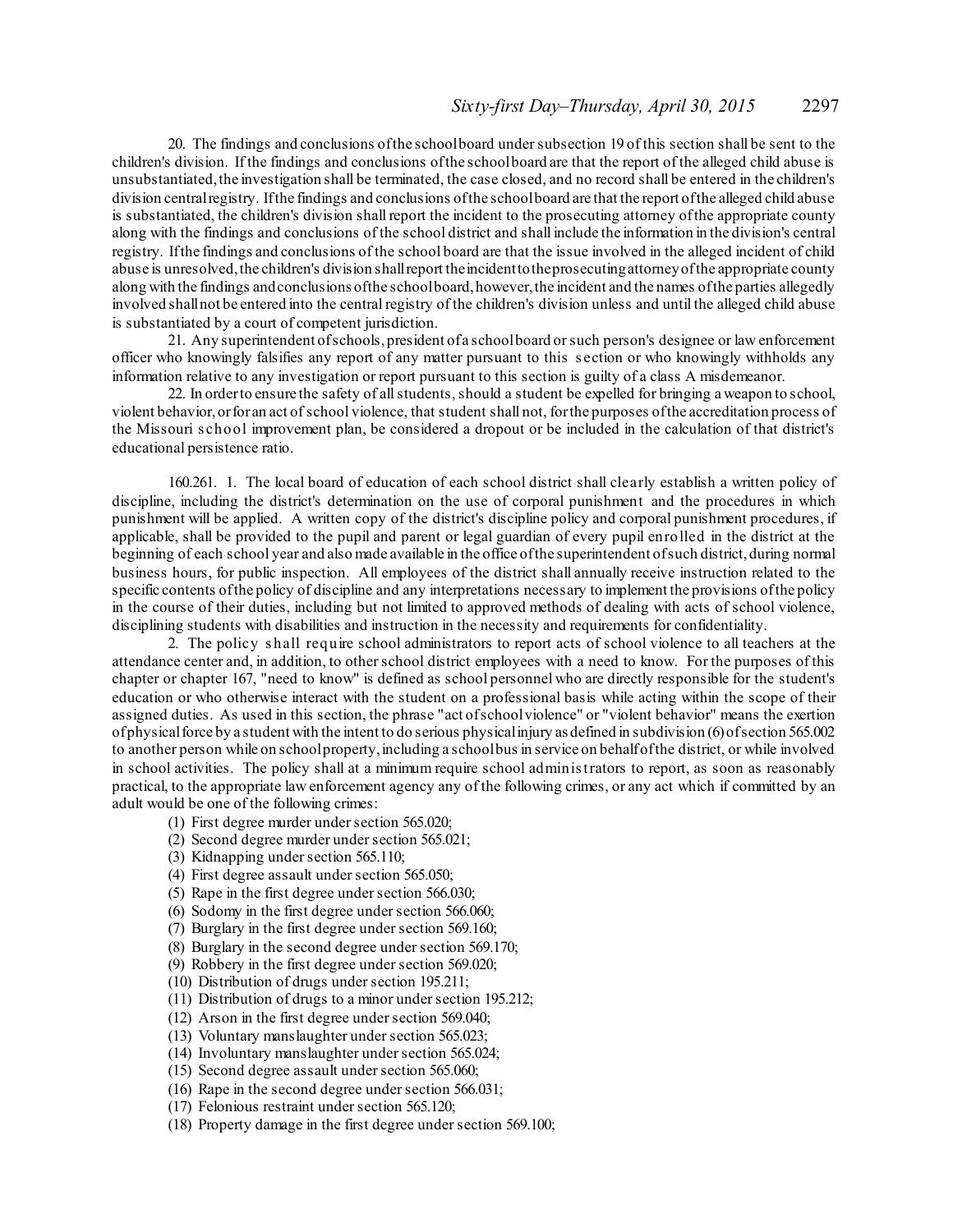20. The findings and conclusions of the school board under subsection 19 of this section shall be sent to the children's division. If the findings and conclusions of the school board are that the report of the alleged child abuse is unsubstantiated, the investigation shall be terminated, the case closed, and no record shall be entered in the children's division central registry. If the findings and conclusions of the school board are that the report of the alleged child abuse is substantiated, the children's division shall report the incident to the prosecuting attorney of the appropriate county along with the findings and conclusions of the school district and shall include the information in the division's central registry. If the findings and conclusions of the school board are that the issue involved in the alleged incident of child abuse is unresolved, the children's division shall report the incident to the prosecuting attorney of the appropriate county along with the findings and conclusions of the school board, however, the incident and the names of the parties allegedly involved shall not be entered into the central registry of the children's division unless and until the alleged child abuse is substantiated by a court of competent jurisdiction.

21. Any superintendent of schools, president of a school board or such person's designee or law enforcement officer who knowingly falsifies any report of any matter pursuant to this section or who knowingly withholds any information relative to any investigation or report pursuant to this section is guilty of a class A misdemeanor.

22. In order to ensure the safety of all students, should a student be expelled for bringing a weapon to school, violent behavior, or for an act of school violence, that student shall not, for the purposes of the accreditation process of the Missouri school improvement plan, be considered a dropout or be included in the calculation of that district's educational persistence ratio.

160.261. 1. The local board of education of each school district shall clearly establish a written policy of discipline, including the district's determination on the use of corporal punishment and the procedures in which punishment will be applied. A written copy of the district's discipline policy and corporal punishment procedures, if applicable, shall be provided to the pupil and parent or legal guardian of every pupil enrolled in the district at the beginning of each school year and also made available in the office of the superintendent of such district, during normal business hours, for public inspection. All employees of the district shall annually receive instruction related to the specific contents of the policy of discipline and any interpretations necessary to implement the provisions of the policy in the course of their duties, including but not limited to approved methods of dealing with acts of school violence, disciplining students with disabilities and instruction in the necessity and requirements for confidentiality.

2. The policy shall require school administrators to report acts of school violence to all teachers at the attendance center and, in addition, to other school district employees with a need to know. For the purposes of this chapter or chapter 167, "need to know" is defined as school personnel who are directly responsible for the student's education or who otherwise interact with the student on a professional basis while acting within the scope of their assigned duties. As used in this section, the phrase "act of school violence" or "violent behavior" means the exertion of physical force by a student with the intent to do serious physical injury as defined in subdivision (6) of section 565.002 to another person while on school property, including a school bus in service on behalf of the district, or while involved in school activities. The policy shall at a minimum require school administrators to report, as soon as reasonably practical, to the appropriate law enforcement agency any of the following crimes, or any act which if committed by an adult would be one of the following crimes:

(1) First degree murder under section 565.020;
(2) Second degree murder under section 565.021;
(3) Kidnapping under section 565.110;
(4) First degree assault under section 565.050;
(5) Rape in the first degree under section 566.030;
(6) Sodomy in the first degree under section 566.060;
(7) Burglary in the first degree under section 569.160;
(8) Burglary in the second degree under section 569.170;
(9) Robbery in the first degree under section 569.020;
(10) Distribution of drugs under section 195.211;
(11) Distribution of drugs to a minor under section 195.212;
(12) Arson in the first degree under section 569.040;
(13) Voluntary manslaughter under section 565.023;
(14) Involuntary manslaughter under section 565.024;
(15) Second degree assault under section 565.060;
(16) Rape in the second degree under section 566.031;
(17) Felonious restraint under section 565.120;
(18) Property damage in the first degree under section 569.100;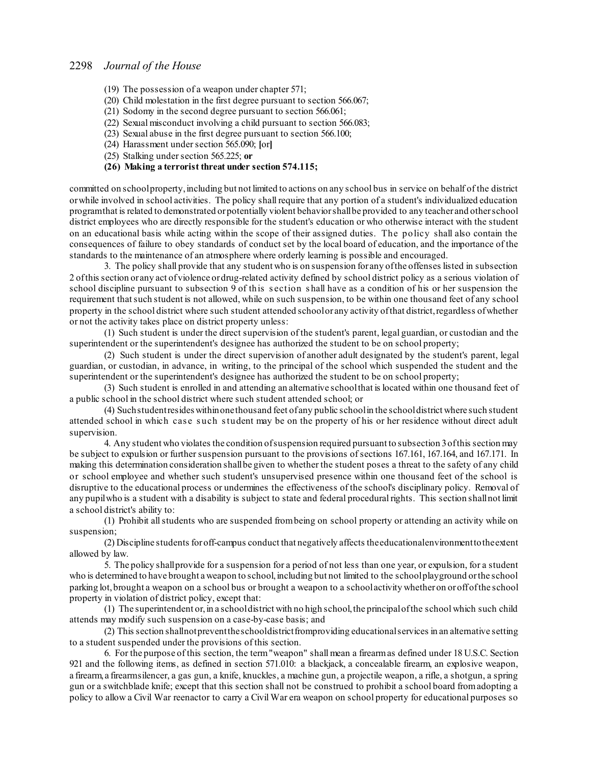(19) The possession of a weapon under chapter 571;

(20) Child molestation in the first degree pursuant to section 566.067;

(21) Sodomy in the second degree pursuant to section 566.061;

(22) Sexual misconduct involving a child pursuant to section 566.083;

(23) Sexual abuse in the first degree pursuant to section 566.100;

(24) Harassment under section 565.090; [or]

(25) Stalking under section 565.225; **or**

**(26) Making a terrorist threat under section 574.115;**

committed on school property, including but not limited to actions on any school bus in service on behalf of the district or while involved in school activities. The policy shall require that any portion of a student's individualized education program that is related to demonstrated or potentially violent behavior shall be provided to any teacher and other school district employees who are directly responsible for the student's education or who otherwise interact with the student on an educational basis while acting within the scope of their assigned duties. The policy shall also contain the consequences of failure to obey standards of conduct set by the local board of education, and the importance of the standards to the maintenance of an atmosphere where orderly learning is possible and encouraged.

3. The policy shall provide that any student who is on suspension for any of the offenses listed in subsection 2 of this section or any act of violence or drug-related activity defined by school district policy as a serious violation of school discipline pursuant to subsection 9 of this section shall have as a condition of his or her suspension the requirement that such student is not allowed, while on such suspension, to be within one thousand feet of any school property in the school district where such student attended school or any activity of that district, regardless of whether or not the activity takes place on district property unless:

(1) Such student is under the direct supervision of the student's parent, legal guardian, or custodian and the superintendent or the superintendent's designee has authorized the student to be on school property;

(2) Such student is under the direct supervision of another adult designated by the student's parent, legal guardian, or custodian, in advance, in writing, to the principal of the school which suspended the student and the superintendent or the superintendent's designee has authorized the student to be on school property;

(3) Such student is enrolled in and attending an alternative school that is located within one thousand feet of a public school in the school district where such student attended school; or

(4) Such student resides within one thousand feet of any public school in the school district where such student attended school in which case such student may be on the property of his or her residence without direct adult supervision.

4. Any student who violates the condition of suspension required pursuant to subsection 3 of this section may be subject to expulsion or further suspension pursuant to the provisions of sections 167.161, 167.164, and 167.171. In making this determination consideration shall be given to whether the student poses a threat to the safety of any child or school employee and whether such student's unsupervised presence within one thousand feet of the school is disruptive to the educational process or undermines the effectiveness of the school's disciplinary policy. Removal of any pupil who is a student with a disability is subject to state and federal procedural rights. This section shall not limit a school district's ability to:

(1) Prohibit all students who are suspended from being on school property or attending an activity while on suspension;

(2) Discipline students for off-campus conduct that negatively affects the educational environment to the extent allowed by law.

5. The policy shall provide for a suspension for a period of not less than one year, or expulsion, for a student who is determined to have brought a weapon to school, including but not limited to the school playground or the school parking lot, brought a weapon on a school bus or brought a weapon to a school activity whether on or off of the school property in violation of district policy, except that:

(1) The superintendent or, in a school district with no high school, the principal of the school which such child attends may modify such suspension on a case-by-case basis; and

(2) This section shall not prevent the school district from providing educational services in an alternative setting to a student suspended under the provisions of this section.

6. For the purpose of this section, the term "weapon" shall mean a firearm as defined under 18 U.S.C. Section 921 and the following items, as defined in section 571.010: a blackjack, a concealable firearm, an explosive weapon, a firearm, a firearm silencer, a gas gun, a knife, knuckles, a machine gun, a projectile weapon, a rifle, a shotgun, a spring gun or a switchblade knife; except that this section shall not be construed to prohibit a school board from adopting a policy to allow a Civil War reenactor to carry a Civil War era weapon on school property for educational purposes so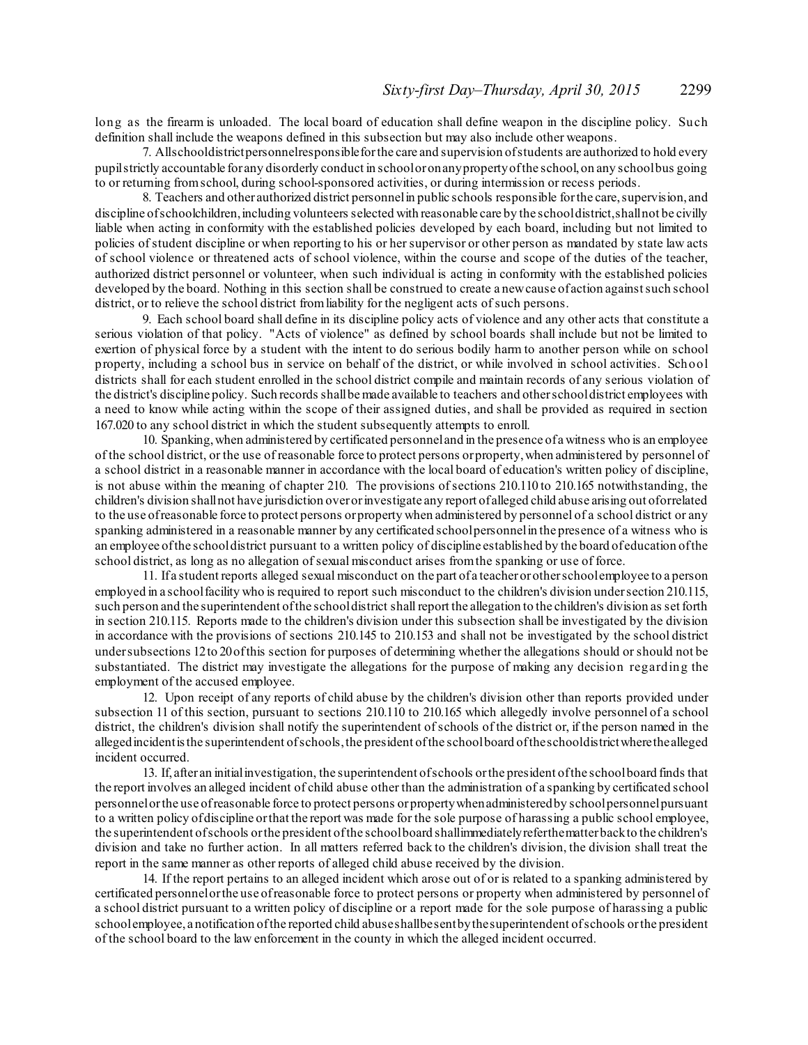long as the firearm is unloaded. The local board of education shall define weapon in the discipline policy. Such definition shall include the weapons defined in this subsection but may also include other weapons.

7. All school district personnel responsible for the care and supervision of students are authorized to hold every pupil strictly accountable for any disorderly conduct in school or on any property of the school, on any school bus going to or returning from school, during school-sponsored activities, or during intermission or recess periods.

8. Teachers and other authorized district personnel in public schools responsible for the care, supervision, and discipline of schoolchildren, including volunteers selected with reasonable care by the school district, shall not be civilly liable when acting in conformity with the established policies developed by each board, including but not limited to policies of student discipline or when reporting to his or her supervisor or other person as mandated by state law acts of school violence or threatened acts of school violence, within the course and scope of the duties of the teacher, authorized district personnel or volunteer, when such individual is acting in conformity with the established policies developed by the board. Nothing in this section shall be construed to create a new cause of action against such school district, or to relieve the school district from liability for the negligent acts of such persons.

9. Each school board shall define in its discipline policy acts of violence and any other acts that constitute a serious violation of that policy. "Acts of violence" as defined by school boards shall include but not be limited to exertion of physical force by a student with the intent to do serious bodily harm to another person while on school property, including a school bus in service on behalf of the district, or while involved in school activities. School districts shall for each student enrolled in the school district compile and maintain records of any serious violation of the district's discipline policy. Such records shall be made available to teachers and other school district employees with a need to know while acting within the scope of their assigned duties, and shall be provided as required in section 167.020 to any school district in which the student subsequently attempts to enroll.

10. Spanking, when administered by certificated personnel and in the presence of a witness who is an employee of the school district, or the use of reasonable force to protect persons or property, when administered by personnel of a school district in a reasonable manner in accordance with the local board of education's written policy of discipline, is not abuse within the meaning of chapter 210. The provisions of sections 210.110 to 210.165 notwithstanding, the children's division shall not have jurisdiction over or investigate any report of alleged child abuse arising out of or related to the use of reasonable force to protect persons or property when administered by personnel of a school district or any spanking administered in a reasonable manner by any certificated school personnel in the presence of a witness who is an employee of the school district pursuant to a written policy of discipline established by the board of education of the school district, as long as no allegation of sexual misconduct arises from the spanking or use of force.

11. If a student reports alleged sexual misconduct on the part of a teacher or other school employee to a person employed in a school facility who is required to report such misconduct to the children's division under section 210.115, such person and the superintendent of the school district shall report the allegation to the children's division as set forth in section 210.115. Reports made to the children's division under this subsection shall be investigated by the division in accordance with the provisions of sections 210.145 to 210.153 and shall not be investigated by the school district under subsections 12 to 20 of this section for purposes of determining whether the allegations should or should not be substantiated. The district may investigate the allegations for the purpose of making any decision regarding the employment of the accused employee.

12. Upon receipt of any reports of child abuse by the children's division other than reports provided under subsection 11 of this section, pursuant to sections 210.110 to 210.165 which allegedly involve personnel of a school district, the children's division shall notify the superintendent of schools of the district or, if the person named in the alleged incident is the superintendent of schools, the president of the school board of the school district where the alleged incident occurred.

13. If, after an initial investigation, the superintendent of schools or the president of the school board finds that the report involves an alleged incident of child abuse other than the administration of a spanking by certificated school personnel or the use of reasonable force to protect persons or property when administered by school personnel pursuant to a written policy of discipline or that the report was made for the sole purpose of harassing a public school employee, the superintendent of schools or the president of the school board shall immediately refer the matter back to the children's division and take no further action. In all matters referred back to the children's division, the division shall treat the report in the same manner as other reports of alleged child abuse received by the division.

14. If the report pertains to an alleged incident which arose out of or is related to a spanking administered by certificated personnel or the use of reasonable force to protect persons or property when administered by personnel of a school district pursuant to a written policy of discipline or a report made for the sole purpose of harassing a public school employee, a notification of the reported child abuse shall be sent by the superintendent of schools or the president of the school board to the law enforcement in the county in which the alleged incident occurred.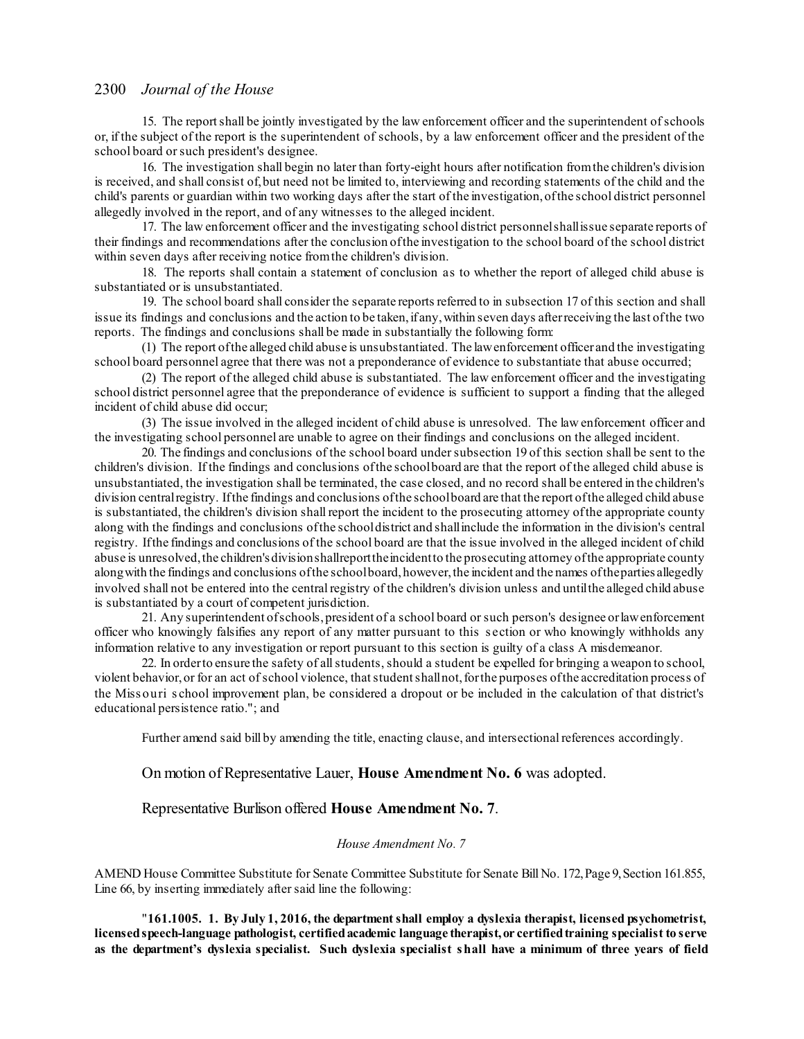15. The report shall be jointly investigated by the law enforcement officer and the superintendent of schools or, if the subject of the report is the superintendent of schools, by a law enforcement officer and the president of the school board or such president's designee.

16. The investigation shall begin no later than forty-eight hours after notification from the children's division is received, and shall consist of, but need not be limited to, interviewing and recording statements of the child and the child's parents or guardian within two working days after the start of the investigation, of the school district personnel allegedly involved in the report, and of any witnesses to the alleged incident.

17. The law enforcement officer and the investigating school district personnel shall issue separate reports of their findings and recommendations after the conclusion of the investigation to the school board of the school district within seven days after receiving notice from the children's division.

18. The reports shall contain a statement of conclusion as to whether the report of alleged child abuse is substantiated or is unsubstantiated.

19. The school board shall consider the separate reports referred to in subsection 17 of this section and shall issue its findings and conclusions and the action to be taken, if any, within seven days after receiving the last of the two reports. The findings and conclusions shall be made in substantially the following form:

(1) The report of the alleged child abuse is unsubstantiated. The law enforcement officer and the investigating school board personnel agree that there was not a preponderance of evidence to substantiate that abuse occurred;

(2) The report of the alleged child abuse is substantiated. The law enforcement officer and the investigating school district personnel agree that the preponderance of evidence is sufficient to support a finding that the alleged incident of child abuse did occur;

(3) The issue involved in the alleged incident of child abuse is unresolved. The law enforcement officer and the investigating school personnel are unable to agree on their findings and conclusions on the alleged incident.

20. The findings and conclusions of the school board under subsection 19 of this section shall be sent to the children's division. If the findings and conclusions of the school board are that the report of the alleged child abuse is unsubstantiated, the investigation shall be terminated, the case closed, and no record shall be entered in the children's division central registry. If the findings and conclusions of the school board are that the report of the alleged child abuse is substantiated, the children's division shall report the incident to the prosecuting attorney of the appropriate county along with the findings and conclusions of the school district and shall include the information in the division's central registry. If the findings and conclusions of the school board are that the issue involved in the alleged incident of child abuse is unresolved, the children's division shall report the incident to the prosecuting attorney of the appropriate county along with the findings and conclusions of the school board, however, the incident and the names of the parties allegedly involved shall not be entered into the central registry of the children's division unless and until the alleged child abuse is substantiated by a court of competent jurisdiction.

21. Any superintendent of schools, president of a school board or such person's designee or law enforcement officer who knowingly falsifies any report of any matter pursuant to this section or who knowingly withholds any information relative to any investigation or report pursuant to this section is guilty of a class A misdemeanor.

22. In order to ensure the safety of all students, should a student be expelled for bringing a weapon to school, violent behavior, or for an act of school violence, that student shall not, for the purposes of the accreditation process of the Missouri school improvement plan, be considered a dropout or be included in the calculation of that district's educational persistence ratio."; and

Further amend said bill by amending the title, enacting clause, and intersectional references accordingly.

On motion of Representative Lauer, **House Amendment No. 6** was adopted.

Representative Burlison offered **House Amendment No. 7**.

*House Amendment No. 7*

AMEND House Committee Substitute for Senate Committee Substitute for Senate Bill No. 172, Page 9, Section 161.855, Line 66, by inserting immediately after said line the following:

"**161.1005. 1. By July 1, 2016, the department shall employ a dyslexia therapist, licensed psychometrist, licensed speech-language pathologist, certified academic language therapist, or certified training specialist to serve as the department's dyslexia specialist. Such dyslexia specialist shall have a minimum of three years of field**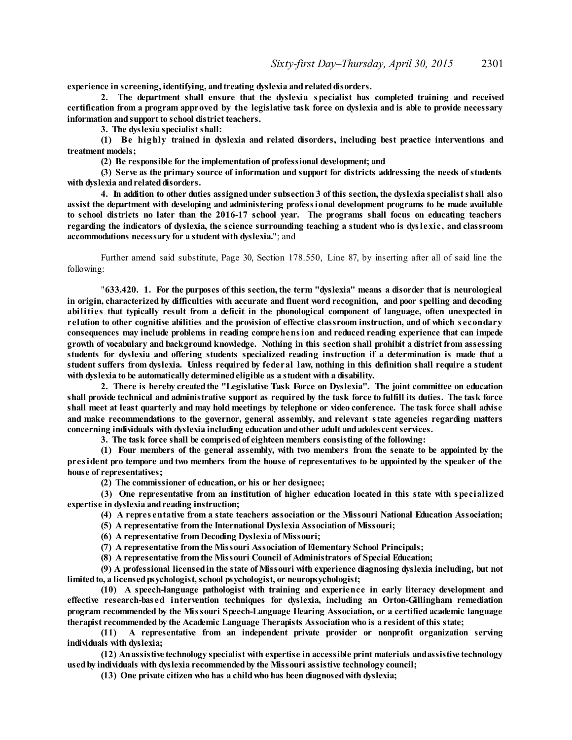**experience in screening, identifying, and treating dyslexia and related disorders.**

**2. The department shall ensure that the dyslexia specialist has completed training and received certification from a program approved by the legislative task force on dyslexia and is able to provide necessary information and support to school district teachers.**

**3. The dyslexia specialist shall:**

**(1) Be highly trained in dyslexia and related disorders, including best practice interventions and treatment models;**

**(2) Be responsible for the implementation of professional development; and**

**(3) Serve as the primary source of information and support for districts addressing the needs of students with dyslexia and related disorders.**

**4. In addition to other duties assigned under subsection 3 of this section, the dyslexia specialist shall also assist the department with developing and administering professional development programs to be made available to school districts no later than the 2016-17 school year. The programs shall focus on educating teachers regarding the indicators of dyslexia, the science surrounding teaching a student who is dyslexic, and classroom accommodations necessary for a student with dyslexia.**"; and

Further amend said substitute, Page 30, Section 178.550, Line 87, by inserting after all of said line the following:

"**633.420. 1. For the purposes of this section, the term "dyslexia" means a disorder that is neurological in origin, characterized by difficulties with accurate and fluent word recognition, and poor spelling and decoding abilities that typically result from a deficit in the phonological component of language, often unexpected in relation to other cognitive abilities and the provision of effective classroom instruction, and of which secondary consequences may include problems in reading comprehension and reduced reading experience that can impede growth of vocabulary and background knowledge. Nothing in this section shall prohibit a district from assessing students for dyslexia and offering students specialized reading instruction if a determination is made that a student suffers from dyslexia. Unless required by federal law, nothing in this definition shall require a student with dyslexia to be automatically determined eligible as a student with a disability.**

**2. There is hereby created the "Legislative Task Force on Dyslexia". The joint committee on education shall provide technical and administrative support as required by the task force to fulfill its duties. The task force shall meet at least quarterly and may hold meetings by telephone or video conference. The task force shall advise and make recommendations to the governor, general assembly, and relevant state agencies regarding matters concerning individuals with dyslexia including education and other adult and adolescent services.**

**3. The task force shall be comprised of eighteen members consisting of the following:**

**(1) Four members of the general assembly, with two members from the senate to be appointed by the president pro tempore and two members from the house of representatives to be appointed by the speaker of the house of representatives;**

**(2) The commissioner of education, or his or her designee;**

**(3) One representative from an institution of higher education located in this state with specialized expertise in dyslexia and reading instruction;**

**(4) A representative from a state teachers association or the Missouri National Education Association;**

**(5) A representative from the International Dyslexia Association of Missouri;**

**(6) A representative from Decoding Dyslexia of Missouri;**

**(7) A representative from the Missouri Association of Elementary School Principals;**

**(8) A representative from the Missouri Council of Administrators of Special Education;**

**(9) A professional licensed in the state of Missouri with experience diagnosing dyslexia including, but not limited to, a licensed psychologist, school psychologist, or neuropsychologist;**

**(10) A speech-language pathologist with training and experience in early literacy development and effective research-based intervention techniques for dyslexia, including an Orton-Gillingham remediation program recommended by the Missouri Speech-Language Hearing Association, or a certified academic language therapist recommended by the Academic Language Therapists Association who is a resident of this state;**

**(11) A representative from an independent private provider or nonprofit organization serving individuals with dyslexia;**

**(12) An assistive technology specialist with expertise in accessible print materials and assistive technology used by individuals with dyslexia recommended by the Missouri assistive technology council;**

**(13) One private citizen who has a child who has been diagnosed with dyslexia;**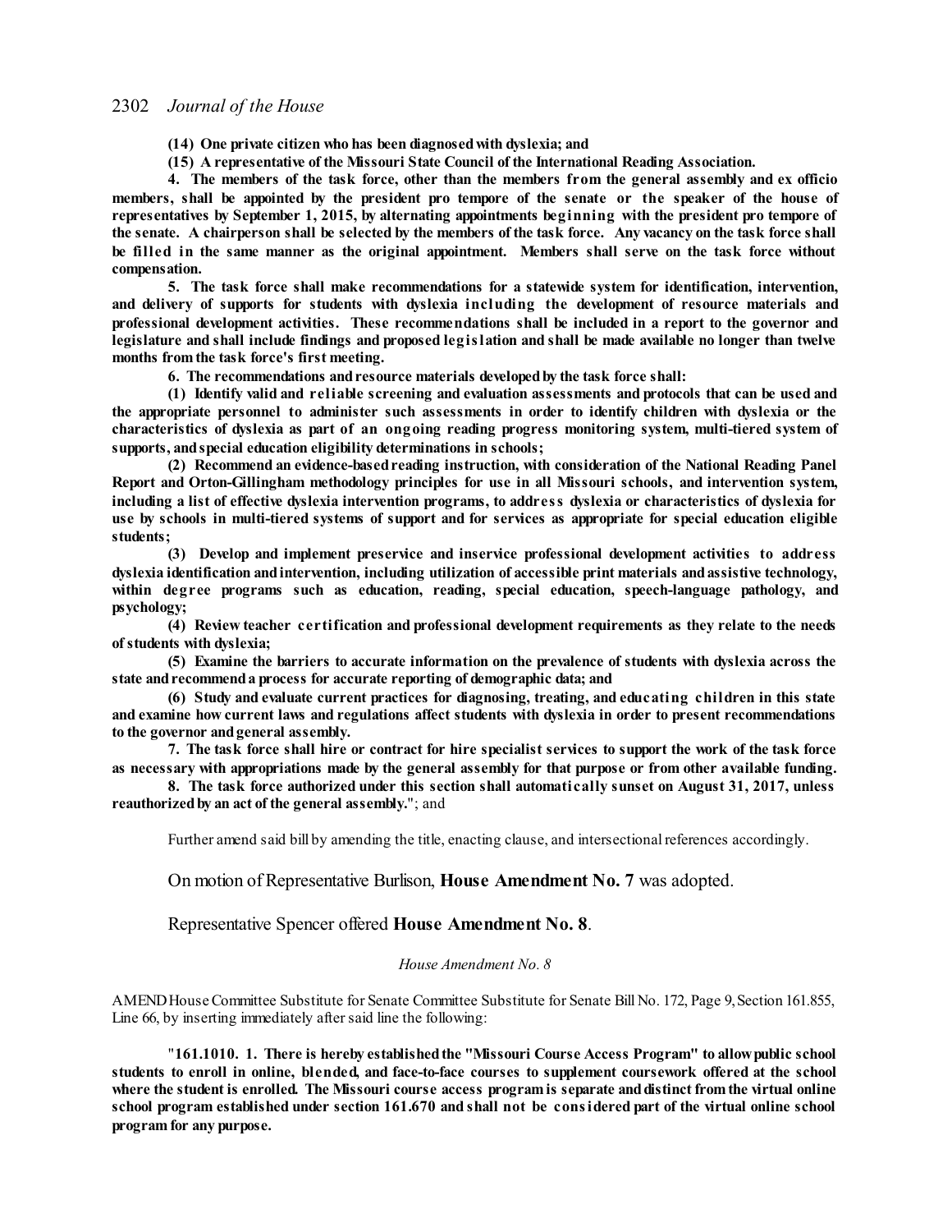**(14) One private citizen who has been diagnosed with dyslexia; and**

**(15) A representative of the Missouri State Council of the International Reading Association.**

**4. The members of the task force, other than the members from the general assembly and ex officio members, shall be appointed by the president pro tempore of the senate or the speaker of the house of representatives by September 1, 2015, by alternating appointments beginning with the president pro tempore of the senate. A chairperson shall be selected by the members of the task force. Any vacancy on the task force shall be filled in the same manner as the original appointment. Members shall serve on the task force without compensation.**

**5. The task force shall make recommendations for a statewide system for identification, intervention, and delivery of supports for students with dyslexia including the development of resource materials and professional development activities. These recommendations shall be included in a report to the governor and legislature and shall include findings and proposed legislation and shall be made available no longer than twelve months from the task force's first meeting.**

**6. The recommendations and resource materials developed by the task force shall:**

**(1) Identify valid and reliable screening and evaluation assessments and protocols that can be used and the appropriate personnel to administer such assessments in order to identify children with dyslexia or the characteristics of dyslexia as part of an ongoing reading progress monitoring system, multi-tiered system of supports, and special education eligibility determinations in schools;**

**(2) Recommend an evidence-based reading instruction, with consideration of the National Reading Panel Report and Orton-Gillingham methodology principles for use in all Missouri schools, and intervention system, including a list of effective dyslexia intervention programs, to address dyslexia or characteristics of dyslexia for use by schools in multi-tiered systems of support and for services as appropriate for special education eligible students;**

**(3) Develop and implement preservice and inservice professional development activities to address dyslexia identification and intervention, including utilization of accessible print materials and assistive technology, within degree programs such as education, reading, special education, speech-language pathology, and psychology;**

**(4) Review teacher certification and professional development requirements as they relate to the needs of students with dyslexia;**

**(5) Examine the barriers to accurate information on the prevalence of students with dyslexia across the state and recommend a process for accurate reporting of demographic data; and**

**(6) Study and evaluate current practices for diagnosing, treating, and educating children in this state and examine how current laws and regulations affect students with dyslexia in order to present recommendations to the governor and general assembly.**

**7. The task force shall hire or contract for hire specialist services to support the work of the task force as necessary with appropriations made by the general assembly for that purpose or from other available funding.**

**8. The task force authorized under this section shall automatically sunset on August 31, 2017, unless reauthorized by an act of the general assembly.**"; and

Further amend said bill by amending the title, enacting clause, and intersectional references accordingly.

On motion of Representative Burlison, **House Amendment No. 7** was adopted.

Representative Spencer offered **House Amendment No. 8**.

*House Amendment No. 8*

AMEND House Committee Substitute for Senate Committee Substitute for Senate Bill No. 172, Page 9, Section 161.855, Line 66, by inserting immediately after said line the following:

"**161.1010. 1. There is hereby established the "Missouri Course Access Program" to allow public school students to enroll in online, blended, and face-to-face courses to supplement coursework offered at the school where the student is enrolled. The Missouri course access program is separate and distinct from the virtual online school program established under section 161.670 and shall not be considered part of the virtual online school program for any purpose.**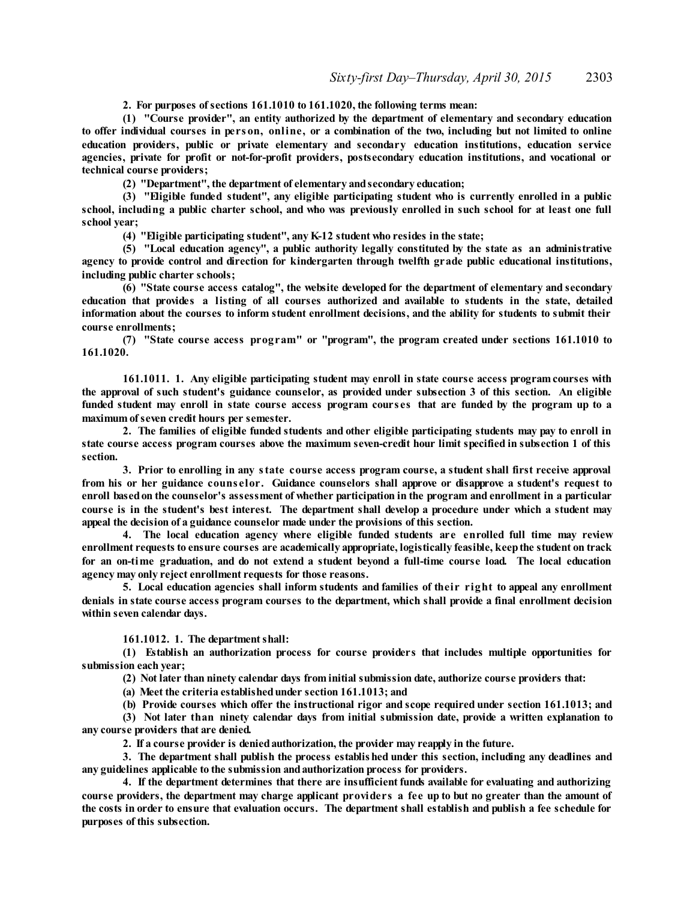**2. For purposes of sections 161.1010 to 161.1020, the following terms mean:**

**(1) "Course provider", an entity authorized by the department of elementary and secondary education to offer individual courses in person, online, or a combination of the two, including but not limited to online education providers, public or private elementary and secondary education institutions, education service agencies, private for profit or not-for-profit providers, postsecondary education institutions, and vocational or technical course providers;**

**(2) "Department", the department of elementary and secondary education;**

**(3) "Eligible funded student", any eligible participating student who is currently enrolled in a public school, including a public charter school, and who was previously enrolled in such school for at least one full school year;**

**(4) "Eligible participating student", any K-12 student who resides in the state;**

**(5) "Local education agency", a public authority legally constituted by the state as an administrative agency to provide control and direction for kindergarten through twelfth grade public educational institutions, including public charter schools;**

**(6) "State course access catalog", the website developed for the department of elementary and secondary education that provides a listing of all courses authorized and available to students in the state, detailed information about the courses to inform student enrollment decisions, and the ability for students to submit their course enrollments;**

**(7) "State course access program" or "program", the program created under sections 161.1010 to 161.1020.**

**161.1011. 1. Any eligible participating student may enroll in state course access program courses with the approval of such student's guidance counselor, as provided under subsection 3 of this section. An eligible funded student may enroll in state course access program courses that are funded by the program up to a maximum of seven credit hours per semester.**

**2. The families of eligible funded students and other eligible participating students may pay to enroll in state course access program courses above the maximum seven-credit hour limit specified in subsection 1 of this section.**

**3. Prior to enrolling in any state course access program course, a student shall first receive approval from his or her guidance counselor. Guidance counselors shall approve or disapprove a student's request to enroll based on the counselor's assessment of whether participation in the program and enrollment in a particular course is in the student's best interest. The department shall develop a procedure under which a student may appeal the decision of a guidance counselor made under the provisions of this section.**

**4. The local education agency where eligible funded students are enrolled full time may review enrollment requests to ensure courses are academically appropriate, logistically feasible, keep the student on track for an on-time graduation, and do not extend a student beyond a full-time course load. The local education agency may only reject enrollment requests for those reasons.**

**5. Local education agencies shall inform students and families of their right to appeal any enrollment denials in state course access program courses to the department, which shall provide a final enrollment decision within seven calendar days.**

**161.1012. 1. The department shall:**

**(1) Establish an authorization process for course providers that includes multiple opportunities for submission each year;**

**(2) Not later than ninety calendar days from initial submission date, authorize course providers that:**

**(a) Meet the criteria established under section 161.1013; and**

**(b) Provide courses which offer the instructional rigor and scope required under section 161.1013; and**

**(3) Not later than ninety calendar days from initial submission date, provide a written explanation to any course providers that are denied.**

**2. If a course provider is denied authorization, the provider may reapply in the future.**

**3. The department shall publish the process established under this section, including any deadlines and any guidelines applicable to the submission and authorization process for providers.**

**4. If the department determines that there are insufficient funds available for evaluating and authorizing course providers, the department may charge applicant providers a fee up to but no greater than the amount of the costs in order to ensure that evaluation occurs. The department shall establish and publish a fee schedule for purposes of this subsection.**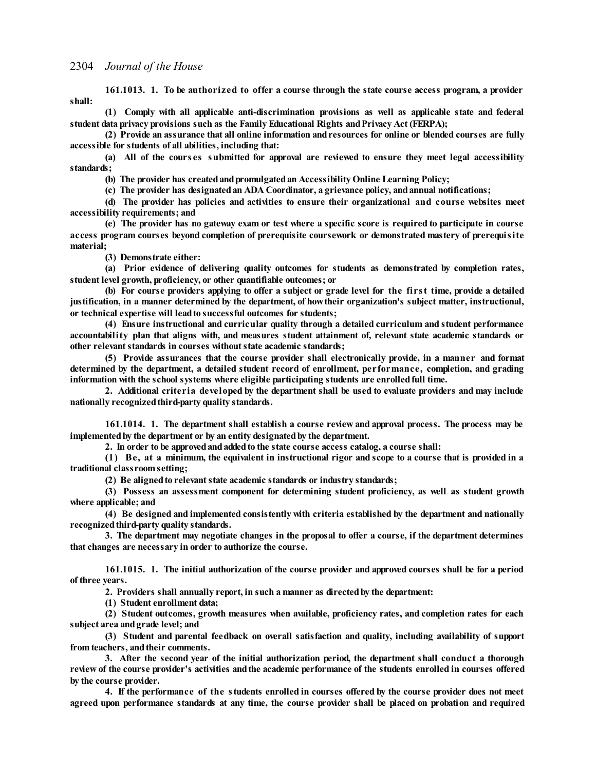**161.1013. 1. To be authorized to offer a course through the state course access program, a provider shall:**

**(1) Comply with all applicable anti-discrimination provisions as well as applicable state and federal student data privacy provisions such as the Family Educational Rights and Privacy Act (FERPA);**

**(2) Provide an assurance that all online information and resources for online or blended courses are fully accessible for students of all abilities, including that:**

**(a) All of the courses submitted for approval are reviewed to ensure they meet legal accessibility standards;**

**(b) The provider has created and promulgated an Accessibility Online Learning Policy;**

**(c) The provider has designated an ADA Coordinator, a grievance policy, and annual notifications;**

**(d) The provider has policies and activities to ensure their organizational and course websites meet accessibility requirements; and**

**(e) The provider has no gateway exam or test where a specific score is required to participate in course access program courses beyond completion of prerequisite coursework or demonstrated mastery of prerequisite material;**

**(3) Demonstrate either:**

**(a) Prior evidence of delivering quality outcomes for students as demonstrated by completion rates, student level growth, proficiency, or other quantifiable outcomes; or**

**(b) For course providers applying to offer a subject or grade level for the first time, provide a detailed justification, in a manner determined by the department, of how their organization's subject matter, instructional, or technical expertise will lead to successful outcomes for students;**

**(4) Ensure instructional and curricular quality through a detailed curriculum and student performance accountability plan that aligns with, and measures student attainment of, relevant state academic standards or other relevant standards in courses without state academic standards;**

**(5) Provide assurances that the course provider shall electronically provide, in a manner and format determined by the department, a detailed student record of enrollment, performance, completion, and grading information with the school systems where eligible participating students are enrolled full time.**

**2. Additional criteria developed by the department shall be used to evaluate providers and may include nationally recognized third-party quality standards.**

**161.1014. 1. The department shall establish a course review and approval process. The process may be implemented by the department or by an entity designated by the department.**

**2. In order to be approved and added to the state course access catalog, a course shall:**

**(1) Be, at a minimum, the equivalent in instructional rigor and scope to a course that is provided in a traditional classroom setting;**

**(2) Be aligned to relevant state academic standards or industry standards;**

**(3) Possess an assessment component for determining student proficiency, as well as student growth where applicable; and**

**(4) Be designed and implemented consistently with criteria established by the department and nationally recognized third-party quality standards.**

**3. The department may negotiate changes in the proposal to offer a course, if the department determines that changes are necessary in order to authorize the course.**

**161.1015. 1. The initial authorization of the course provider and approved courses shall be for a period of three years.**

**2. Providers shall annually report, in such a manner as directed by the department:**

**(1) Student enrollment data;**

**(2) Student outcomes, growth measures when available, proficiency rates, and completion rates for each subject area and grade level; and**

**(3) Student and parental feedback on overall satisfaction and quality, including availability of support from teachers, and their comments.**

**3. After the second year of the initial authorization period, the department shall conduct a thorough review of the course provider's activities and the academic performance of the students enrolled in courses offered by the course provider.**

**4. If the performance of the students enrolled in courses offered by the course provider does not meet agreed upon performance standards at any time, the course provider shall be placed on probation and required**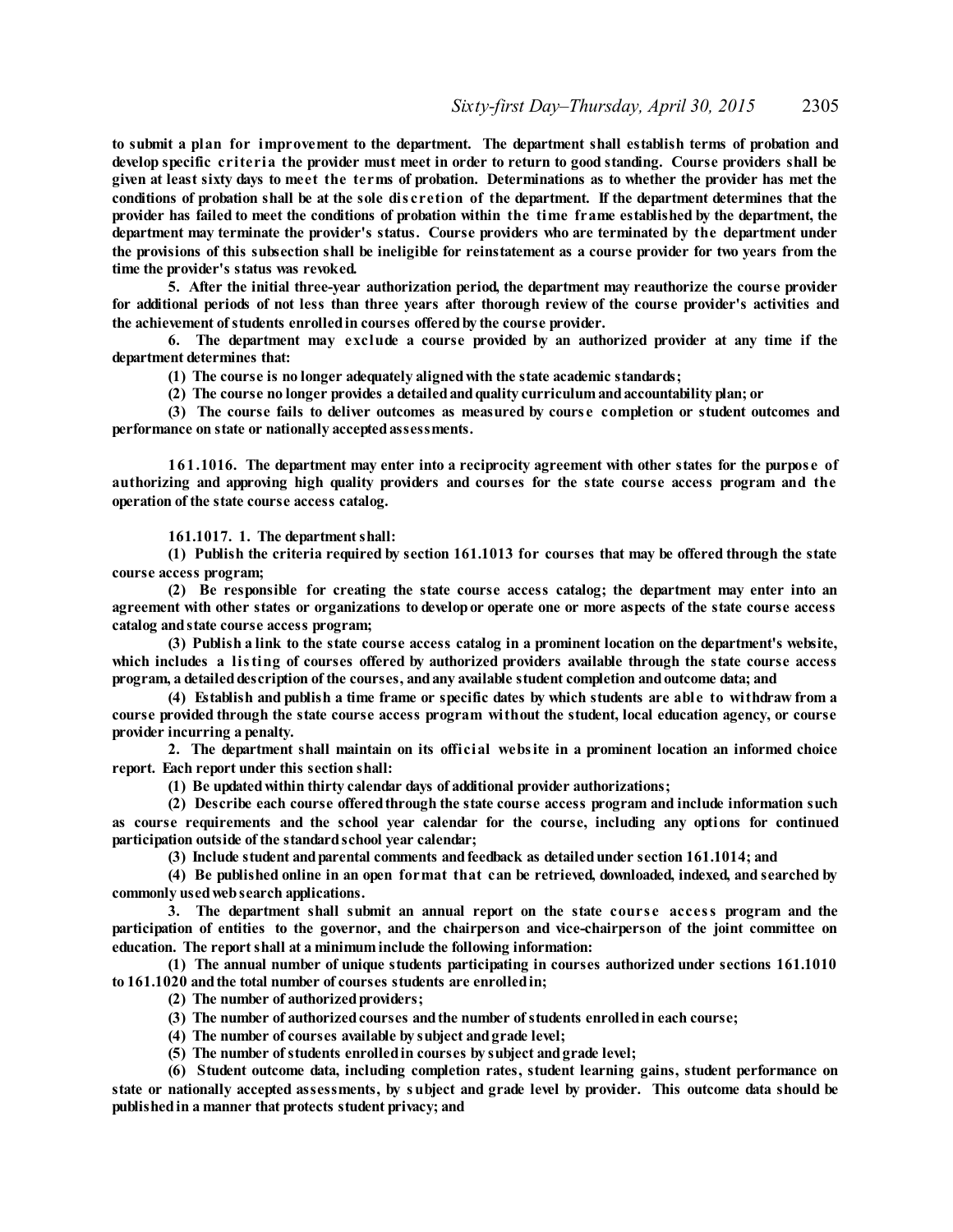**to submit a plan for improvement to the department. The department shall establish terms of probation and develop specific criteria the provider must meet in order to return to good standing. Course providers shall be given at least sixty days to meet the terms of probation. Determinations as to whether the provider has met the conditions of probation shall be at the sole discretion of the department. If the department determines that the provider has failed to meet the conditions of probation within the time frame established by the department, the department may terminate the provider's status. Course providers who are terminated by the department under the provisions of this subsection shall be ineligible for reinstatement as a course provider for two years from the time the provider's status was revoked.**

**5. After the initial three-year authorization period, the department may reauthorize the course provider for additional periods of not less than three years after thorough review of the course provider's activities and the achievement of students enrolled in courses offered by the course provider.**

**6. The department may exclude a course provided by an authorized provider at any time if the department determines that:**

**(1) The course is no longer adequately aligned with the state academic standards;**

**(2) The course no longer provides a detailed and quality curriculum and accountability plan; or**

**(3) The course fails to deliver outcomes as measured by course completion or student outcomes and performance on state or nationally accepted assessments.**

**161.1016. The department may enter into a reciprocity agreement with other states for the purpose of authorizing and approving high quality providers and courses for the state course access program and the operation of the state course access catalog.**

**161.1017. 1. The department shall:**

**(1) Publish the criteria required by section 161.1013 for courses that may be offered through the state course access program;**

**(2) Be responsible for creating the state course access catalog; the department may enter into an agreement with other states or organizations to develop or operate one or more aspects of the state course access catalog and state course access program;**

**(3) Publish a link to the state course access catalog in a prominent location on the department's website, which includes a listing of courses offered by authorized providers available through the state course access program, a detailed description of the courses, and any available student completion and outcome data; and**

**(4) Establish and publish a time frame or specific dates by which students are able to withdraw from a course provided through the state course access program without the student, local education agency, or course provider incurring a penalty.**

**2. The department shall maintain on its official website in a prominent location an informed choice report. Each report under this section shall:**

**(1) Be updated within thirty calendar days of additional provider authorizations;**

**(2) Describe each course offered through the state course access program and include information such as course requirements and the school year calendar for the course, including any options for continued participation outside of the standard school year calendar;**

**(3) Include student and parental comments and feedback as detailed under section 161.1014; and**

**(4) Be published online in an open format that can be retrieved, downloaded, indexed, and searched by commonly used web search applications.**

**3. The department shall submit an annual report on the state course access program and the participation of entities to the governor, and the chairperson and vice-chairperson of the joint committee on education. The report shall at a minimum include the following information:**

**(1) The annual number of unique students participating in courses authorized under sections 161.1010 to 161.1020 and the total number of courses students are enrolled in;**

**(2) The number of authorized providers;**

**(3) The number of authorized courses and the number of students enrolled in each course;**

**(4) The number of courses available by subject and grade level;**

**(5) The number of students enrolled in courses by subject and grade level;**

**(6) Student outcome data, including completion rates, student learning gains, student performance on state or nationally accepted assessments, by subject and grade level by provider. This outcome data should be published in a manner that protects student privacy; and**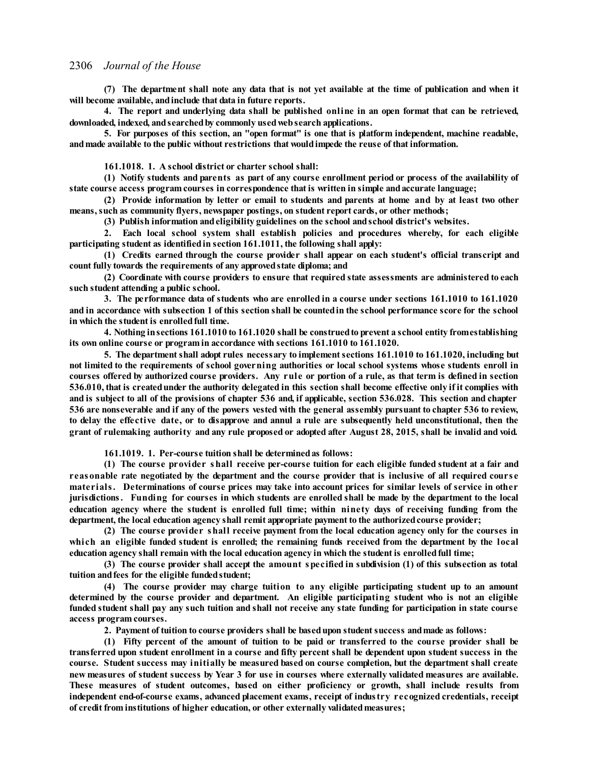**(7) The department shall note any data that is not yet available at the time of publication and when it will become available, and include that data in future reports.**

**4. The report and underlying data shall be published online in an open format that can be retrieved, downloaded, indexed, and searched by commonly used web search applications.**

**5. For purposes of this section, an "open format" is one that is platform independent, machine readable, and made available to the public without restrictions that would impede the reuse of that information.**

**161.1018. 1. A school district or charter school shall:**

**(1) Notify students and parents as part of any course enrollment period or process of the availability of state course access program courses in correspondence that is written in simple and accurate language;**

**(2) Provide information by letter or email to students and parents at home and by at least two other means, such as community flyers, newspaper postings, on student report cards, or other methods;**

**(3) Publish information and eligibility guidelines on the school and school district's websites.**

**2. Each local school system shall establish policies and procedures whereby, for each eligible participating student as identified in section 161.1011, the following shall apply:**

**(1) Credits earned through the course provider shall appear on each student's official transcript and count fully towards the requirements of any approved state diploma; and**

**(2) Coordinate with course providers to ensure that required state assessments are administered to each such student attending a public school.**

**3. The performance data of students who are enrolled in a course under sections 161.1010 to 161.1020 and in accordance with subsection 1 of this section shall be counted in the school performance score for the school in which the student is enrolled full time.**

**4. Nothing in sections 161.1010 to 161.1020 shall be construed to prevent a school entity from establishing its own online course or program in accordance with sections 161.1010 to 161.1020.**

**5. The department shall adopt rules necessary to implement sections 161.1010 to 161.1020, including but not limited to the requirements of school governing authorities or local school systems whose students enroll in courses offered by authorized course providers. Any rule or portion of a rule, as that term is defined in section 536.010, that is created under the authority delegated in this section shall become effective only if it complies with and is subject to all of the provisions of chapter 536 and, if applicable, section 536.028. This section and chapter 536 are nonseverable and if any of the powers vested with the general assembly pursuant to chapter 536 to review, to delay the effective date, or to disapprove and annul a rule are subsequently held unconstitutional, then the grant of rulemaking authority and any rule proposed or adopted after August 28, 2015, shall be invalid and void.**

**161.1019. 1. Per-course tuition shall be determined as follows:**

**(1) The course provider shall receive per-course tuition for each eligible funded student at a fair and reasonable rate negotiated by the department and the course provider that is inclusive of all required course materials. Determinations of course prices may take into account prices for similar levels of service in other jurisdictions. Funding for courses in which students are enrolled shall be made by the department to the local education agency where the student is enrolled full time; within ninety days of receiving funding from the department, the local education agency shall remit appropriate payment to the authorized course provider;**

**(2) The course provider shall receive payment from the local education agency only for the courses in which an eligible funded student is enrolled; the remaining funds received from the department by the local education agency shall remain with the local education agency in which the student is enrolled full time;**

**(3) The course provider shall accept the amount specified in subdivision (1) of this subsection as total tuition and fees for the eligible funded student;**

**(4) The course provider may charge tuition to any eligible participating student up to an amount determined by the course provider and department. An eligible participating student who is not an eligible funded student shall pay any such tuition and shall not receive any state funding for participation in state course access program courses.**

**2. Payment of tuition to course providers shall be based upon student success and made as follows:**

**(1) Fifty percent of the amount of tuition to be paid or transferred to the course provider shall be transferred upon student enrollment in a course and fifty percent shall be dependent upon student success in the course. Student success may initially be measured based on course completion, but the department shall create new measures of student success by Year 3 for use in courses where externally validated measures are available. These measures of student outcomes, based on either proficiency or growth, shall include results from independent end-of-course exams, advanced placement exams, receipt of industry recognized credentials, receipt of credit from institutions of higher education, or other externally validated measures;**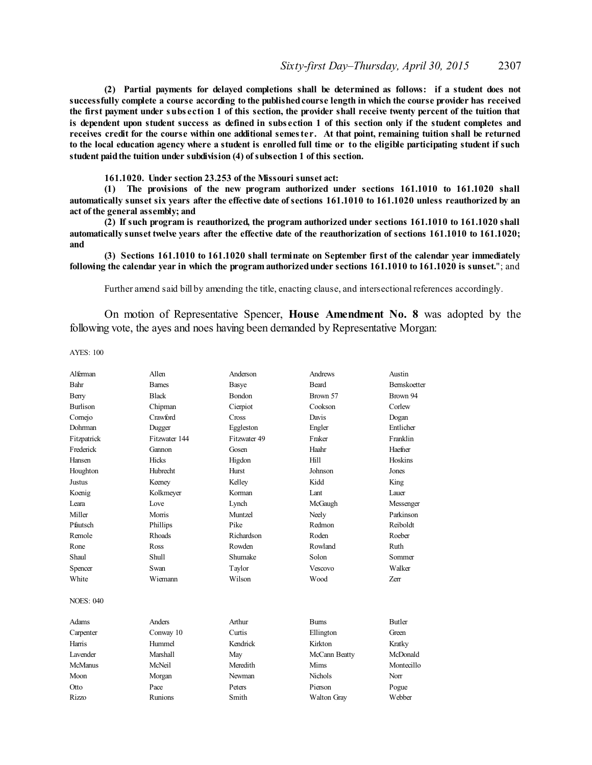**(2) Partial payments for delayed completions shall be determined as follows: if a student does not successfully complete a course according to the published course length in which the course provider has received the first payment under subsection 1 of this section, the provider shall receive twenty percent of the tuition that is dependent upon student success as defined in subsection 1 of this section only if the student completes and receives credit for the course within one additional semester. At that point, remaining tuition shall be returned to the local education agency where a student is enrolled full time or to the eligible participating student if such student paid the tuition under subdivision (4) of subsection 1 of this section.**

**161.1020. Under section 23.253 of the Missouri sunset act:**

**(1) The provisions of the new program authorized under sections 161.1010 to 161.1020 shall automatically sunset six years after the effective date of sections 161.1010 to 161.1020 unless reauthorized by an act of the general assembly; and**

**(2) If such program is reauthorized, the program authorized under sections 161.1010 to 161.1020 shall automatically sunset twelve years after the effective date of the reauthorization of sections 161.1010 to 161.1020; and**

**(3) Sections 161.1010 to 161.1020 shall terminate on September first of the calendar year immediately following the calendar year in which the program authorized under sections 161.1010 to 161.1020 is sunset.**"; and

Further amend said bill by amending the title, enacting clause, and intersectional references accordingly.

On motion of Representative Spencer, **House Amendment No. 8** was adopted by the following vote, the ayes and noes having been demanded by Representative Morgan:

AYES: 100

| | | | | |
|---|---|---|---|---|
| Alferman | Allen | Anderson | Andrews | Austin |
| Bahr | Barnes | Basye | Beard | Bernskoetter |
| Berry | Black | Bondon | Brown 57 | Brown 94 |
| Burlison | Chipman | Cierpiot | Cookson | Corlew |
| Cornejo | Crawford | Cross | Davis | Dogan |
| Dohrman | Dugger | Eggleston | Engler | Entlicher |
| Fitzpatrick | Fitzwater 144 | Fitzwater 49 | Fraker | Franklin |
| Frederick | Gannon | Gosen | Haahr | Haefner |
| Hansen | Hicks | Higdon | Hill | Hoskins |
| Houghton | Hubrecht | Hurst | Johnson | Jones |
| Justus | Keeney | Kelley | Kidd | King |
| Koenig | Kolkmeyer | Korman | Lant | Lauer |
| Leara | Love | Lynch | McGaugh | Messenger |
| Miller | Morris | Muntzel | Neely | Parkinson |
| Pfautsch | Phillips | Pike | Redmon | Reiboldt |
| Remole | Rhoads | Richardson | Roden | Roeber |
| Rone | Ross | Rowden | Rowland | Ruth |
| Shaul | Shull | Shumake | Solon | Sommer |
| Spencer | Swan | Taylor | Vescovo | Walker |
| White | Wiemann | Wilson | Wood | Zerr |

NOES: 040

| | | | | |
|---|---|---|---|---|
| Adams | Anders | Arthur | Burns | Butler |
| Carpenter | Conway 10 | Curtis | Ellington | Green |
| Harris | Hummel | Kendrick | Kirkton | Kratky |
| Lavender | Marshall | May | McCann Beatty | McDonald |
| McManus | McNeil | Meredith | Mims | Montecillo |
| Moon | Morgan | Newman | Nichols | Norr |
| Otto | Pace | Peters | Pierson | Pogue |
| Rizzo | Runions | Smith | Walton Gray | Webber |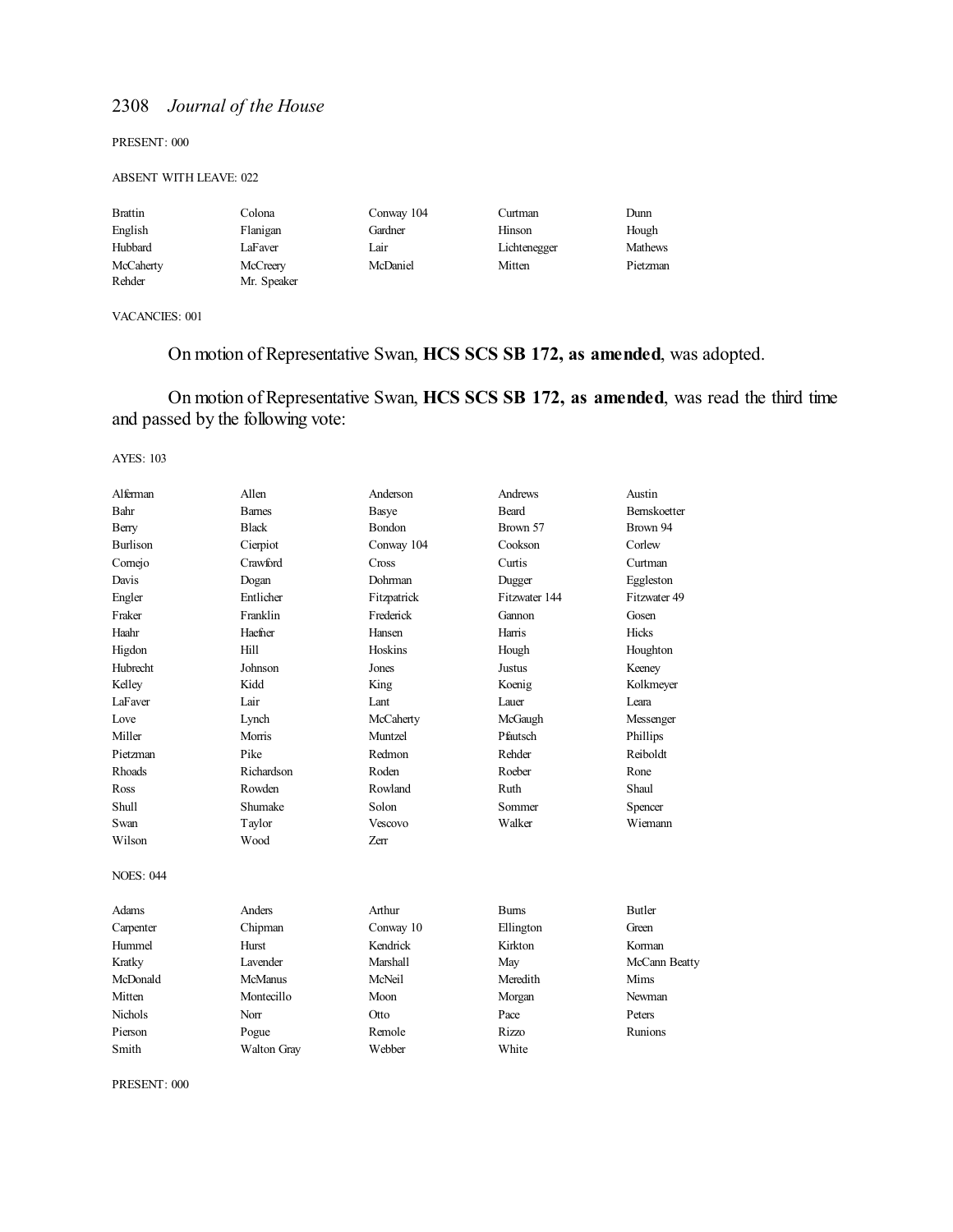PRESENT: 000

ABSENT WITH LEAVE: 022

| | | | | |
|---|---|---|---|---|
| Brattin | Colona | Conway 104 | Curtman | Dunn |
| English | Flanigan | Gardner | Hinson | Hough |
| Hubbard | LaFaver | Lair | Lichtenegger | Mathews |
| McCaherty | McCreery | McDaniel | Mitten | Pietzman |
| Rehder | Mr. Speaker | | | |

VACANCIES: 001

On motion of Representative Swan, **HCS SCS SB 172, as amended**, was adopted.

On motion of Representative Swan, **HCS SCS SB 172, as amended**, was read the third time and passed by the following vote:

AYES: 103

| | | | | |
|---|---|---|---|---|
| Alferman | Allen | Anderson | Andrews | Austin |
| Bahr | Barnes | Basye | Beard | Bernskoetter |
| Berry | Black | Bondon | Brown 57 | Brown 94 |
| Burlison | Cierpiot | Conway 104 | Cookson | Corlew |
| Cornejo | Crawford | Cross | Curtis | Curtman |
| Davis | Dogan | Dohrman | Dugger | Eggleston |
| Engler | Entlicher | Fitzpatrick | Fitzwater 144 | Fitzwater 49 |
| Fraker | Franklin | Frederick | Gannon | Gosen |
| Haahr | Haefner | Hansen | Harris | Hicks |
| Higdon | Hill | Hoskins | Hough | Houghton |
| Hubrecht | Johnson | Jones | Justus | Keeney |
| Kelley | Kidd | King | Koenig | Kolkmeyer |
| LaFaver | Lair | Lant | Lauer | Leara |
| Love | Lynch | McCaherty | McGaugh | Messenger |
| Miller | Morris | Muntzel | Pfautsch | Phillips |
| Pietzman | Pike | Redmon | Rehder | Reiboldt |
| Rhoads | Richardson | Roden | Roeber | Rone |
| Ross | Rowden | Rowland | Ruth | Shaul |
| Shull | Shumake | Solon | Sommer | Spencer |
| Swan | Taylor | Vescovo | Walker | Wiemann |
| Wilson | Wood | Zerr | | |

NOES: 044

| | | | | |
|---|---|---|---|---|
| Adams | Anders | Arthur | Burns | Butler |
| Carpenter | Chipman | Conway 10 | Ellington | Green |
| Hummel | Hurst | Kendrick | Kirkton | Korman |
| Kratky | Lavender | Marshall | May | McCann Beatty |
| McDonald | McManus | McNeil | Meredith | Mims |
| Mitten | Montecillo | Moon | Morgan | Newman |
| Nichols | Norr | Otto | Pace | Peters |
| Pierson | Pogue | Remole | Rizzo | Runions |
| Smith | Walton Gray | Webber | White | |

PRESENT: 000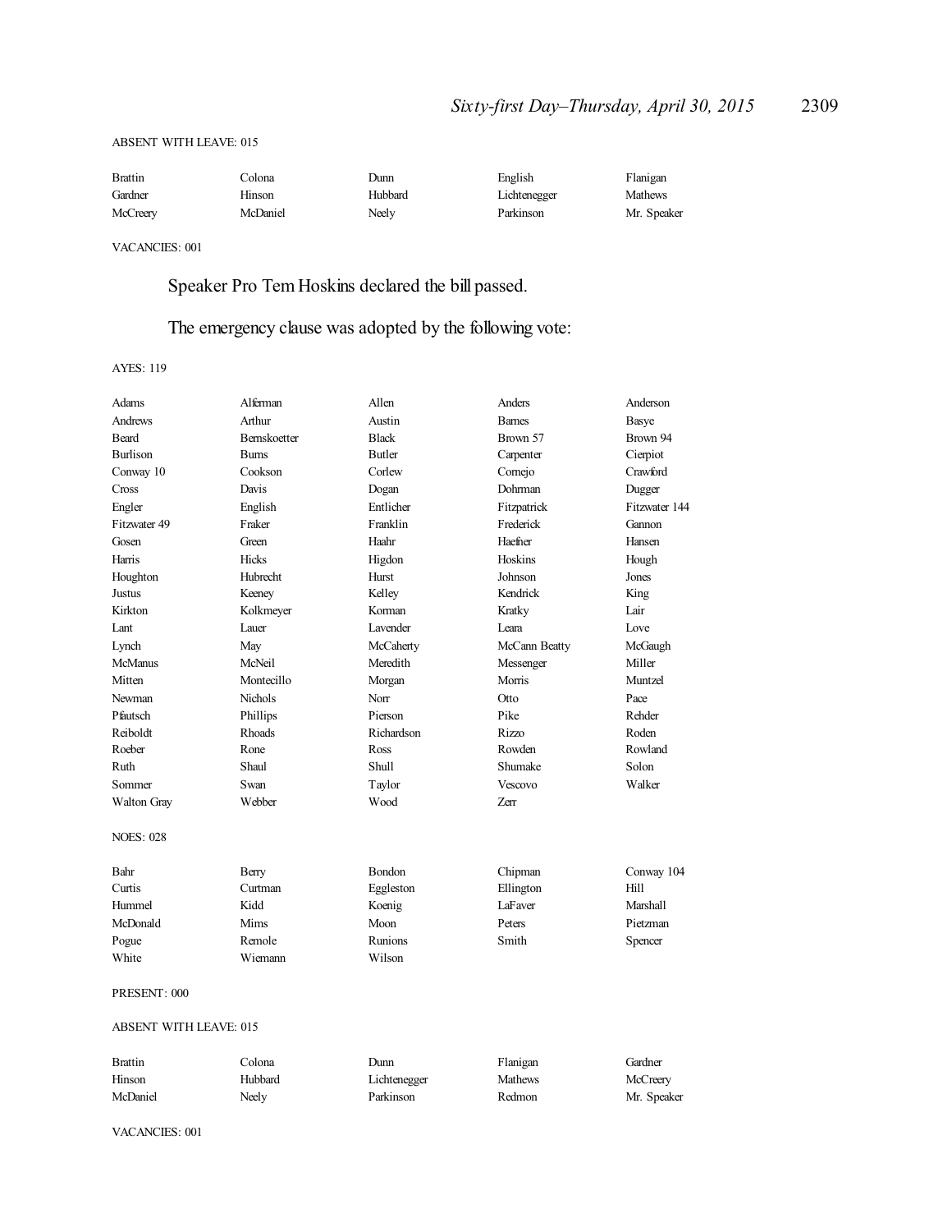ABSENT WITH LEAVE: 015

| | | | | |
|---|---|---|---|---|
| Brattin | Colona | Dunn | English | Flanigan |
| Gardner | Hinson | Hubbard | Lichtenegger | Mathews |
| McCreery | McDaniel | Neely | Parkinson | Mr. Speaker |

VACANCIES: 001

Speaker Pro Tem Hoskins declared the bill passed.

The emergency clause was adopted by the following vote:

AYES: 119

| | | | | |
|---|---|---|---|---|
| Adams | Alferman | Allen | Anders | Anderson |
| Andrews | Arthur | Austin | Barnes | Basye |
| Beard | Bernskoetter | Black | Brown 57 | Brown 94 |
| Burlison | Burns | Butler | Carpenter | Cierpiot |
| Conway 10 | Cookson | Corlew | Cornejo | Crawford |
| Cross | Davis | Dogan | Dohrman | Dugger |
| Engler | English | Entlicher | Fitzpatrick | Fitzwater 144 |
| Fitzwater 49 | Fraker | Franklin | Frederick | Gannon |
| Gosen | Green | Haahr | Haefner | Hansen |
| Harris | Hicks | Higdon | Hoskins | Hough |
| Houghton | Hubrecht | Hurst | Johnson | Jones |
| Justus | Keeney | Kelley | Kendrick | King |
| Kirkton | Kolkmeyer | Korman | Kratky | Lair |
| Lant | Lauer | Lavender | Leara | Love |
| Lynch | May | McCaherty | McCann Beatty | McGaugh |
| McManus | McNeil | Meredith | Messenger | Miller |
| Mitten | Montecillo | Morgan | Morris | Muntzel |
| Newman | Nichols | Norr | Otto | Pace |
| Pfautsch | Phillips | Pierson | Pike | Rehder |
| Reiboldt | Rhoads | Richardson | Rizzo | Roden |
| Roeber | Rone | Ross | Rowden | Rowland |
| Ruth | Shaul | Shull | Shumake | Solon |
| Sommer | Swan | Taylor | Vescovo | Walker |
| Walton Gray | Webber | Wood | Zerr | |

NOES: 028

| | | | | |
|---|---|---|---|---|
| Bahr | Berry | Bondon | Chipman | Conway 104 |
| Curtis | Curtman | Eggleston | Ellington | Hill |
| Hummel | Kidd | Koenig | LaFaver | Marshall |
| McDonald | Mims | Moon | Peters | Pietzman |
| Pogue | Remole | Runions | Smith | Spencer |
| White | Wiemann | Wilson | | |

PRESENT: 000

ABSENT WITH LEAVE: 015

| | | | | |
|---|---|---|---|---|
| Brattin | Colona | Dunn | Flanigan | Gardner |
| Hinson | Hubbard | Lichtenegger | Mathews | McCreery |
| McDaniel | Neely | Parkinson | Redmon | Mr. Speaker |

VACANCIES: 001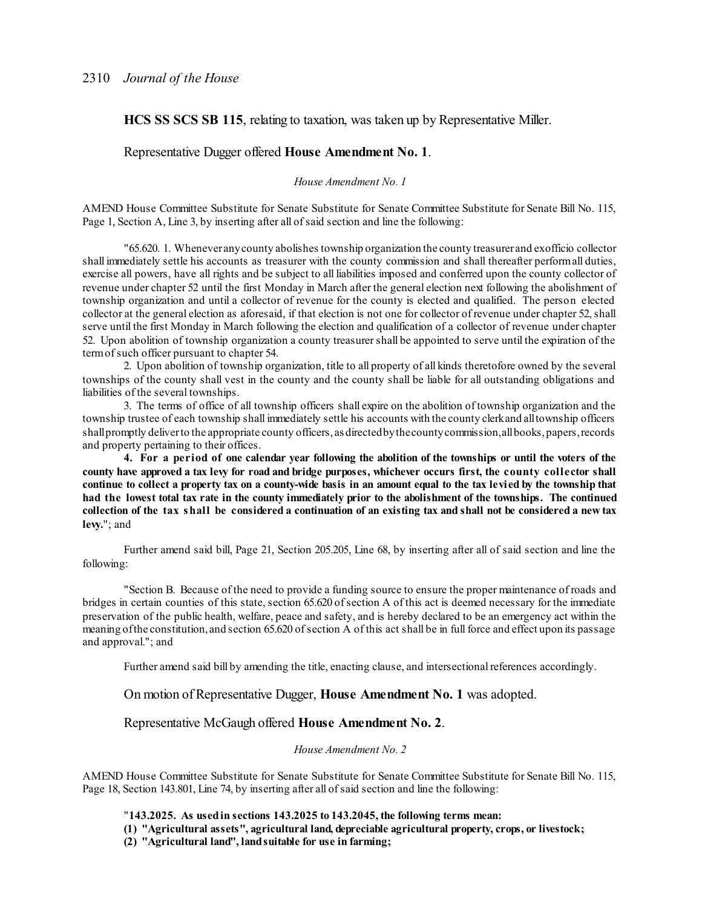**HCS SS SCS SB 115**, relating to taxation, was taken up by Representative Miller.

Representative Dugger offered **House Amendment No. 1**.

*House Amendment No. 1*

AMEND House Committee Substitute for Senate Substitute for Senate Committee Substitute for Senate Bill No. 115, Page 1, Section A, Line 3, by inserting after all of said section and line the following:

"65.620. 1. Whenever any county abolishes township organization the county treasurer and exofficio collector shall immediately settle his accounts as treasurer with the county commission and shall thereafter perform all duties, exercise all powers, have all rights and be subject to all liabilities imposed and conferred upon the county collector of revenue under chapter 52 until the first Monday in March after the general election next following the abolishment of township organization and until a collector of revenue for the county is elected and qualified. The person elected collector at the general election as aforesaid, if that election is not one for collector of revenue under chapter 52, shall serve until the first Monday in March following the election and qualification of a collector of revenue under chapter 52. Upon abolition of township organization a county treasurer shall be appointed to serve until the expiration of the term of such officer pursuant to chapter 54.

2. Upon abolition of township organization, title to all property of all kinds theretofore owned by the several townships of the county shall vest in the county and the county shall be liable for all outstanding obligations and liabilities of the several townships.

3. The terms of office of all township officers shall expire on the abolition of township organization and the township trustee of each township shall immediately settle his accounts with the county clerk and all township officers shall promptly deliver to the appropriate county officers, as directed by the county commission, all books, papers, records and property pertaining to their offices.

**4. For a period of one calendar year following the abolition of the townships or until the voters of the county have approved a tax levy for road and bridge purposes, whichever occurs first, the county collector shall continue to collect a property tax on a county-wide basis in an amount equal to the tax levied by the township that had the lowest total tax rate in the county immediately prior to the abolishment of the townships. The continued collection of the tax shall be considered a continuation of an existing tax and shall not be considered a new tax levy.**"; and

Further amend said bill, Page 21, Section 205.205, Line 68, by inserting after all of said section and line the following:

"Section B. Because of the need to provide a funding source to ensure the proper maintenance of roads and bridges in certain counties of this state, section 65.620 of section A of this act is deemed necessary for the immediate preservation of the public health, welfare, peace and safety, and is hereby declared to be an emergency act within the meaning of the constitution, and section 65.620 of section A of this act shall be in full force and effect upon its passage and approval."; and

Further amend said bill by amending the title, enacting clause, and intersectional references accordingly.

On motion of Representative Dugger, **House Amendment No. 1** was adopted.

Representative McGaugh offered **House Amendment No. 2**.

*House Amendment No. 2*

AMEND House Committee Substitute for Senate Substitute for Senate Committee Substitute for Senate Bill No. 115, Page 18, Section 143.801, Line 74, by inserting after all of said section and line the following:

"**143.2025. As used in sections 143.2025 to 143.2045, the following terms mean:**

**(1) "Agricultural assets", agricultural land, depreciable agricultural property, crops, or livestock;**

**(2) "Agricultural land", land suitable for use in farming;**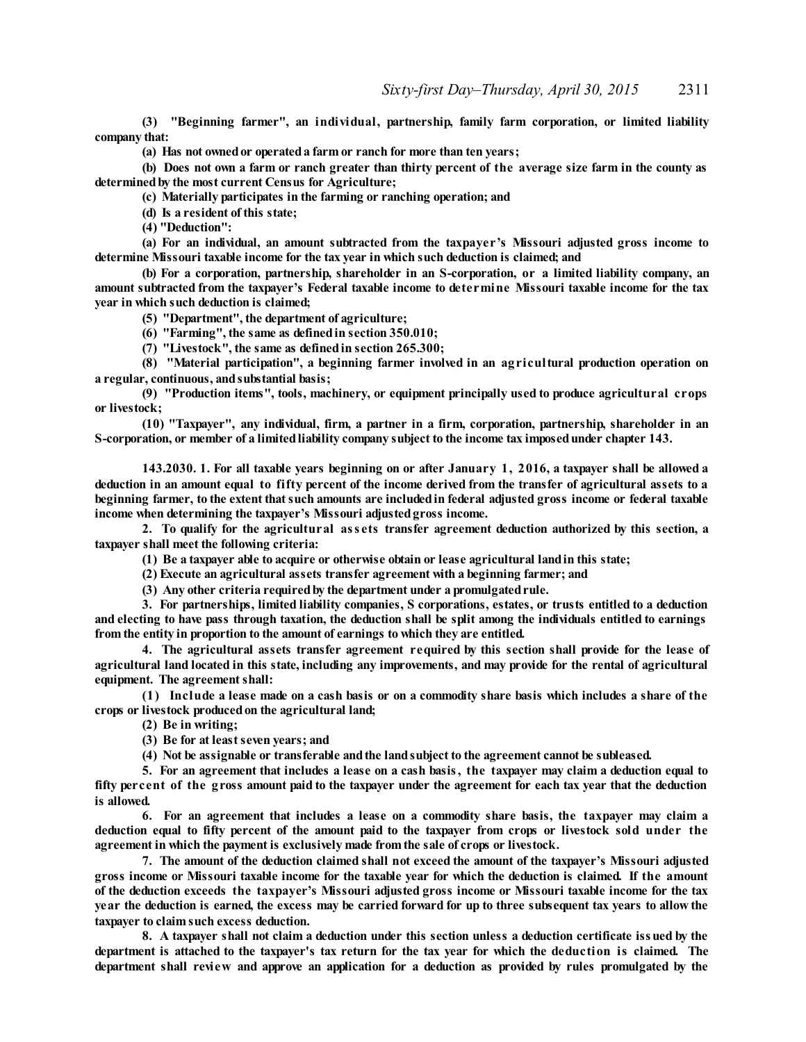**(3) "Beginning farmer", an individual, partnership, family farm corporation, or limited liability company that:**

**(a) Has not owned or operated a farm or ranch for more than ten years;**

**(b) Does not own a farm or ranch greater than thirty percent of the average size farm in the county as determined by the most current Census for Agriculture;**

**(c) Materially participates in the farming or ranching operation; and**

**(d) Is a resident of this state;**

**(4) "Deduction":**

**(a) For an individual, an amount subtracted from the taxpayer's Missouri adjusted gross income to determine Missouri taxable income for the tax year in which such deduction is claimed; and**

**(b) For a corporation, partnership, shareholder in an S-corporation, or a limited liability company, an amount subtracted from the taxpayer's Federal taxable income to determine Missouri taxable income for the tax year in which such deduction is claimed;**

**(5) "Department", the department of agriculture;**

**(6) "Farming", the same as defined in section 350.010;**

**(7) "Livestock", the same as defined in section 265.300;**

**(8) "Material participation", a beginning farmer involved in an agricultural production operation on a regular, continuous, and substantial basis;**

**(9) "Production items", tools, machinery, or equipment principally used to produce agricultural crops or livestock;**

**(10) "Taxpayer", any individual, firm, a partner in a firm, corporation, partnership, shareholder in an S-corporation, or member of a limited liability company subject to the income tax imposed under chapter 143.**

**143.2030. 1. For all taxable years beginning on or after January 1, 2016, a taxpayer shall be allowed a deduction in an amount equal to fifty percent of the income derived from the transfer of agricultural assets to a beginning farmer, to the extent that such amounts are included in federal adjusted gross income or federal taxable income when determining the taxpayer's Missouri adjusted gross income.**

**2. To qualify for the agricultural assets transfer agreement deduction authorized by this section, a taxpayer shall meet the following criteria:**

**(1) Be a taxpayer able to acquire or otherwise obtain or lease agricultural land in this state;**

**(2) Execute an agricultural assets transfer agreement with a beginning farmer; and**

**(3) Any other criteria required by the department under a promulgated rule.**

**3. For partnerships, limited liability companies, S corporations, estates, or trusts entitled to a deduction and electing to have pass through taxation, the deduction shall be split among the individuals entitled to earnings from the entity in proportion to the amount of earnings to which they are entitled.**

**4. The agricultural assets transfer agreement required by this section shall provide for the lease of agricultural land located in this state, including any improvements, and may provide for the rental of agricultural equipment. The agreement shall:**

**(1) Include a lease made on a cash basis or on a commodity share basis which includes a share of the crops or livestock produced on the agricultural land;**

**(2) Be in writing;**

**(3) Be for at least seven years; and**

**(4) Not be assignable or transferable and the land subject to the agreement cannot be subleased.**

**5. For an agreement that includes a lease on a cash basis, the taxpayer may claim a deduction equal to fifty percent of the gross amount paid to the taxpayer under the agreement for each tax year that the deduction is allowed.**

**6. For an agreement that includes a lease on a commodity share basis, the taxpayer may claim a deduction equal to fifty percent of the amount paid to the taxpayer from crops or livestock sold under the agreement in which the payment is exclusively made from the sale of crops or livestock.**

**7. The amount of the deduction claimed shall not exceed the amount of the taxpayer's Missouri adjusted gross income or Missouri taxable income for the taxable year for which the deduction is claimed. If the amount of the deduction exceeds the taxpayer's Missouri adjusted gross income or Missouri taxable income for the tax year the deduction is earned, the excess may be carried forward for up to three subsequent tax years to allow the taxpayer to claim such excess deduction.**

**8. A taxpayer shall not claim a deduction under this section unless a deduction certificate issued by the department is attached to the taxpayer's tax return for the tax year for which the deduction is claimed. The department shall review and approve an application for a deduction as provided by rules promulgated by the**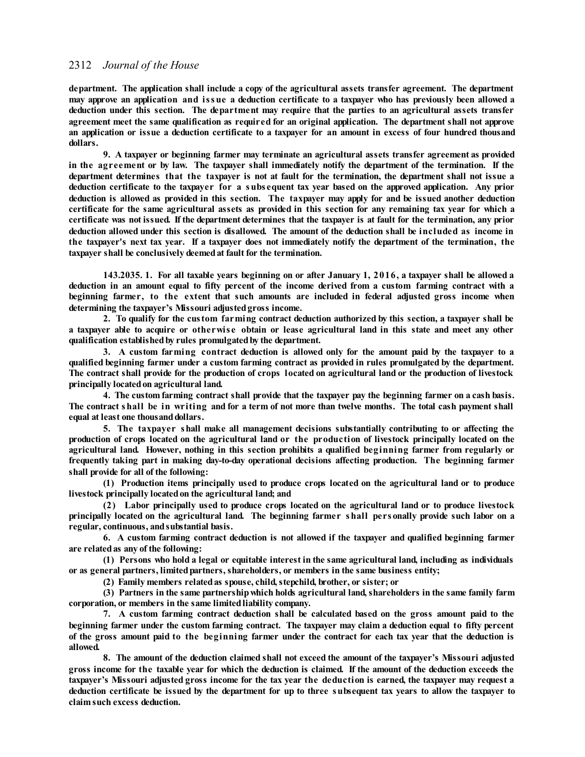**department. The application shall include a copy of the agricultural assets transfer agreement. The department may approve an application and issue a deduction certificate to a taxpayer who has previously been allowed a deduction under this section. The department may require that the parties to an agricultural assets transfer agreement meet the same qualification as required for an original application. The department shall not approve an application or issue a deduction certificate to a taxpayer for an amount in excess of four hundred thousand dollars.**

**9. A taxpayer or beginning farmer may terminate an agricultural assets transfer agreement as provided in the agreement or by law. The taxpayer shall immediately notify the department of the termination. If the department determines that the taxpayer is not at fault for the termination, the department shall not issue a deduction certificate to the taxpayer for a subsequent tax year based on the approved application. Any prior deduction is allowed as provided in this section. The taxpayer may apply for and be issued another deduction certificate for the same agricultural assets as provided in this section for any remaining tax year for which a certificate was not issued. If the department determines that the taxpayer is at fault for the termination, any prior deduction allowed under this section is disallowed. The amount of the deduction shall be included as income in the taxpayer's next tax year. If a taxpayer does not immediately notify the department of the termination, the taxpayer shall be conclusively deemed at fault for the termination.**

**143.2035. 1. For all taxable years beginning on or after January 1, 2016, a taxpayer shall be allowed a deduction in an amount equal to fifty percent of the income derived from a custom farming contract with a beginning farmer, to the extent that such amounts are included in federal adjusted gross income when determining the taxpayer's Missouri adjusted gross income.**

**2. To qualify for the custom farming contract deduction authorized by this section, a taxpayer shall be a taxpayer able to acquire or otherwise obtain or lease agricultural land in this state and meet any other qualification established by rules promulgated by the department.**

**3. A custom farming contract deduction is allowed only for the amount paid by the taxpayer to a qualified beginning farmer under a custom farming contract as provided in rules promulgated by the department. The contract shall provide for the production of crops located on agricultural land or the production of livestock principally located on agricultural land.**

**4. The custom farming contract shall provide that the taxpayer pay the beginning farmer on a cash basis. The contract shall be in writing and for a term of not more than twelve months. The total cash payment shall equal at least one thousand dollars.**

**5. The taxpayer shall make all management decisions substantially contributing to or affecting the production of crops located on the agricultural land or the production of livestock principally located on the agricultural land. However, nothing in this section prohibits a qualified beginning farmer from regularly or frequently taking part in making day-to-day operational decisions affecting production. The beginning farmer shall provide for all of the following:**

**(1) Production items principally used to produce crops located on the agricultural land or to produce livestock principally located on the agricultural land; and**

**(2) Labor principally used to produce crops located on the agricultural land or to produce livestock principally located on the agricultural land. The beginning farmer shall personally provide such labor on a regular, continuous, and substantial basis.**

**6. A custom farming contract deduction is not allowed if the taxpayer and qualified beginning farmer are related as any of the following:**

**(1) Persons who hold a legal or equitable interest in the same agricultural land, including as individuals or as general partners, limited partners, shareholders, or members in the same business entity;**

**(2) Family members related as spouse, child, stepchild, brother, or sister; or**

**(3) Partners in the same partnership which holds agricultural land, shareholders in the same family farm corporation, or members in the same limited liability company.**

**7. A custom farming contract deduction shall be calculated based on the gross amount paid to the beginning farmer under the custom farming contract. The taxpayer may claim a deduction equal to fifty percent of the gross amount paid to the beginning farmer under the contract for each tax year that the deduction is allowed.**

**8. The amount of the deduction claimed shall not exceed the amount of the taxpayer's Missouri adjusted gross income for the taxable year for which the deduction is claimed. If the amount of the deduction exceeds the taxpayer's Missouri adjusted gross income for the tax year the deduction is earned, the taxpayer may request a deduction certificate be issued by the department for up to three subsequent tax years to allow the taxpayer to claim such excess deduction.**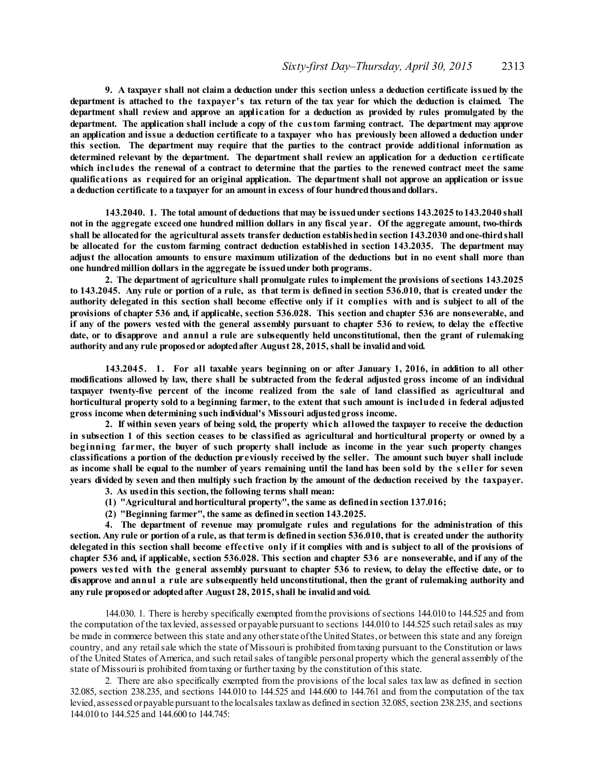**9. A taxpayer shall not claim a deduction under this section unless a deduction certificate issued by the department is attached to the taxpayer's tax return of the tax year for which the deduction is claimed. The department shall review and approve an application for a deduction as provided by rules promulgated by the department. The application shall include a copy of the custom farming contract. The department may approve an application and issue a deduction certificate to a taxpayer who has previously been allowed a deduction under this section. The department may require that the parties to the contract provide additional information as determined relevant by the department. The department shall review an application for a deduction certificate which includes the renewal of a contract to determine that the parties to the renewed contract meet the same qualifications as required for an original application. The department shall not approve an application or issue a deduction certificate to a taxpayer for an amount in excess of four hundred thousand dollars.**

**143.2040. 1. The total amount of deductions that may be issued under sections 143.2025 to 143.2040 shall not in the aggregate exceed one hundred million dollars in any fiscal year. Of the aggregate amount, two-thirds shall be allocated for the agricultural assets transfer deduction established in section 143.2030 and one-third shall be allocated for the custom farming contract deduction established in section 143.2035. The department may adjust the allocation amounts to ensure maximum utilization of the deductions but in no event shall more than one hundred million dollars in the aggregate be issued under both programs.**

**2. The department of agriculture shall promulgate rules to implement the provisions of sections 143.2025 to 143.2045. Any rule or portion of a rule, as that term is defined in section 536.010, that is created under the authority delegated in this section shall become effective only if it complies with and is subject to all of the provisions of chapter 536 and, if applicable, section 536.028. This section and chapter 536 are nonseverable, and if any of the powers vested with the general assembly pursuant to chapter 536 to review, to delay the effective date, or to disapprove and annul a rule are subsequently held unconstitutional, then the grant of rulemaking authority and any rule proposed or adopted after August 28, 2015, shall be invalid and void.**

**143.2045. 1. For all taxable years beginning on or after January 1, 2016, in addition to all other modifications allowed by law, there shall be subtracted from the federal adjusted gross income of an individual taxpayer twenty-five percent of the income realized from the sale of land classified as agricultural and horticultural property sold to a beginning farmer, to the extent that such amount is included in federal adjusted gross income when determining such individual's Missouri adjusted gross income.**

**2. If within seven years of being sold, the property which allowed the taxpayer to receive the deduction in subsection 1 of this section ceases to be classified as agricultural and horticultural property or owned by a beginning farmer, the buyer of such property shall include as income in the year such property changes classifications a portion of the deduction previously received by the seller. The amount such buyer shall include as income shall be equal to the number of years remaining until the land has been sold by the seller for seven years divided by seven and then multiply such fraction by the amount of the deduction received by the taxpayer.**

**3. As used in this section, the following terms shall mean:**

**(1) "Agricultural and horticultural property", the same as defined in section 137.016;**

**(2) "Beginning farmer", the same as defined in section 143.2025.**

**4. The department of revenue may promulgate rules and regulations for the administration of this section. Any rule or portion of a rule, as that term is defined in section 536.010, that is created under the authority delegated in this section shall become effective only if it complies with and is subject to all of the provisions of chapter 536 and, if applicable, section 536.028. This section and chapter 536 are nonseverable, and if any of the powers vested with the general assembly pursuant to chapter 536 to review, to delay the effective date, or to disapprove and annul a rule are subsequently held unconstitutional, then the grant of rulemaking authority and any rule proposed or adopted after August 28, 2015, shall be invalid and void.**

144.030. 1. There is hereby specifically exempted from the provisions of sections 144.010 to 144.525 and from the computation of the tax levied, assessed or payable pursuant to sections 144.010 to 144.525 such retail sales as may be made in commerce between this state and any other state of the United States, or between this state and any foreign country, and any retail sale which the state of Missouri is prohibited from taxing pursuant to the Constitution or laws of the United States of America, and such retail sales of tangible personal property which the general assembly of the state of Missouri is prohibited from taxing or further taxing by the constitution of this state.

2. There are also specifically exempted from the provisions of the local sales tax law as defined in section 32.085, section 238.235, and sections 144.010 to 144.525 and 144.600 to 144.761 and from the computation of the tax levied, assessed or payable pursuant to the local sales tax law as defined in section 32.085, section 238.235, and sections 144.010 to 144.525 and 144.600 to 144.745: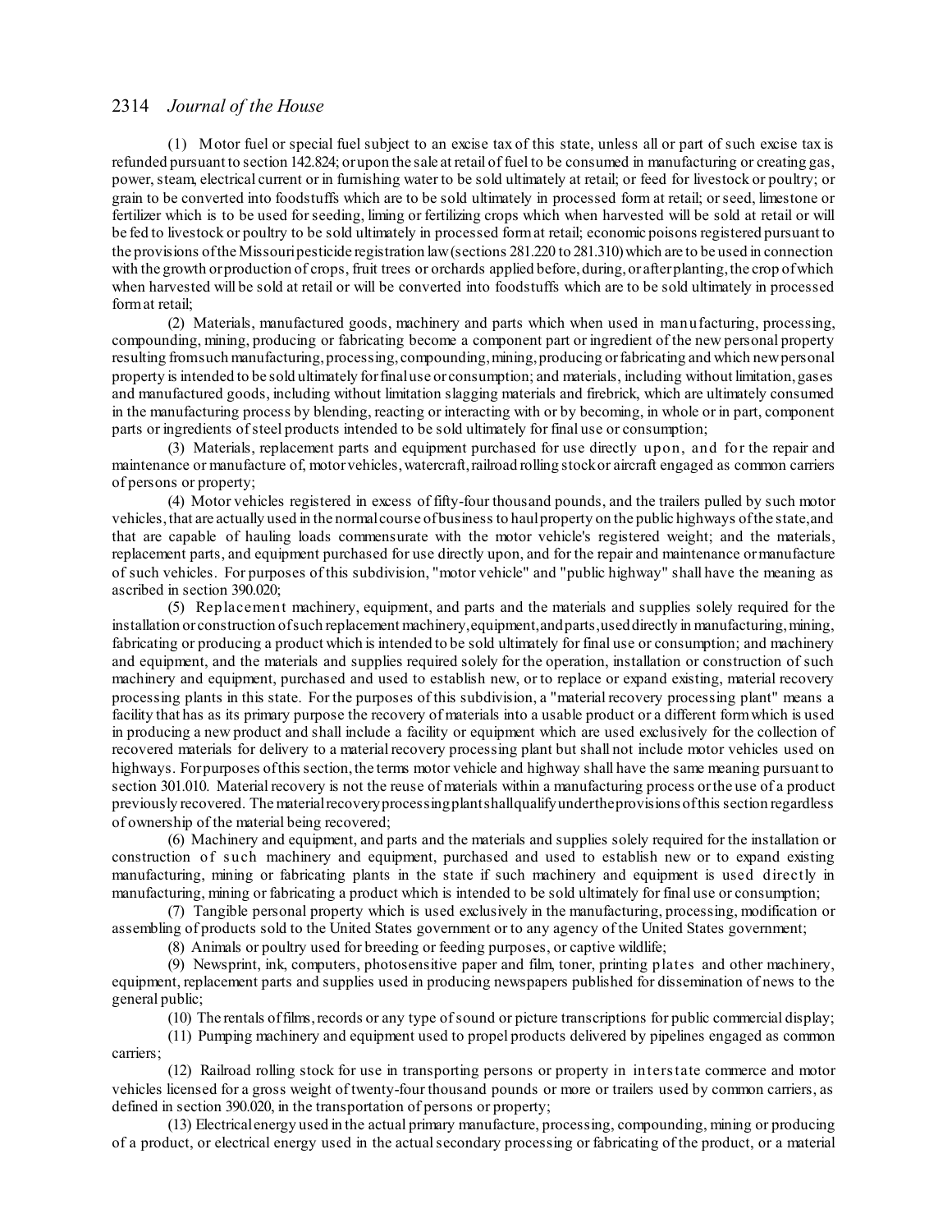(1) Motor fuel or special fuel subject to an excise tax of this state, unless all or part of such excise tax is refunded pursuant to section 142.824; or upon the sale at retail of fuel to be consumed in manufacturing or creating gas, power, steam, electrical current or in furnishing water to be sold ultimately at retail; or feed for livestock or poultry; or grain to be converted into foodstuffs which are to be sold ultimately in processed form at retail; or seed, limestone or fertilizer which is to be used for seeding, liming or fertilizing crops which when harvested will be sold at retail or will be fed to livestock or poultry to be sold ultimately in processed form at retail; economic poisons registered pursuant to the provisions of the Missouri pesticide registration law (sections 281.220 to 281.310) which are to be used in connection with the growth or production of crops, fruit trees or orchards applied before, during, or after planting, the crop of which when harvested will be sold at retail or will be converted into foodstuffs which are to be sold ultimately in processed form at retail;

(2) Materials, manufactured goods, machinery and parts which when used in manufacturing, processing, compounding, mining, producing or fabricating become a component part or ingredient of the new personal property resulting from such manufacturing, processing, compounding, mining, producing or fabricating and which new personal property is intended to be sold ultimately for final use or consumption; and materials, including without limitation, gases and manufactured goods, including without limitation slagging materials and firebrick, which are ultimately consumed in the manufacturing process by blending, reacting or interacting with or by becoming, in whole or in part, component parts or ingredients of steel products intended to be sold ultimately for final use or consumption;

(3) Materials, replacement parts and equipment purchased for use directly upon, and for the repair and maintenance or manufacture of, motor vehicles, watercraft, railroad rolling stock or aircraft engaged as common carriers of persons or property;

(4) Motor vehicles registered in excess of fifty-four thousand pounds, and the trailers pulled by such motor vehicles, that are actually used in the normal course of business to haul property on the public highways of the state, and that are capable of hauling loads commensurate with the motor vehicle's registered weight; and the materials, replacement parts, and equipment purchased for use directly upon, and for the repair and maintenance or manufacture of such vehicles. For purposes of this subdivision, "motor vehicle" and "public highway" shall have the meaning as ascribed in section 390.020;

(5) Replacement machinery, equipment, and parts and the materials and supplies solely required for the installation or construction of such replacement machinery, equipment, and parts, used directly in manufacturing, mining, fabricating or producing a product which is intended to be sold ultimately for final use or consumption; and machinery and equipment, and the materials and supplies required solely for the operation, installation or construction of such machinery and equipment, purchased and used to establish new, or to replace or expand existing, material recovery processing plants in this state. For the purposes of this subdivision, a "material recovery processing plant" means a facility that has as its primary purpose the recovery of materials into a usable product or a different form which is used in producing a new product and shall include a facility or equipment which are used exclusively for the collection of recovered materials for delivery to a material recovery processing plant but shall not include motor vehicles used on highways. For purposes of this section, the terms motor vehicle and highway shall have the same meaning pursuant to section 301.010. Material recovery is not the reuse of materials within a manufacturing process or the use of a product previously recovered. The material recovery processing plant shall qualify under the provisions of this section regardless of ownership of the material being recovered;

(6) Machinery and equipment, and parts and the materials and supplies solely required for the installation or construction of such machinery and equipment, purchased and used to establish new or to expand existing manufacturing, mining or fabricating plants in the state if such machinery and equipment is used directly in manufacturing, mining or fabricating a product which is intended to be sold ultimately for final use or consumption;

(7) Tangible personal property which is used exclusively in the manufacturing, processing, modification or assembling of products sold to the United States government or to any agency of the United States government;

(8) Animals or poultry used for breeding or feeding purposes, or captive wildlife;

(9) Newsprint, ink, computers, photosensitive paper and film, toner, printing plates and other machinery, equipment, replacement parts and supplies used in producing newspapers published for dissemination of news to the general public;

(10) The rentals of films, records or any type of sound or picture transcriptions for public commercial display;

(11) Pumping machinery and equipment used to propel products delivered by pipelines engaged as common carriers;

(12) Railroad rolling stock for use in transporting persons or property in interstate commerce and motor vehicles licensed for a gross weight of twenty-four thousand pounds or more or trailers used by common carriers, as defined in section 390.020, in the transportation of persons or property;

(13) Electrical energy used in the actual primary manufacture, processing, compounding, mining or producing of a product, or electrical energy used in the actual secondary processing or fabricating of the product, or a material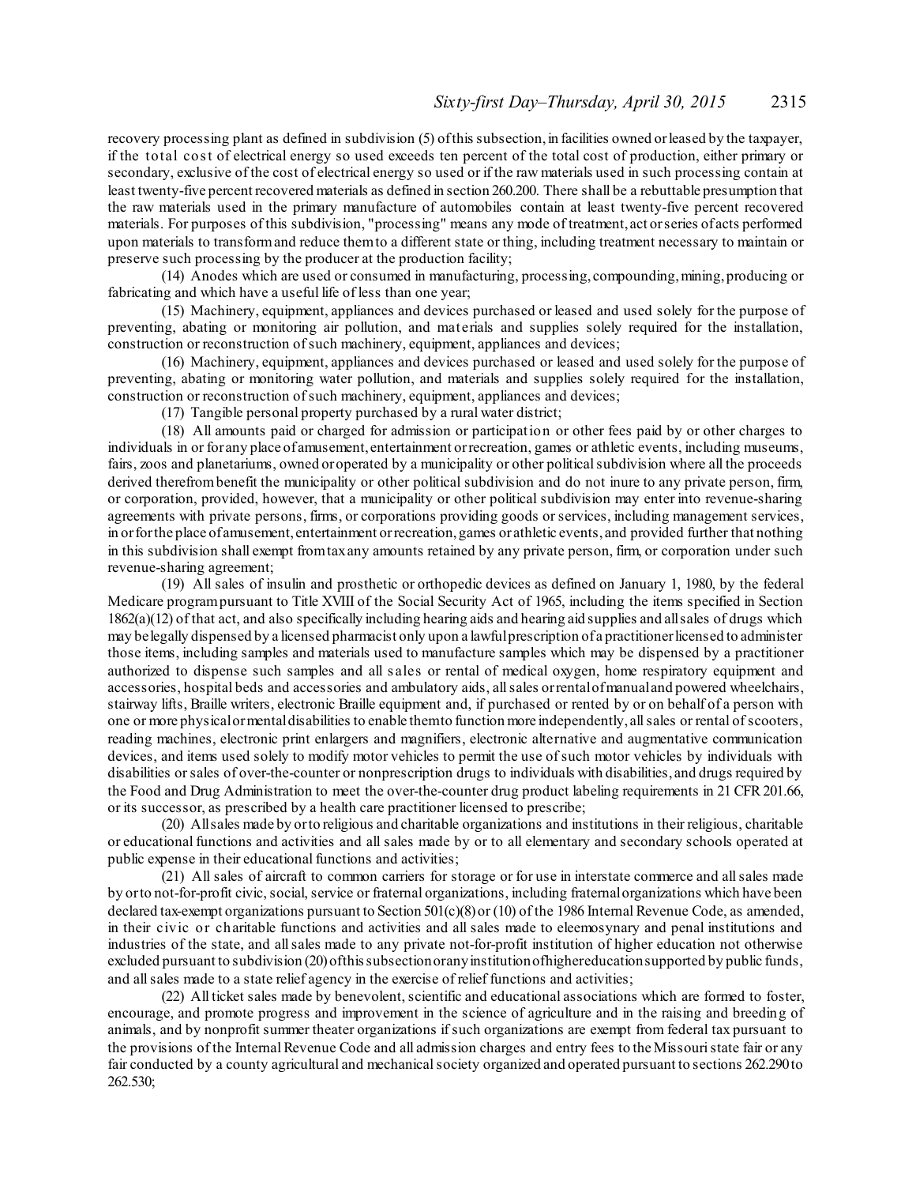recovery processing plant as defined in subdivision (5) of this subsection, in facilities owned or leased by the taxpayer, if the total cost of electrical energy so used exceeds ten percent of the total cost of production, either primary or secondary, exclusive of the cost of electrical energy so used or if the raw materials used in such processing contain at least twenty-five percent recovered materials as defined in section 260.200. There shall be a rebuttable presumption that the raw materials used in the primary manufacture of automobiles contain at least twenty-five percent recovered materials. For purposes of this subdivision, "processing" means any mode of treatment, act or series of acts performed upon materials to transform and reduce them to a different state or thing, including treatment necessary to maintain or preserve such processing by the producer at the production facility;

(14) Anodes which are used or consumed in manufacturing, processing, compounding, mining, producing or fabricating and which have a useful life of less than one year;

(15) Machinery, equipment, appliances and devices purchased or leased and used solely for the purpose of preventing, abating or monitoring air pollution, and materials and supplies solely required for the installation, construction or reconstruction of such machinery, equipment, appliances and devices;

(16) Machinery, equipment, appliances and devices purchased or leased and used solely for the purpose of preventing, abating or monitoring water pollution, and materials and supplies solely required for the installation, construction or reconstruction of such machinery, equipment, appliances and devices;

(17) Tangible personal property purchased by a rural water district;

(18) All amounts paid or charged for admission or participation or other fees paid by or other charges to individuals in or for any place of amusement, entertainment or recreation, games or athletic events, including museums, fairs, zoos and planetariums, owned or operated by a municipality or other political subdivision where all the proceeds derived therefrom benefit the municipality or other political subdivision and do not inure to any private person, firm, or corporation, provided, however, that a municipality or other political subdivision may enter into revenue-sharing agreements with private persons, firms, or corporations providing goods or services, including management services, in or for the place of amusement, entertainment or recreation, games or athletic events, and provided further that nothing in this subdivision shall exempt from tax any amounts retained by any private person, firm, or corporation under such revenue-sharing agreement;

(19) All sales of insulin and prosthetic or orthopedic devices as defined on January 1, 1980, by the federal Medicare program pursuant to Title XVIII of the Social Security Act of 1965, including the items specified in Section 1862(a)(12) of that act, and also specifically including hearing aids and hearing aid supplies and all sales of drugs which may be legally dispensed by a licensed pharmacist only upon a lawful prescription of a practitioner licensed to administer those items, including samples and materials used to manufacture samples which may be dispensed by a practitioner authorized to dispense such samples and all sales or rental of medical oxygen, home respiratory equipment and accessories, hospital beds and accessories and ambulatory aids, all sales or rental of manual and powered wheelchairs, stairway lifts, Braille writers, electronic Braille equipment and, if purchased or rented by or on behalf of a person with one or more physical or mental disabilities to enable them to function more independently, all sales or rental of scooters, reading machines, electronic print enlargers and magnifiers, electronic alternative and augmentative communication devices, and items used solely to modify motor vehicles to permit the use of such motor vehicles by individuals with disabilities or sales of over-the-counter or nonprescription drugs to individuals with disabilities, and drugs required by the Food and Drug Administration to meet the over-the-counter drug product labeling requirements in 21 CFR 201.66, or its successor, as prescribed by a health care practitioner licensed to prescribe;

(20) All sales made by or to religious and charitable organizations and institutions in their religious, charitable or educational functions and activities and all sales made by or to all elementary and secondary schools operated at public expense in their educational functions and activities;

(21) All sales of aircraft to common carriers for storage or for use in interstate commerce and all sales made by or to not-for-profit civic, social, service or fraternal organizations, including fraternal organizations which have been declared tax-exempt organizations pursuant to Section 501(c)(8) or (10) of the 1986 Internal Revenue Code, as amended, in their civic or charitable functions and activities and all sales made to eleemosynary and penal institutions and industries of the state, and all sales made to any private not-for-profit institution of higher education not otherwise excluded pursuant to subdivision (20) of this subsection or any institution of higher education supported by public funds, and all sales made to a state relief agency in the exercise of relief functions and activities;

(22) All ticket sales made by benevolent, scientific and educational associations which are formed to foster, encourage, and promote progress and improvement in the science of agriculture and in the raising and breeding of animals, and by nonprofit summer theater organizations if such organizations are exempt from federal tax pursuant to the provisions of the Internal Revenue Code and all admission charges and entry fees to the Missouri state fair or any fair conducted by a county agricultural and mechanical society organized and operated pursuant to sections 262.290 to 262.530;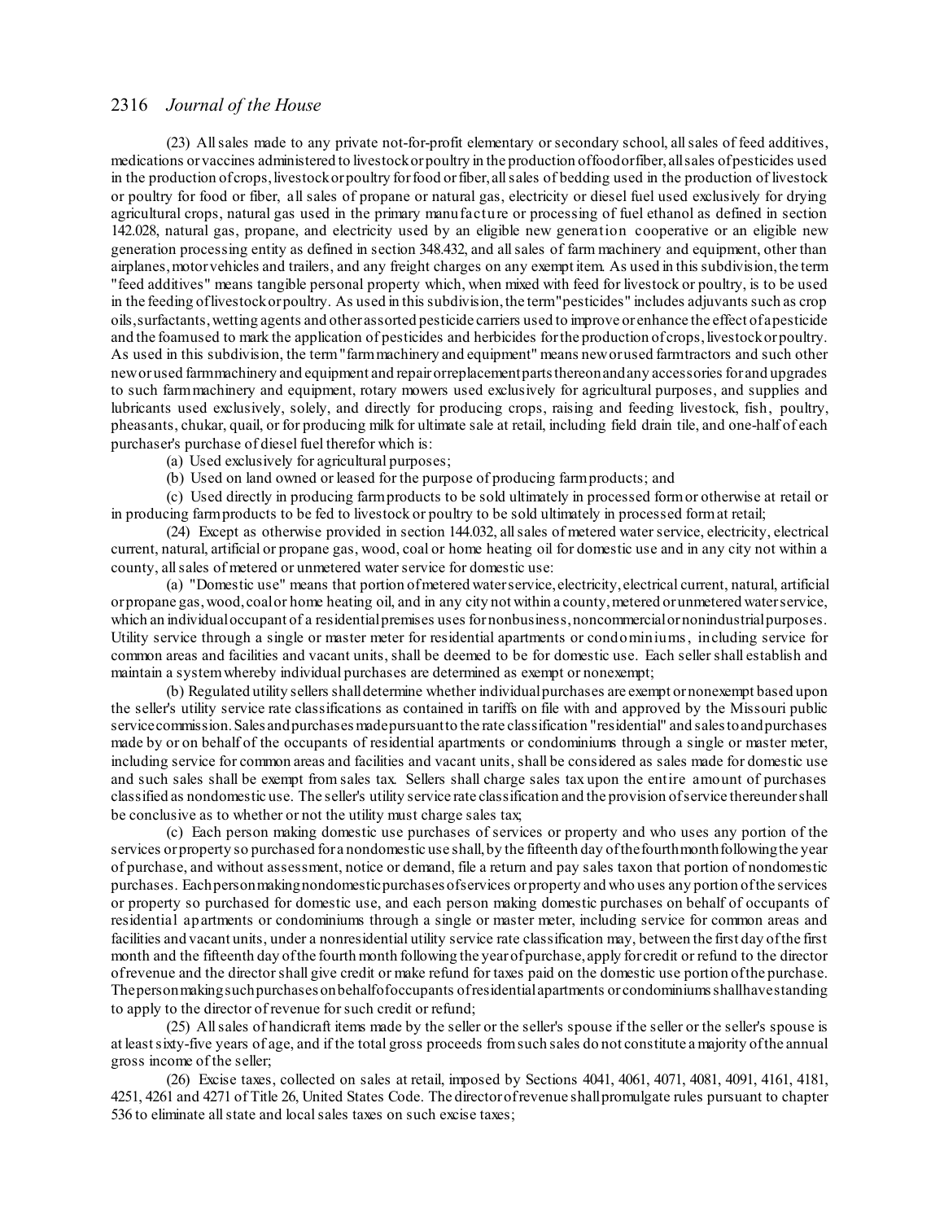(23) All sales made to any private not-for-profit elementary or secondary school, all sales of feed additives, medications or vaccines administered to livestock or poultry in the production of food or fiber, all sales of pesticides used in the production of crops, livestock or poultry for food or fiber, all sales of bedding used in the production of livestock or poultry for food or fiber, all sales of propane or natural gas, electricity or diesel fuel used exclusively for drying agricultural crops, natural gas used in the primary manufacture or processing of fuel ethanol as defined in section 142.028, natural gas, propane, and electricity used by an eligible new generation cooperative or an eligible new generation processing entity as defined in section 348.432, and all sales of farm machinery and equipment, other than airplanes, motor vehicles and trailers, and any freight charges on any exempt item. As used in this subdivision, the term "feed additives" means tangible personal property which, when mixed with feed for livestock or poultry, is to be used in the feeding of livestock or poultry. As used in this subdivision, the term "pesticides" includes adjuvants such as crop oils, surfactants, wetting agents and other assorted pesticide carriers used to improve or enhance the effect of a pesticide and the foam used to mark the application of pesticides and herbicides for the production of crops, livestock or poultry. As used in this subdivision, the term "farm machinery and equipment" means new or used farm tractors and such other new or used farm machinery and equipment and repair or replacement parts thereon and any accessories for and upgrades to such farm machinery and equipment, rotary mowers used exclusively for agricultural purposes, and supplies and lubricants used exclusively, solely, and directly for producing crops, raising and feeding livestock, fish, poultry, pheasants, chukar, quail, or for producing milk for ultimate sale at retail, including field drain tile, and one-half of each purchaser's purchase of diesel fuel therefor which is:

(a) Used exclusively for agricultural purposes;

(b) Used on land owned or leased for the purpose of producing farm products; and

(c) Used directly in producing farm products to be sold ultimately in processed form or otherwise at retail or in producing farm products to be fed to livestock or poultry to be sold ultimately in processed form at retail;

(24) Except as otherwise provided in section 144.032, all sales of metered water service, electricity, electrical current, natural, artificial or propane gas, wood, coal or home heating oil for domestic use and in any city not within a county, all sales of metered or unmetered water service for domestic use:

(a) "Domestic use" means that portion of metered water service, electricity, electrical current, natural, artificial or propane gas, wood, coal or home heating oil, and in any city not within a county, metered or unmetered water service, which an individual occupant of a residential premises uses for nonbusiness, noncommercial or nonindustrial purposes. Utility service through a single or master meter for residential apartments or condominiums, including service for common areas and facilities and vacant units, shall be deemed to be for domestic use. Each seller shall establish and maintain a system whereby individual purchases are determined as exempt or nonexempt;

(b) Regulated utility sellers shall determine whether individual purchases are exempt or nonexempt based upon the seller's utility service rate classifications as contained in tariffs on file with and approved by the Missouri public service commission. Sales and purchases made pursuant to the rate classification "residential" and sales to and purchases made by or on behalf of the occupants of residential apartments or condominiums through a single or master meter, including service for common areas and facilities and vacant units, shall be considered as sales made for domestic use and such sales shall be exempt from sales tax. Sellers shall charge sales tax upon the entire amount of purchases classified as nondomestic use. The seller's utility service rate classification and the provision of service thereunder shall be conclusive as to whether or not the utility must charge sales tax;

(c) Each person making domestic use purchases of services or property and who uses any portion of the services or property so purchased for a nondomestic use shall, by the fifteenth day of the fourth month following the year of purchase, and without assessment, notice or demand, file a return and pay sales tax on that portion of nondomestic purchases. Each person making nondomestic purchases of services or property and who uses any portion of the services or property so purchased for domestic use, and each person making domestic purchases on behalf of occupants of residential apartments or condominiums through a single or master meter, including service for common areas and facilities and vacant units, under a nonresidential utility service rate classification may, between the first day of the first month and the fifteenth day of the fourth month following the year of purchase, apply for credit or refund to the director of revenue and the director shall give credit or make refund for taxes paid on the domestic use portion of the purchase. The person making such purchases on behalf of occupants of residential apartments or condominiums shall have standing to apply to the director of revenue for such credit or refund;

(25) All sales of handicraft items made by the seller or the seller's spouse if the seller or the seller's spouse is at least sixty-five years of age, and if the total gross proceeds from such sales do not constitute a majority of the annual gross income of the seller;

(26) Excise taxes, collected on sales at retail, imposed by Sections 4041, 4061, 4071, 4081, 4091, 4161, 4181, 4251, 4261 and 4271 of Title 26, United States Code. The director of revenue shall promulgate rules pursuant to chapter 536 to eliminate all state and local sales taxes on such excise taxes;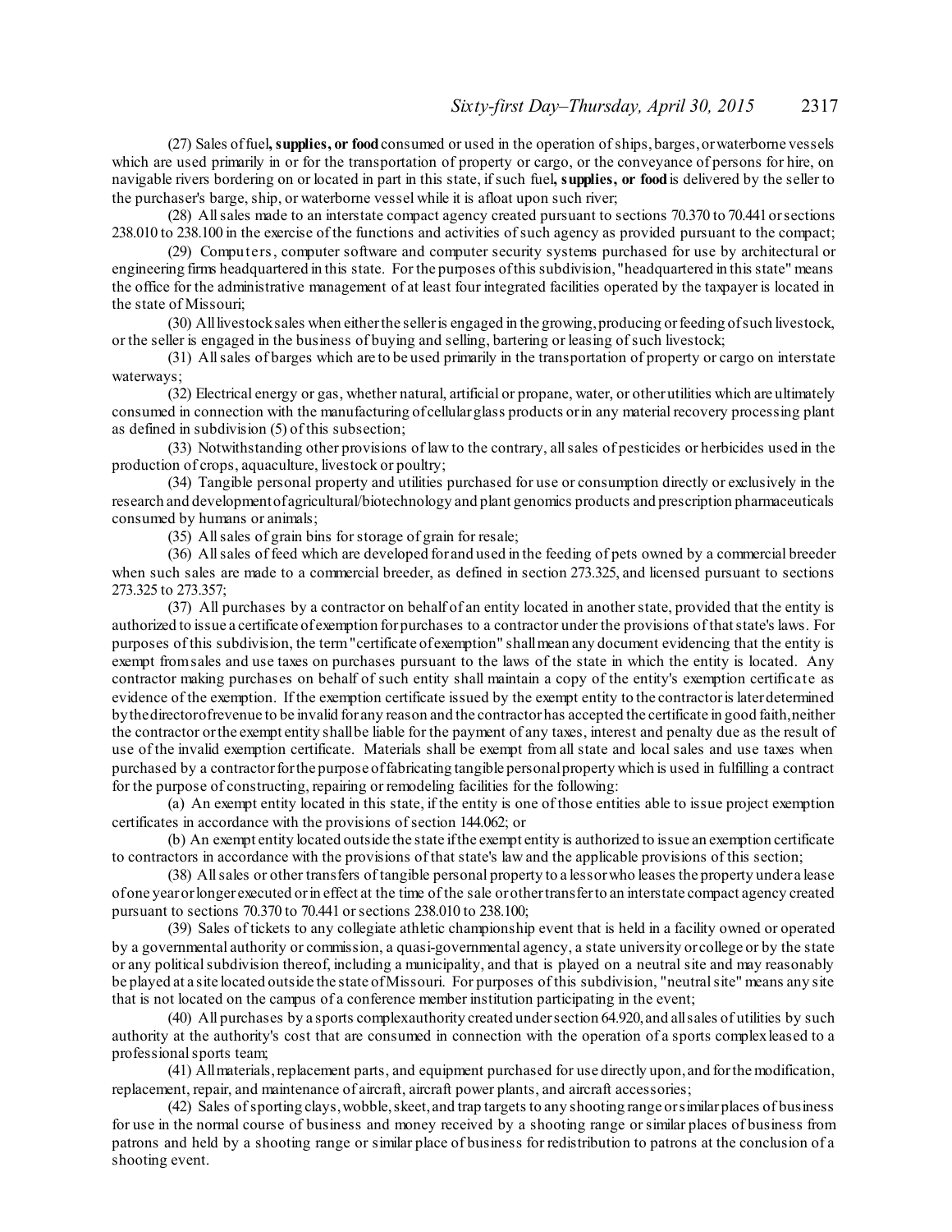(27) Sales of fuel**, supplies, or food** consumed or used in the operation of ships, barges, or waterborne vessels which are used primarily in or for the transportation of property or cargo, or the conveyance of persons for hire, on navigable rivers bordering on or located in part in this state, if such fuel**, supplies, or food** is delivered by the seller to the purchaser's barge, ship, or waterborne vessel while it is afloat upon such river;

(28) All sales made to an interstate compact agency created pursuant to sections 70.370 to 70.441 or sections 238.010 to 238.100 in the exercise of the functions and activities of such agency as provided pursuant to the compact;

(29) Computers, computer software and computer security systems purchased for use by architectural or engineering firms headquartered in this state. For the purposes of this subdivision, "headquartered in this state" means the office for the administrative management of at least four integrated facilities operated by the taxpayer is located in the state of Missouri;

(30) All livestock sales when either the seller is engaged in the growing, producing or feeding of such livestock, or the seller is engaged in the business of buying and selling, bartering or leasing of such livestock;

(31) All sales of barges which are to be used primarily in the transportation of property or cargo on interstate waterways;

(32) Electrical energy or gas, whether natural, artificial or propane, water, or other utilities which are ultimately consumed in connection with the manufacturing of cellular glass products or in any material recovery processing plant as defined in subdivision (5) of this subsection;

(33) Notwithstanding other provisions of law to the contrary, all sales of pesticides or herbicides used in the production of crops, aquaculture, livestock or poultry;

(34) Tangible personal property and utilities purchased for use or consumption directly or exclusively in the research and development of agricultural/biotechnology and plant genomics products and prescription pharmaceuticals consumed by humans or animals;

(35) All sales of grain bins for storage of grain for resale;

(36) All sales of feed which are developed for and used in the feeding of pets owned by a commercial breeder when such sales are made to a commercial breeder, as defined in section 273.325, and licensed pursuant to sections 273.325 to 273.357;

(37) All purchases by a contractor on behalf of an entity located in another state, provided that the entity is authorized to issue a certificate of exemption for purchases to a contractor under the provisions of that state's laws. For purposes of this subdivision, the term "certificate of exemption" shall mean any document evidencing that the entity is exempt from sales and use taxes on purchases pursuant to the laws of the state in which the entity is located. Any contractor making purchases on behalf of such entity shall maintain a copy of the entity's exemption certificate as evidence of the exemption. If the exemption certificate issued by the exempt entity to the contractor is later determined by the director of revenue to be invalid for any reason and the contractor has accepted the certificate in good faith, neither the contractor or the exempt entity shall be liable for the payment of any taxes, interest and penalty due as the result of use of the invalid exemption certificate. Materials shall be exempt from all state and local sales and use taxes when purchased by a contractor for the purpose of fabricating tangible personal property which is used in fulfilling a contract for the purpose of constructing, repairing or remodeling facilities for the following:

(a) An exempt entity located in this state, if the entity is one of those entities able to issue project exemption certificates in accordance with the provisions of section 144.062; or

(b) An exempt entity located outside the state if the exempt entity is authorized to issue an exemption certificate to contractors in accordance with the provisions of that state's law and the applicable provisions of this section;

(38) All sales or other transfers of tangible personal property to a lessor who leases the property under a lease of one year or longer executed or in effect at the time of the sale or other transfer to an interstate compact agency created pursuant to sections 70.370 to 70.441 or sections 238.010 to 238.100;

(39) Sales of tickets to any collegiate athletic championship event that is held in a facility owned or operated by a governmental authority or commission, a quasi-governmental agency, a state university or college or by the state or any political subdivision thereof, including a municipality, and that is played on a neutral site and may reasonably be played at a site located outside the state of Missouri. For purposes of this subdivision, "neutral site" means any site that is not located on the campus of a conference member institution participating in the event;

(40) All purchases by a sports complex authority created under section 64.920, and all sales of utilities by such authority at the authority's cost that are consumed in connection with the operation of a sports complex leased to a professional sports team;

(41) All materials, replacement parts, and equipment purchased for use directly upon, and for the modification, replacement, repair, and maintenance of aircraft, aircraft power plants, and aircraft accessories;

(42) Sales of sporting clays, wobble, skeet, and trap targets to any shooting range or similar places of business for use in the normal course of business and money received by a shooting range or similar places of business from patrons and held by a shooting range or similar place of business for redistribution to patrons at the conclusion of a shooting event.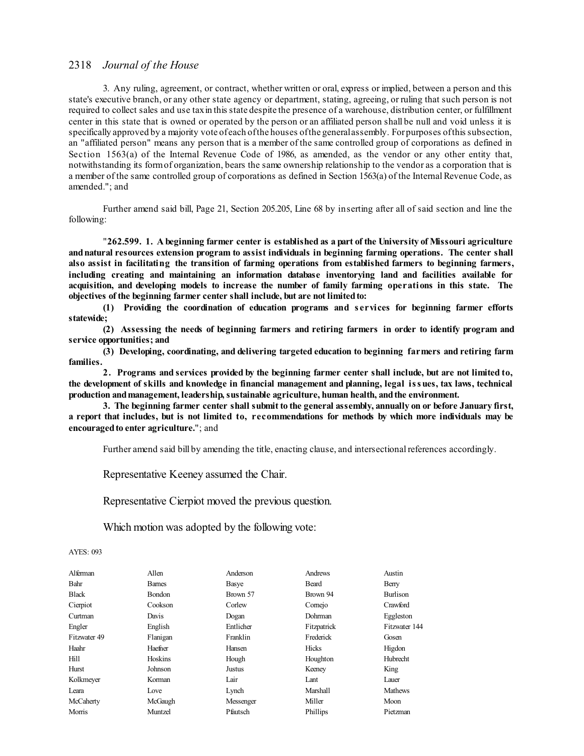3. Any ruling, agreement, or contract, whether written or oral, express or implied, between a person and this state's executive branch, or any other state agency or department, stating, agreeing, or ruling that such person is not required to collect sales and use tax in this state despite the presence of a warehouse, distribution center, or fulfillment center in this state that is owned or operated by the person or an affiliated person shall be null and void unless it is specifically approved by a majority vote of each of the houses of the general assembly. For purposes of this subsection, an "affiliated person" means any person that is a member of the same controlled group of corporations as defined in Section 1563(a) of the Internal Revenue Code of 1986, as amended, as the vendor or any other entity that, notwithstanding its form of organization, bears the same ownership relationship to the vendor as a corporation that is a member of the same controlled group of corporations as defined in Section 1563(a) of the Internal Revenue Code, as amended."; and

Further amend said bill, Page 21, Section 205.205, Line 68 by inserting after all of said section and line the following:

"**262.599. 1. A beginning farmer center is established as a part of the University of Missouri agriculture and natural resources extension program to assist individuals in beginning farming operations. The center shall also assist in facilitating the transition of farming operations from established farmers to beginning farmers, including creating and maintaining an information database inventorying land and facilities available for acquisition, and developing models to increase the number of family farming operations in this state. The objectives of the beginning farmer center shall include, but are not limited to:**

**(1) Providing the coordination of education programs and services for beginning farmer efforts statewide;**

**(2) Assessing the needs of beginning farmers and retiring farmers in order to identify program and service opportunities; and**

**(3) Developing, coordinating, and delivering targeted education to beginning farmers and retiring farm families.**

**2. Programs and services provided by the beginning farmer center shall include, but are not limited to, the development of skills and knowledge in financial management and planning, legal issues, tax laws, technical production and management, leadership, sustainable agriculture, human health, and the environment.**

**3. The beginning farmer center shall submit to the general assembly, annually on or before January first, a report that includes, but is not limited to, recommendations for methods by which more individuals may be encouraged to enter agriculture.**"; and

Further amend said bill by amending the title, enacting clause, and intersectional references accordingly.

Representative Keeney assumed the Chair.

Representative Cierpiot moved the previous question.

Which motion was adopted by the following vote:

AYES: 093

| | | | | |
|---|---|---|---|---|
| Alferman | Allen | Anderson | Andrews | Austin |
| Bahr | Barnes | Basye | Beard | Berry |
| Black | Bondon | Brown 57 | Brown 94 | Burlison |
| Cierpiot | Cookson | Corlew | Cornejo | Crawford |
| Curtman | Davis | Dogan | Dohrman | Eggleston |
| Engler | English | Entlicher | Fitzpatrick | Fitzwater 144 |
| Fitzwater 49 | Flanigan | Franklin | Frederick | Gosen |
| Haahr | Haefner | Hansen | Hicks | Higdon |
| Hill | Hoskins | Hough | Houghton | Hubrecht |
| Hurst | Johnson | Justus | Keeney | King |
| Kolkmeyer | Korman | Lair | Lant | Lauer |
| Leara | Love | Lynch | Marshall | Mathews |
| McCaherty | McGaugh | Messenger | Miller | Moon |
| Morris | Muntzel | Pfautsch | Phillips | Pietzman |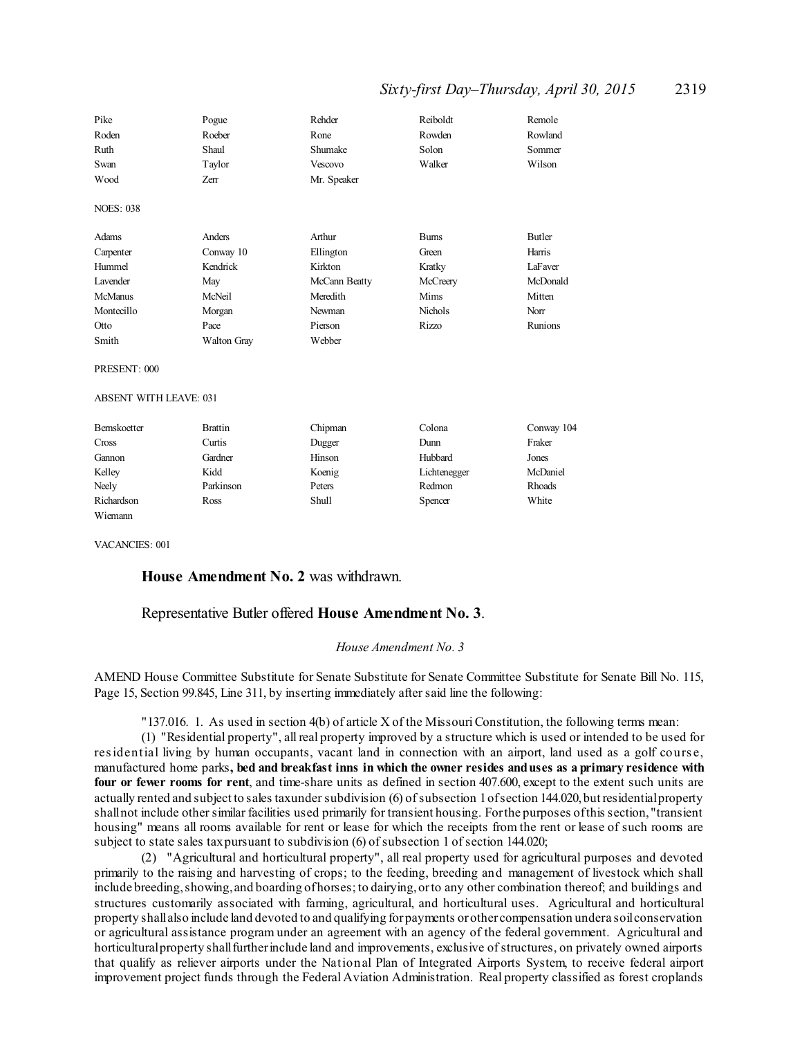| | | | | |
|---|---|---|---|---|
| Pike | Pogue | Rehder | Reiboldt | Remole |
| Roden | Roeber | Rone | Rowden | Rowland |
| Ruth | Shaul | Shumake | Solon | Sommer |
| Swan | Taylor | Vescovo | Walker | Wilson |
| Wood | Zerr | Mr. Speaker | | |

NOES: 038

| | | | | |
|---|---|---|---|---|
| Adams | Anders | Arthur | Burns | Butler |
| Carpenter | Conway 10 | Ellington | Green | Harris |
| Hummel | Kendrick | Kirkton | Kratky | LaFaver |
| Lavender | May | McCann Beatty | McCreery | McDonald |
| McManus | McNeil | Meredith | Mims | Mitten |
| Montecillo | Morgan | Newman | Nichols | Norr |
| Otto | Pace | Pierson | Rizzo | Runions |
| Smith | Walton Gray | Webber | | |

PRESENT: 000

ABSENT WITH LEAVE: 031

| | | | | |
|---|---|---|---|---|
| Bernskoetter | Brattin | Chipman | Colona | Conway 104 |
| Cross | Curtis | Dugger | Dunn | Fraker |
| Gannon | Gardner | Hinson | Hubbard | Jones |
| Kelley | Kidd | Koenig | Lichtenegger | McDaniel |
| Neely | Parkinson | Peters | Redmon | Rhoads |
| Richardson | Ross | Shull | Spencer | White |
| Wiemann | | | | |

VACANCIES: 001

**House Amendment No. 2** was withdrawn.

Representative Butler offered **House Amendment No. 3**.

*House Amendment No. 3*

AMEND House Committee Substitute for Senate Substitute for Senate Committee Substitute for Senate Bill No. 115, Page 15, Section 99.845, Line 311, by inserting immediately after said line the following:

"137.016. 1. As used in section 4(b) of article X of the Missouri Constitution, the following terms mean:

(1) "Residential property", all real property improved by a structure which is used or intended to be used for residential living by human occupants, vacant land in connection with an airport, land used as a golf course, manufactured home parks**, bed and breakfast inns in which the owner resides and uses as a primary residence with four or fewer rooms for rent**, and time-share units as defined in section 407.600, except to the extent such units are actually rented and subject to sales tax under subdivision (6) of subsection 1 of section 144.020, but residential property shall not include other similar facilities used primarily for transient housing. For the purposes of this section, "transient housing" means all rooms available for rent or lease for which the receipts from the rent or lease of such rooms are subject to state sales tax pursuant to subdivision (6) of subsection 1 of section 144.020;

(2) "Agricultural and horticultural property", all real property used for agricultural purposes and devoted primarily to the raising and harvesting of crops; to the feeding, breeding and management of livestock which shall include breeding, showing, and boarding of horses; to dairying, or to any other combination thereof; and buildings and structures customarily associated with farming, agricultural, and horticultural uses. Agricultural and horticultural property shall also include land devoted to and qualifying for payments or other compensation under a soil conservation or agricultural assistance program under an agreement with an agency of the federal government. Agricultural and horticultural property shall further include land and improvements, exclusive of structures, on privately owned airports that qualify as reliever airports under the National Plan of Integrated Airports System, to receive federal airport improvement project funds through the Federal Aviation Administration. Real property classified as forest croplands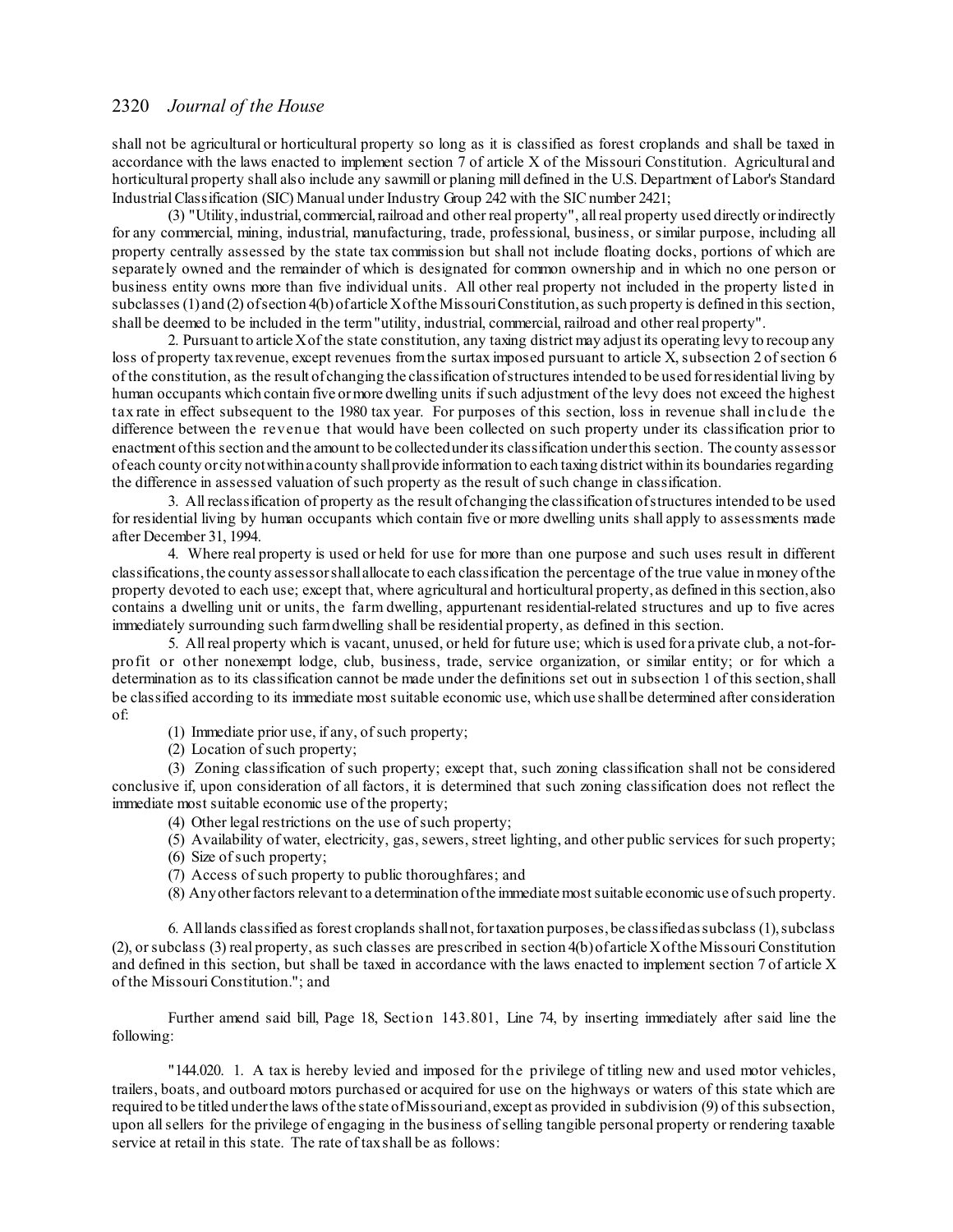shall not be agricultural or horticultural property so long as it is classified as forest croplands and shall be taxed in accordance with the laws enacted to implement section 7 of article X of the Missouri Constitution. Agricultural and horticultural property shall also include any sawmill or planing mill defined in the U.S. Department of Labor's Standard Industrial Classification (SIC) Manual under Industry Group 242 with the SIC number 2421;

(3) "Utility, industrial, commercial, railroad and other real property", all real property used directly or indirectly for any commercial, mining, industrial, manufacturing, trade, professional, business, or similar purpose, including all property centrally assessed by the state tax commission but shall not include floating docks, portions of which are separately owned and the remainder of which is designated for common ownership and in which no one person or business entity owns more than five individual units. All other real property not included in the property listed in subclasses (1) and (2) of section 4(b) of article X of the Missouri Constitution, as such property is defined in this section, shall be deemed to be included in the term "utility, industrial, commercial, railroad and other real property".

2. Pursuant to article X of the state constitution, any taxing district may adjust its operating levy to recoup any loss of property tax revenue, except revenues from the surtax imposed pursuant to article X, subsection 2 of section 6 of the constitution, as the result of changing the classification of structures intended to be used for residential living by human occupants which contain five or more dwelling units if such adjustment of the levy does not exceed the highest tax rate in effect subsequent to the 1980 tax year. For purposes of this section, loss in revenue shall include the difference between the revenue that would have been collected on such property under its classification prior to enactment of this section and the amount to be collected under its classification under this section. The county assessor of each county or city not within a county shall provide information to each taxing district within its boundaries regarding the difference in assessed valuation of such property as the result of such change in classification.

3. All reclassification of property as the result of changing the classification of structures intended to be used for residential living by human occupants which contain five or more dwelling units shall apply to assessments made after December 31, 1994.

4. Where real property is used or held for use for more than one purpose and such uses result in different classifications, the county assessor shall allocate to each classification the percentage of the true value in money of the property devoted to each use; except that, where agricultural and horticultural property, as defined in this section, also contains a dwelling unit or units, the farm dwelling, appurtenant residential-related structures and up to five acres immediately surrounding such farm dwelling shall be residential property, as defined in this section.

5. All real property which is vacant, unused, or held for future use; which is used for a private club, a not-for-profit or other nonexempt lodge, club, business, trade, service organization, or similar entity; or for which a determination as to its classification cannot be made under the definitions set out in subsection 1 of this section, shall be classified according to its immediate most suitable economic use, which use shall be determined after consideration of:

(1) Immediate prior use, if any, of such property;

(2) Location of such property;

(3) Zoning classification of such property; except that, such zoning classification shall not be considered conclusive if, upon consideration of all factors, it is determined that such zoning classification does not reflect the immediate most suitable economic use of the property;

(4) Other legal restrictions on the use of such property;

(5) Availability of water, electricity, gas, sewers, street lighting, and other public services for such property;

(6) Size of such property;

(7) Access of such property to public thoroughfares; and

(8) Any other factors relevant to a determination of the immediate most suitable economic use of such property.

6. All lands classified as forest croplands shall not, for taxation purposes, be classified as subclass (1), subclass (2), or subclass (3) real property, as such classes are prescribed in section 4(b) of article X of the Missouri Constitution and defined in this section, but shall be taxed in accordance with the laws enacted to implement section 7 of article X of the Missouri Constitution."; and

Further amend said bill, Page 18, Section 143.801, Line 74, by inserting immediately after said line the following:

"144.020. 1. A tax is hereby levied and imposed for the privilege of titling new and used motor vehicles, trailers, boats, and outboard motors purchased or acquired for use on the highways or waters of this state which are required to be titled under the laws of the state of Missouri and, except as provided in subdivision (9) of this subsection, upon all sellers for the privilege of engaging in the business of selling tangible personal property or rendering taxable service at retail in this state. The rate of tax shall be as follows: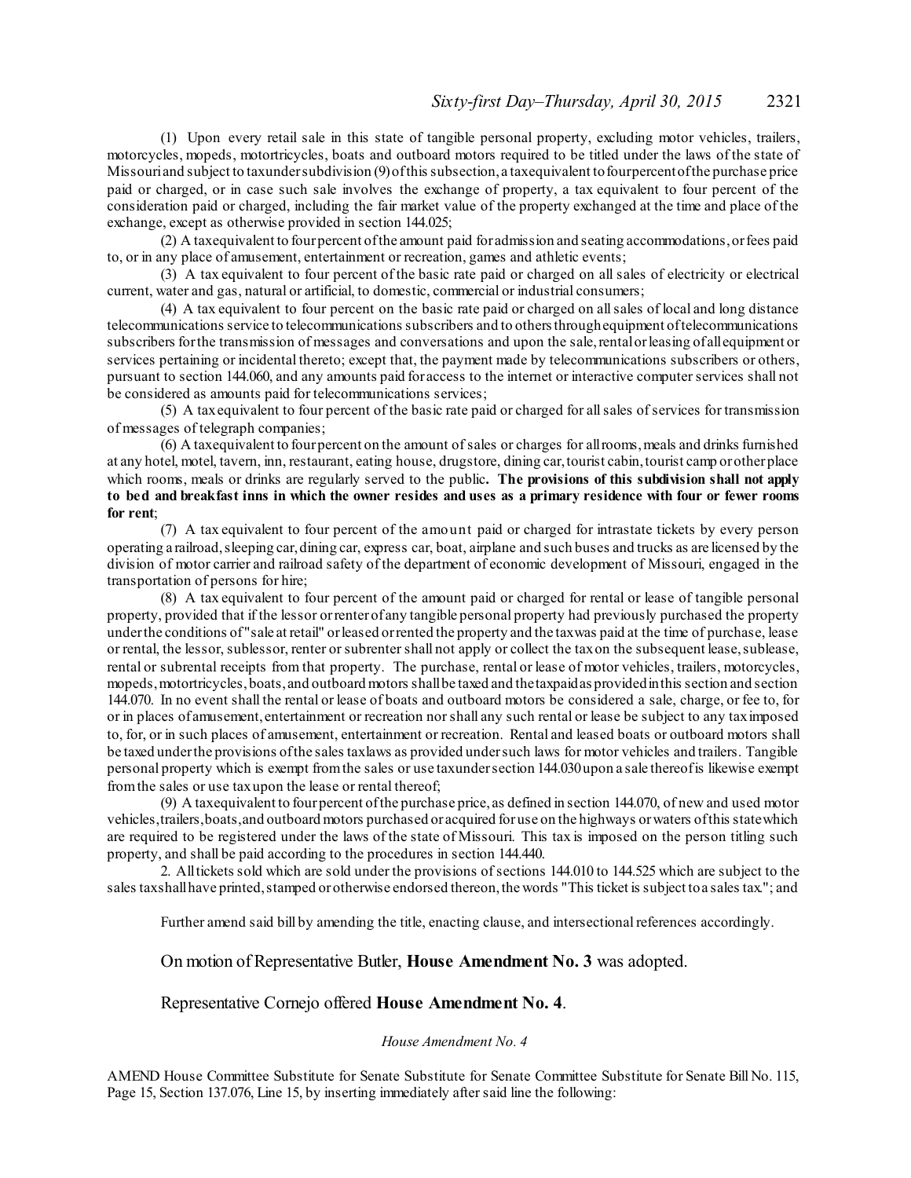(1) Upon every retail sale in this state of tangible personal property, excluding motor vehicles, trailers, motorcycles, mopeds, motortricycles, boats and outboard motors required to be titled under the laws of the state of Missouri and subject to tax under subdivision (9) of this subsection, a tax equivalent to four percent of the purchase price paid or charged, or in case such sale involves the exchange of property, a tax equivalent to four percent of the consideration paid or charged, including the fair market value of the property exchanged at the time and place of the exchange, except as otherwise provided in section 144.025;

(2) A tax equivalent to four percent of the amount paid for admission and seating accommodations, or fees paid to, or in any place of amusement, entertainment or recreation, games and athletic events;

(3) A tax equivalent to four percent of the basic rate paid or charged on all sales of electricity or electrical current, water and gas, natural or artificial, to domestic, commercial or industrial consumers;

(4) A tax equivalent to four percent on the basic rate paid or charged on all sales of local and long distance telecommunications service to telecommunications subscribers and to others through equipment of telecommunications subscribers for the transmission of messages and conversations and upon the sale, rental or leasing of all equipment or services pertaining or incidental thereto; except that, the payment made by telecommunications subscribers or others, pursuant to section 144.060, and any amounts paid for access to the internet or interactive computer services shall not be considered as amounts paid for telecommunications services;

(5) A tax equivalent to four percent of the basic rate paid or charged for all sales of services for transmission of messages of telegraph companies;

(6) A tax equivalent to four percent on the amount of sales or charges for all rooms, meals and drinks furnished at any hotel, motel, tavern, inn, restaurant, eating house, drugstore, dining car, tourist cabin, tourist camp or other place which rooms, meals or drinks are regularly served to the public**. The provisions of this subdivision shall not apply to bed and breakfast inns in which the owner resides and uses as a primary residence with four or fewer rooms for rent**;

(7) A tax equivalent to four percent of the amount paid or charged for intrastate tickets by every person operating a railroad, sleeping car, dining car, express car, boat, airplane and such buses and trucks as are licensed by the division of motor carrier and railroad safety of the department of economic development of Missouri, engaged in the transportation of persons for hire;

(8) A tax equivalent to four percent of the amount paid or charged for rental or lease of tangible personal property, provided that if the lessor or renter of any tangible personal property had previously purchased the property under the conditions of "sale at retail" or leased or rented the property and the tax was paid at the time of purchase, lease or rental, the lessor, sublessor, renter or subrenter shall not apply or collect the tax on the subsequent lease, sublease, rental or subrental receipts from that property. The purchase, rental or lease of motor vehicles, trailers, motorcycles, mopeds, motortricycles, boats, and outboard motors shall be taxed and the tax paid as provided in this section and section 144.070. In no event shall the rental or lease of boats and outboard motors be considered a sale, charge, or fee to, for or in places of amusement, entertainment or recreation nor shall any such rental or lease be subject to any tax imposed to, for, or in such places of amusement, entertainment or recreation. Rental and leased boats or outboard motors shall be taxed under the provisions of the sales tax laws as provided under such laws for motor vehicles and trailers. Tangible personal property which is exempt from the sales or use tax under section 144.030 upon a sale thereof is likewise exempt from the sales or use tax upon the lease or rental thereof;

(9) A tax equivalent to four percent of the purchase price, as defined in section 144.070, of new and used motor vehicles, trailers, boats, and outboard motors purchased or acquired for use on the highways or waters of this state which are required to be registered under the laws of the state of Missouri. This tax is imposed on the person titling such property, and shall be paid according to the procedures in section 144.440.

2. All tickets sold which are sold under the provisions of sections 144.010 to 144.525 which are subject to the sales tax shall have printed, stamped or otherwise endorsed thereon, the words "This ticket is subject to a sales tax."; and

Further amend said bill by amending the title, enacting clause, and intersectional references accordingly.

On motion of Representative Butler, **House Amendment No. 3** was adopted.

Representative Cornejo offered **House Amendment No. 4**.

*House Amendment No. 4*

AMEND House Committee Substitute for Senate Substitute for Senate Committee Substitute for Senate Bill No. 115, Page 15, Section 137.076, Line 15, by inserting immediately after said line the following: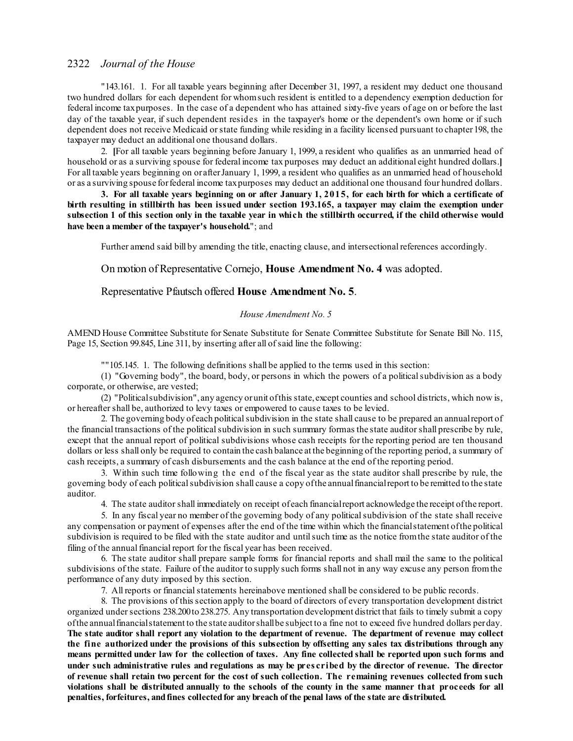"143.161. 1. For all taxable years beginning after December 31, 1997, a resident may deduct one thousand two hundred dollars for each dependent for whom such resident is entitled to a dependency exemption deduction for federal income tax purposes. In the case of a dependent who has attained sixty-five years of age on or before the last day of the taxable year, if such dependent resides in the taxpayer's home or the dependent's own home or if such dependent does not receive Medicaid or state funding while residing in a facility licensed pursuant to chapter 198, the taxpayer may deduct an additional one thousand dollars.

2. **[**For all taxable years beginning before January 1, 1999, a resident who qualifies as an unmarried head of household or as a surviving spouse for federal income tax purposes may deduct an additional eight hundred dollars.**]** For all taxable years beginning on or after January 1, 1999, a resident who qualifies as an unmarried head of household or as a surviving spouse for federal income tax purposes may deduct an additional one thousand four hundred dollars.

**3. For all taxable years beginning on or after January 1, 2015, for each birth for which a certificate of birth resulting in stillbirth has been issued under section 193.165, a taxpayer may claim the exemption under subsection 1 of this section only in the taxable year in which the stillbirth occurred, if the child otherwise would have been a member of the taxpayer's household.**"; and

Further amend said bill by amending the title, enacting clause, and intersectional references accordingly.

On motion of Representative Cornejo, **House Amendment No. 4** was adopted.

Representative Pfautsch offered **House Amendment No. 5**.

*House Amendment No. 5*

AMEND House Committee Substitute for Senate Substitute for Senate Committee Substitute for Senate Bill No. 115, Page 15, Section 99.845, Line 311, by inserting after all of said line the following:

""105.145. 1. The following definitions shall be applied to the terms used in this section:

(1) "Governing body", the board, body, or persons in which the powers of a political subdivision as a body corporate, or otherwise, are vested;

(2) "Political subdivision", any agency or unit of this state, except counties and school districts, which now is, or hereafter shall be, authorized to levy taxes or empowered to cause taxes to be levied.

2. The governing body of each political subdivision in the state shall cause to be prepared an annual report of the financial transactions of the political subdivision in such summary form as the state auditor shall prescribe by rule, except that the annual report of political subdivisions whose cash receipts for the reporting period are ten thousand dollars or less shall only be required to contain the cash balance at the beginning of the reporting period, a summary of cash receipts, a summary of cash disbursements and the cash balance at the end of the reporting period.

3. Within such time following the end of the fiscal year as the state auditor shall prescribe by rule, the governing body of each political subdivision shall cause a copy of the annual financial report to be remitted to the state auditor.

4. The state auditor shall immediately on receipt of each financial report acknowledge the receipt of the report.

5. In any fiscal year no member of the governing body of any political subdivision of the state shall receive any compensation or payment of expenses after the end of the time within which the financial statement of the political subdivision is required to be filed with the state auditor and until such time as the notice from the state auditor of the filing of the annual financial report for the fiscal year has been received.

6. The state auditor shall prepare sample forms for financial reports and shall mail the same to the political subdivisions of the state. Failure of the auditor to supply such forms shall not in any way excuse any person from the performance of any duty imposed by this section.

7. All reports or financial statements hereinabove mentioned shall be considered to be public records.

8. The provisions of this section apply to the board of directors of every transportation development district organized under sections 238.200 to 238.275. Any transportation development district that fails to timely submit a copy of the annual financial statement to the state auditor shall be subject to a fine not to exceed five hundred dollars per day. **The state auditor shall report any violation to the department of revenue. The department of revenue may collect the fine authorized under the provisions of this subsection by offsetting any sales tax distributions through any means permitted under law for the collection of taxes. Any fine collected shall be reported upon such forms and under such administrative rules and regulations as may be prescribed by the director of revenue. The director of revenue shall retain two percent for the cost of such collection. The remaining revenues collected from such violations shall be distributed annually to the schools of the county in the same manner that proceeds for all penalties, forfeitures, and fines collected for any breach of the penal laws of the state are distributed.**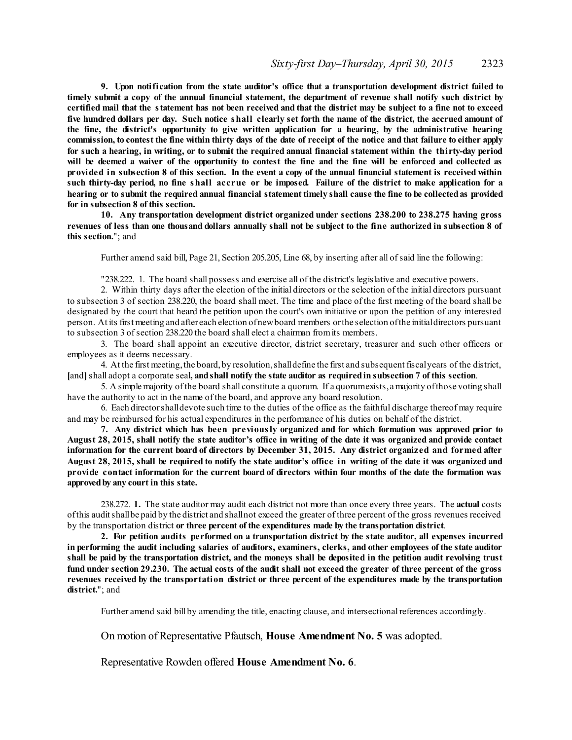**9. Upon notification from the state auditor's office that a transportation development district failed to timely submit a copy of the annual financial statement, the department of revenue shall notify such district by certified mail that the statement has not been received and that the district may be subject to a fine not to exceed five hundred dollars per day. Such notice shall clearly set forth the name of the district, the accrued amount of the fine, the district's opportunity to give written application for a hearing, by the administrative hearing commission, to contest the fine within thirty days of the date of receipt of the notice and that failure to either apply for such a hearing, in writing, or to submit the required annual financial statement within the thirty-day period will be deemed a waiver of the opportunity to contest the fine and the fine will be enforced and collected as provided in subsection 8 of this section. In the event a copy of the annual financial statement is received within such thirty-day period, no fine shall accrue or be imposed. Failure of the district to make application for a hearing or to submit the required annual financial statement timely shall cause the fine to be collected as provided for in subsection 8 of this section.**

**10. Any transportation development district organized under sections 238.200 to 238.275 having gross revenues of less than one thousand dollars annually shall not be subject to the fine authorized in subsection 8 of this section.**"; and

Further amend said bill, Page 21, Section 205.205, Line 68, by inserting after all of said line the following:

"238.222. 1. The board shall possess and exercise all of the district's legislative and executive powers.

2. Within thirty days after the election of the initial directors or the selection of the initial directors pursuant to subsection 3 of section 238.220, the board shall meet. The time and place of the first meeting of the board shall be designated by the court that heard the petition upon the court's own initiative or upon the petition of any interested person. At its first meeting and after each election of new board members or the selection of the initial directors pursuant to subsection 3 of section 238.220 the board shall elect a chairman from its members.

3. The board shall appoint an executive director, district secretary, treasurer and such other officers or employees as it deems necessary.

4. At the first meeting, the board, by resolution, shall define the first and subsequent fiscal years of the district, **[**and**]** shall adopt a corporate seal**, and shall notify the state auditor as required in subsection 7 of this section**.

5. A simple majority of the board shall constitute a quorum. If a quorum exists, a majority of those voting shall have the authority to act in the name of the board, and approve any board resolution.

6. Each director shall devote such time to the duties of the office as the faithful discharge thereof may require and may be reimbursed for his actual expenditures in the performance of his duties on behalf of the district.

**7. Any district which has been previously organized and for which formation was approved prior to August 28, 2015, shall notify the state auditor's office in writing of the date it was organized and provide contact information for the current board of directors by December 31, 2015. Any district organized and formed after August 28, 2015, shall be required to notify the state auditor's office in writing of the date it was organized and provide contact information for the current board of directors within four months of the date the formation was approved by any court in this state.**

238.272. **1.** The state auditor may audit each district not more than once every three years. The **actual** costs of this audit shall be paid by the district and shall not exceed the greater of three percent of the gross revenues received by the transportation district **or three percent of the expenditures made by the transportation district**.

**2. For petition audits performed on a transportation district by the state auditor, all expenses incurred in performing the audit including salaries of auditors, examiners, clerks, and other employees of the state auditor shall be paid by the transportation district, and the moneys shall be deposited in the petition audit revolving trust fund under section 29.230. The actual costs of the audit shall not exceed the greater of three percent of the gross revenues received by the transportation district or three percent of the expenditures made by the transportation district.**"; and

Further amend said bill by amending the title, enacting clause, and intersectional references accordingly.

On motion of Representative Pfautsch, **House Amendment No. 5** was adopted.

Representative Rowden offered **House Amendment No. 6**.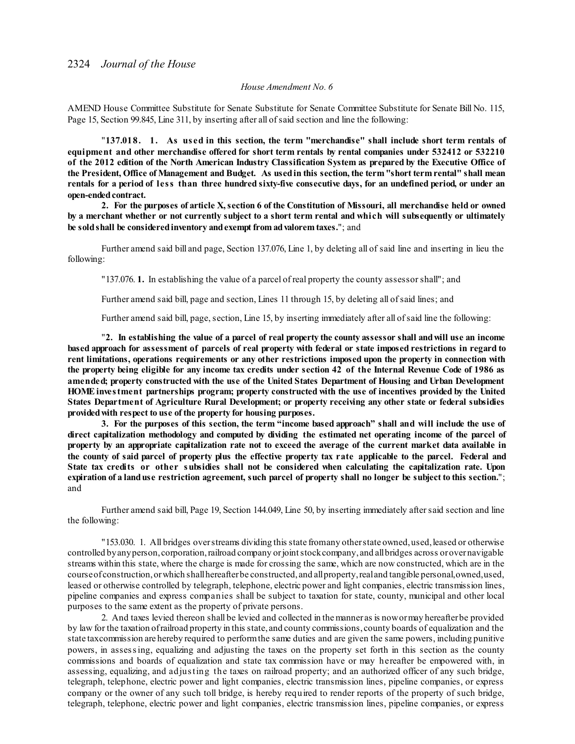*House Amendment No. 6*

AMEND House Committee Substitute for Senate Substitute for Senate Committee Substitute for Senate Bill No. 115, Page 15, Section 99.845, Line 311, by inserting after all of said section and line the following:

"**137.018. 1. As used in this section, the term "merchandise" shall include short term rentals of equipment and other merchandise offered for short term rentals by rental companies under 532412 or 532210 of the 2012 edition of the North American Industry Classification System as prepared by the Executive Office of the President, Office of Management and Budget. As used in this section, the term "short term rental" shall mean rentals for a period of less than three hundred sixty-five consecutive days, for an undefined period, or under an open-ended contract.**

**2. For the purposes of article X, section 6 of the Constitution of Missouri, all merchandise held or owned by a merchant whether or not currently subject to a short term rental and which will subsequently or ultimately be sold shall be considered inventory and exempt from ad valorem taxes.**"; and

Further amend said bill and page, Section 137.076, Line 1, by deleting all of said line and inserting in lieu the following:

"137.076. **1.** In establishing the value of a parcel of real property the county assessor shall"; and

Further amend said bill, page and section, Lines 11 through 15, by deleting all of said lines; and

Further amend said bill, page, section, Line 15, by inserting immediately after all of said line the following:

"**2. In establishing the value of a parcel of real property the county assessor shall and will use an income based approach for assessment of parcels of real property with federal or state imposed restrictions in regard to rent limitations, operations requirements or any other restrictions imposed upon the property in connection with the property being eligible for any income tax credits under section 42 of the Internal Revenue Code of 1986 as amended; property constructed with the use of the United States Department of Housing and Urban Development HOME investment partnerships program; property constructed with the use of incentives provided by the United States Department of Agriculture Rural Development; or property receiving any other state or federal subsidies provided with respect to use of the property for housing purposes.**

**3. For the purposes of this section, the term "income based approach" shall and will include the use of direct capitalization methodology and computed by dividing the estimated net operating income of the parcel of property by an appropriate capitalization rate not to exceed the average of the current market data available in the county of said parcel of property plus the effective property tax rate applicable to the parcel. Federal and State tax credits or other subsidies shall not be considered when calculating the capitalization rate. Upon expiration of a land use restriction agreement, such parcel of property shall no longer be subject to this section.**"; and

Further amend said bill, Page 19, Section 144.049, Line 50, by inserting immediately after said section and line the following:

"153.030. 1. All bridges over streams dividing this state from any other state owned, used, leased or otherwise controlled by any person, corporation, railroad company or joint stock company, and all bridges across or over navigable streams within this state, where the charge is made for crossing the same, which are now constructed, which are in the course of construction, or which shall hereafter be constructed, and all property, real and tangible personal, owned, used, leased or otherwise controlled by telegraph, telephone, electric power and light companies, electric transmission lines, pipeline companies and express companies shall be subject to taxation for state, county, municipal and other local purposes to the same extent as the property of private persons.

2. And taxes levied thereon shall be levied and collected in the manner as is now or may hereafter be provided by law for the taxation of railroad property in this state, and county commissions, county boards of equalization and the state tax commission are hereby required to perform the same duties and are given the same powers, including punitive powers, in assessing, equalizing and adjusting the taxes on the property set forth in this section as the county commissions and boards of equalization and state tax commission have or may hereafter be empowered with, in assessing, equalizing, and adjusting the taxes on railroad property; and an authorized officer of any such bridge, telegraph, telephone, electric power and light companies, electric transmission lines, pipeline companies, or express company or the owner of any such toll bridge, is hereby required to render reports of the property of such bridge, telegraph, telephone, electric power and light companies, electric transmission lines, pipeline companies, or express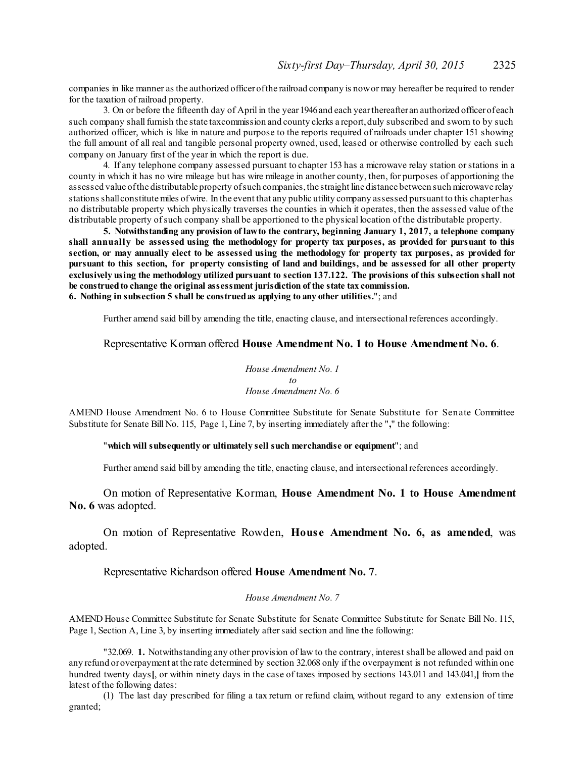companies in like manner as the authorized officer of the railroad company is now or may hereafter be required to render for the taxation of railroad property.

3. On or before the fifteenth day of April in the year 1946 and each year thereafter an authorized officer of each such company shall furnish the state tax commission and county clerks a report, duly subscribed and sworn to by such authorized officer, which is like in nature and purpose to the reports required of railroads under chapter 151 showing the full amount of all real and tangible personal property owned, used, leased or otherwise controlled by each such company on January first of the year in which the report is due.

4. If any telephone company assessed pursuant to chapter 153 has a microwave relay station or stations in a county in which it has no wire mileage but has wire mileage in another county, then, for purposes of apportioning the assessed value of the distributable property of such companies, the straight line distance between such microwave relay stations shall constitute miles of wire. In the event that any public utility company assessed pursuant to this chapter has no distributable property which physically traverses the counties in which it operates, then the assessed value of the distributable property of such company shall be apportioned to the physical location of the distributable property.

**5. Notwithstanding any provision of law to the contrary, beginning January 1, 2017, a telephone company shall annually be assessed using the methodology for property tax purposes, as provided for pursuant to this section, or may annually elect to be assessed using the methodology for property tax purposes, as provided for pursuant to this section, for property consisting of land and buildings, and be assessed for all other property exclusively using the methodology utilized pursuant to section 137.122. The provisions of this subsection shall not be construed to change the original assessment jurisdiction of the state tax commission.**

**6. Nothing in subsection 5 shall be construed as applying to any other utilities.**"; and

Further amend said bill by amending the title, enacting clause, and intersectional references accordingly.

Representative Korman offered **House Amendment No. 1 to House Amendment No. 6**.

*House Amendment No. 1*
*to*
*House Amendment No. 6*

AMEND House Amendment No. 6 to House Committee Substitute for Senate Substitute for Senate Committee Substitute for Senate Bill No. 115, Page 1, Line 7, by inserting immediately after the "**,**" the following:

"**which will subsequently or ultimately sell such merchandise or equipment**"; and

Further amend said bill by amending the title, enacting clause, and intersectional references accordingly.

On motion of Representative Korman, **House Amendment No. 1 to House Amendment No. 6** was adopted.

On motion of Representative Rowden, **House Amendment No. 6, as amended**, was adopted.

Representative Richardson offered **House Amendment No. 7**.

*House Amendment No. 7*

AMEND House Committee Substitute for Senate Substitute for Senate Committee Substitute for Senate Bill No. 115, Page 1, Section A, Line 3, by inserting immediately after said section and line the following:

"32.069. **1.** Notwithstanding any other provision of law to the contrary, interest shall be allowed and paid on any refund or overpayment at the rate determined by section 32.068 only if the overpayment is not refunded within one hundred twenty days**[**, or within ninety days in the case of taxes imposed by sections 143.011 and 143.041,**]** from the latest of the following dates:

(1) The last day prescribed for filing a tax return or refund claim, without regard to any extension of time granted;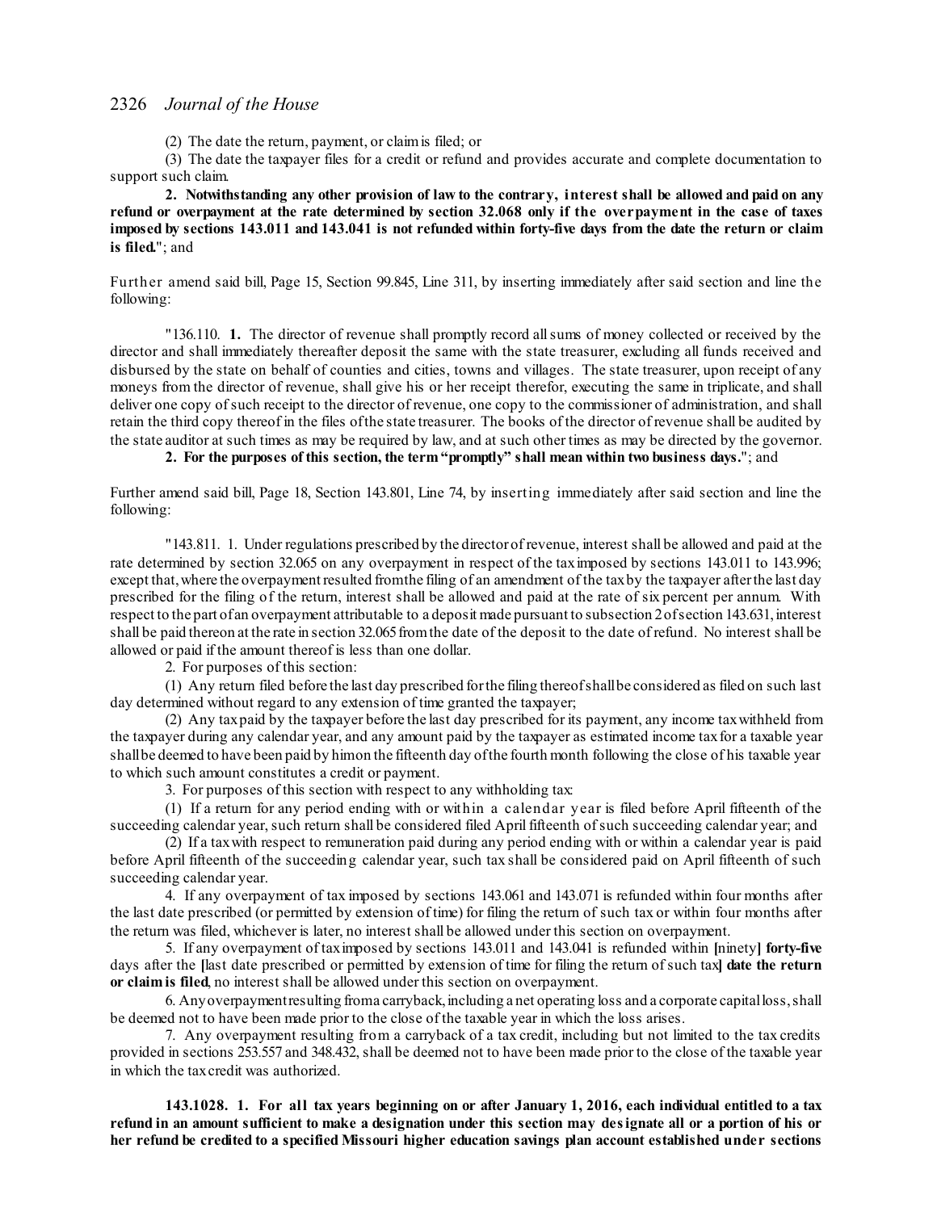(2) The date the return, payment, or claim is filed; or

(3) The date the taxpayer files for a credit or refund and provides accurate and complete documentation to support such claim.

**2. Notwithstanding any other provision of law to the contrary, interest shall be allowed and paid on any refund or overpayment at the rate determined by section 32.068 only if the overpayment in the case of taxes imposed by sections 143.011 and 143.041 is not refunded within forty-five days from the date the return or claim is filed.**"; and

Further amend said bill, Page 15, Section 99.845, Line 311, by inserting immediately after said section and line the following:

"136.110. **1.** The director of revenue shall promptly record all sums of money collected or received by the director and shall immediately thereafter deposit the same with the state treasurer, excluding all funds received and disbursed by the state on behalf of counties and cities, towns and villages. The state treasurer, upon receipt of any moneys from the director of revenue, shall give his or her receipt therefor, executing the same in triplicate, and shall deliver one copy of such receipt to the director of revenue, one copy to the commissioner of administration, and shall retain the third copy thereof in the files of the state treasurer. The books of the director of revenue shall be audited by the state auditor at such times as may be required by law, and at such other times as may be directed by the governor.

**2. For the purposes of this section, the term "promptly" shall mean within two business days.**"; and

Further amend said bill, Page 18, Section 143.801, Line 74, by inserting immediately after said section and line the following:

"143.811. 1. Under regulations prescribed by the director of revenue, interest shall be allowed and paid at the rate determined by section 32.065 on any overpayment in respect of the tax imposed by sections 143.011 to 143.996; except that, where the overpayment resulted from the filing of an amendment of the tax by the taxpayer after the last day prescribed for the filing of the return, interest shall be allowed and paid at the rate of six percent per annum. With respect to the part of an overpayment attributable to a deposit made pursuant to subsection 2 of section 143.631, interest shall be paid thereon at the rate in section 32.065 from the date of the deposit to the date of refund. No interest shall be allowed or paid if the amount thereof is less than one dollar.

2. For purposes of this section:

(1) Any return filed before the last day prescribed for the filing thereof shall be considered as filed on such last day determined without regard to any extension of time granted the taxpayer;

(2) Any tax paid by the taxpayer before the last day prescribed for its payment, any income tax withheld from the taxpayer during any calendar year, and any amount paid by the taxpayer as estimated income tax for a taxable year shall be deemed to have been paid by him on the fifteenth day of the fourth month following the close of his taxable year to which such amount constitutes a credit or payment.

3. For purposes of this section with respect to any withholding tax:

(1) If a return for any period ending with or within a calendar year is filed before April fifteenth of the succeeding calendar year, such return shall be considered filed April fifteenth of such succeeding calendar year; and

(2) If a tax with respect to remuneration paid during any period ending with or within a calendar year is paid before April fifteenth of the succeeding calendar year, such tax shall be considered paid on April fifteenth of such succeeding calendar year.

4. If any overpayment of tax imposed by sections 143.061 and 143.071 is refunded within four months after the last date prescribed (or permitted by extension of time) for filing the return of such tax or within four months after the return was filed, whichever is later, no interest shall be allowed under this section on overpayment.

5. If any overpayment of tax imposed by sections 143.011 and 143.041 is refunded within [ninety] **forty-five** days after the [last date prescribed or permitted by extension of time for filing the return of such tax] **date the return or claim is filed**, no interest shall be allowed under this section on overpayment.

6. Any overpayment resulting from a carryback, including a net operating loss and a corporate capital loss, shall be deemed not to have been made prior to the close of the taxable year in which the loss arises.

7. Any overpayment resulting from a carryback of a tax credit, including but not limited to the tax credits provided in sections 253.557 and 348.432, shall be deemed not to have been made prior to the close of the taxable year in which the tax credit was authorized.

**143.1028. 1. For all tax years beginning on or after January 1, 2016, each individual entitled to a tax refund in an amount sufficient to make a designation under this section may designate all or a portion of his or her refund be credited to a specified Missouri higher education savings plan account established under sections**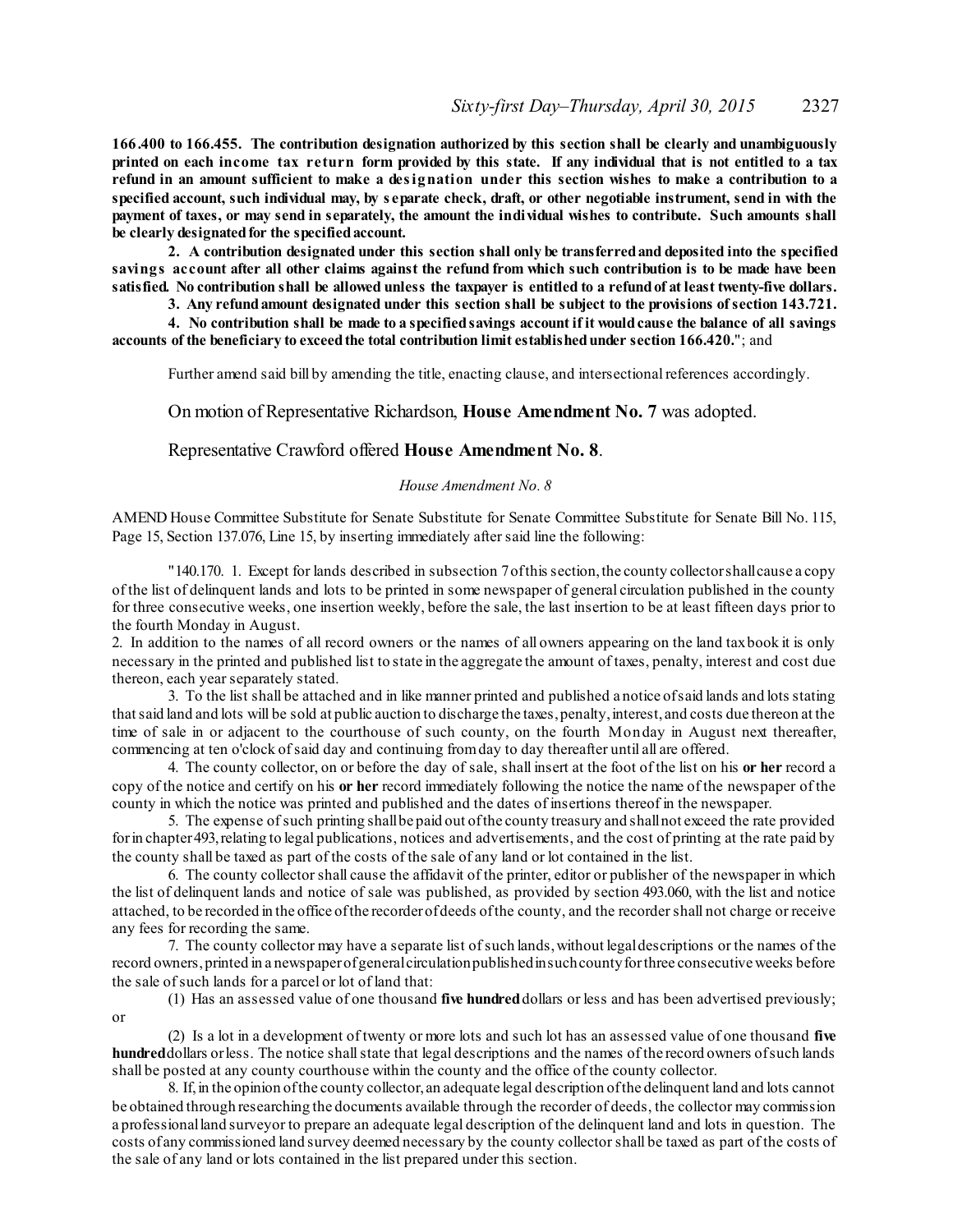**166.400 to 166.455. The contribution designation authorized by this section shall be clearly and unambiguously printed on each income tax return form provided by this state. If any individual that is not entitled to a tax refund in an amount sufficient to make a designation under this section wishes to make a contribution to a specified account, such individual may, by separate check, draft, or other negotiable instrument, send in with the payment of taxes, or may send in separately, the amount the individual wishes to contribute. Such amounts shall be clearly designated for the specified account.**

**2. A contribution designated under this section shall only be transferred and deposited into the specified savings account after all other claims against the refund from which such contribution is to be made have been satisfied. No contribution shall be allowed unless the taxpayer is entitled to a refund of at least twenty-five dollars.**

**3. Any refund amount designated under this section shall be subject to the provisions of section 143.721.**

**4. No contribution shall be made to a specified savings account if it would cause the balance of all savings accounts of the beneficiary to exceed the total contribution limit established under section 166.420.**"; and

Further amend said bill by amending the title, enacting clause, and intersectional references accordingly.

On motion of Representative Richardson, **House Amendment No. 7** was adopted.

Representative Crawford offered **House Amendment No. 8**.

*House Amendment No. 8*

AMEND House Committee Substitute for Senate Substitute for Senate Committee Substitute for Senate Bill No. 115, Page 15, Section 137.076, Line 15, by inserting immediately after said line the following:

"140.170. 1. Except for lands described in subsection 7 of this section, the county collector shall cause a copy of the list of delinquent lands and lots to be printed in some newspaper of general circulation published in the county for three consecutive weeks, one insertion weekly, before the sale, the last insertion to be at least fifteen days prior to the fourth Monday in August.

2. In addition to the names of all record owners or the names of all owners appearing on the land tax book it is only necessary in the printed and published list to state in the aggregate the amount of taxes, penalty, interest and cost due thereon, each year separately stated.

3. To the list shall be attached and in like manner printed and published a notice of said lands and lots stating that said land and lots will be sold at public auction to discharge the taxes, penalty, interest, and costs due thereon at the time of sale in or adjacent to the courthouse of such county, on the fourth Monday in August next thereafter, commencing at ten o'clock of said day and continuing from day to day thereafter until all are offered.

4. The county collector, on or before the day of sale, shall insert at the foot of the list on his **or her** record a copy of the notice and certify on his **or her** record immediately following the notice the name of the newspaper of the county in which the notice was printed and published and the dates of insertions thereof in the newspaper.

5. The expense of such printing shall be paid out of the county treasury and shall not exceed the rate provided for in chapter 493, relating to legal publications, notices and advertisements, and the cost of printing at the rate paid by the county shall be taxed as part of the costs of the sale of any land or lot contained in the list.

6. The county collector shall cause the affidavit of the printer, editor or publisher of the newspaper in which the list of delinquent lands and notice of sale was published, as provided by section 493.060, with the list and notice attached, to be recorded in the office of the recorder of deeds of the county, and the recorder shall not charge or receive any fees for recording the same.

7. The county collector may have a separate list of such lands, without legal descriptions or the names of the record owners, printed in a newspaper of general circulation published in such county for three consecutive weeks before the sale of such lands for a parcel or lot of land that:

(1) Has an assessed value of one thousand **five hundred** dollars or less and has been advertised previously; or

(2) Is a lot in a development of twenty or more lots and such lot has an assessed value of one thousand **five hundred** dollars or less. The notice shall state that legal descriptions and the names of the record owners of such lands shall be posted at any county courthouse within the county and the office of the county collector.

8. If, in the opinion of the county collector, an adequate legal description of the delinquent land and lots cannot be obtained through researching the documents available through the recorder of deeds, the collector may commission a professional land surveyor to prepare an adequate legal description of the delinquent land and lots in question. The costs of any commissioned land survey deemed necessary by the county collector shall be taxed as part of the costs of the sale of any land or lots contained in the list prepared under this section.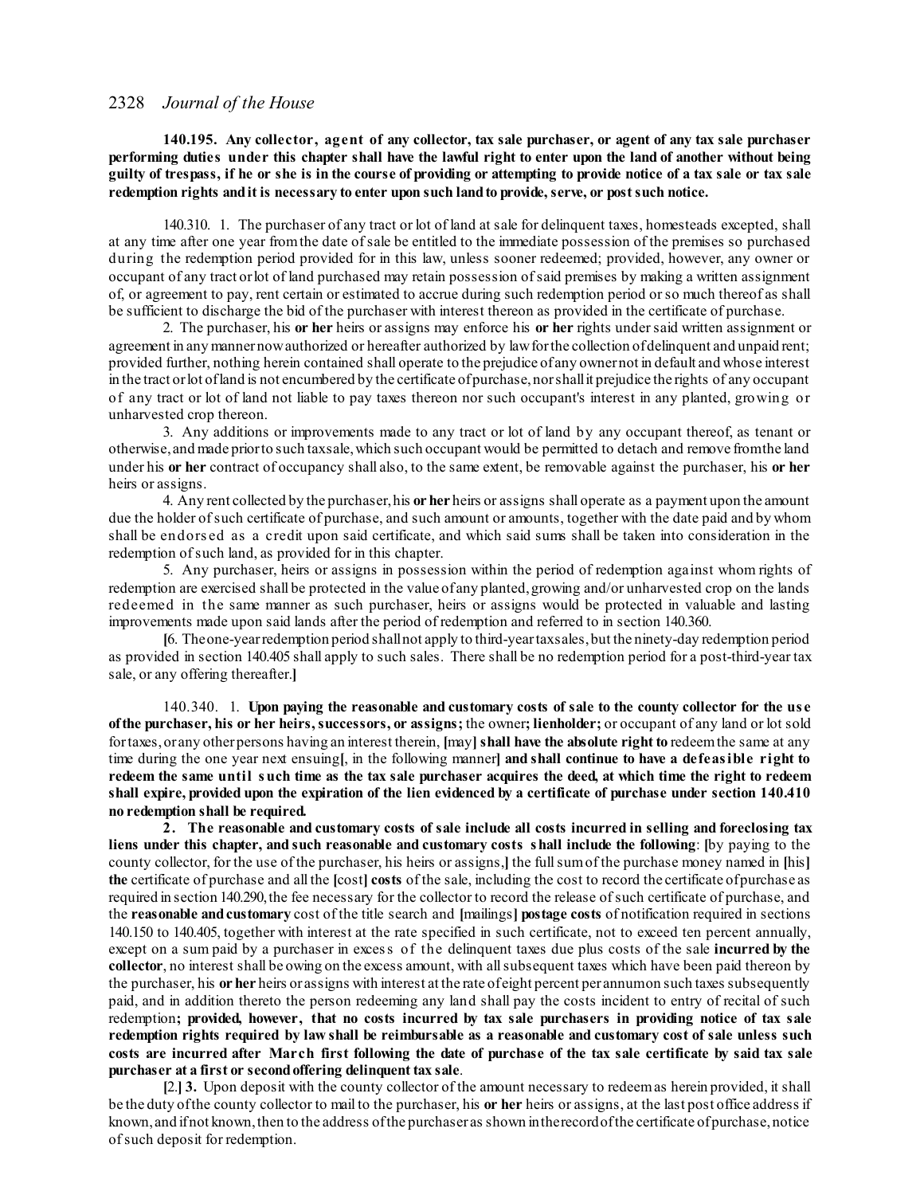**140.195. Any collector, agent of any collector, tax sale purchaser, or agent of any tax sale purchaser performing duties under this chapter shall have the lawful right to enter upon the land of another without being guilty of trespass, if he or she is in the course of providing or attempting to provide notice of a tax sale or tax sale redemption rights and it is necessary to enter upon such land to provide, serve, or post such notice.**

140.310. 1. The purchaser of any tract or lot of land at sale for delinquent taxes, homesteads excepted, shall at any time after one year from the date of sale be entitled to the immediate possession of the premises so purchased during the redemption period provided for in this law, unless sooner redeemed; provided, however, any owner or occupant of any tract or lot of land purchased may retain possession of said premises by making a written assignment of, or agreement to pay, rent certain or estimated to accrue during such redemption period or so much thereof as shall be sufficient to discharge the bid of the purchaser with interest thereon as provided in the certificate of purchase.

2. The purchaser, his **or her** heirs or assigns may enforce his **or her** rights under said written assignment or agreement in any manner now authorized or hereafter authorized by law for the collection of delinquent and unpaid rent; provided further, nothing herein contained shall operate to the prejudice of any owner not in default and whose interest in the tract or lot of land is not encumbered by the certificate of purchase, nor shall it prejudice the rights of any occupant of any tract or lot of land not liable to pay taxes thereon nor such occupant's interest in any planted, growing or unharvested crop thereon.

3. Any additions or improvements made to any tract or lot of land by any occupant thereof, as tenant or otherwise, and made prior to such tax sale, which such occupant would be permitted to detach and remove from the land under his **or her** contract of occupancy shall also, to the same extent, be removable against the purchaser, his **or her** heirs or assigns.

4. Any rent collected by the purchaser, his **or her** heirs or assigns shall operate as a payment upon the amount due the holder of such certificate of purchase, and such amount or amounts, together with the date paid and by whom shall be endorsed as a credit upon said certificate, and which said sums shall be taken into consideration in the redemption of such land, as provided for in this chapter.

5. Any purchaser, heirs or assigns in possession within the period of redemption against whom rights of redemption are exercised shall be protected in the value of any planted, growing and/or unharvested crop on the lands redeemed in the same manner as such purchaser, heirs or assigns would be protected in valuable and lasting improvements made upon said lands after the period of redemption and referred to in section 140.360.

**[**6. The one-year redemption period shall not apply to third-year tax sales, but the ninety-day redemption period as provided in section 140.405 shall apply to such sales. There shall be no redemption period for a post-third-year tax sale, or any offering thereafter.**]**

140.340. 1. **Upon paying the reasonable and customary costs of sale to the county collector for the use of the purchaser, his or her heirs, successors, or assigns;** the owner**; lienholder;** or occupant of any land or lot sold for taxes, or any other persons having an interest therein, **[**may**] shall have the absolute right to** redeem the same at any time during the one year next ensuing**[**, in the following manner**] and shall continue to have a defeasible right to redeem the same until such time as the tax sale purchaser acquires the deed, at which time the right to redeem shall expire, provided upon the expiration of the lien evidenced by a certificate of purchase under section 140.410 no redemption shall be required.**

**2. The reasonable and customary costs of sale include all costs incurred in selling and foreclosing tax liens under this chapter, and such reasonable and customary costs shall include the following**: **[**by paying to the county collector, for the use of the purchaser, his heirs or assigns,**]** the full sum of the purchase money named in **[**his**] the** certificate of purchase and all the **[**cost**] costs** of the sale, including the cost to record the certificate of purchase as required in section 140.290, the fee necessary for the collector to record the release of such certificate of purchase, and the **reasonable and customary** cost of the title search and **[**mailings**] postage costs** of notification required in sections 140.150 to 140.405, together with interest at the rate specified in such certificate, not to exceed ten percent annually, except on a sum paid by a purchaser in excess of the delinquent taxes due plus costs of the sale **incurred by the collector**, no interest shall be owing on the excess amount, with all subsequent taxes which have been paid thereon by the purchaser, his **or her** heirs or assigns with interest at the rate of eight percent per annum on such taxes subsequently paid, and in addition thereto the person redeeming any land shall pay the costs incident to entry of recital of such redemption**; provided, however, that no costs incurred by tax sale purchasers in providing notice of tax sale redemption rights required by law shall be reimbursable as a reasonable and customary cost of sale unless such costs are incurred after March first following the date of purchase of the tax sale certificate by said tax sale purchaser at a first or second offering delinquent tax sale**.

**[**2.**] 3.** Upon deposit with the county collector of the amount necessary to redeem as herein provided, it shall be the duty of the county collector to mail to the purchaser, his **or her** heirs or assigns, at the last post office address if known, and if not known, then to the address of the purchaser as shown in the record of the certificate of purchase, notice of such deposit for redemption.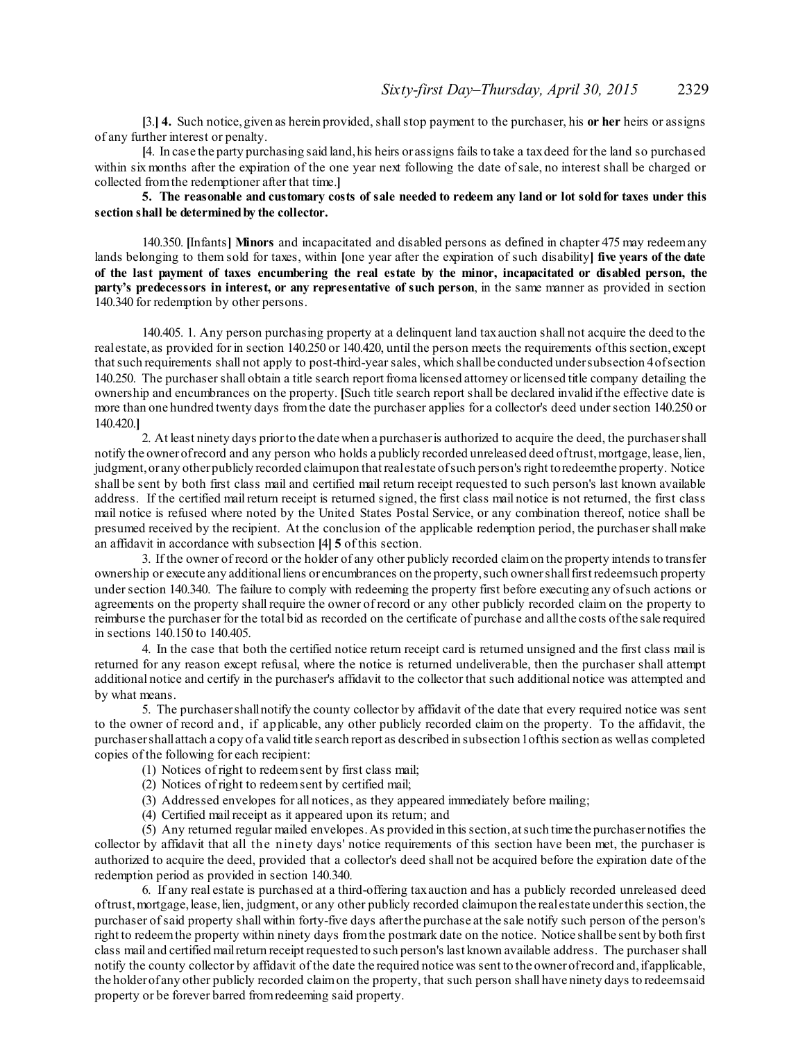[3.] **4.** Such notice, given as herein provided, shall stop payment to the purchaser, his **or her** heirs or assigns of any further interest or penalty.

[4. In case the party purchasing said land, his heirs or assigns fails to take a tax deed for the land so purchased within six months after the expiration of the one year next following the date of sale, no interest shall be charged or collected from the redemptioner after that time.]

**5. The reasonable and customary costs of sale needed to redeem any land or lot sold for taxes under this section shall be determined by the collector.**

140.350. [Infants] **Minors** and incapacitated and disabled persons as defined in chapter 475 may redeem any lands belonging to them sold for taxes, within [one year after the expiration of such disability] **five years of the date of the last payment of taxes encumbering the real estate by the minor, incapacitated or disabled person, the party's predecessors in interest, or any representative of such person**, in the same manner as provided in section 140.340 for redemption by other persons.

140.405. 1. Any person purchasing property at a delinquent land tax auction shall not acquire the deed to the real estate, as provided for in section 140.250 or 140.420, until the person meets the requirements of this section, except that such requirements shall not apply to post-third-year sales, which shall be conducted under subsection 4 of section 140.250. The purchaser shall obtain a title search report from a licensed attorney or licensed title company detailing the ownership and encumbrances on the property. [Such title search report shall be declared invalid if the effective date is more than one hundred twenty days from the date the purchaser applies for a collector's deed under section 140.250 or 140.420.]

2. At least ninety days prior to the date when a purchaser is authorized to acquire the deed, the purchaser shall notify the owner of record and any person who holds a publicly recorded unreleased deed of trust, mortgage, lease, lien, judgment, or any other publicly recorded claim upon that real estate of such person's right to redeem the property. Notice shall be sent by both first class mail and certified mail return receipt requested to such person's last known available address. If the certified mail return receipt is returned signed, the first class mail notice is not returned, the first class mail notice is refused where noted by the United States Postal Service, or any combination thereof, notice shall be presumed received by the recipient. At the conclusion of the applicable redemption period, the purchaser shall make an affidavit in accordance with subsection [4] **5** of this section.

3. If the owner of record or the holder of any other publicly recorded claim on the property intends to transfer ownership or execute any additional liens or encumbrances on the property, such owner shall first redeem such property under section 140.340. The failure to comply with redeeming the property first before executing any of such actions or agreements on the property shall require the owner of record or any other publicly recorded claim on the property to reimburse the purchaser for the total bid as recorded on the certificate of purchase and all the costs of the sale required in sections 140.150 to 140.405.

4. In the case that both the certified notice return receipt card is returned unsigned and the first class mail is returned for any reason except refusal, where the notice is returned undeliverable, then the purchaser shall attempt additional notice and certify in the purchaser's affidavit to the collector that such additional notice was attempted and by what means.

5. The purchaser shall notify the county collector by affidavit of the date that every required notice was sent to the owner of record and, if applicable, any other publicly recorded claim on the property. To the affidavit, the purchaser shall attach a copy of a valid title search report as described in subsection 1 of this section as well as completed copies of the following for each recipient:

(1) Notices of right to redeem sent by first class mail;

(2) Notices of right to redeem sent by certified mail;

(3) Addressed envelopes for all notices, as they appeared immediately before mailing;

(4) Certified mail receipt as it appeared upon its return; and

(5) Any returned regular mailed envelopes. As provided in this section, at such time the purchaser notifies the collector by affidavit that all the ninety days' notice requirements of this section have been met, the purchaser is authorized to acquire the deed, provided that a collector's deed shall not be acquired before the expiration date of the redemption period as provided in section 140.340.

6. If any real estate is purchased at a third-offering tax auction and has a publicly recorded unreleased deed of trust, mortgage, lease, lien, judgment, or any other publicly recorded claim upon the real estate under this section, the purchaser of said property shall within forty-five days after the purchase at the sale notify such person of the person's right to redeem the property within ninety days from the postmark date on the notice. Notice shall be sent by both first class mail and certified mail return receipt requested to such person's last known available address. The purchaser shall notify the county collector by affidavit of the date the required notice was sent to the owner of record and, if applicable, the holder of any other publicly recorded claim on the property, that such person shall have ninety days to redeem said property or be forever barred from redeeming said property.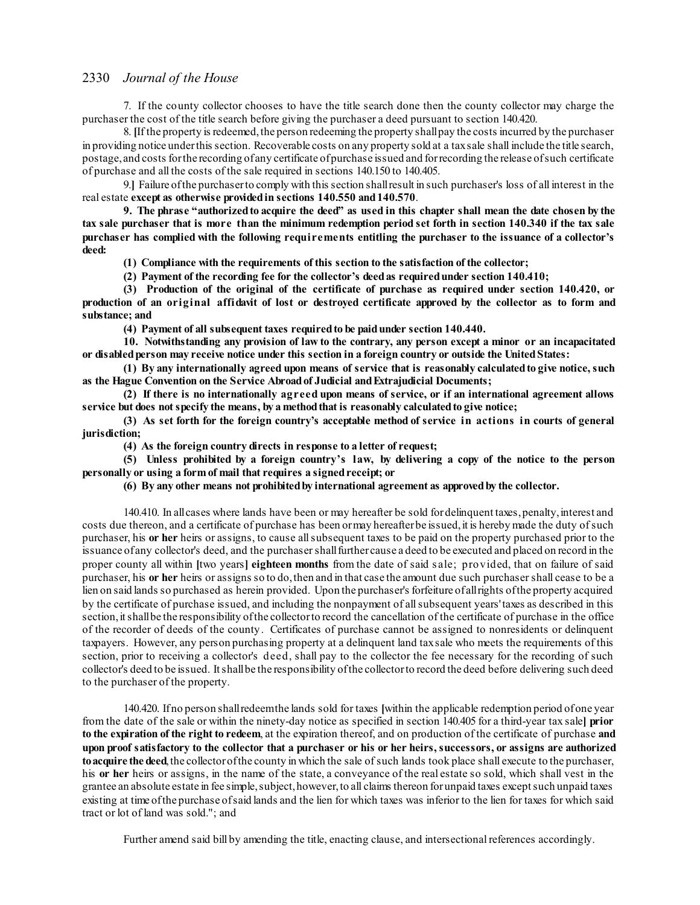7. If the county collector chooses to have the title search done then the county collector may charge the purchaser the cost of the title search before giving the purchaser a deed pursuant to section 140.420.

8. [If the property is redeemed, the person redeeming the property shall pay the costs incurred by the purchaser in providing notice under this section. Recoverable costs on any property sold at a tax sale shall include the title search, postage, and costs for the recording of any certificate of purchase issued and for recording the release of such certificate of purchase and all the costs of the sale required in sections 140.150 to 140.405.

9.] Failure of the purchaser to comply with this section shall result in such purchaser's loss of all interest in the real estate **except as otherwise provided in sections 140.550 and 140.570**.

**9. The phrase "authorized to acquire the deed" as used in this chapter shall mean the date chosen by the tax sale purchaser that is more than the minimum redemption period set forth in section 140.340 if the tax sale purchaser has complied with the following requirements entitling the purchaser to the issuance of a collector's deed:**

**(1) Compliance with the requirements of this section to the satisfaction of the collector;**

**(2) Payment of the recording fee for the collector's deed as required under section 140.410;**

**(3) Production of the original of the certificate of purchase as required under section 140.420, or production of an original affidavit of lost or destroyed certificate approved by the collector as to form and substance; and**

**(4) Payment of all subsequent taxes required to be paid under section 140.440.**

**10. Notwithstanding any provision of law to the contrary, any person except a minor or an incapacitated or disabled person may receive notice under this section in a foreign country or outside the United States:**

**(1) By any internationally agreed upon means of service that is reasonably calculated to give notice, such as the Hague Convention on the Service Abroad of Judicial and Extrajudicial Documents;**

**(2) If there is no internationally agreed upon means of service, or if an international agreement allows service but does not specify the means, by a method that is reasonably calculated to give notice;**

**(3) As set forth for the foreign country's acceptable method of service in actions in courts of general jurisdiction;**

**(4) As the foreign country directs in response to a letter of request;**

**(5) Unless prohibited by a foreign country's law, by delivering a copy of the notice to the person personally or using a form of mail that requires a signed receipt; or**

**(6) By any other means not prohibited by international agreement as approved by the collector.**

140.410. In all cases where lands have been or may hereafter be sold for delinquent taxes, penalty, interest and costs due thereon, and a certificate of purchase has been or may hereafter be issued, it is hereby made the duty of such purchaser, his **or her** heirs or assigns, to cause all subsequent taxes to be paid on the property purchased prior to the issuance of any collector's deed, and the purchaser shall further cause a deed to be executed and placed on record in the proper county all within [two years] **eighteen months** from the date of said sale; provided, that on failure of said purchaser, his **or her** heirs or assigns so to do, then and in that case the amount due such purchaser shall cease to be a lien on said lands so purchased as herein provided. Upon the purchaser's forfeiture of all rights of the property acquired by the certificate of purchase issued, and including the nonpayment of all subsequent years' taxes as described in this section, it shall be the responsibility of the collector to record the cancellation of the certificate of purchase in the office of the recorder of deeds of the county. Certificates of purchase cannot be assigned to nonresidents or delinquent taxpayers. However, any person purchasing property at a delinquent land tax sale who meets the requirements of this section, prior to receiving a collector's deed, shall pay to the collector the fee necessary for the recording of such collector's deed to be issued. It shall be the responsibility of the collector to record the deed before delivering such deed to the purchaser of the property.

140.420. If no person shall redeem the lands sold for taxes [within the applicable redemption period of one year from the date of the sale or within the ninety-day notice as specified in section 140.405 for a third-year tax sale] **prior to the expiration of the right to redeem**, at the expiration thereof, and on production of the certificate of purchase **and upon proof satisfactory to the collector that a purchaser or his or her heirs, successors, or assigns are authorized to acquire the deed**, the collector of the county in which the sale of such lands took place shall execute to the purchaser, his **or her** heirs or assigns, in the name of the state, a conveyance of the real estate so sold, which shall vest in the grantee an absolute estate in fee simple, subject, however, to all claims thereon for unpaid taxes except such unpaid taxes existing at time of the purchase of said lands and the lien for which taxes was inferior to the lien for taxes for which said tract or lot of land was sold."; and

Further amend said bill by amending the title, enacting clause, and intersectional references accordingly.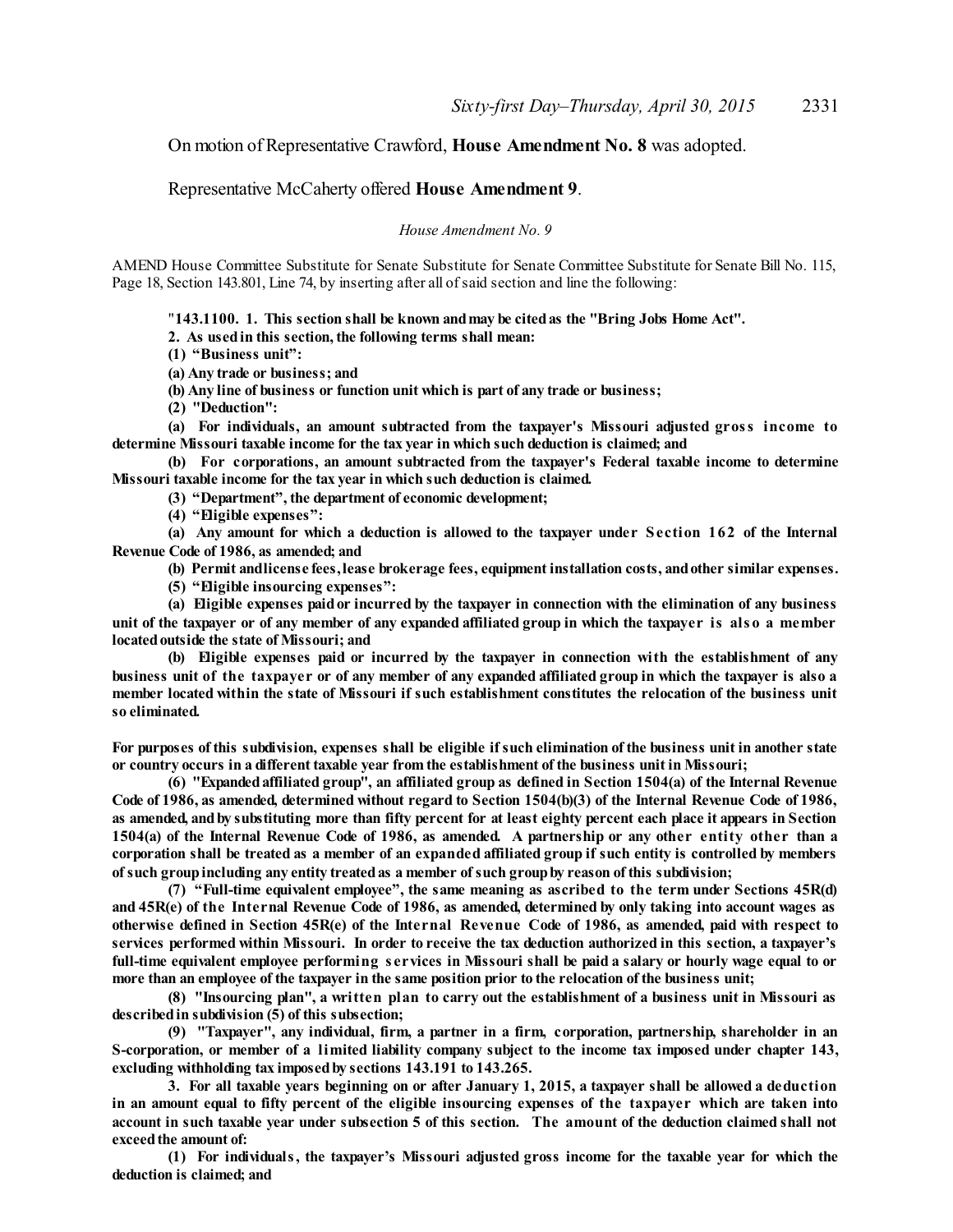On motion of Representative Crawford, **House Amendment No. 8** was adopted.

Representative McCaherty offered **House Amendment 9**.

*House Amendment No. 9*

AMEND House Committee Substitute for Senate Substitute for Senate Committee Substitute for Senate Bill No. 115, Page 18, Section 143.801, Line 74, by inserting after all of said section and line the following:

"**143.1100. 1. This section shall be known and may be cited as the "Bring Jobs Home Act".**

**2. As used in this section, the following terms shall mean:**

**(1) "Business unit":**

**(a) Any trade or business; and**

**(b) Any line of business or function unit which is part of any trade or business;**

**(2) "Deduction":**

**(a) For individuals, an amount subtracted from the taxpayer's Missouri adjusted gross income to determine Missouri taxable income for the tax year in which such deduction is claimed; and**

**(b) For corporations, an amount subtracted from the taxpayer's Federal taxable income to determine Missouri taxable income for the tax year in which such deduction is claimed.**

**(3) "Department", the department of economic development;**

**(4) "Eligible expenses":**

**(a) Any amount for which a deduction is allowed to the taxpayer under Section 162 of the Internal Revenue Code of 1986, as amended; and**

**(b) Permit and license fees, lease brokerage fees, equipment installation costs, and other similar expenses.**

**(5) "Eligible insourcing expenses":**

**(a) Eligible expenses paid or incurred by the taxpayer in connection with the elimination of any business unit of the taxpayer or of any member of any expanded affiliated group in which the taxpayer is also a member located outside the state of Missouri; and**

**(b) Eligible expenses paid or incurred by the taxpayer in connection with the establishment of any business unit of the taxpayer or of any member of any expanded affiliated group in which the taxpayer is also a member located within the state of Missouri if such establishment constitutes the relocation of the business unit so eliminated.**

**For purposes of this subdivision, expenses shall be eligible if such elimination of the business unit in another state or country occurs in a different taxable year from the establishment of the business unit in Missouri;**

**(6) "Expanded affiliated group", an affiliated group as defined in Section 1504(a) of the Internal Revenue Code of 1986, as amended, determined without regard to Section 1504(b)(3) of the Internal Revenue Code of 1986, as amended, and by substituting more than fifty percent for at least eighty percent each place it appears in Section 1504(a) of the Internal Revenue Code of 1986, as amended. A partnership or any other entity other than a corporation shall be treated as a member of an expanded affiliated group if such entity is controlled by members of such group including any entity treated as a member of such group by reason of this subdivision;**

**(7) "Full-time equivalent employee", the same meaning as ascribed to the term under Sections 45R(d) and 45R(e) of the Internal Revenue Code of 1986, as amended, determined by only taking into account wages as otherwise defined in Section 45R(e) of the Internal Revenue Code of 1986, as amended, paid with respect to services performed within Missouri. In order to receive the tax deduction authorized in this section, a taxpayer's full-time equivalent employee performing services in Missouri shall be paid a salary or hourly wage equal to or more than an employee of the taxpayer in the same position prior to the relocation of the business unit;**

**(8) "Insourcing plan", a written plan to carry out the establishment of a business unit in Missouri as described in subdivision (5) of this subsection;**

**(9) "Taxpayer", any individual, firm, a partner in a firm, corporation, partnership, shareholder in an S-corporation, or member of a limited liability company subject to the income tax imposed under chapter 143, excluding withholding tax imposed by sections 143.191 to 143.265.**

**3. For all taxable years beginning on or after January 1, 2015, a taxpayer shall be allowed a deduction in an amount equal to fifty percent of the eligible insourcing expenses of the taxpayer which are taken into account in such taxable year under subsection 5 of this section. The amount of the deduction claimed shall not exceed the amount of:**

**(1) For individuals, the taxpayer's Missouri adjusted gross income for the taxable year for which the deduction is claimed; and**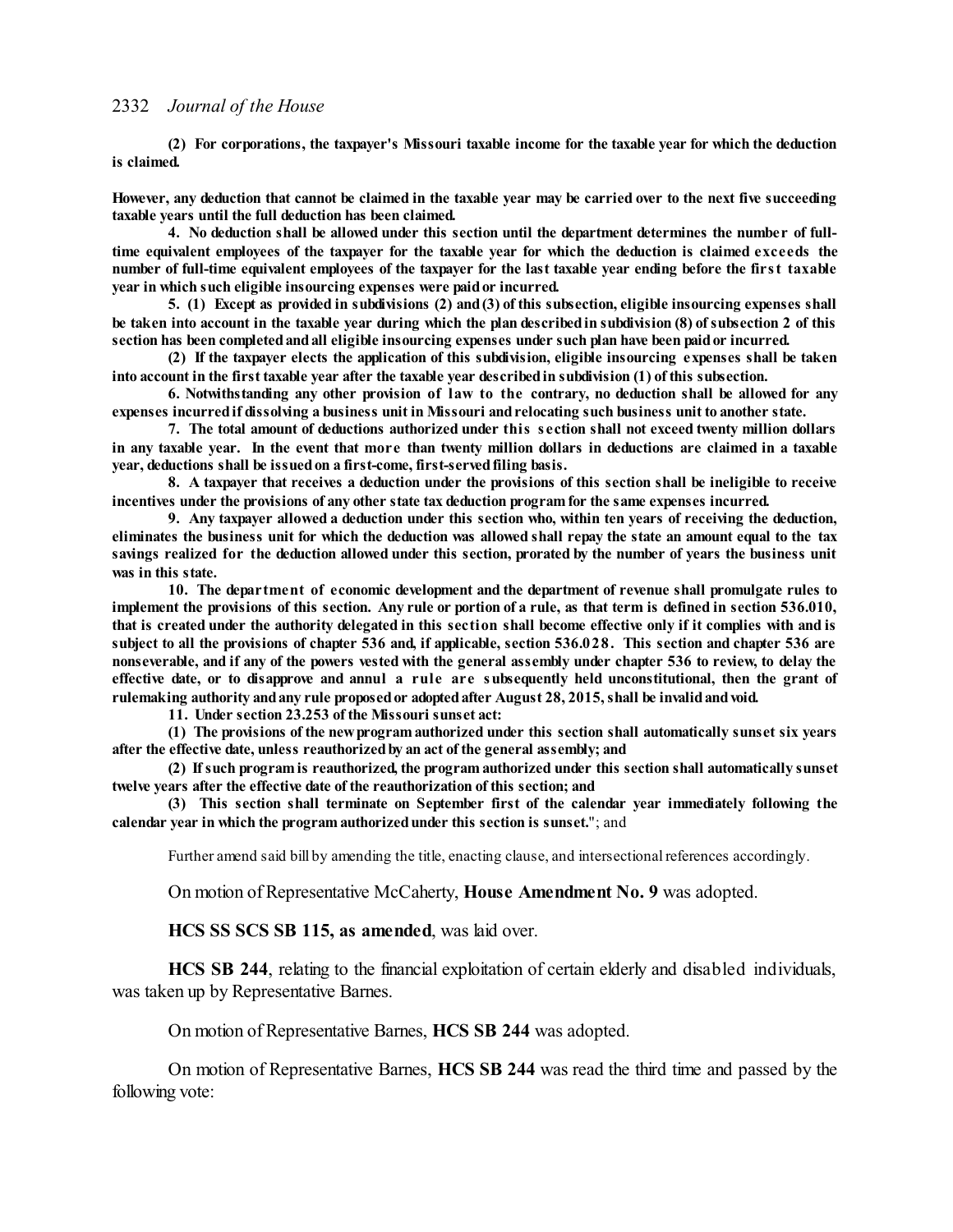**(2) For corporations, the taxpayer's Missouri taxable income for the taxable year for which the deduction is claimed.**

**However, any deduction that cannot be claimed in the taxable year may be carried over to the next five succeeding taxable years until the full deduction has been claimed.**

**4. No deduction shall be allowed under this section until the department determines the number of full-time equivalent employees of the taxpayer for the taxable year for which the deduction is claimed exceeds the number of full-time equivalent employees of the taxpayer for the last taxable year ending before the first taxable year in which such eligible insourcing expenses were paid or incurred.**

**5. (1) Except as provided in subdivisions (2) and (3) of this subsection, eligible insourcing expenses shall be taken into account in the taxable year during which the plan described in subdivision (8) of subsection 2 of this section has been completed and all eligible insourcing expenses under such plan have been paid or incurred.**

**(2) If the taxpayer elects the application of this subdivision, eligible insourcing expenses shall be taken into account in the first taxable year after the taxable year described in subdivision (1) of this subsection.**

**6. Notwithstanding any other provision of law to the contrary, no deduction shall be allowed for any expenses incurred if dissolving a business unit in Missouri and relocating such business unit to another state.**

**7. The total amount of deductions authorized under this section shall not exceed twenty million dollars in any taxable year. In the event that more than twenty million dollars in deductions are claimed in a taxable year, deductions shall be issued on a first-come, first-served filing basis.**

**8. A taxpayer that receives a deduction under the provisions of this section shall be ineligible to receive incentives under the provisions of any other state tax deduction program for the same expenses incurred.**

**9. Any taxpayer allowed a deduction under this section who, within ten years of receiving the deduction, eliminates the business unit for which the deduction was allowed shall repay the state an amount equal to the tax savings realized for the deduction allowed under this section, prorated by the number of years the business unit was in this state.**

**10. The department of economic development and the department of revenue shall promulgate rules to implement the provisions of this section. Any rule or portion of a rule, as that term is defined in section 536.010, that is created under the authority delegated in this section shall become effective only if it complies with and is subject to all the provisions of chapter 536 and, if applicable, section 536.028. This section and chapter 536 are nonseverable, and if any of the powers vested with the general assembly under chapter 536 to review, to delay the effective date, or to disapprove and annul a rule are subsequently held unconstitutional, then the grant of rulemaking authority and any rule proposed or adopted after August 28, 2015, shall be invalid and void.**

**11. Under section 23.253 of the Missouri sunset act:**

**(1) The provisions of the new program authorized under this section shall automatically sunset six years after the effective date, unless reauthorized by an act of the general assembly; and**

**(2) If such program is reauthorized, the program authorized under this section shall automatically sunset twelve years after the effective date of the reauthorization of this section; and**

**(3) This section shall terminate on September first of the calendar year immediately following the calendar year in which the program authorized under this section is sunset.**"; and

Further amend said bill by amending the title, enacting clause, and intersectional references accordingly.

On motion of Representative McCaherty, **House Amendment No. 9** was adopted.

**HCS SS SCS SB 115, as amended**, was laid over.

**HCS SB 244**, relating to the financial exploitation of certain elderly and disabled individuals, was taken up by Representative Barnes.

On motion of Representative Barnes, **HCS SB 244** was adopted.

On motion of Representative Barnes, **HCS SB 244** was read the third time and passed by the following vote: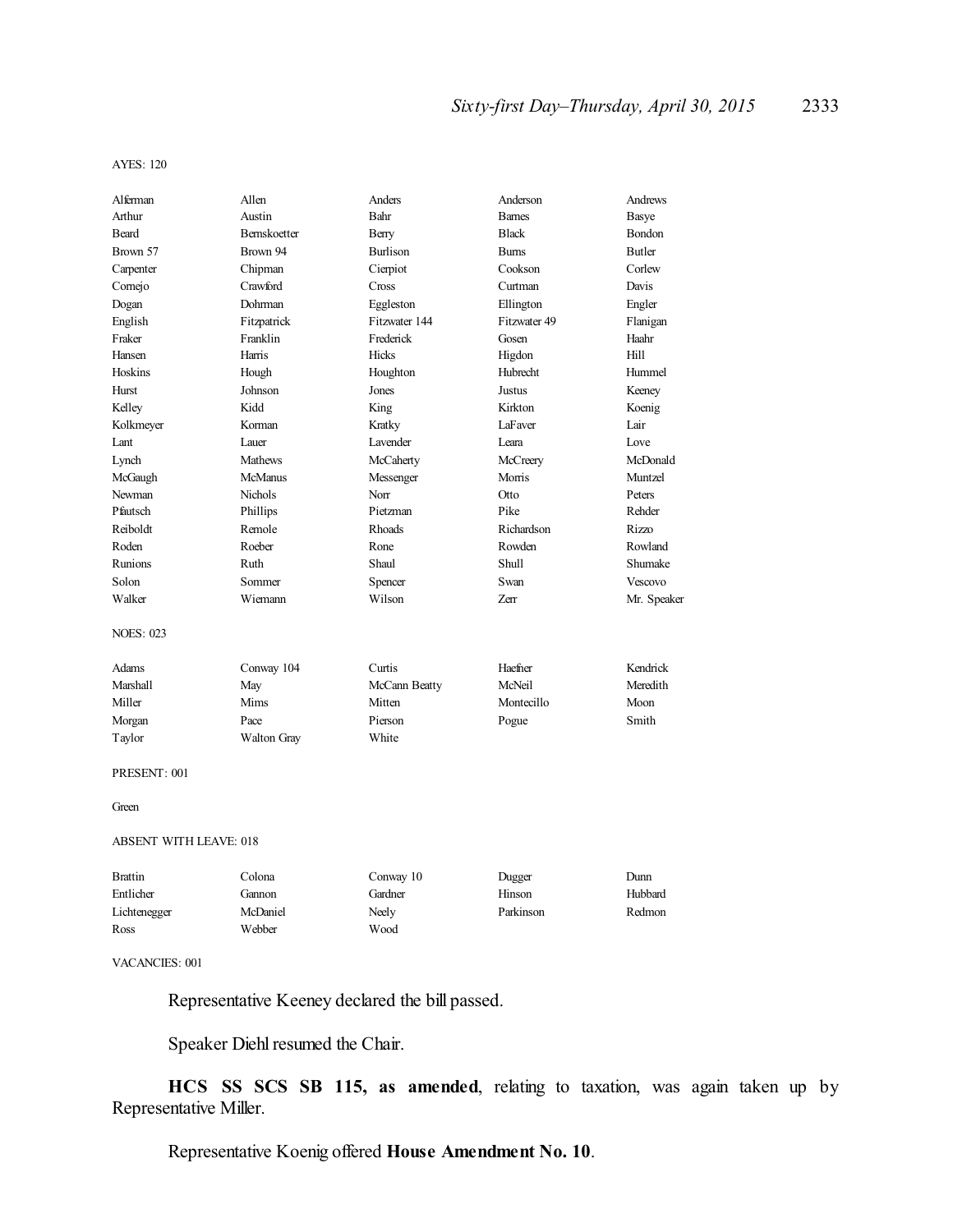AYES: 120

| | | | | |
|---|---|---|---|---|
| Alferman | Allen | Anders | Anderson | Andrews |
| Arthur | Austin | Bahr | Barnes | Basye |
| Beard | Bernskoetter | Berry | Black | Bondon |
| Brown 57 | Brown 94 | Burlison | Burns | Butler |
| Carpenter | Chipman | Cierpiot | Cookson | Corlew |
| Cornejo | Crawford | Cross | Curtman | Davis |
| Dogan | Dohrman | Eggleston | Ellington | Engler |
| English | Fitzpatrick | Fitzwater 144 | Fitzwater 49 | Flanigan |
| Fraker | Franklin | Frederick | Gosen | Haahr |
| Hansen | Harris | Hicks | Higdon | Hill |
| Hoskins | Hough | Houghton | Hubrecht | Hummel |
| Hurst | Johnson | Jones | Justus | Keeney |
| Kelley | Kidd | King | Kirkton | Koenig |
| Kolkmeyer | Korman | Kratky | LaFaver | Lair |
| Lant | Lauer | Lavender | Leara | Love |
| Lynch | Mathews | McCaherty | McCreery | McDonald |
| McGaugh | McManus | Messenger | Morris | Muntzel |
| Newman | Nichols | Norr | Otto | Peters |
| Pfautsch | Phillips | Pietzman | Pike | Rehder |
| Reiboldt | Remole | Rhoads | Richardson | Rizzo |
| Roden | Roeber | Rone | Rowden | Rowland |
| Runions | Ruth | Shaul | Shull | Shumake |
| Solon | Sommer | Spencer | Swan | Vescovo |
| Walker | Wiemann | Wilson | Zerr | Mr. Speaker |

NOES: 023

| | | | | |
|---|---|---|---|---|
| Adams | Conway 104 | Curtis | Haefner | Kendrick |
| Marshall | May | McCann Beatty | McNeil | Meredith |
| Miller | Mims | Mitten | Montecillo | Moon |
| Morgan | Pace | Pierson | Pogue | Smith |
| Taylor | Walton Gray | White | | |

PRESENT: 001

Green

ABSENT WITH LEAVE: 018

| | | | | |
|---|---|---|---|---|
| Brattin | Colona | Conway 10 | Dugger | Dunn |
| Entlicher | Gannon | Gardner | Hinson | Hubbard |
| Lichtenegger | McDaniel | Neely | Parkinson | Redmon |
| Ross | Webber | Wood | | |

VACANCIES: 001

Representative Keeney declared the bill passed.

Speaker Diehl resumed the Chair.

**HCS SS SCS SB 115, as amended**, relating to taxation, was again taken up by Representative Miller.

Representative Koenig offered **House Amendment No. 10**.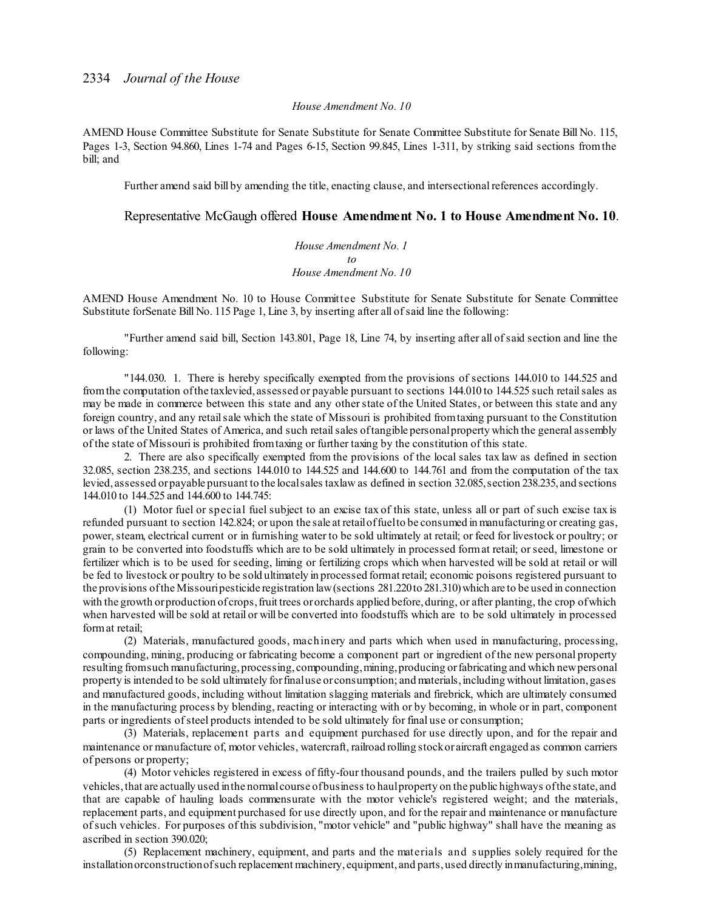*House Amendment No. 10*

AMEND House Committee Substitute for Senate Substitute for Senate Committee Substitute for Senate Bill No. 115, Pages 1-3, Section 94.860, Lines 1-74 and Pages 6-15, Section 99.845, Lines 1-311, by striking said sections from the bill; and

Further amend said bill by amending the title, enacting clause, and intersectional references accordingly.

Representative McGaugh offered **House Amendment No. 1 to House Amendment No. 10**.

*House Amendment No. 1*
*to*
*House Amendment No. 10*

AMEND House Amendment No. 10 to House Committee Substitute for Senate Substitute for Senate Committee Substitute forSenate Bill No. 115 Page 1, Line 3, by inserting after all of said line the following:

"Further amend said bill, Section 143.801, Page 18, Line 74, by inserting after all of said section and line the following:

"144.030. 1. There is hereby specifically exempted from the provisions of sections 144.010 to 144.525 and from the computation of the tax levied, assessed or payable pursuant to sections 144.010 to 144.525 such retail sales as may be made in commerce between this state and any other state of the United States, or between this state and any foreign country, and any retail sale which the state of Missouri is prohibited from taxing pursuant to the Constitution or laws of the United States of America, and such retail sales of tangible personal property which the general assembly of the state of Missouri is prohibited from taxing or further taxing by the constitution of this state.

2. There are also specifically exempted from the provisions of the local sales tax law as defined in section 32.085, section 238.235, and sections 144.010 to 144.525 and 144.600 to 144.761 and from the computation of the tax levied, assessed or payable pursuant to the local sales tax law as defined in section 32.085, section 238.235, and sections 144.010 to 144.525 and 144.600 to 144.745:

(1) Motor fuel or special fuel subject to an excise tax of this state, unless all or part of such excise tax is refunded pursuant to section 142.824; or upon the sale at retail of fuel to be consumed in manufacturing or creating gas, power, steam, electrical current or in furnishing water to be sold ultimately at retail; or feed for livestock or poultry; or grain to be converted into foodstuffs which are to be sold ultimately in processed form at retail; or seed, limestone or fertilizer which is to be used for seeding, liming or fertilizing crops which when harvested will be sold at retail or will be fed to livestock or poultry to be sold ultimately in processed form at retail; economic poisons registered pursuant to the provisions of the Missouri pesticide registration law (sections 281.220 to 281.310) which are to be used in connection with the growth or production of crops, fruit trees or orchards applied before, during, or after planting, the crop of which when harvested will be sold at retail or will be converted into foodstuffs which are to be sold ultimately in processed form at retail;

(2) Materials, manufactured goods, machinery and parts which when used in manufacturing, processing, compounding, mining, producing or fabricating become a component part or ingredient of the new personal property resulting from such manufacturing, processing, compounding, mining, producing or fabricating and which new personal property is intended to be sold ultimately for final use or consumption; and materials, including without limitation, gases and manufactured goods, including without limitation slagging materials and firebrick, which are ultimately consumed in the manufacturing process by blending, reacting or interacting with or by becoming, in whole or in part, component parts or ingredients of steel products intended to be sold ultimately for final use or consumption;

(3) Materials, replacement parts and equipment purchased for use directly upon, and for the repair and maintenance or manufacture of, motor vehicles, watercraft, railroad rolling stock or aircraft engaged as common carriers of persons or property;

(4) Motor vehicles registered in excess of fifty-four thousand pounds, and the trailers pulled by such motor vehicles, that are actually used in the normal course of business to haul property on the public highways of the state, and that are capable of hauling loads commensurate with the motor vehicle's registered weight; and the materials, replacement parts, and equipment purchased for use directly upon, and for the repair and maintenance or manufacture of such vehicles. For purposes of this subdivision, "motor vehicle" and "public highway" shall have the meaning as ascribed in section 390.020;

(5) Replacement machinery, equipment, and parts and the materials and supplies solely required for the installation or construction of such replacement machinery, equipment, and parts, used directly in manufacturing, mining,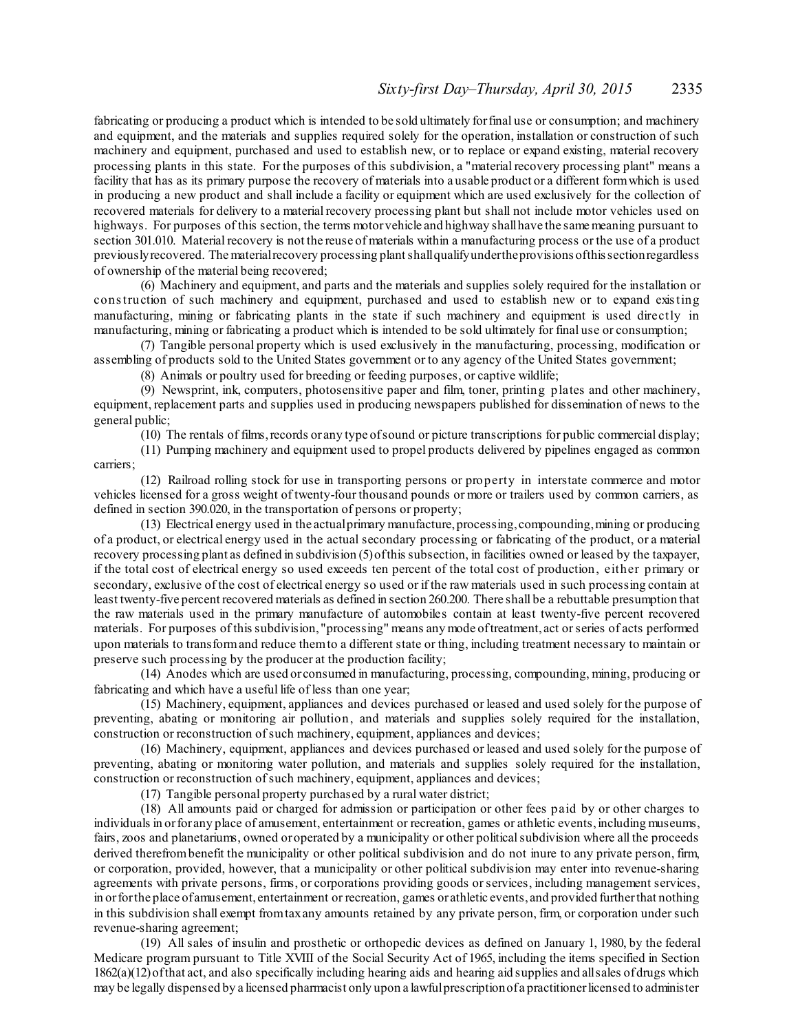fabricating or producing a product which is intended to be sold ultimately for final use or consumption; and machinery and equipment, and the materials and supplies required solely for the operation, installation or construction of such machinery and equipment, purchased and used to establish new, or to replace or expand existing, material recovery processing plants in this state. For the purposes of this subdivision, a "material recovery processing plant" means a facility that has as its primary purpose the recovery of materials into a usable product or a different form which is used in producing a new product and shall include a facility or equipment which are used exclusively for the collection of recovered materials for delivery to a material recovery processing plant but shall not include motor vehicles used on highways. For purposes of this section, the terms motor vehicle and highway shall have the same meaning pursuant to section 301.010. Material recovery is not the reuse of materials within a manufacturing process or the use of a product previously recovered. The material recovery processing plant shall qualify under the provisions of this section regardless of ownership of the material being recovered;

(6) Machinery and equipment, and parts and the materials and supplies solely required for the installation or construction of such machinery and equipment, purchased and used to establish new or to expand existing manufacturing, mining or fabricating plants in the state if such machinery and equipment is used directly in manufacturing, mining or fabricating a product which is intended to be sold ultimately for final use or consumption;

(7) Tangible personal property which is used exclusively in the manufacturing, processing, modification or assembling of products sold to the United States government or to any agency of the United States government;

(8) Animals or poultry used for breeding or feeding purposes, or captive wildlife;

(9) Newsprint, ink, computers, photosensitive paper and film, toner, printing plates and other machinery, equipment, replacement parts and supplies used in producing newspapers published for dissemination of news to the general public;

(10) The rentals of films, records or any type of sound or picture transcriptions for public commercial display;

(11) Pumping machinery and equipment used to propel products delivered by pipelines engaged as common carriers;

(12) Railroad rolling stock for use in transporting persons or property in interstate commerce and motor vehicles licensed for a gross weight of twenty-four thousand pounds or more or trailers used by common carriers, as defined in section 390.020, in the transportation of persons or property;

(13) Electrical energy used in the actual primary manufacture, processing, compounding, mining or producing of a product, or electrical energy used in the actual secondary processing or fabricating of the product, or a material recovery processing plant as defined in subdivision (5) of this subsection, in facilities owned or leased by the taxpayer, if the total cost of electrical energy so used exceeds ten percent of the total cost of production, either primary or secondary, exclusive of the cost of electrical energy so used or if the raw materials used in such processing contain at least twenty-five percent recovered materials as defined in section 260.200. There shall be a rebuttable presumption that the raw materials used in the primary manufacture of automobiles contain at least twenty-five percent recovered materials. For purposes of this subdivision, "processing" means any mode of treatment, act or series of acts performed upon materials to transform and reduce them to a different state or thing, including treatment necessary to maintain or preserve such processing by the producer at the production facility;

(14) Anodes which are used or consumed in manufacturing, processing, compounding, mining, producing or fabricating and which have a useful life of less than one year;

(15) Machinery, equipment, appliances and devices purchased or leased and used solely for the purpose of preventing, abating or monitoring air pollution, and materials and supplies solely required for the installation, construction or reconstruction of such machinery, equipment, appliances and devices;

(16) Machinery, equipment, appliances and devices purchased or leased and used solely for the purpose of preventing, abating or monitoring water pollution, and materials and supplies solely required for the installation, construction or reconstruction of such machinery, equipment, appliances and devices;

(17) Tangible personal property purchased by a rural water district;

(18) All amounts paid or charged for admission or participation or other fees paid by or other charges to individuals in or for any place of amusement, entertainment or recreation, games or athletic events, including museums, fairs, zoos and planetariums, owned or operated by a municipality or other political subdivision where all the proceeds derived therefrom benefit the municipality or other political subdivision and do not inure to any private person, firm, or corporation, provided, however, that a municipality or other political subdivision may enter into revenue-sharing agreements with private persons, firms, or corporations providing goods or services, including management services, in or for the place of amusement, entertainment or recreation, games or athletic events, and provided further that nothing in this subdivision shall exempt from tax any amounts retained by any private person, firm, or corporation under such revenue-sharing agreement;

(19) All sales of insulin and prosthetic or orthopedic devices as defined on January 1, 1980, by the federal Medicare program pursuant to Title XVIII of the Social Security Act of 1965, including the items specified in Section 1862(a)(12) of that act, and also specifically including hearing aids and hearing aid supplies and all sales of drugs which may be legally dispensed by a licensed pharmacist only upon a lawful prescription of a practitioner licensed to administer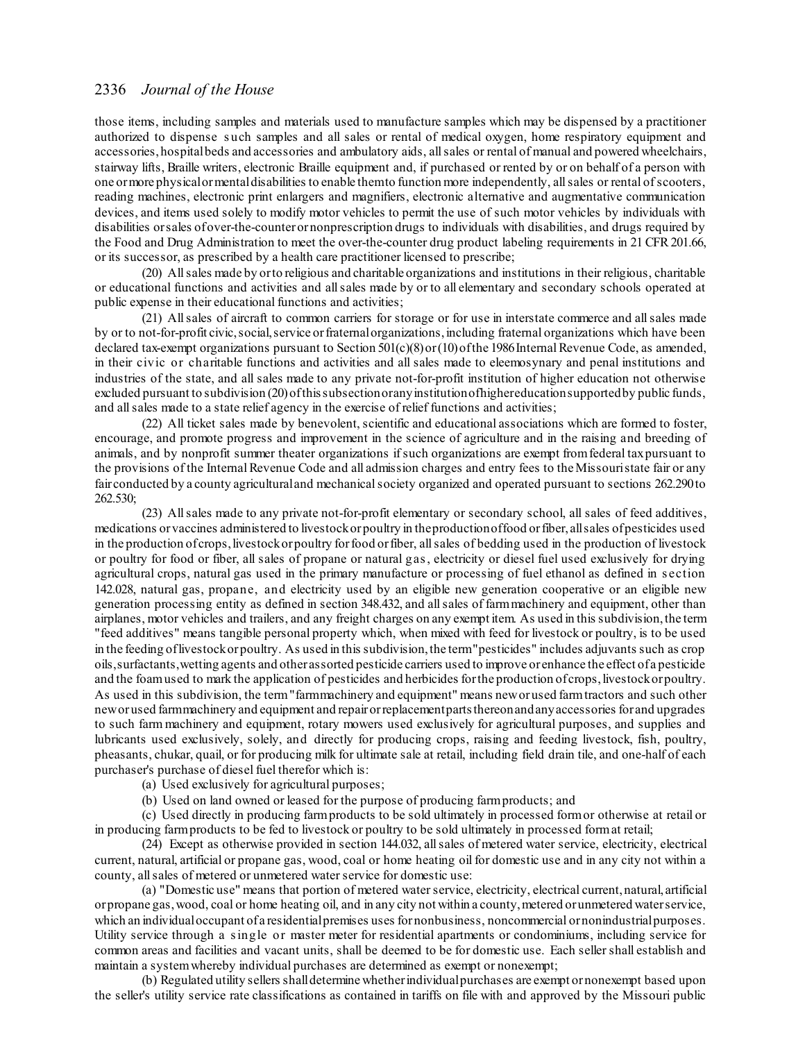those items, including samples and materials used to manufacture samples which may be dispensed by a practitioner authorized to dispense such samples and all sales or rental of medical oxygen, home respiratory equipment and accessories, hospital beds and accessories and ambulatory aids, all sales or rental of manual and powered wheelchairs, stairway lifts, Braille writers, electronic Braille equipment and, if purchased or rented by or on behalf of a person with one or more physical or mental disabilities to enable them to function more independently, all sales or rental of scooters, reading machines, electronic print enlargers and magnifiers, electronic alternative and augmentative communication devices, and items used solely to modify motor vehicles to permit the use of such motor vehicles by individuals with disabilities or sales of over-the-counter or nonprescription drugs to individuals with disabilities, and drugs required by the Food and Drug Administration to meet the over-the-counter drug product labeling requirements in 21 CFR 201.66, or its successor, as prescribed by a health care practitioner licensed to prescribe;

(20) All sales made by or to religious and charitable organizations and institutions in their religious, charitable or educational functions and activities and all sales made by or to all elementary and secondary schools operated at public expense in their educational functions and activities;

(21) All sales of aircraft to common carriers for storage or for use in interstate commerce and all sales made by or to not-for-profit civic, social, service or fraternal organizations, including fraternal organizations which have been declared tax-exempt organizations pursuant to Section 501(c)(8) or (10) of the 1986 Internal Revenue Code, as amended, in their civic or charitable functions and activities and all sales made to eleemosynary and penal institutions and industries of the state, and all sales made to any private not-for-profit institution of higher education not otherwise excluded pursuant to subdivision (20) of this subsection or any institution of higher education supported by public funds, and all sales made to a state relief agency in the exercise of relief functions and activities;

(22) All ticket sales made by benevolent, scientific and educational associations which are formed to foster, encourage, and promote progress and improvement in the science of agriculture and in the raising and breeding of animals, and by nonprofit summer theater organizations if such organizations are exempt from federal tax pursuant to the provisions of the Internal Revenue Code and all admission charges and entry fees to the Missouri state fair or any fair conducted by a county agricultural and mechanical society organized and operated pursuant to sections 262.290 to 262.530;

(23) All sales made to any private not-for-profit elementary or secondary school, all sales of feed additives, medications or vaccines administered to livestock or poultry in the production of food or fiber, all sales of pesticides used in the production of crops, livestock or poultry for food or fiber, all sales of bedding used in the production of livestock or poultry for food or fiber, all sales of propane or natural gas, electricity or diesel fuel used exclusively for drying agricultural crops, natural gas used in the primary manufacture or processing of fuel ethanol as defined in section 142.028, natural gas, propane, and electricity used by an eligible new generation cooperative or an eligible new generation processing entity as defined in section 348.432, and all sales of farm machinery and equipment, other than airplanes, motor vehicles and trailers, and any freight charges on any exempt item. As used in this subdivision, the term "feed additives" means tangible personal property which, when mixed with feed for livestock or poultry, is to be used in the feeding of livestock or poultry. As used in this subdivision, the term "pesticides" includes adjuvants such as crop oils, surfactants, wetting agents and other assorted pesticide carriers used to improve or enhance the effect of a pesticide and the foam used to mark the application of pesticides and herbicides for the production of crops, livestock or poultry. As used in this subdivision, the term "farm machinery and equipment" means new or used farm tractors and such other new or used farm machinery and equipment and repair or replacement parts thereon and any accessories for and upgrades to such farm machinery and equipment, rotary mowers used exclusively for agricultural purposes, and supplies and lubricants used exclusively, solely, and directly for producing crops, raising and feeding livestock, fish, poultry, pheasants, chukar, quail, or for producing milk for ultimate sale at retail, including field drain tile, and one-half of each purchaser's purchase of diesel fuel therefor which is:

(a) Used exclusively for agricultural purposes;

(b) Used on land owned or leased for the purpose of producing farm products; and

(c) Used directly in producing farm products to be sold ultimately in processed form or otherwise at retail or in producing farm products to be fed to livestock or poultry to be sold ultimately in processed form at retail;

(24) Except as otherwise provided in section 144.032, all sales of metered water service, electricity, electrical current, natural, artificial or propane gas, wood, coal or home heating oil for domestic use and in any city not within a county, all sales of metered or unmetered water service for domestic use:

(a) "Domestic use" means that portion of metered water service, electricity, electrical current, natural, artificial or propane gas, wood, coal or home heating oil, and in any city not within a county, metered or unmetered water service, which an individual occupant of a residential premises uses for nonbusiness, noncommercial or nonindustrial purposes. Utility service through a single or master meter for residential apartments or condominiums, including service for common areas and facilities and vacant units, shall be deemed to be for domestic use. Each seller shall establish and maintain a system whereby individual purchases are determined as exempt or nonexempt;

(b) Regulated utility sellers shall determine whether individual purchases are exempt or nonexempt based upon the seller's utility service rate classifications as contained in tariffs on file with and approved by the Missouri public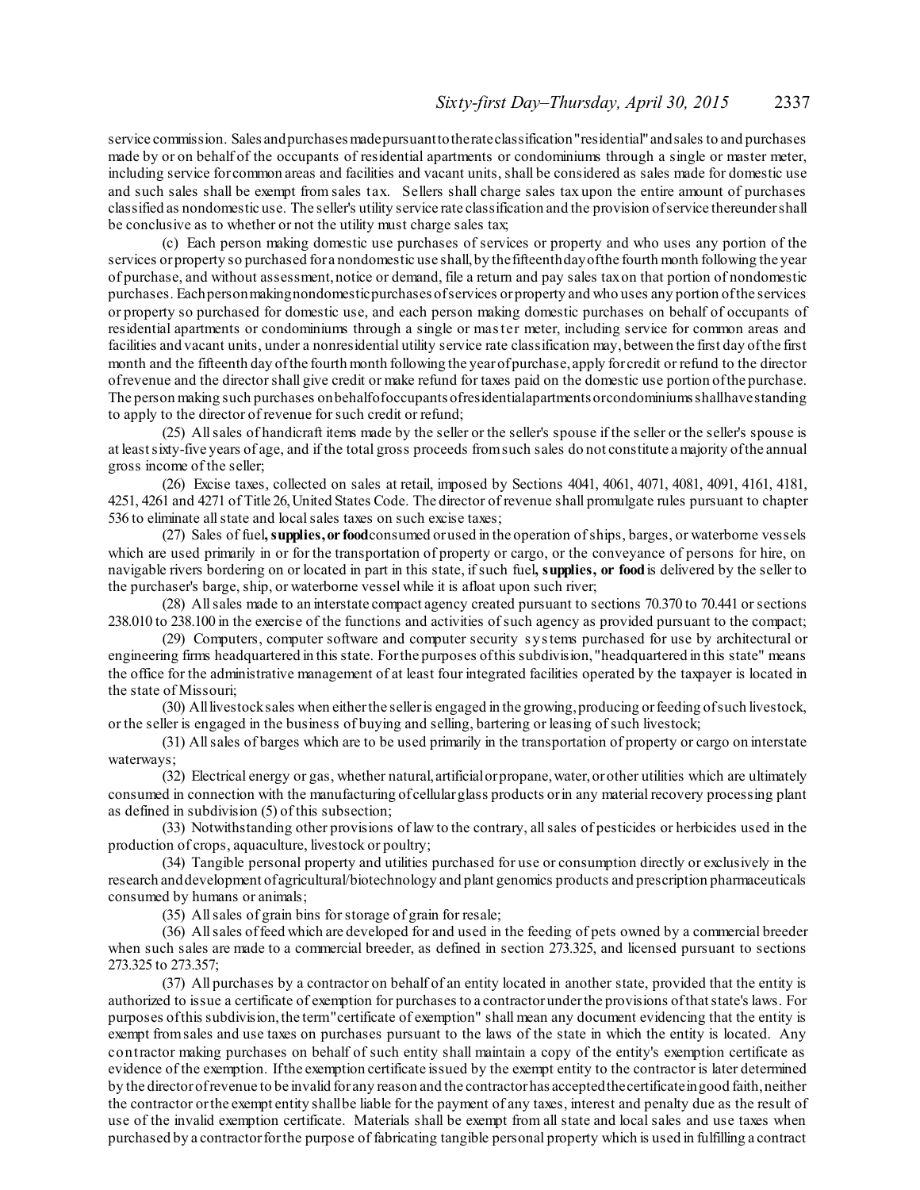service commission. Sales and purchases made pursuant to the rate classification "residential" and sales to and purchases made by or on behalf of the occupants of residential apartments or condominiums through a single or master meter, including service for common areas and facilities and vacant units, shall be considered as sales made for domestic use and such sales shall be exempt from sales tax. Sellers shall charge sales tax upon the entire amount of purchases classified as nondomestic use. The seller's utility service rate classification and the provision of service thereunder shall be conclusive as to whether or not the utility must charge sales tax;

(c) Each person making domestic use purchases of services or property and who uses any portion of the services or property so purchased for a nondomestic use shall, by the fifteenth day of the fourth month following the year of purchase, and without assessment, notice or demand, file a return and pay sales tax on that portion of nondomestic purchases. Each person making nondomestic purchases of services or property and who uses any portion of the services or property so purchased for domestic use, and each person making domestic purchases on behalf of occupants of residential apartments or condominiums through a single or master meter, including service for common areas and facilities and vacant units, under a nonresidential utility service rate classification may, between the first day of the first month and the fifteenth day of the fourth month following the year of purchase, apply for credit or refund to the director of revenue and the director shall give credit or make refund for taxes paid on the domestic use portion of the purchase. The person making such purchases on behalf of occupants of residential apartments or condominiums shall have standing to apply to the director of revenue for such credit or refund;

(25) All sales of handicraft items made by the seller or the seller's spouse if the seller or the seller's spouse is at least sixty-five years of age, and if the total gross proceeds from such sales do not constitute a majority of the annual gross income of the seller;

(26) Excise taxes, collected on sales at retail, imposed by Sections 4041, 4061, 4071, 4081, 4091, 4161, 4181, 4251, 4261 and 4271 of Title 26, United States Code. The director of revenue shall promulgate rules pursuant to chapter 536 to eliminate all state and local sales taxes on such excise taxes;

(27) Sales of fuel**, supplies, or food** consumed or used in the operation of ships, barges, or waterborne vessels which are used primarily in or for the transportation of property or cargo, or the conveyance of persons for hire, on navigable rivers bordering on or located in part in this state, if such fuel**, supplies, or food** is delivered by the seller to the purchaser's barge, ship, or waterborne vessel while it is afloat upon such river;

(28) All sales made to an interstate compact agency created pursuant to sections 70.370 to 70.441 or sections 238.010 to 238.100 in the exercise of the functions and activities of such agency as provided pursuant to the compact;

(29) Computers, computer software and computer security systems purchased for use by architectural or engineering firms headquartered in this state. For the purposes of this subdivision, "headquartered in this state" means the office for the administrative management of at least four integrated facilities operated by the taxpayer is located in the state of Missouri;

(30) All livestock sales when either the seller is engaged in the growing, producing or feeding of such livestock, or the seller is engaged in the business of buying and selling, bartering or leasing of such livestock;

(31) All sales of barges which are to be used primarily in the transportation of property or cargo on interstate waterways;

(32) Electrical energy or gas, whether natural, artificial or propane, water, or other utilities which are ultimately consumed in connection with the manufacturing of cellular glass products or in any material recovery processing plant as defined in subdivision (5) of this subsection;

(33) Notwithstanding other provisions of law to the contrary, all sales of pesticides or herbicides used in the production of crops, aquaculture, livestock or poultry;

(34) Tangible personal property and utilities purchased for use or consumption directly or exclusively in the research and development of agricultural/biotechnology and plant genomics products and prescription pharmaceuticals consumed by humans or animals;

(35) All sales of grain bins for storage of grain for resale;

(36) All sales of feed which are developed for and used in the feeding of pets owned by a commercial breeder when such sales are made to a commercial breeder, as defined in section 273.325, and licensed pursuant to sections 273.325 to 273.357;

(37) All purchases by a contractor on behalf of an entity located in another state, provided that the entity is authorized to issue a certificate of exemption for purchases to a contractor under the provisions of that state's laws. For purposes of this subdivision, the term "certificate of exemption" shall mean any document evidencing that the entity is exempt from sales and use taxes on purchases pursuant to the laws of the state in which the entity is located. Any contractor making purchases on behalf of such entity shall maintain a copy of the entity's exemption certificate as evidence of the exemption. If the exemption certificate issued by the exempt entity to the contractor is later determined by the director of revenue to be invalid for any reason and the contractor has accepted the certificate in good faith, neither the contractor or the exempt entity shall be liable for the payment of any taxes, interest and penalty due as the result of use of the invalid exemption certificate. Materials shall be exempt from all state and local sales and use taxes when purchased by a contractor for the purpose of fabricating tangible personal property which is used in fulfilling a contract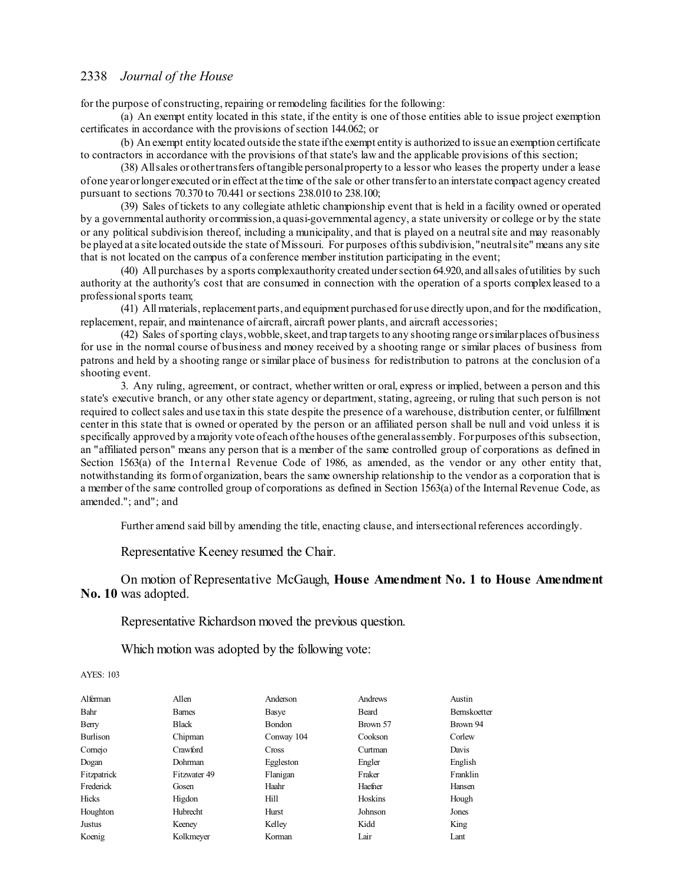for the purpose of constructing, repairing or remodeling facilities for the following:

(a) An exempt entity located in this state, if the entity is one of those entities able to issue project exemption certificates in accordance with the provisions of section 144.062; or

(b) An exempt entity located outside the state if the exempt entity is authorized to issue an exemption certificate to contractors in accordance with the provisions of that state's law and the applicable provisions of this section;

(38) All sales or other transfers of tangible personal property to a lessor who leases the property under a lease of one year or longer executed or in effect at the time of the sale or other transfer to an interstate compact agency created pursuant to sections 70.370 to 70.441 or sections 238.010 to 238.100;

(39) Sales of tickets to any collegiate athletic championship event that is held in a facility owned or operated by a governmental authority or commission, a quasi-governmental agency, a state university or college or by the state or any political subdivision thereof, including a municipality, and that is played on a neutral site and may reasonably be played at a site located outside the state of Missouri. For purposes of this subdivision, "neutral site" means any site that is not located on the campus of a conference member institution participating in the event;

(40) All purchases by a sports complex authority created under section 64.920, and all sales of utilities by such authority at the authority's cost that are consumed in connection with the operation of a sports complex leased to a professional sports team;

(41) All materials, replacement parts, and equipment purchased for use directly upon, and for the modification, replacement, repair, and maintenance of aircraft, aircraft power plants, and aircraft accessories;

(42) Sales of sporting clays, wobble, skeet, and trap targets to any shooting range or similar places of business for use in the normal course of business and money received by a shooting range or similar places of business from patrons and held by a shooting range or similar place of business for redistribution to patrons at the conclusion of a shooting event.

3. Any ruling, agreement, or contract, whether written or oral, express or implied, between a person and this state's executive branch, or any other state agency or department, stating, agreeing, or ruling that such person is not required to collect sales and use tax in this state despite the presence of a warehouse, distribution center, or fulfillment center in this state that is owned or operated by the person or an affiliated person shall be null and void unless it is specifically approved by a majority vote of each of the houses of the general assembly. For purposes of this subsection, an "affiliated person" means any person that is a member of the same controlled group of corporations as defined in Section 1563(a) of the Internal Revenue Code of 1986, as amended, as the vendor or any other entity that, notwithstanding its form of organization, bears the same ownership relationship to the vendor as a corporation that is a member of the same controlled group of corporations as defined in Section 1563(a) of the Internal Revenue Code, as amended."; and"; and

Further amend said bill by amending the title, enacting clause, and intersectional references accordingly.

Representative Keeney resumed the Chair.

On motion of Representative McGaugh, **House Amendment No. 1 to House Amendment No. 10** was adopted.

Representative Richardson moved the previous question.

Which motion was adopted by the following vote:

AYES: 103

| | | | | |
|---|---|---|---|---|
| Alferman | Allen | Anderson | Andrews | Austin |
| Bahr | Barnes | Basye | Beard | Bernskoetter |
| Berry | Black | Bondon | Brown 57 | Brown 94 |
| Burlison | Chipman | Conway 104 | Cookson | Corlew |
| Cornejo | Crawford | Cross | Curtman | Davis |
| Dogan | Dohrman | Eggleston | Engler | English |
| Fitzpatrick | Fitzwater 49 | Flanigan | Fraker | Franklin |
| Frederick | Gosen | Haahr | Haefner | Hansen |
| Hicks | Higdon | Hill | Hoskins | Hough |
| Houghton | Hubrecht | Hurst | Johnson | Jones |
| Justus | Keeney | Kelley | Kidd | King |
| Koenig | Kolkmeyer | Korman | Lair | Lant |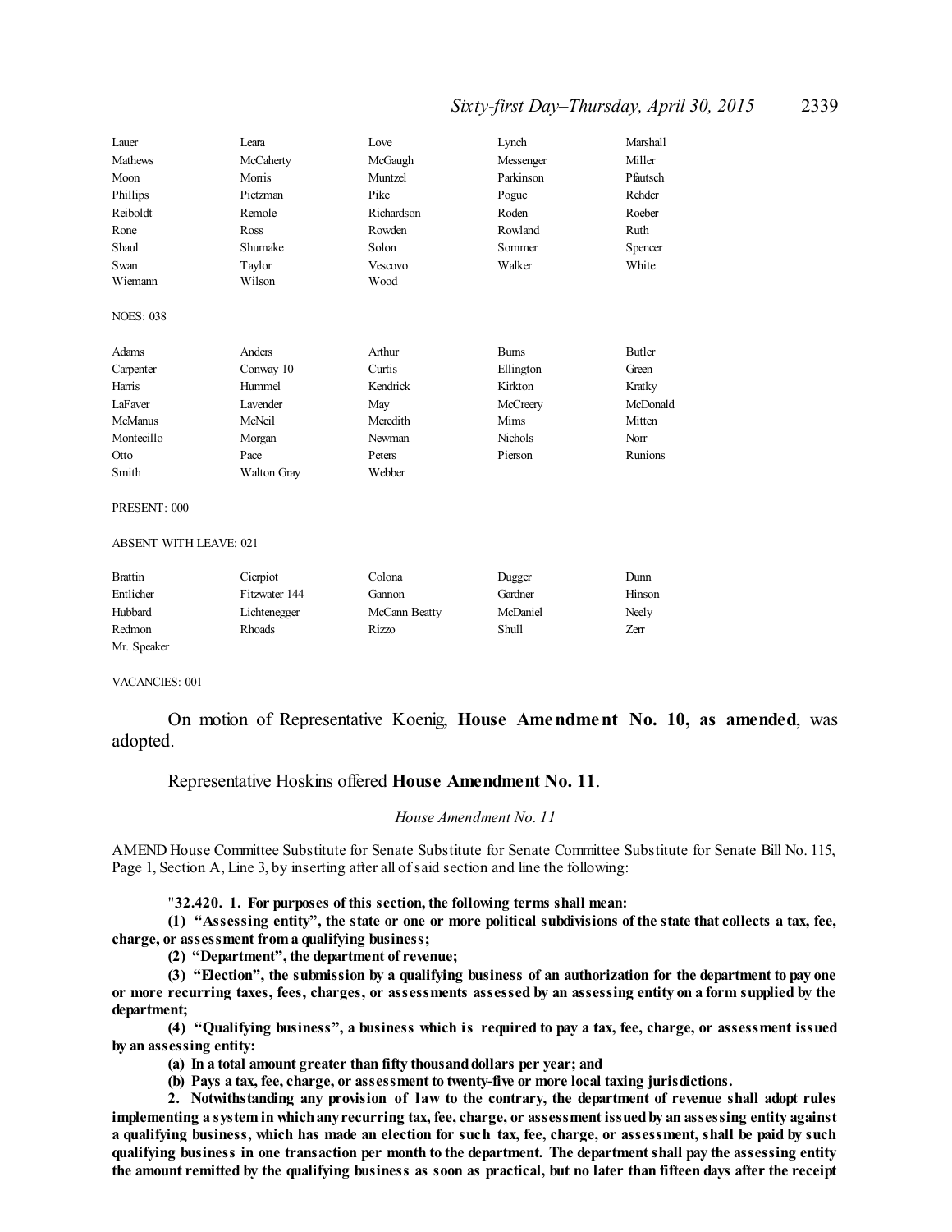| | | | | |
|---|---|---|---|---|
| Lauer | Leara | Love | Lynch | Marshall |
| Mathews | McCaherty | McGaugh | Messenger | Miller |
| Moon | Morris | Muntzel | Parkinson | Pfautsch |
| Phillips | Pietzman | Pike | Pogue | Rehder |
| Reiboldt | Remole | Richardson | Roden | Roeber |
| Rone | Ross | Rowden | Rowland | Ruth |
| Shaul | Shumake | Solon | Sommer | Spencer |
| Swan | Taylor | Vescovo | Walker | White |
| Wiemann | Wilson | Wood | | |

NOES: 038

| | | | | |
|---|---|---|---|---|
| Adams | Anders | Arthur | Burns | Butler |
| Carpenter | Conway 10 | Curtis | Ellington | Green |
| Harris | Hummel | Kendrick | Kirkton | Kratky |
| LaFaver | Lavender | May | McCreery | McDonald |
| McManus | McNeil | Meredith | Mims | Mitten |
| Montecillo | Morgan | Newman | Nichols | Norr |
| Otto | Pace | Peters | Pierson | Runions |
| Smith | Walton Gray | Webber | | |

PRESENT: 000

ABSENT WITH LEAVE: 021

| | | | | |
|---|---|---|---|---|
| Brattin | Cierpiot | Colona | Dugger | Dunn |
| Entlicher | Fitzwater 144 | Gannon | Gardner | Hinson |
| Hubbard | Lichtenegger | McCann Beatty | McDaniel | Neely |
| Redmon | Rhoads | Rizzo | Shull | Zerr |
| Mr. Speaker | | | | |

VACANCIES: 001

On motion of Representative Koenig, **House Amendment No. 10, as amended**, was adopted.

Representative Hoskins offered **House Amendment No. 11**.

*House Amendment No. 11*

AMEND House Committee Substitute for Senate Substitute for Senate Committee Substitute for Senate Bill No. 115, Page 1, Section A, Line 3, by inserting after all of said section and line the following:

"**32.420. 1. For purposes of this section, the following terms shall mean:**

**(1) "Assessing entity", the state or one or more political subdivisions of the state that collects a tax, fee, charge, or assessment from a qualifying business;**

**(2) "Department", the department of revenue;**

**(3) "Election", the submission by a qualifying business of an authorization for the department to pay one or more recurring taxes, fees, charges, or assessments assessed by an assessing entity on a form supplied by the department;**

**(4) "Qualifying business", a business which is required to pay a tax, fee, charge, or assessment issued by an assessing entity:**

**(a) In a total amount greater than fifty thousand dollars per year; and**

**(b) Pays a tax, fee, charge, or assessment to twenty-five or more local taxing jurisdictions.**

**2. Notwithstanding any provision of law to the contrary, the department of revenue shall adopt rules implementing a system in which any recurring tax, fee, charge, or assessment issued by an assessing entity against a qualifying business, which has made an election for such tax, fee, charge, or assessment, shall be paid by such qualifying business in one transaction per month to the department. The department shall pay the assessing entity the amount remitted by the qualifying business as soon as practical, but no later than fifteen days after the receipt**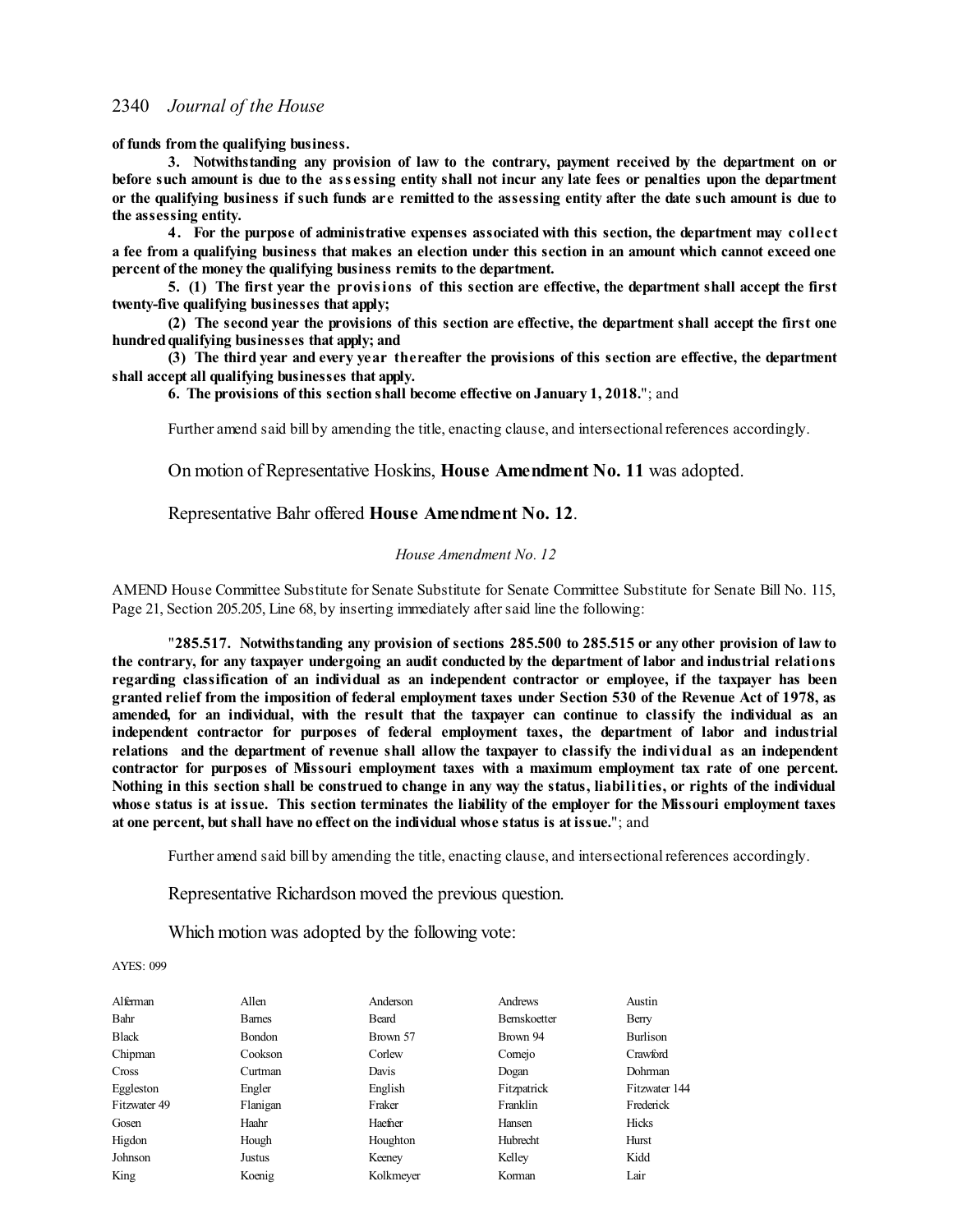**of funds from the qualifying business.**

**3. Notwithstanding any provision of law to the contrary, payment received by the department on or before such amount is due to the assessing entity shall not incur any late fees or penalties upon the department or the qualifying business if such funds are remitted to the assessing entity after the date such amount is due to the assessing entity.**

**4. For the purpose of administrative expenses associated with this section, the department may collect a fee from a qualifying business that makes an election under this section in an amount which cannot exceed one percent of the money the qualifying business remits to the department.**

**5. (1) The first year the provisions of this section are effective, the department shall accept the first twenty-five qualifying businesses that apply;**

**(2) The second year the provisions of this section are effective, the department shall accept the first one hundred qualifying businesses that apply; and**

**(3) The third year and every year thereafter the provisions of this section are effective, the department shall accept all qualifying businesses that apply.**

**6. The provisions of this section shall become effective on January 1, 2018.**"; and

Further amend said bill by amending the title, enacting clause, and intersectional references accordingly.

On motion of Representative Hoskins, **House Amendment No. 11** was adopted.

Representative Bahr offered **House Amendment No. 12**.

*House Amendment No. 12*

AMEND House Committee Substitute for Senate Substitute for Senate Committee Substitute for Senate Bill No. 115, Page 21, Section 205.205, Line 68, by inserting immediately after said line the following:

"**285.517. Notwithstanding any provision of sections 285.500 to 285.515 or any other provision of law to the contrary, for any taxpayer undergoing an audit conducted by the department of labor and industrial relations regarding classification of an individual as an independent contractor or employee, if the taxpayer has been granted relief from the imposition of federal employment taxes under Section 530 of the Revenue Act of 1978, as amended, for an individual, with the result that the taxpayer can continue to classify the individual as an independent contractor for purposes of federal employment taxes, the department of labor and industrial relations and the department of revenue shall allow the taxpayer to classify the individual as an independent contractor for purposes of Missouri employment taxes with a maximum employment tax rate of one percent. Nothing in this section shall be construed to change in any way the status, liabilities, or rights of the individual whose status is at issue. This section terminates the liability of the employer for the Missouri employment taxes at one percent, but shall have no effect on the individual whose status is at issue.**"; and

Further amend said bill by amending the title, enacting clause, and intersectional references accordingly.

Representative Richardson moved the previous question.

Which motion was adopted by the following vote:

AYES: 099

| | | | | |
|---|---|---|---|---|
| Alferman | Allen | Anderson | Andrews | Austin |
| Bahr | Barnes | Beard | Bernskoetter | Berry |
| Black | Bondon | Brown 57 | Brown 94 | Burlison |
| Chipman | Cookson | Corlew | Cornejo | Crawford |
| Cross | Curtman | Davis | Dogan | Dohrman |
| Eggleston | Engler | English | Fitzpatrick | Fitzwater 144 |
| Fitzwater 49 | Flanigan | Fraker | Franklin | Frederick |
| Gosen | Haahr | Haefner | Hansen | Hicks |
| Higdon | Hough | Houghton | Hubrecht | Hurst |
| Johnson | Justus | Keeney | Kelley | Kidd |
| King | Koenig | Kolkmeyer | Korman | Lair |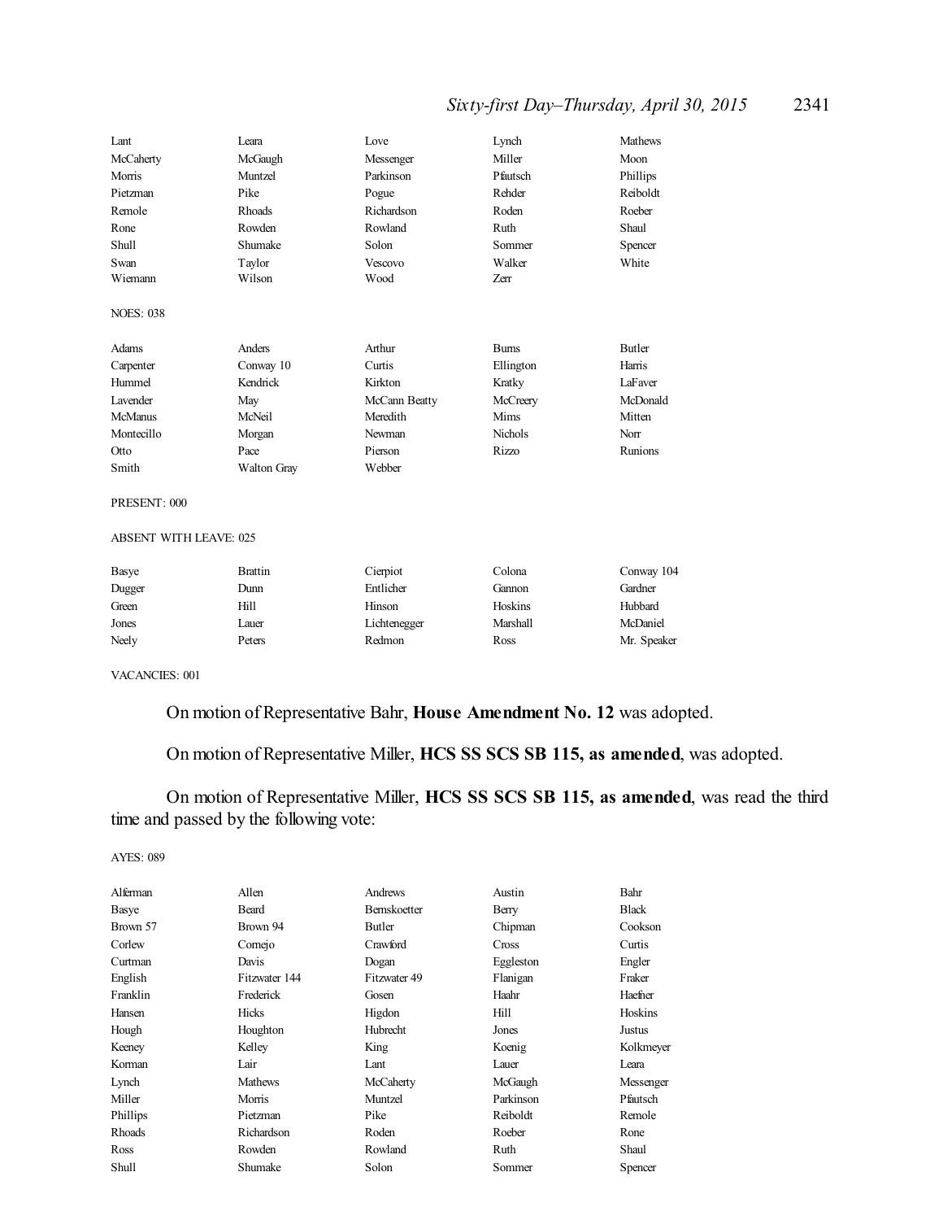| | | | | |
|---|---|---|---|---|
| Lant | Leara | Love | Lynch | Mathews |
| McCaherty | McGaugh | Messenger | Miller | Moon |
| Morris | Muntzel | Parkinson | Pfautsch | Phillips |
| Pietzman | Pike | Pogue | Rehder | Reiboldt |
| Remole | Rhoads | Richardson | Roden | Roeber |
| Rone | Rowden | Rowland | Ruth | Shaul |
| Shull | Shumake | Solon | Sommer | Spencer |
| Swan | Taylor | Vescovo | Walker | White |
| Wiemann | Wilson | Wood | Zerr | |

NOES: 038

| | | | | |
|---|---|---|---|---|
| Adams | Anders | Arthur | Burns | Butler |
| Carpenter | Conway 10 | Curtis | Ellington | Harris |
| Hummel | Kendrick | Kirkton | Kratky | LaFaver |
| Lavender | May | McCann Beatty | McCreery | McDonald |
| McManus | McNeil | Meredith | Mims | Mitten |
| Montecillo | Morgan | Newman | Nichols | Norr |
| Otto | Pace | Pierson | Rizzo | Runions |
| Smith | Walton Gray | Webber | | |

PRESENT: 000

ABSENT WITH LEAVE: 025

| | | | | |
|---|---|---|---|---|
| Basye | Brattin | Cierpiot | Colona | Conway 104 |
| Dugger | Dunn | Entlicher | Gannon | Gardner |
| Green | Hill | Hinson | Hoskins | Hubbard |
| Jones | Lauer | Lichtenegger | Marshall | McDaniel |
| Neely | Peters | Redmon | Ross | Mr. Speaker |

VACANCIES: 001

On motion of Representative Bahr, **House Amendment No. 12** was adopted.

On motion of Representative Miller, **HCS SS SCS SB 115, as amended**, was adopted.

On motion of Representative Miller, **HCS SS SCS SB 115, as amended**, was read the third time and passed by the following vote:

AYES: 089

| | | | | |
|---|---|---|---|---|
| Alferman | Allen | Andrews | Austin | Bahr |
| Basye | Beard | Bernskoetter | Berry | Black |
| Brown 57 | Brown 94 | Butler | Chipman | Cookson |
| Corlew | Cornejo | Crawford | Cross | Curtis |
| Curtman | Davis | Dogan | Eggleston | Engler |
| English | Fitzwater 144 | Fitzwater 49 | Flanigan | Fraker |
| Franklin | Frederick | Gosen | Haahr | Haefner |
| Hansen | Hicks | Higdon | Hill | Hoskins |
| Hough | Houghton | Hubrecht | Jones | Justus |
| Keeney | Kelley | King | Koenig | Kolkmeyer |
| Korman | Lair | Lant | Lauer | Leara |
| Lynch | Mathews | McCaherty | McGaugh | Messenger |
| Miller | Morris | Muntzel | Parkinson | Pfautsch |
| Phillips | Pietzman | Pike | Reiboldt | Remole |
| Rhoads | Richardson | Roden | Roeber | Rone |
| Ross | Rowden | Rowland | Ruth | Shaul |
| Shull | Shumake | Solon | Sommer | Spencer |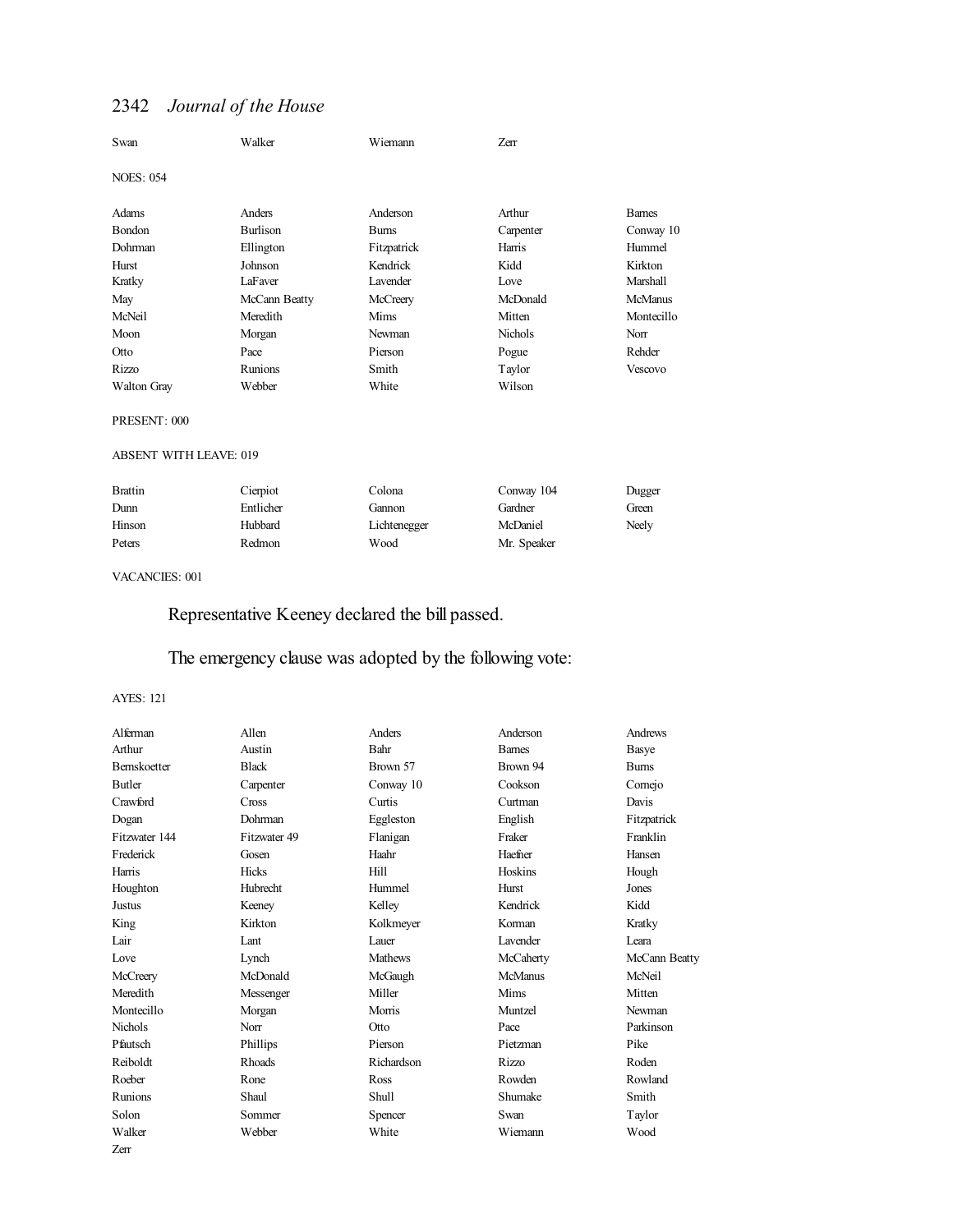| Swan | Walker | Wiemann | Zerr | |
|---|---|---|---|---|

NOES: 054

| Adams | Anders | Anderson | Arthur | Barnes |
|---|---|---|---|---|
| Bondon | Burlison | Burns | Carpenter | Conway 10 |
| Dohrman | Ellington | Fitzpatrick | Harris | Hummel |
| Hurst | Johnson | Kendrick | Kidd | Kirkton |
| Kratky | LaFaver | Lavender | Love | Marshall |
| May | McCann Beatty | McCreery | McDonald | McManus |
| McNeil | Meredith | Mims | Mitten | Montecillo |
| Moon | Morgan | Newman | Nichols | Norr |
| Otto | Pace | Pierson | Pogue | Rehder |
| Rizzo | Runions | Smith | Taylor | Vescovo |
| Walton Gray | Webber | White | Wilson | |

PRESENT: 000

ABSENT WITH LEAVE: 019

| Brattin | Cierpiot | Colona | Conway 104 | Dugger |
|---|---|---|---|---|
| Dunn | Entlicher | Gannon | Gardner | Green |
| Hinson | Hubbard | Lichtenegger | McDaniel | Neely |
| Peters | Redmon | Wood | Mr. Speaker | |

VACANCIES: 001

Representative Keeney declared the bill passed.

The emergency clause was adopted by the following vote:

AYES: 121

| Alferman | Allen | Anders | Anderson | Andrews |
|---|---|---|---|---|
| Arthur | Austin | Bahr | Barnes | Basye |
| Bernskoetter | Black | Brown 57 | Brown 94 | Burns |
| Butler | Carpenter | Conway 10 | Cookson | Cornejo |
| Crawford | Cross | Curtis | Curtman | Davis |
| Dogan | Dohrman | Eggleston | English | Fitzpatrick |
| Fitzwater 144 | Fitzwater 49 | Flanigan | Fraker | Franklin |
| Frederick | Gosen | Haahr | Haefner | Hansen |
| Harris | Hicks | Hill | Hoskins | Hough |
| Houghton | Hubrecht | Hummel | Hurst | Jones |
| Justus | Keeney | Kelley | Kendrick | Kidd |
| King | Kirkton | Kolkmeyer | Korman | Kratky |
| Lair | Lant | Lauer | Lavender | Leara |
| Love | Lynch | Mathews | McCaherty | McCann Beatty |
| McCreery | McDonald | McGaugh | McManus | McNeil |
| Meredith | Messenger | Miller | Mims | Mitten |
| Montecillo | Morgan | Morris | Muntzel | Newman |
| Nichols | Norr | Otto | Pace | Parkinson |
| Pfautsch | Phillips | Pierson | Pietzman | Pike |
| Reiboldt | Rhoads | Richardson | Rizzo | Roden |
| Roeber | Rone | Ross | Rowden | Rowland |
| Runions | Shaul | Shull | Shumake | Smith |
| Solon | Sommer | Spencer | Swan | Taylor |
| Walker | Webber | White | Wiemann | Wood |
| Zerr | | | | |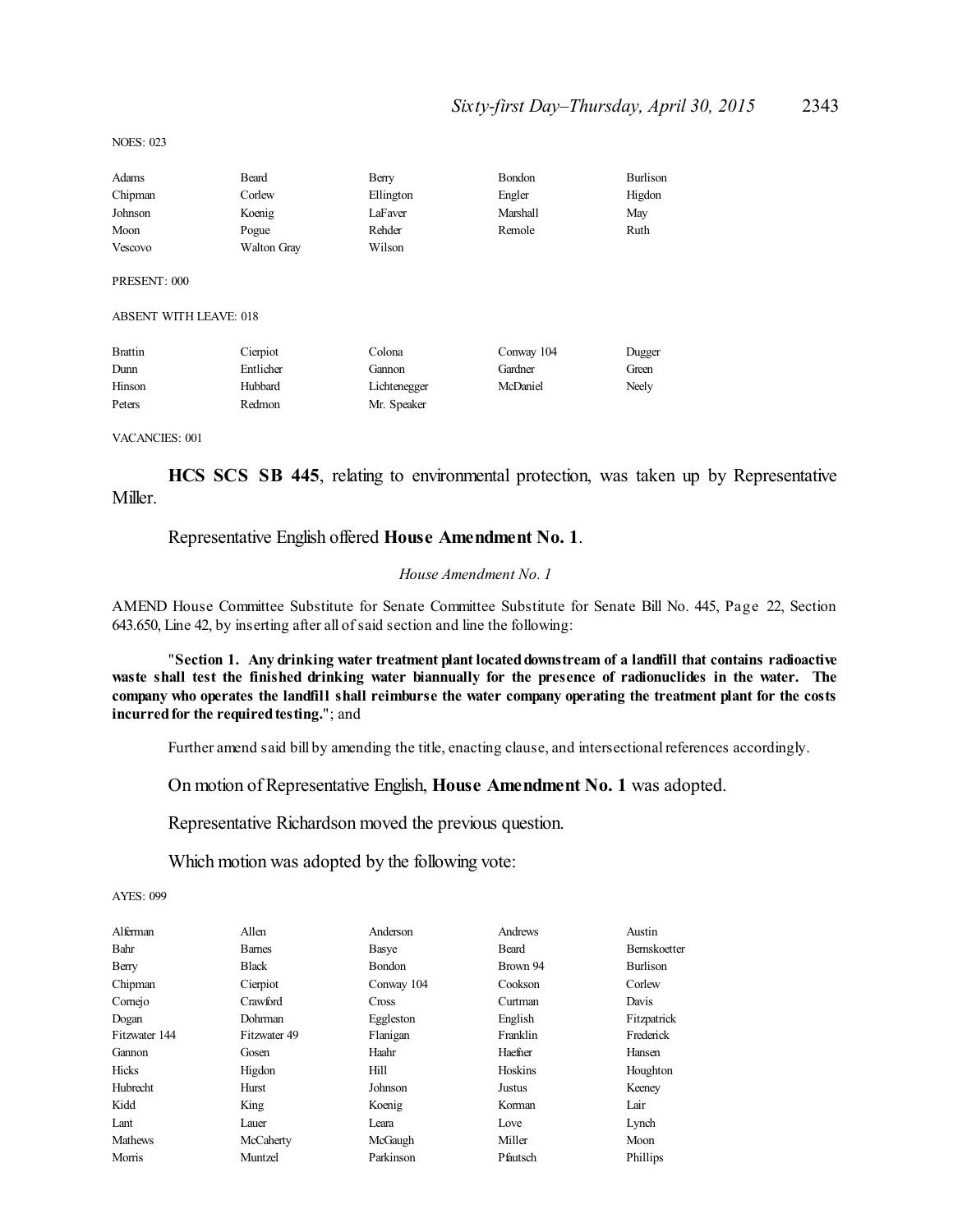NOES: 023

| | | | | |
|---|---|---|---|---|
| Adams | Beard | Berry | Bondon | Burlison |
| Chipman | Corlew | Ellington | Engler | Higdon |
| Johnson | Koenig | LaFaver | Marshall | May |
| Moon | Pogue | Rehder | Remole | Ruth |
| Vescovo | Walton Gray | Wilson | | |

PRESENT: 000

ABSENT WITH LEAVE: 018

| | | | | |
|---|---|---|---|---|
| Brattin | Cierpiot | Colona | Conway 104 | Dugger |
| Dunn | Entlicher | Gannon | Gardner | Green |
| Hinson | Hubbard | Lichtenegger | McDaniel | Neely |
| Peters | Redmon | Mr. Speaker | | |

VACANCIES: 001

**HCS SCS SB 445**, relating to environmental protection, was taken up by Representative Miller.

Representative English offered **House Amendment No. 1**.

*House Amendment No. 1*

AMEND House Committee Substitute for Senate Committee Substitute for Senate Bill No. 445, Page 22, Section 643.650, Line 42, by inserting after all of said section and line the following:

"**Section 1. Any drinking water treatment plant located downstream of a landfill that contains radioactive waste shall test the finished drinking water biannually for the presence of radionuclides in the water. The company who operates the landfill shall reimburse the water company operating the treatment plant for the costs incurred for the required testing.**"; and

Further amend said bill by amending the title, enacting clause, and intersectional references accordingly.

On motion of Representative English, **House Amendment No. 1** was adopted.

Representative Richardson moved the previous question.

Which motion was adopted by the following vote:

AYES: 099

| | | | | |
|---|---|---|---|---|
| Alferman | Allen | Anderson | Andrews | Austin |
| Bahr | Barnes | Basye | Beard | Bernskoetter |
| Berry | Black | Bondon | Brown 94 | Burlison |
| Chipman | Cierpiot | Conway 104 | Cookson | Corlew |
| Cornejo | Crawford | Cross | Curtman | Davis |
| Dogan | Dohrman | Eggleston | English | Fitzpatrick |
| Fitzwater 144 | Fitzwater 49 | Flanigan | Franklin | Frederick |
| Gannon | Gosen | Haahr | Haefner | Hansen |
| Hicks | Higdon | Hill | Hoskins | Houghton |
| Hubrecht | Hurst | Johnson | Justus | Keeney |
| Kidd | King | Koenig | Korman | Lair |
| Lant | Lauer | Leara | Love | Lynch |
| Mathews | McCaherty | McGaugh | Miller | Moon |
| Morris | Muntzel | Parkinson | Pfautsch | Phillips |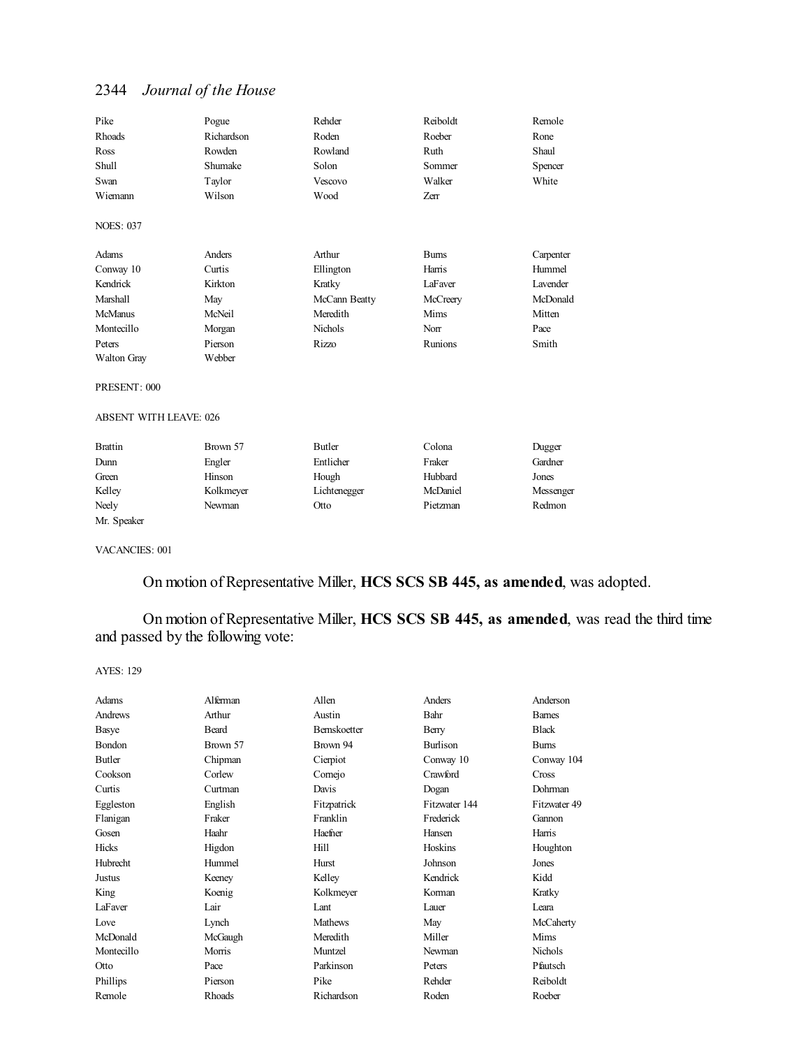| | | | | |
|---|---|---|---|---|
| Pike | Pogue | Rehder | Reiboldt | Remole |
| Rhoads | Richardson | Roden | Roeber | Rone |
| Ross | Rowden | Rowland | Ruth | Shaul |
| Shull | Shumake | Solon | Sommer | Spencer |
| Swan | Taylor | Vescovo | Walker | White |
| Wiemann | Wilson | Wood | Zerr | |

NOES: 037

| | | | | |
|---|---|---|---|---|
| Adams | Anders | Arthur | Burns | Carpenter |
| Conway 10 | Curtis | Ellington | Harris | Hummel |
| Kendrick | Kirkton | Kratky | LaFaver | Lavender |
| Marshall | May | McCann Beatty | McCreery | McDonald |
| McManus | McNeil | Meredith | Mims | Mitten |
| Montecillo | Morgan | Nichols | Norr | Pace |
| Peters | Pierson | Rizzo | Runions | Smith |
| Walton Gray | Webber | | | |

PRESENT: 000

ABSENT WITH LEAVE: 026

| | | | | |
|---|---|---|---|---|
| Brattin | Brown 57 | Butler | Colona | Dugger |
| Dunn | Engler | Entlicher | Fraker | Gardner |
| Green | Hinson | Hough | Hubbard | Jones |
| Kelley | Kolkmeyer | Lichtenegger | McDaniel | Messenger |
| Neely | Newman | Otto | Pietzman | Redmon |
| Mr. Speaker | | | | |

VACANCIES: 001

On motion of Representative Miller, **HCS SCS SB 445, as amended**, was adopted.

On motion of Representative Miller, **HCS SCS SB 445, as amended**, was read the third time and passed by the following vote:

AYES: 129

| | | | | |
|---|---|---|---|---|
| Adams | Alferman | Allen | Anders | Anderson |
| Andrews | Arthur | Austin | Bahr | Barnes |
| Basye | Beard | Bernskoetter | Berry | Black |
| Bondon | Brown 57 | Brown 94 | Burlison | Burns |
| Butler | Chipman | Cierpiot | Conway 10 | Conway 104 |
| Cookson | Corlew | Cornejo | Crawford | Cross |
| Curtis | Curtman | Davis | Dogan | Dohrman |
| Eggleston | English | Fitzpatrick | Fitzwater 144 | Fitzwater 49 |
| Flanigan | Fraker | Franklin | Frederick | Gannon |
| Gosen | Haahr | Haefner | Hansen | Harris |
| Hicks | Higdon | Hill | Hoskins | Houghton |
| Hubrecht | Hummel | Hurst | Johnson | Jones |
| Justus | Keeney | Kelley | Kendrick | Kidd |
| King | Koenig | Kolkmeyer | Korman | Kratky |
| LaFaver | Lair | Lant | Lauer | Leara |
| Love | Lynch | Mathews | May | McCaherty |
| McDonald | McGaugh | Meredith | Miller | Mims |
| Montecillo | Morris | Muntzel | Newman | Nichols |
| Otto | Pace | Parkinson | Peters | Pfautsch |
| Phillips | Pierson | Pike | Rehder | Reiboldt |
| Remole | Rhoads | Richardson | Roden | Roeber |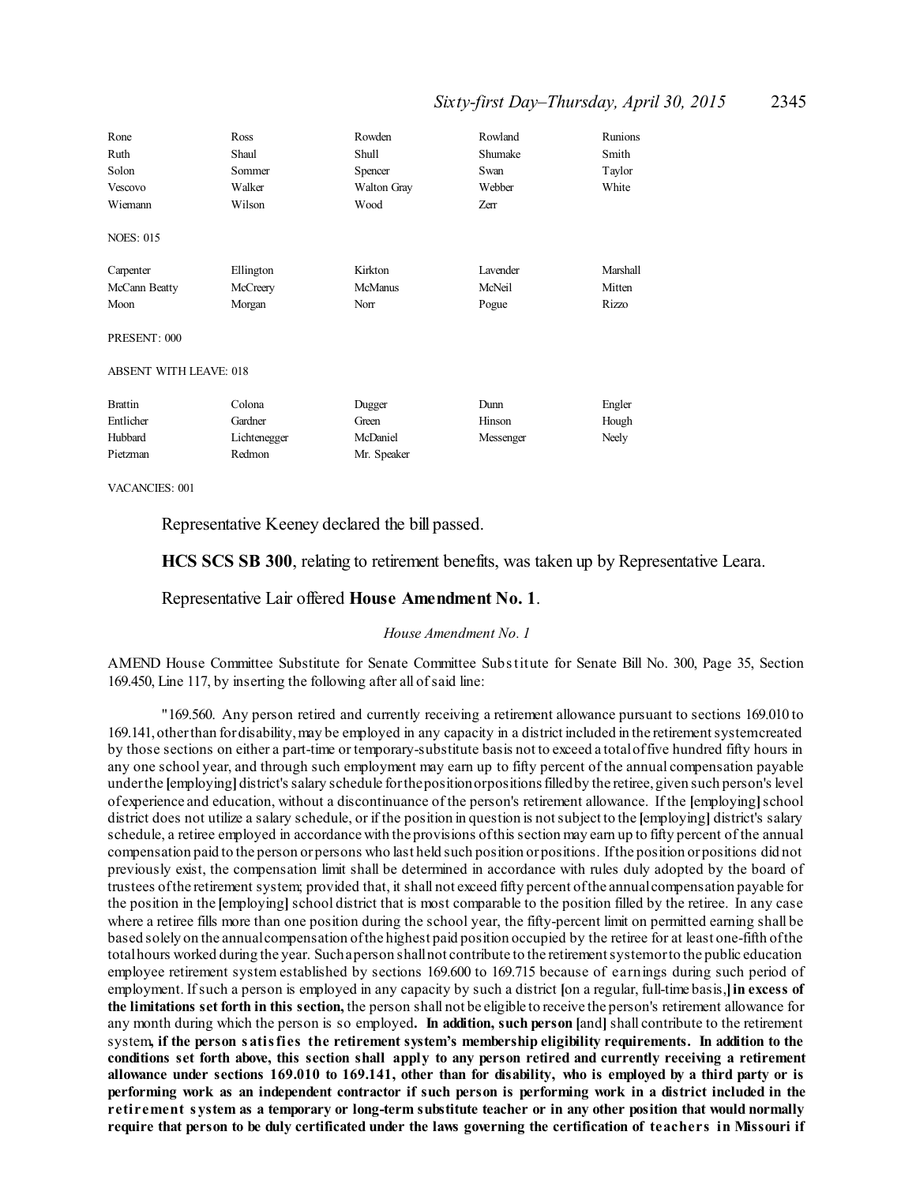| | | | | |
|---|---|---|---|---|
| Rone | Ross | Rowden | Rowland | Runions |
| Ruth | Shaul | Shull | Shumake | Smith |
| Solon | Sommer | Spencer | Swan | Taylor |
| Vescovo | Walker | Walton Gray | Webber | White |
| Wiemann | Wilson | Wood | Zerr | |

NOES: 015

| | | | | |
|---|---|---|---|---|
| Carpenter | Ellington | Kirkton | Lavender | Marshall |
| McCann Beatty | McCreery | McManus | McNeil | Mitten |
| Moon | Morgan | Norr | Pogue | Rizzo |

PRESENT: 000

ABSENT WITH LEAVE: 018

| | | | | |
|---|---|---|---|---|
| Brattin | Colona | Dugger | Dunn | Engler |
| Entlicher | Gardner | Green | Hinson | Hough |
| Hubbard | Lichtenegger | McDaniel | Messenger | Neely |
| Pietzman | Redmon | Mr. Speaker | | |

VACANCIES: 001

Representative Keeney declared the bill passed.

**HCS SCS SB 300**, relating to retirement benefits, was taken up by Representative Leara.

Representative Lair offered **House Amendment No. 1**.

*House Amendment No. 1*

AMEND House Committee Substitute for Senate Committee Substitute for Senate Bill No. 300, Page 35, Section 169.450, Line 117, by inserting the following after all of said line:

"169.560. Any person retired and currently receiving a retirement allowance pursuant to sections 169.010 to 169.141, other than for disability, may be employed in any capacity in a district included in the retirement system created by those sections on either a part-time or temporary-substitute basis not to exceed a total of five hundred fifty hours in any one school year, and through such employment may earn up to fifty percent of the annual compensation payable under the [employing] district's salary schedule for the position or positions filled by the retiree, given such person's level of experience and education, without a discontinuance of the person's retirement allowance. If the [employing] school district does not utilize a salary schedule, or if the position in question is not subject to the [employing] district's salary schedule, a retiree employed in accordance with the provisions of this section may earn up to fifty percent of the annual compensation paid to the person or persons who last held such position or positions. If the position or positions did not previously exist, the compensation limit shall be determined in accordance with rules duly adopted by the board of trustees of the retirement system; provided that, it shall not exceed fifty percent of the annual compensation payable for the position in the [employing] school district that is most comparable to the position filled by the retiree. In any case where a retiree fills more than one position during the school year, the fifty-percent limit on permitted earning shall be based solely on the annual compensation of the highest paid position occupied by the retiree for at least one-fifth of the total hours worked during the year. Such a person shall not contribute to the retirement system or to the public education employee retirement system established by sections 169.600 to 169.715 because of earnings during such period of employment. If such a person is employed in any capacity by such a district [on a regular, full-time basis,] **in excess of the limitations set forth in this section,** the person shall not be eligible to receive the person's retirement allowance for any month during which the person is so employed**. In addition, such person** [and] shall contribute to the retirement system**, if the person satisfies the retirement system's membership eligibility requirements. In addition to the conditions set forth above, this section shall apply to any person retired and currently receiving a retirement allowance under sections 169.010 to 169.141, other than for disability, who is employed by a third party or is performing work as an independent contractor if such person is performing work in a district included in the retirement system as a temporary or long-term substitute teacher or in any other position that would normally require that person to be duly certificated under the laws governing the certification of teachers in Missouri if**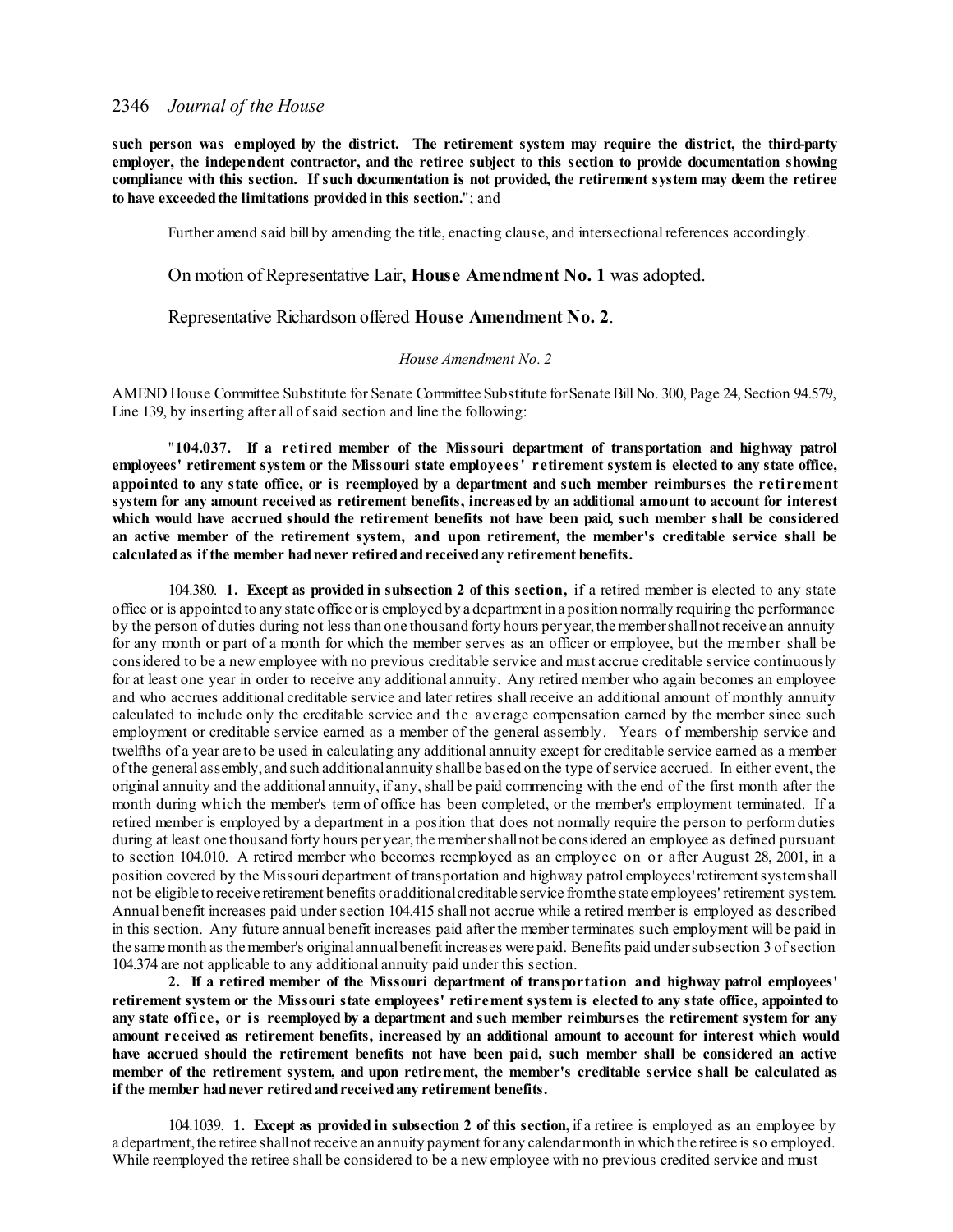**such person was employed by the district. The retirement system may require the district, the third-party employer, the independent contractor, and the retiree subject to this section to provide documentation showing compliance with this section. If such documentation is not provided, the retirement system may deem the retiree to have exceeded the limitations provided in this section.**"; and

Further amend said bill by amending the title, enacting clause, and intersectional references accordingly.

On motion of Representative Lair, **House Amendment No. 1** was adopted.

Representative Richardson offered **House Amendment No. 2**.

*House Amendment No. 2*

AMEND House Committee Substitute for Senate Committee Substitute for Senate Bill No. 300, Page 24, Section 94.579, Line 139, by inserting after all of said section and line the following:

"**104.037. If a retired member of the Missouri department of transportation and highway patrol employees' retirement system or the Missouri state employees' retirement system is elected to any state office, appointed to any state office, or is reemployed by a department and such member reimburses the retirement system for any amount received as retirement benefits, increased by an additional amount to account for interest which would have accrued should the retirement benefits not have been paid, such member shall be considered an active member of the retirement system, and upon retirement, the member's creditable service shall be calculated as if the member had never retired and received any retirement benefits.**

104.380. **1. Except as provided in subsection 2 of this section,** if a retired member is elected to any state office or is appointed to any state office or is employed by a department in a position normally requiring the performance by the person of duties during not less than one thousand forty hours per year, the member shall not receive an annuity for any month or part of a month for which the member serves as an officer or employee, but the member shall be considered to be a new employee with no previous creditable service and must accrue creditable service continuously for at least one year in order to receive any additional annuity. Any retired member who again becomes an employee and who accrues additional creditable service and later retires shall receive an additional amount of monthly annuity calculated to include only the creditable service and the average compensation earned by the member since such employment or creditable service earned as a member of the general assembly. Years of membership service and twelfths of a year are to be used in calculating any additional annuity except for creditable service earned as a member of the general assembly, and such additional annuity shall be based on the type of service accrued. In either event, the original annuity and the additional annuity, if any, shall be paid commencing with the end of the first month after the month during which the member's term of office has been completed, or the member's employment terminated. If a retired member is employed by a department in a position that does not normally require the person to perform duties during at least one thousand forty hours per year, the member shall not be considered an employee as defined pursuant to section 104.010. A retired member who becomes reemployed as an employee on or after August 28, 2001, in a position covered by the Missouri department of transportation and highway patrol employees' retirement system shall not be eligible to receive retirement benefits or additional creditable service from the state employees' retirement system. Annual benefit increases paid under section 104.415 shall not accrue while a retired member is employed as described in this section. Any future annual benefit increases paid after the member terminates such employment will be paid in the same month as the member's original annual benefit increases were paid. Benefits paid under subsection 3 of section 104.374 are not applicable to any additional annuity paid under this section.

**2. If a retired member of the Missouri department of transportation and highway patrol employees' retirement system or the Missouri state employees' retirement system is elected to any state office, appointed to any state office, or is reemployed by a department and such member reimburses the retirement system for any amount received as retirement benefits, increased by an additional amount to account for interest which would have accrued should the retirement benefits not have been paid, such member shall be considered an active member of the retirement system, and upon retirement, the member's creditable service shall be calculated as if the member had never retired and received any retirement benefits.**

104.1039. **1. Except as provided in subsection 2 of this section,** if a retiree is employed as an employee by a department, the retiree shall not receive an annuity payment for any calendar month in which the retiree is so employed. While reemployed the retiree shall be considered to be a new employee with no previous credited service and must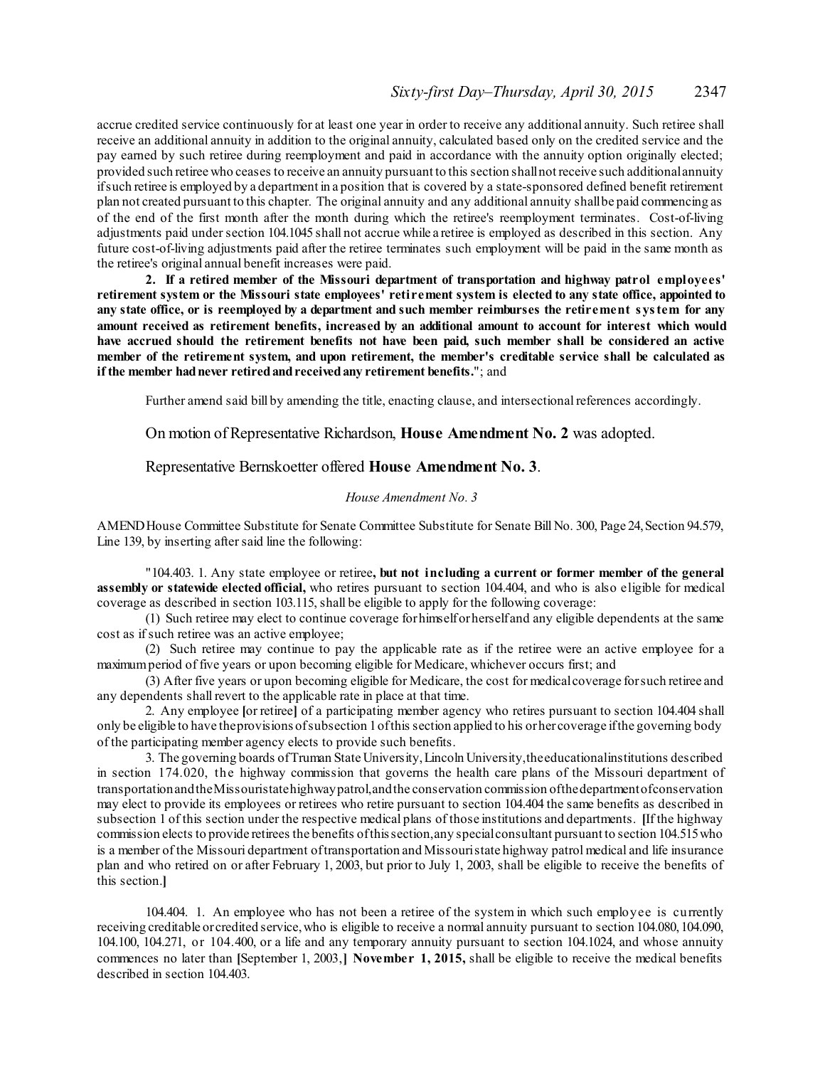accrue credited service continuously for at least one year in order to receive any additional annuity. Such retiree shall receive an additional annuity in addition to the original annuity, calculated based only on the credited service and the pay earned by such retiree during reemployment and paid in accordance with the annuity option originally elected; provided such retiree who ceases to receive an annuity pursuant to this section shall not receive such additional annuity if such retiree is employed by a department in a position that is covered by a state-sponsored defined benefit retirement plan not created pursuant to this chapter. The original annuity and any additional annuity shall be paid commencing as of the end of the first month after the month during which the retiree's reemployment terminates. Cost-of-living adjustments paid under section 104.1045 shall not accrue while a retiree is employed as described in this section. Any future cost-of-living adjustments paid after the retiree terminates such employment will be paid in the same month as the retiree's original annual benefit increases were paid.

**2. If a retired member of the Missouri department of transportation and highway patrol employees' retirement system or the Missouri state employees' retirement system is elected to any state office, appointed to any state office, or is reemployed by a department and such member reimburses the retirement system for any amount received as retirement benefits, increased by an additional amount to account for interest which would have accrued should the retirement benefits not have been paid, such member shall be considered an active member of the retirement system, and upon retirement, the member's creditable service shall be calculated as if the member had never retired and received any retirement benefits.**"; and

Further amend said bill by amending the title, enacting clause, and intersectional references accordingly.

On motion of Representative Richardson, **House Amendment No. 2** was adopted.

Representative Bernskoetter offered **House Amendment No. 3**.

*House Amendment No. 3*

AMEND House Committee Substitute for Senate Committee Substitute for Senate Bill No. 300, Page 24, Section 94.579, Line 139, by inserting after said line the following:

"104.403. 1. Any state employee or retiree**, but not including a current or former member of the general assembly or statewide elected official,** who retires pursuant to section 104.404, and who is also eligible for medical coverage as described in section 103.115, shall be eligible to apply for the following coverage:

(1) Such retiree may elect to continue coverage for himself or herself and any eligible dependents at the same cost as if such retiree was an active employee;

(2) Such retiree may continue to pay the applicable rate as if the retiree were an active employee for a maximum period of five years or upon becoming eligible for Medicare, whichever occurs first; and

(3) After five years or upon becoming eligible for Medicare, the cost for medical coverage for such retiree and any dependents shall revert to the applicable rate in place at that time.

2. Any employee **[**or retiree**]** of a participating member agency who retires pursuant to section 104.404 shall only be eligible to have the provisions of subsection 1 of this section applied to his or her coverage if the governing body of the participating member agency elects to provide such benefits.

3. The governing boards of Truman State University, Lincoln University, the educational institutions described in section 174.020, the highway commission that governs the health care plans of the Missouri department of transportation and the Missouri state highway patrol, and the conservation commission of the department of conservation may elect to provide its employees or retirees who retire pursuant to section 104.404 the same benefits as described in subsection 1 of this section under the respective medical plans of those institutions and departments. **[**If the highway commission elects to provide retirees the benefits of this section, any special consultant pursuant to section 104.515 who is a member of the Missouri department of transportation and Missouri state highway patrol medical and life insurance plan and who retired on or after February 1, 2003, but prior to July 1, 2003, shall be eligible to receive the benefits of this section.**]**

104.404. 1. An employee who has not been a retiree of the system in which such employee is currently receiving creditable or credited service, who is eligible to receive a normal annuity pursuant to section 104.080, 104.090, 104.100, 104.271, or 104.400, or a life and any temporary annuity pursuant to section 104.1024, and whose annuity commences no later than **[**September 1, 2003,**] November 1, 2015,** shall be eligible to receive the medical benefits described in section 104.403.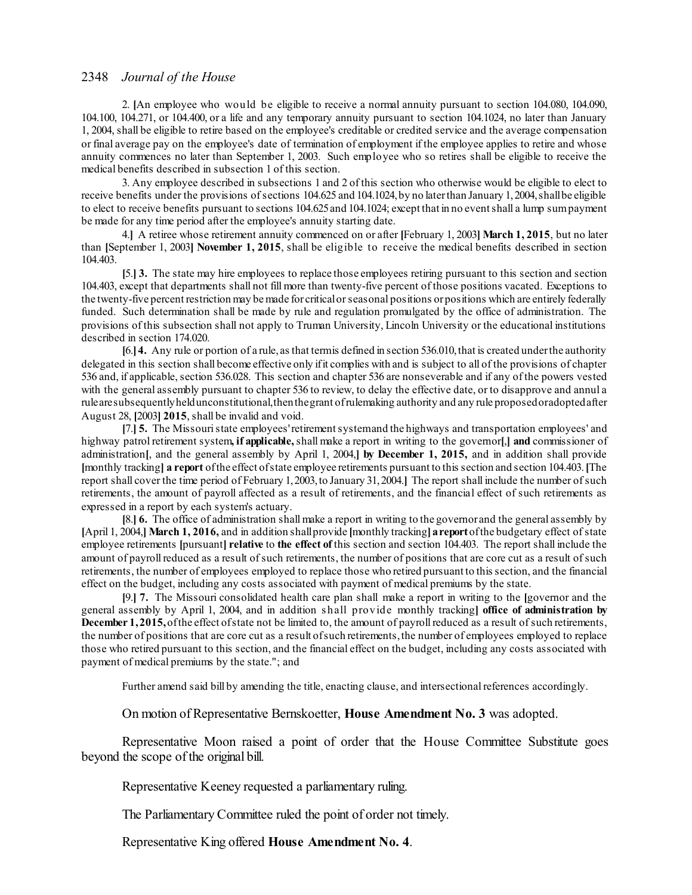2. [An employee who would be eligible to receive a normal annuity pursuant to section 104.080, 104.090, 104.100, 104.271, or 104.400, or a life and any temporary annuity pursuant to section 104.1024, no later than January 1, 2004, shall be eligible to retire based on the employee's creditable or credited service and the average compensation or final average pay on the employee's date of termination of employment if the employee applies to retire and whose annuity commences no later than September 1, 2003. Such employee who so retires shall be eligible to receive the medical benefits described in subsection 1 of this section.

3. Any employee described in subsections 1 and 2 of this section who otherwise would be eligible to elect to receive benefits under the provisions of sections 104.625 and 104.1024, by no later than January 1, 2004, shall be eligible to elect to receive benefits pursuant to sections 104.625 and 104.1024; except that in no event shall a lump sum payment be made for any time period after the employee's annuity starting date.

4.] A retiree whose retirement annuity commenced on or after [February 1, 2003] **March 1, 2015**, but no later than [September 1, 2003] **November 1, 2015**, shall be eligible to receive the medical benefits described in section 104.403.

[5.] **3.** The state may hire employees to replace those employees retiring pursuant to this section and section 104.403, except that departments shall not fill more than twenty-five percent of those positions vacated. Exceptions to the twenty-five percent restriction may be made for critical or seasonal positions or positions which are entirely federally funded. Such determination shall be made by rule and regulation promulgated by the office of administration. The provisions of this subsection shall not apply to Truman University, Lincoln University or the educational institutions described in section 174.020.

[6.] **4.** Any rule or portion of a rule, as that term is defined in section 536.010, that is created under the authority delegated in this section shall become effective only if it complies with and is subject to all of the provisions of chapter 536 and, if applicable, section 536.028. This section and chapter 536 are nonseverable and if any of the powers vested with the general assembly pursuant to chapter 536 to review, to delay the effective date, or to disapprove and annul a rule are subsequently held unconstitutional, then the grant of rulemaking authority and any rule proposed or adopted after August 28, [2003] **2015**, shall be invalid and void.

[7.] **5.** The Missouri state employees' retirement system and the highways and transportation employees' and highway patrol retirement system**, if applicable,** shall make a report in writing to the governor[,] **and** commissioner of administration[, and the general assembly by April 1, 2004,] **by December 1, 2015,** and in addition shall provide [monthly tracking] **a report** of the effect of state employee retirements pursuant to this section and section 104.403. [The report shall cover the time period of February 1, 2003, to January 31, 2004.] The report shall include the number of such retirements, the amount of payroll affected as a result of retirements, and the financial effect of such retirements as expressed in a report by each system's actuary.

[8.] **6.** The office of administration shall make a report in writing to the governor and the general assembly by [April 1, 2004,] **March 1, 2016,** and in addition shall provide [monthly tracking] **a report** of the budgetary effect of state employee retirements [pursuant] **relative** to **the effect of** this section and section 104.403. The report shall include the amount of payroll reduced as a result of such retirements, the number of positions that are core cut as a result of such retirements, the number of employees employed to replace those who retired pursuant to this section, and the financial effect on the budget, including any costs associated with payment of medical premiums by the state.

[9.] **7.** The Missouri consolidated health care plan shall make a report in writing to the [governor and the general assembly by April 1, 2004, and in addition shall provide monthly tracking] **office of administration by December 1, 2015,** of the effect of state not be limited to, the amount of payroll reduced as a result of such retirements, the number of positions that are core cut as a result of such retirements, the number of employees employed to replace those who retired pursuant to this section, and the financial effect on the budget, including any costs associated with payment of medical premiums by the state."; and

Further amend said bill by amending the title, enacting clause, and intersectional references accordingly.

On motion of Representative Bernskoetter, **House Amendment No. 3** was adopted.

Representative Moon raised a point of order that the House Committee Substitute goes beyond the scope of the original bill.

Representative Keeney requested a parliamentary ruling.

The Parliamentary Committee ruled the point of order not timely.

Representative King offered **House Amendment No. 4**.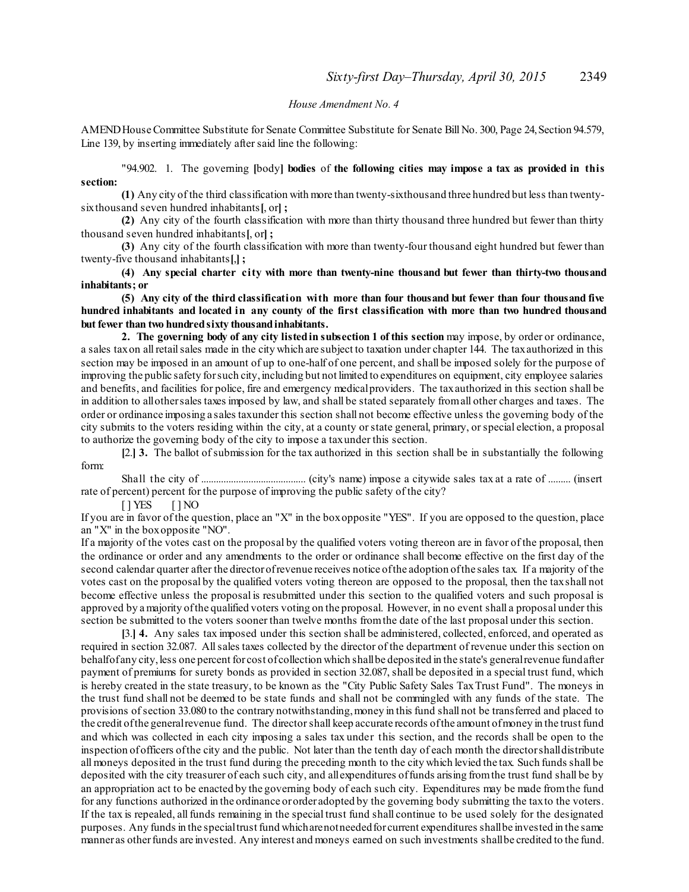*House Amendment No. 4*

AMEND House Committee Substitute for Senate Committee Substitute for Senate Bill No. 300, Page 24, Section 94.579, Line 139, by inserting immediately after said line the following:

"94.902. 1. The governing [body] **bodies** of **the following cities may impose a tax as provided in this section:**

**(1)** Any city of the third classification with more than twenty-six thousand three hundred but less than twenty-six thousand seven hundred inhabitants[, or] **;**

**(2)** Any city of the fourth classification with more than thirty thousand three hundred but fewer than thirty thousand seven hundred inhabitants[, or] **;**

**(3)** Any city of the fourth classification with more than twenty-four thousand eight hundred but fewer than twenty-five thousand inhabitants[,] **;**

**(4) Any special charter city with more than twenty-nine thousand but fewer than thirty-two thousand inhabitants; or**

**(5) Any city of the third classification with more than four thousand but fewer than four thousand five hundred inhabitants and located in any county of the first classification with more than two hundred thousand but fewer than two hundred sixty thousand inhabitants.**

**2. The governing body of any city listed in subsection 1 of this section** may impose, by order or ordinance, a sales tax on all retail sales made in the city which are subject to taxation under chapter 144. The tax authorized in this section may be imposed in an amount of up to one-half of one percent, and shall be imposed solely for the purpose of improving the public safety for such city, including but not limited to expenditures on equipment, city employee salaries and benefits, and facilities for police, fire and emergency medical providers. The tax authorized in this section shall be in addition to all other sales taxes imposed by law, and shall be stated separately from all other charges and taxes. The order or ordinance imposing a sales tax under this section shall not become effective unless the governing body of the city submits to the voters residing within the city, at a county or state general, primary, or special election, a proposal to authorize the governing body of the city to impose a tax under this section.

[2.] **3.** The ballot of submission for the tax authorized in this section shall be in substantially the following form:

Shall the city of .......................................... (city's name) impose a citywide sales tax at a rate of ......... (insert rate of percent) percent for the purpose of improving the public safety of the city?

[ ] YES [ ] NO

If you are in favor of the question, place an "X" in the box opposite "YES". If you are opposed to the question, place an "X" in the box opposite "NO".

If a majority of the votes cast on the proposal by the qualified voters voting thereon are in favor of the proposal, then the ordinance or order and any amendments to the order or ordinance shall become effective on the first day of the second calendar quarter after the director of revenue receives notice of the adoption of the sales tax. If a majority of the votes cast on the proposal by the qualified voters voting thereon are opposed to the proposal, then the tax shall not become effective unless the proposal is resubmitted under this section to the qualified voters and such proposal is approved by a majority of the qualified voters voting on the proposal. However, in no event shall a proposal under this section be submitted to the voters sooner than twelve months from the date of the last proposal under this section.

[3.] **4.** Any sales tax imposed under this section shall be administered, collected, enforced, and operated as required in section 32.087. All sales taxes collected by the director of the department of revenue under this section on behalf of any city, less one percent for cost of collection which shall be deposited in the state's general revenue fund after payment of premiums for surety bonds as provided in section 32.087, shall be deposited in a special trust fund, which is hereby created in the state treasury, to be known as the "City Public Safety Sales Tax Trust Fund". The moneys in the trust fund shall not be deemed to be state funds and shall not be commingled with any funds of the state. The provisions of section 33.080 to the contrary notwithstanding, money in this fund shall not be transferred and placed to the credit of the general revenue fund. The director shall keep accurate records of the amount of money in the trust fund and which was collected in each city imposing a sales tax under this section, and the records shall be open to the inspection of officers of the city and the public. Not later than the tenth day of each month the director shall distribute all moneys deposited in the trust fund during the preceding month to the city which levied the tax. Such funds shall be deposited with the city treasurer of each such city, and all expenditures of funds arising from the trust fund shall be by an appropriation act to be enacted by the governing body of each such city. Expenditures may be made from the fund for any functions authorized in the ordinance or order adopted by the governing body submitting the tax to the voters. If the tax is repealed, all funds remaining in the special trust fund shall continue to be used solely for the designated purposes. Any funds in the special trust fund which are not needed for current expenditures shall be invested in the same manner as other funds are invested. Any interest and moneys earned on such investments shall be credited to the fund.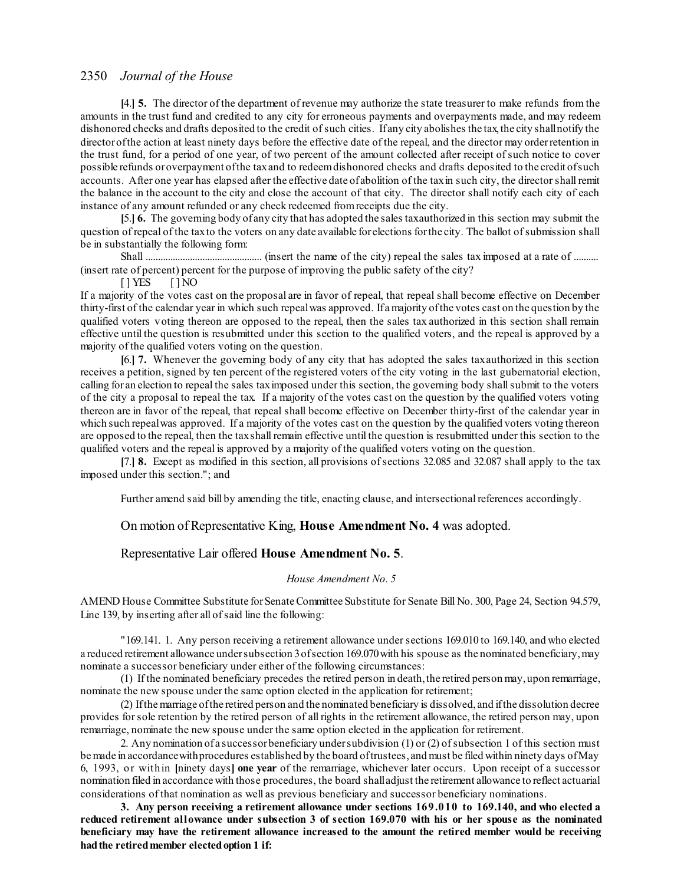**[**4.**]** **5.** The director of the department of revenue may authorize the state treasurer to make refunds from the amounts in the trust fund and credited to any city for erroneous payments and overpayments made, and may redeem dishonored checks and drafts deposited to the credit of such cities. If any city abolishes the tax, the city shall notify the director of the action at least ninety days before the effective date of the repeal, and the director may order retention in the trust fund, for a period of one year, of two percent of the amount collected after receipt of such notice to cover possible refunds or overpayment of the tax and to redeem dishonored checks and drafts deposited to the credit of such accounts. After one year has elapsed after the effective date of abolition of the tax in such city, the director shall remit the balance in the account to the city and close the account of that city. The director shall notify each city of each instance of any amount refunded or any check redeemed from receipts due the city.

**[**5.**]** **6.** The governing body of any city that has adopted the sales tax authorized in this section may submit the question of repeal of the tax to the voters on any date available for elections for the city. The ballot of submission shall be in substantially the following form:

Shall .............................................. (insert the name of the city) repeal the sales tax imposed at a rate of .......... (insert rate of percent) percent for the purpose of improving the public safety of the city?

[ ] YES [ ] NO

If a majority of the votes cast on the proposal are in favor of repeal, that repeal shall become effective on December thirty-first of the calendar year in which such repeal was approved. If a majority of the votes cast on the question by the qualified voters voting thereon are opposed to the repeal, then the sales tax authorized in this section shall remain effective until the question is resubmitted under this section to the qualified voters, and the repeal is approved by a majority of the qualified voters voting on the question.

**[**6.**]** **7.** Whenever the governing body of any city that has adopted the sales tax authorized in this section receives a petition, signed by ten percent of the registered voters of the city voting in the last gubernatorial election, calling for an election to repeal the sales tax imposed under this section, the governing body shall submit to the voters of the city a proposal to repeal the tax. If a majority of the votes cast on the question by the qualified voters voting thereon are in favor of the repeal, that repeal shall become effective on December thirty-first of the calendar year in which such repeal was approved. If a majority of the votes cast on the question by the qualified voters voting thereon are opposed to the repeal, then the tax shall remain effective until the question is resubmitted under this section to the qualified voters and the repeal is approved by a majority of the qualified voters voting on the question.

**[**7.**]** **8.** Except as modified in this section, all provisions of sections 32.085 and 32.087 shall apply to the tax imposed under this section."; and

Further amend said bill by amending the title, enacting clause, and intersectional references accordingly.

On motion of Representative King, **House Amendment No. 4** was adopted.

Representative Lair offered **House Amendment No. 5**.

*House Amendment No. 5*

AMEND House Committee Substitute for Senate Committee Substitute for Senate Bill No. 300, Page 24, Section 94.579, Line 139, by inserting after all of said line the following:

"169.141. 1. Any person receiving a retirement allowance under sections 169.010 to 169.140, and who elected a reduced retirement allowance under subsection 3 of section 169.070 with his spouse as the nominated beneficiary, may nominate a successor beneficiary under either of the following circumstances:

(1) If the nominated beneficiary precedes the retired person in death, the retired person may, upon remarriage, nominate the new spouse under the same option elected in the application for retirement;

(2) If the marriage of the retired person and the nominated beneficiary is dissolved, and if the dissolution decree provides for sole retention by the retired person of all rights in the retirement allowance, the retired person may, upon remarriage, nominate the new spouse under the same option elected in the application for retirement.

2. Any nomination of a successor beneficiary under subdivision (1) or (2) of subsection 1 of this section must be made in accordance with procedures established by the board of trustees, and must be filed within ninety days of May 6, 1993, or within **[**ninety days**]** **one year** of the remarriage, whichever later occurs. Upon receipt of a successor nomination filed in accordance with those procedures, the board shall adjust the retirement allowance to reflect actuarial considerations of that nomination as well as previous beneficiary and successor beneficiary nominations.

**3. Any person receiving a retirement allowance under sections 169.010 to 169.140, and who elected a reduced retirement allowance under subsection 3 of section 169.070 with his or her spouse as the nominated beneficiary may have the retirement allowance increased to the amount the retired member would be receiving had the retired member elected option 1 if:**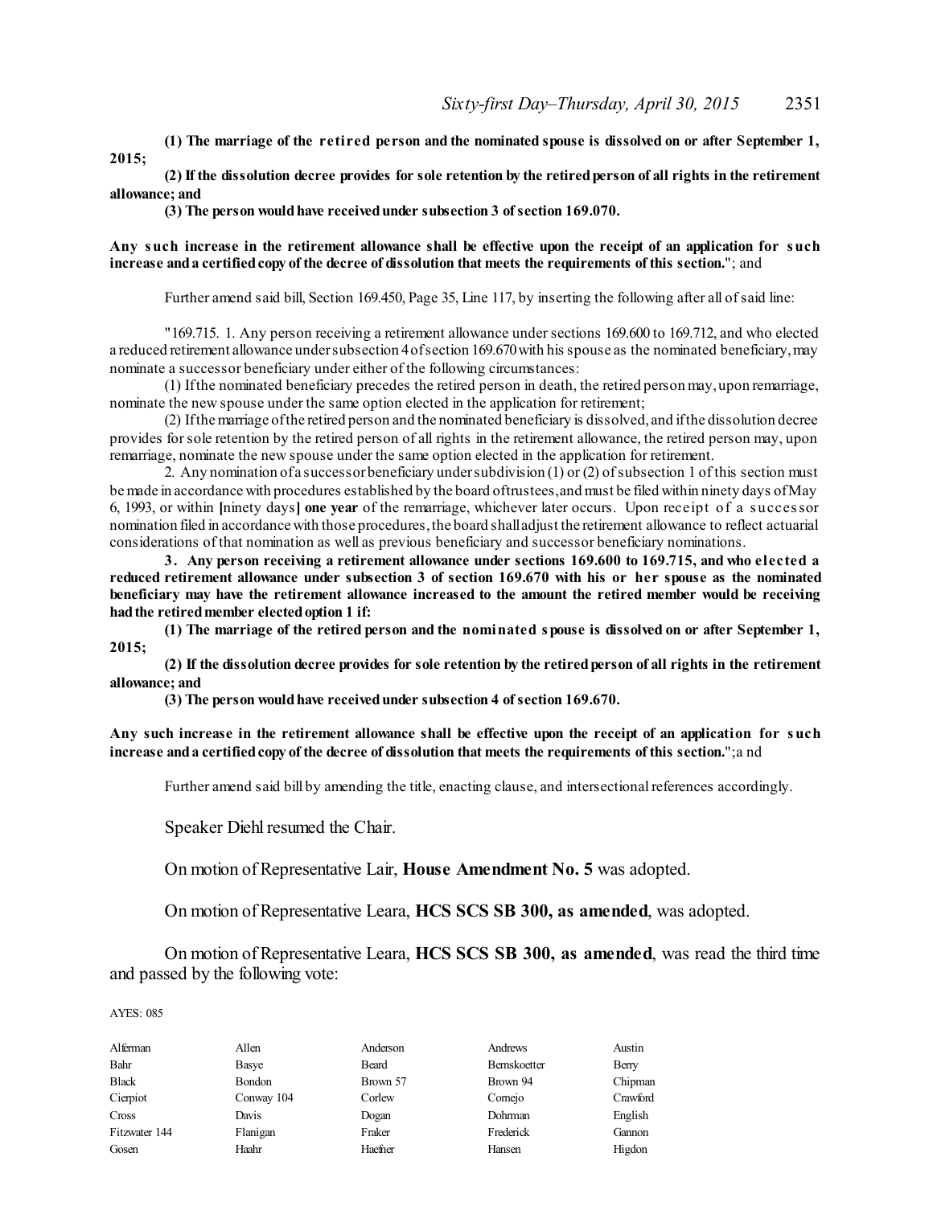**(1) The marriage of the retired person and the nominated spouse is dissolved on or after September 1, 2015;**

**(2) If the dissolution decree provides for sole retention by the retired person of all rights in the retirement allowance; and**

**(3) The person would have received under subsection 3 of section 169.070.**

**Any such increase in the retirement allowance shall be effective upon the receipt of an application for such increase and a certified copy of the decree of dissolution that meets the requirements of this section.**"; and

Further amend said bill, Section 169.450, Page 35, Line 117, by inserting the following after all of said line:

"169.715. 1. Any person receiving a retirement allowance under sections 169.600 to 169.712, and who elected a reduced retirement allowance under subsection 4 of section 169.670 with his spouse as the nominated beneficiary, may nominate a successor beneficiary under either of the following circumstances:

(1) If the nominated beneficiary precedes the retired person in death, the retired person may, upon remarriage, nominate the new spouse under the same option elected in the application for retirement;

(2) If the marriage of the retired person and the nominated beneficiary is dissolved, and if the dissolution decree provides for sole retention by the retired person of all rights in the retirement allowance, the retired person may, upon remarriage, nominate the new spouse under the same option elected in the application for retirement.

2. Any nomination of a successor beneficiary under subdivision (1) or (2) of subsection 1 of this section must be made in accordance with procedures established by the board of trustees, and must be filed within ninety days of May 6, 1993, or within [ninety days] **one year** of the remarriage, whichever later occurs. Upon receipt of a successor nomination filed in accordance with those procedures, the board shall adjust the retirement allowance to reflect actuarial considerations of that nomination as well as previous beneficiary and successor beneficiary nominations.

**3. Any person receiving a retirement allowance under sections 169.600 to 169.715, and who elected a reduced retirement allowance under subsection 3 of section 169.670 with his or her spouse as the nominated beneficiary may have the retirement allowance increased to the amount the retired member would be receiving had the retired member elected option 1 if:**

**(1) The marriage of the retired person and the nominated spouse is dissolved on or after September 1, 2015;**

**(2) If the dissolution decree provides for sole retention by the retired person of all rights in the retirement allowance; and**

**(3) The person would have received under subsection 4 of section 169.670.**

**Any such increase in the retirement allowance shall be effective upon the receipt of an application for such increase and a certified copy of the decree of dissolution that meets the requirements of this section.**";and

Further amend said bill by amending the title, enacting clause, and intersectional references accordingly.

Speaker Diehl resumed the Chair.

On motion of Representative Lair, **House Amendment No. 5** was adopted.

On motion of Representative Leara, **HCS SCS SB 300, as amended**, was adopted.

On motion of Representative Leara, **HCS SCS SB 300, as amended**, was read the third time and passed by the following vote:

AYES: 085

| | | | | |
|---|---|---|---|---|
| Alferman | Allen | Anderson | Andrews | Austin |
| Bahr | Basye | Beard | Bernskoetter | Berry |
| Black | Bondon | Brown 57 | Brown 94 | Chipman |
| Cierpiot | Conway 104 | Corlew | Cornejo | Crawford |
| Cross | Davis | Dogan | Dohrman | English |
| Fitzwater 144 | Flanigan | Fraker | Frederick | Gannon |
| Gosen | Haahr | Haefner | Hansen | Higdon |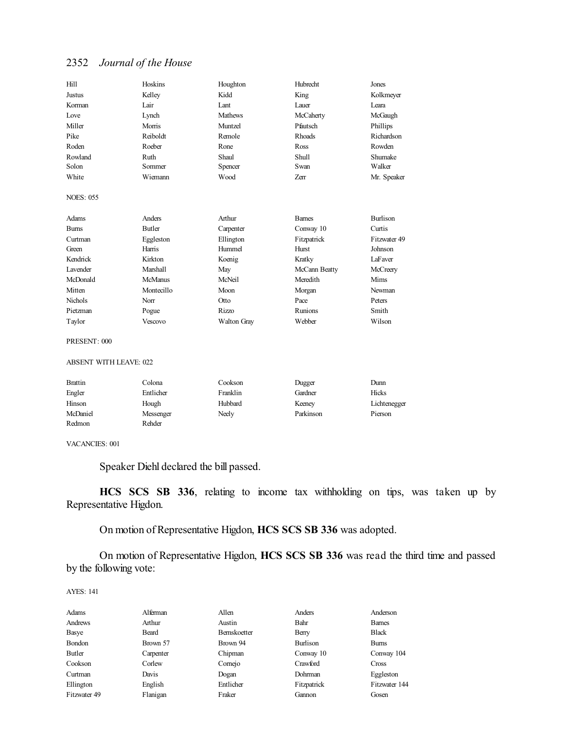| | | | | |
|---|---|---|---|---|
| Hill | Hoskins | Houghton | Hubrecht | Jones |
| Justus | Kelley | Kidd | King | Kolkmeyer |
| Korman | Lair | Lant | Lauer | Leara |
| Love | Lynch | Mathews | McCaherty | McGaugh |
| Miller | Morris | Muntzel | Pfautsch | Phillips |
| Pike | Reiboldt | Remole | Rhoads | Richardson |
| Roden | Roeber | Rone | Ross | Rowden |
| Rowland | Ruth | Shaul | Shull | Shumake |
| Solon | Sommer | Spencer | Swan | Walker |
| White | Wiemann | Wood | Zerr | Mr. Speaker |

NOES: 055

| | | | | |
|---|---|---|---|---|
| Adams | Anders | Arthur | Barnes | Burlison |
| Burns | Butler | Carpenter | Conway 10 | Curtis |
| Curtman | Eggleston | Ellington | Fitzpatrick | Fitzwater 49 |
| Green | Harris | Hummel | Hurst | Johnson |
| Kendrick | Kirkton | Koenig | Kratky | LaFaver |
| Lavender | Marshall | May | McCann Beatty | McCreery |
| McDonald | McManus | McNeil | Meredith | Mims |
| Mitten | Montecillo | Moon | Morgan | Newman |
| Nichols | Norr | Otto | Pace | Peters |
| Pietzman | Pogue | Rizzo | Runions | Smith |
| Taylor | Vescovo | Walton Gray | Webber | Wilson |

PRESENT: 000

ABSENT WITH LEAVE: 022

| | | | | |
|---|---|---|---|---|
| Brattin | Colona | Cookson | Dugger | Dunn |
| Engler | Entlicher | Franklin | Gardner | Hicks |
| Hinson | Hough | Hubbard | Keeney | Lichtenegger |
| McDaniel | Messenger | Neely | Parkinson | Pierson |
| Redmon | Rehder | | | |

VACANCIES: 001

Speaker Diehl declared the bill passed.

**HCS SCS SB 336**, relating to income tax withholding on tips, was taken up by Representative Higdon.

On motion of Representative Higdon, **HCS SCS SB 336** was adopted.

On motion of Representative Higdon, **HCS SCS SB 336** was read the third time and passed by the following vote:

AYES: 141

| | | | | |
|---|---|---|---|---|
| Adams | Alferman | Allen | Anders | Anderson |
| Andrews | Arthur | Austin | Bahr | Barnes |
| Basye | Beard | Bernskoetter | Berry | Black |
| Bondon | Brown 57 | Brown 94 | Burlison | Burns |
| Butler | Carpenter | Chipman | Conway 10 | Conway 104 |
| Cookson | Corlew | Cornejo | Crawford | Cross |
| Curtman | Davis | Dogan | Dohrman | Eggleston |
| Ellington | English | Entlicher | Fitzpatrick | Fitzwater 144 |
| Fitzwater 49 | Flanigan | Fraker | Gannon | Gosen |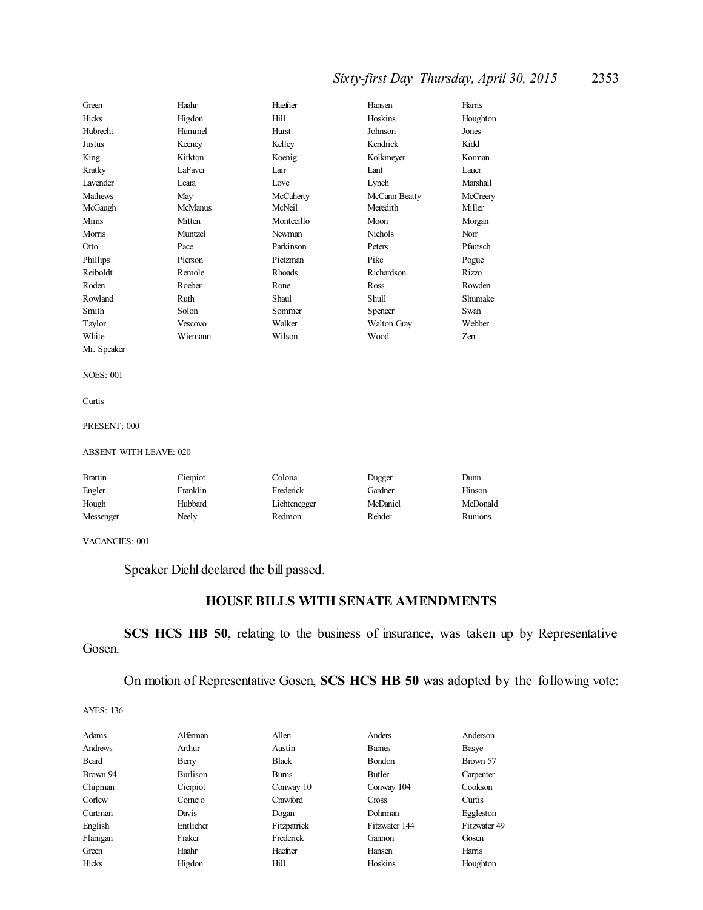| | | | | |
|---|---|---|---|---|
| Green | Haahr | Haefner | Hansen | Harris |
| Hicks | Higdon | Hill | Hoskins | Houghton |
| Hubrecht | Hummel | Hurst | Johnson | Jones |
| Justus | Keeney | Kelley | Kendrick | Kidd |
| King | Kirkton | Koenig | Kolkmeyer | Korman |
| Kratky | LaFaver | Lair | Lant | Lauer |
| Lavender | Leara | Love | Lynch | Marshall |
| Mathews | May | McCaherty | McCann Beatty | McCreery |
| McGaugh | McManus | McNeil | Meredith | Miller |
| Mims | Mitten | Montecillo | Moon | Morgan |
| Morris | Muntzel | Newman | Nichols | Norr |
| Otto | Pace | Parkinson | Peters | Pfautsch |
| Phillips | Pierson | Pietzman | Pike | Pogue |
| Reiboldt | Remole | Rhoads | Richardson | Rizzo |
| Roden | Roeber | Rone | Ross | Rowden |
| Rowland | Ruth | Shaul | Shull | Shumake |
| Smith | Solon | Sommer | Spencer | Swan |
| Taylor | Vescovo | Walker | Walton Gray | Webber |
| White | Wiemann | Wilson | Wood | Zerr |
| Mr. Speaker | | | | |

NOES: 001

Curtis

PRESENT: 000

ABSENT WITH LEAVE: 020

| | | | | |
|---|---|---|---|---|
| Brattin | Cierpiot | Colona | Dugger | Dunn |
| Engler | Franklin | Frederick | Gardner | Hinson |
| Hough | Hubbard | Lichtenegger | McDaniel | McDonald |
| Messenger | Neely | Redmon | Rehder | Runions |

VACANCIES: 001

Speaker Diehl declared the bill passed.

## HOUSE BILLS WITH SENATE AMENDMENTS

**SCS HCS HB 50**, relating to the business of insurance, was taken up by Representative Gosen.

On motion of Representative Gosen, **SCS HCS HB 50** was adopted by the following vote:

AYES: 136

| | | | | |
|---|---|---|---|---|
| Adams | Alferman | Allen | Anders | Anderson |
| Andrews | Arthur | Austin | Barnes | Basye |
| Beard | Berry | Black | Bondon | Brown 57 |
| Brown 94 | Burlison | Burns | Butler | Carpenter |
| Chipman | Cierpiot | Conway 10 | Conway 104 | Cookson |
| Corlew | Cornejo | Crawford | Cross | Curtis |
| Curtman | Davis | Dogan | Dohrman | Eggleston |
| English | Entlicher | Fitzpatrick | Fitzwater 144 | Fitzwater 49 |
| Flanigan | Fraker | Frederick | Gannon | Gosen |
| Green | Haahr | Haefner | Hansen | Harris |
| Hicks | Higdon | Hill | Hoskins | Houghton |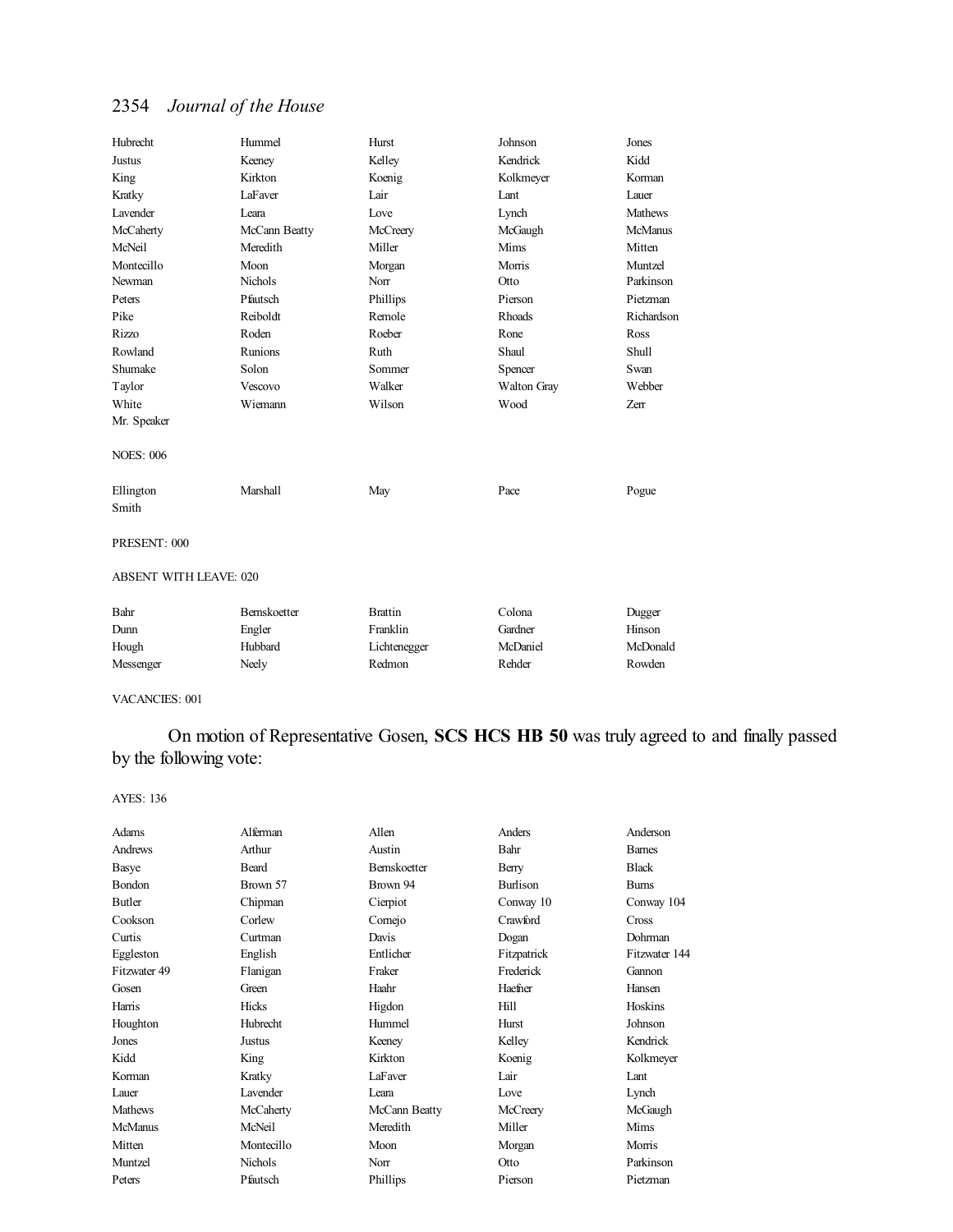| | | | | |
|---|---|---|---|---|
| Hubrecht | Hummel | Hurst | Johnson | Jones |
| Justus | Keeney | Kelley | Kendrick | Kidd |
| King | Kirkton | Koenig | Kolkmeyer | Korman |
| Kratky | LaFaver | Lair | Lant | Lauer |
| Lavender | Leara | Love | Lynch | Mathews |
| McCaherty | McCann Beatty | McCreery | McGaugh | McManus |
| McNeil | Meredith | Miller | Mims | Mitten |
| Montecillo | Moon | Morgan | Morris | Muntzel |
| Newman | Nichols | Norr | Otto | Parkinson |
| Peters | Pfautsch | Phillips | Pierson | Pietzman |
| Pike | Reiboldt | Remole | Rhoads | Richardson |
| Rizzo | Roden | Roeber | Rone | Ross |
| Rowland | Runions | Ruth | Shaul | Shull |
| Shumake | Solon | Sommer | Spencer | Swan |
| Taylor | Vescovo | Walker | Walton Gray | Webber |
| White | Wiemann | Wilson | Wood | Zerr |
| Mr. Speaker | | | | |

NOES: 006

| | | | | |
|---|---|---|---|---|
| Ellington | Marshall | May | Pace | Pogue |
| Smith | | | | |

PRESENT: 000

ABSENT WITH LEAVE: 020

| | | | | |
|---|---|---|---|---|
| Bahr | Bernskoetter | Brattin | Colona | Dugger |
| Dunn | Engler | Franklin | Gardner | Hinson |
| Hough | Hubbard | Lichtenegger | McDaniel | McDonald |
| Messenger | Neely | Redmon | Rehder | Rowden |

VACANCIES: 001

On motion of Representative Gosen, **SCS HCS HB 50** was truly agreed to and finally passed by the following vote:

AYES: 136

| | | | | |
|---|---|---|---|---|
| Adams | Alferman | Allen | Anders | Anderson |
| Andrews | Arthur | Austin | Bahr | Barnes |
| Basye | Beard | Bernskoetter | Berry | Black |
| Bondon | Brown 57 | Brown 94 | Burlison | Burns |
| Butler | Chipman | Cierpiot | Conway 10 | Conway 104 |
| Cookson | Corlew | Cornejo | Crawford | Cross |
| Curtis | Curtman | Davis | Dogan | Dohrman |
| Eggleston | English | Entlicher | Fitzpatrick | Fitzwater 144 |
| Fitzwater 49 | Flanigan | Fraker | Frederick | Gannon |
| Gosen | Green | Haahr | Haefner | Hansen |
| Harris | Hicks | Higdon | Hill | Hoskins |
| Houghton | Hubrecht | Hummel | Hurst | Johnson |
| Jones | Justus | Keeney | Kelley | Kendrick |
| Kidd | King | Kirkton | Koenig | Kolkmeyer |
| Korman | Kratky | LaFaver | Lair | Lant |
| Lauer | Lavender | Leara | Love | Lynch |
| Mathews | McCaherty | McCann Beatty | McCreery | McGaugh |
| McManus | McNeil | Meredith | Miller | Mims |
| Mitten | Montecillo | Moon | Morgan | Morris |
| Muntzel | Nichols | Norr | Otto | Parkinson |
| Peters | Pfautsch | Phillips | Pierson | Pietzman |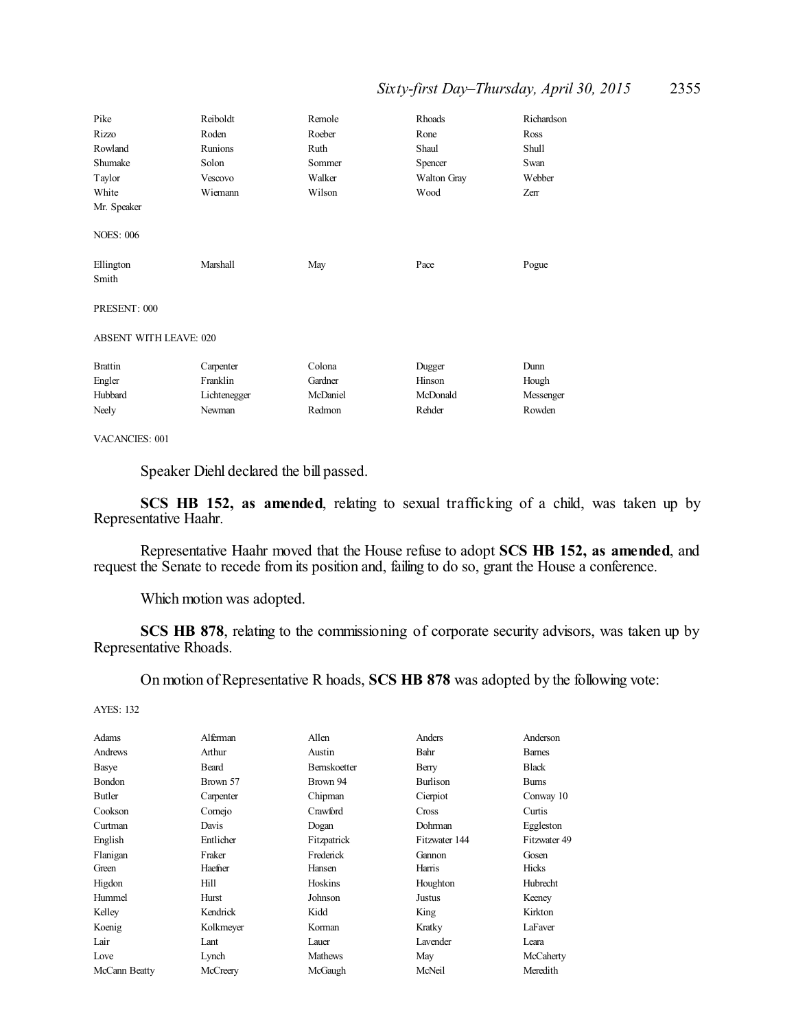| Pike | Reiboldt | Remole | Rhoads | Richardson |
|---|---|---|---|---|
| Rizzo | Roden | Roeber | Rone | Ross |
| Rowland | Runions | Ruth | Shaul | Shull |
| Shumake | Solon | Sommer | Spencer | Swan |
| Taylor | Vescovo | Walker | Walton Gray | Webber |
| White | Wiemann | Wilson | Wood | Zerr |
| Mr. Speaker | | | | |

NOES: 006

| Ellington | Marshall | May | Pace | Pogue |
|---|---|---|---|---|
| Smith | | | | |

PRESENT: 000

ABSENT WITH LEAVE: 020

| Brattin | Carpenter | Colona | Dugger | Dunn |
|---|---|---|---|---|
| Engler | Franklin | Gardner | Hinson | Hough |
| Hubbard | Lichtenegger | McDaniel | McDonald | Messenger |
| Neely | Newman | Redmon | Rehder | Rowden |

VACANCIES: 001

Speaker Diehl declared the bill passed.

**SCS HB 152, as amended**, relating to sexual trafficking of a child, was taken up by Representative Haahr.

Representative Haahr moved that the House refuse to adopt **SCS HB 152, as amended**, and request the Senate to recede from its position and, failing to do so, grant the House a conference.

Which motion was adopted.

**SCS HB 878**, relating to the commissioning of corporate security advisors, was taken up by Representative Rhoads.

On motion of Representative R hoads, **SCS HB 878** was adopted by the following vote:

AYES: 132

| Adams | Alferman | Allen | Anders | Anderson |
|---|---|---|---|---|
| Andrews | Arthur | Austin | Bahr | Barnes |
| Basye | Beard | Bernskoetter | Berry | Black |
| Bondon | Brown 57 | Brown 94 | Burlison | Burns |
| Butler | Carpenter | Chipman | Cierpiot | Conway 10 |
| Cookson | Cornejo | Crawford | Cross | Curtis |
| Curtman | Davis | Dogan | Dohrman | Eggleston |
| English | Entlicher | Fitzpatrick | Fitzwater 144 | Fitzwater 49 |
| Flanigan | Fraker | Frederick | Gannon | Gosen |
| Green | Haefner | Hansen | Harris | Hicks |
| Higdon | Hill | Hoskins | Houghton | Hubrecht |
| Hummel | Hurst | Johnson | Justus | Keeney |
| Kelley | Kendrick | Kidd | King | Kirkton |
| Koenig | Kolkmeyer | Korman | Kratky | LaFaver |
| Lair | Lant | Lauer | Lavender | Leara |
| Love | Lynch | Mathews | May | McCaherty |
| McCann Beatty | McCreery | McGaugh | McNeil | Meredith |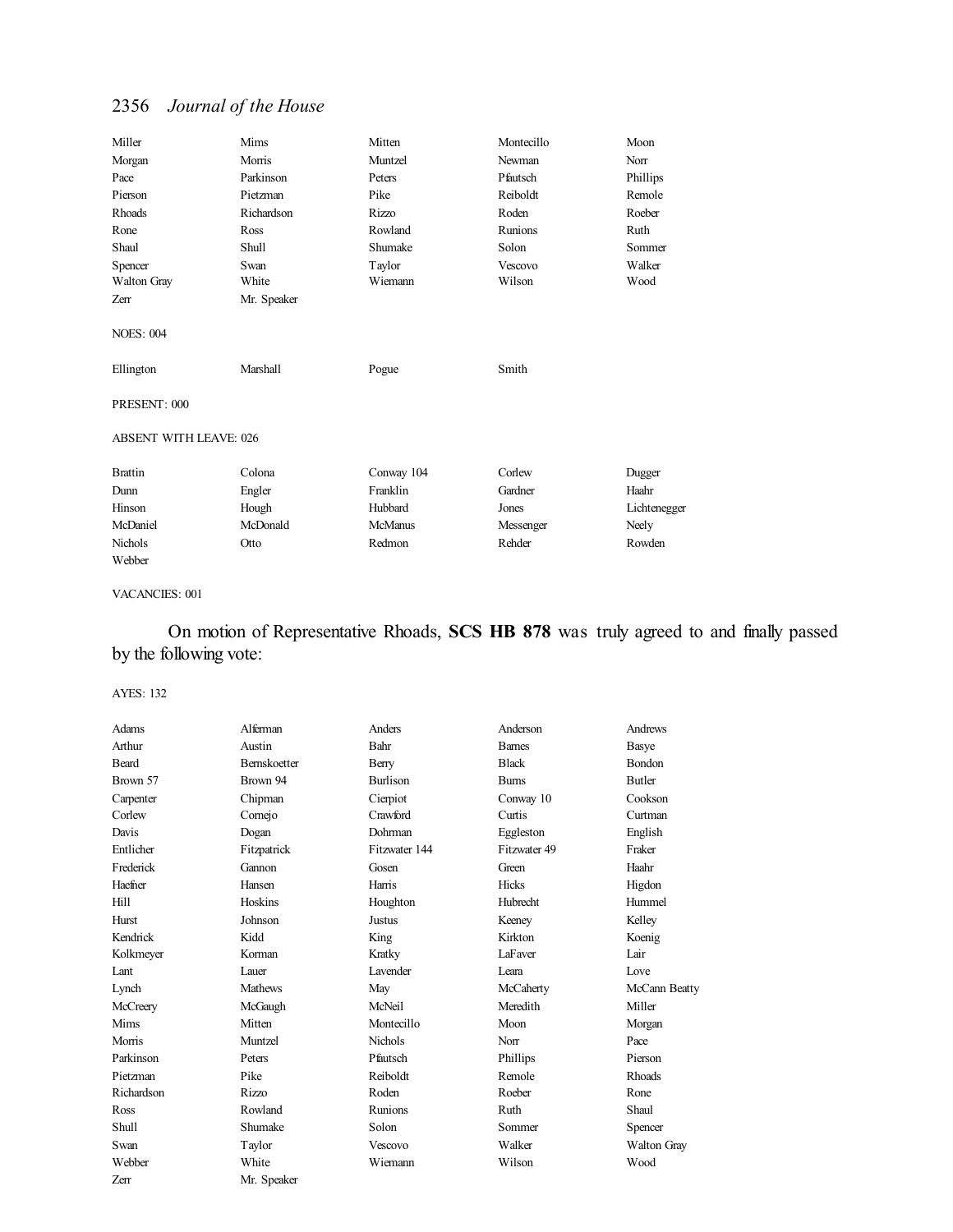| | | | | |
|---|---|---|---|---|
| Miller | Mims | Mitten | Montecillo | Moon |
| Morgan | Morris | Muntzel | Newman | Norr |
| Pace | Parkinson | Peters | Pfautsch | Phillips |
| Pierson | Pietzman | Pike | Reiboldt | Remole |
| Rhoads | Richardson | Rizzo | Roden | Roeber |
| Rone | Ross | Rowland | Runions | Ruth |
| Shaul | Shull | Shumake | Solon | Sommer |
| Spencer | Swan | Taylor | Vescovo | Walker |
| Walton Gray | White | Wiemann | Wilson | Wood |
| Zerr | Mr. Speaker | | | |

NOES: 004

| | | | |
|---|---|---|---|
| Ellington | Marshall | Pogue | Smith |

PRESENT: 000

ABSENT WITH LEAVE: 026

| | | | | |
|---|---|---|---|---|
| Brattin | Colona | Conway 104 | Corlew | Dugger |
| Dunn | Engler | Franklin | Gardner | Haahr |
| Hinson | Hough | Hubbard | Jones | Lichtenegger |
| McDaniel | McDonald | McManus | Messenger | Neely |
| Nichols | Otto | Redmon | Rehder | Rowden |
| Webber | | | | |

VACANCIES: 001

On motion of Representative Rhoads, **SCS HB 878** was truly agreed to and finally passed by the following vote:

AYES: 132

| | | | | |
|---|---|---|---|---|
| Adams | Alferman | Anders | Anderson | Andrews |
| Arthur | Austin | Bahr | Barnes | Basye |
| Beard | Bernskoetter | Berry | Black | Bondon |
| Brown 57 | Brown 94 | Burlison | Burns | Butler |
| Carpenter | Chipman | Cierpiot | Conway 10 | Cookson |
| Corlew | Cornejo | Crawford | Curtis | Curtman |
| Davis | Dogan | Dohrman | Eggleston | English |
| Entlicher | Fitzpatrick | Fitzwater 144 | Fitzwater 49 | Fraker |
| Frederick | Gannon | Gosen | Green | Haahr |
| Haefner | Hansen | Harris | Hicks | Higdon |
| Hill | Hoskins | Houghton | Hubrecht | Hummel |
| Hurst | Johnson | Justus | Keeney | Kelley |
| Kendrick | Kidd | King | Kirkton | Koenig |
| Kolkmeyer | Korman | Kratky | LaFaver | Lair |
| Lant | Lauer | Lavender | Leara | Love |
| Lynch | Mathews | May | McCaherty | McCann Beatty |
| McCreery | McGaugh | McNeil | Meredith | Miller |
| Mims | Mitten | Montecillo | Moon | Morgan |
| Morris | Muntzel | Nichols | Norr | Pace |
| Parkinson | Peters | Pfautsch | Phillips | Pierson |
| Pietzman | Pike | Reiboldt | Remole | Rhoads |
| Richardson | Rizzo | Roden | Roeber | Rone |
| Ross | Rowland | Runions | Ruth | Shaul |
| Shull | Shumake | Solon | Sommer | Spencer |
| Swan | Taylor | Vescovo | Walker | Walton Gray |
| Webber | White | Wiemann | Wilson | Wood |
| Zerr | Mr. Speaker | | | |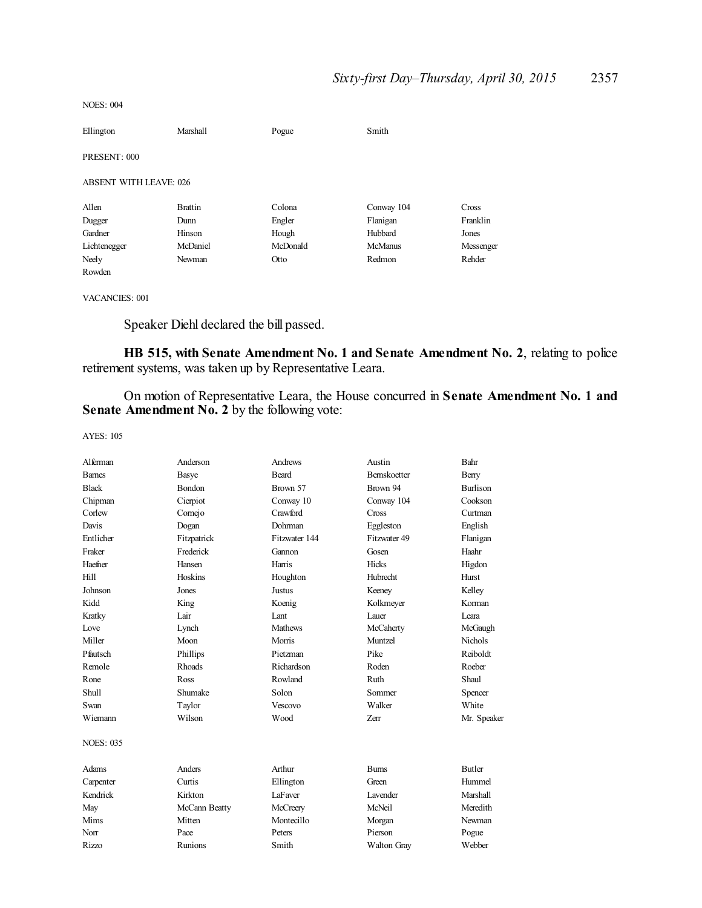NOES: 004

| | | | |
|---|---|---|---|
| Ellington | Marshall | Pogue | Smith |

PRESENT: 000

ABSENT WITH LEAVE: 026

| | | | | |
|---|---|---|---|---|
| Allen | Brattin | Colona | Conway 104 | Cross |
| Dugger | Dunn | Engler | Flanigan | Franklin |
| Gardner | Hinson | Hough | Hubbard | Jones |
| Lichtenegger | McDaniel | McDonald | McManus | Messenger |
| Neely | Newman | Otto | Redmon | Rehder |
| Rowden | | | | |

VACANCIES: 001

Speaker Diehl declared the bill passed.

**HB 515, with Senate Amendment No. 1 and Senate Amendment No. 2**, relating to police retirement systems, was taken up by Representative Leara.

On motion of Representative Leara, the House concurred in **Senate Amendment No. 1 and Senate Amendment No. 2** by the following vote:

AYES: 105

| | | | | |
|---|---|---|---|---|
| Alferman | Anderson | Andrews | Austin | Bahr |
| Barnes | Basye | Beard | Bernskoetter | Berry |
| Black | Bondon | Brown 57 | Brown 94 | Burlison |
| Chipman | Cierpiot | Conway 10 | Conway 104 | Cookson |
| Corlew | Cornejo | Crawford | Cross | Curtman |
| Davis | Dogan | Dohrman | Eggleston | English |
| Entlicher | Fitzpatrick | Fitzwater 144 | Fitzwater 49 | Flanigan |
| Fraker | Frederick | Gannon | Gosen | Haahr |
| Haefner | Hansen | Harris | Hicks | Higdon |
| Hill | Hoskins | Houghton | Hubrecht | Hurst |
| Johnson | Jones | Justus | Keeney | Kelley |
| Kidd | King | Koenig | Kolkmeyer | Korman |
| Kratky | Lair | Lant | Lauer | Leara |
| Love | Lynch | Mathews | McCaherty | McGaugh |
| Miller | Moon | Morris | Muntzel | Nichols |
| Pfautsch | Phillips | Pietzman | Pike | Reiboldt |
| Remole | Rhoads | Richardson | Roden | Roeber |
| Rone | Ross | Rowland | Ruth | Shaul |
| Shull | Shumake | Solon | Sommer | Spencer |
| Swan | Taylor | Vescovo | Walker | White |
| Wiemann | Wilson | Wood | Zerr | Mr. Speaker |

NOES: 035

| | | | | |
|---|---|---|---|---|
| Adams | Anders | Arthur | Burns | Butler |
| Carpenter | Curtis | Ellington | Green | Hummel |
| Kendrick | Kirkton | LaFaver | Lavender | Marshall |
| May | McCann Beatty | McCreery | McNeil | Meredith |
| Mims | Mitten | Montecillo | Morgan | Newman |
| Norr | Pace | Peters | Pierson | Pogue |
| Rizzo | Runions | Smith | Walton Gray | Webber |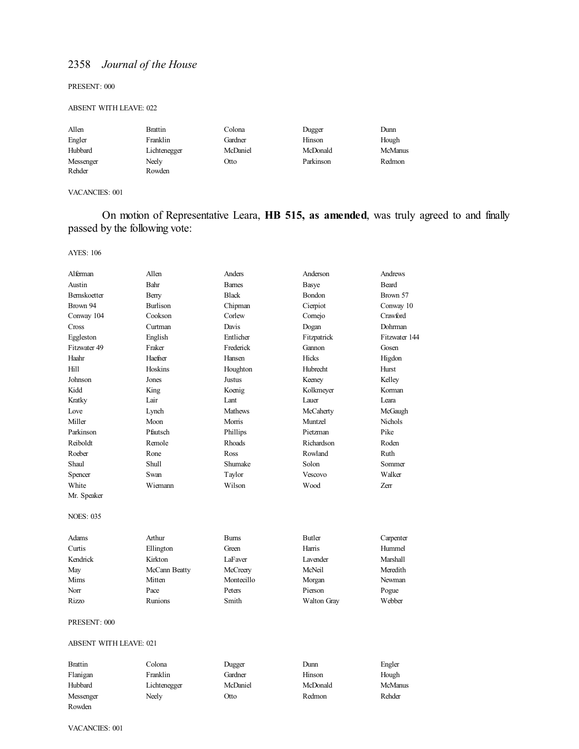PRESENT: 000

ABSENT WITH LEAVE: 022

| | | | | |
|---|---|---|---|---|
| Allen | Brattin | Colona | Dugger | Dunn |
| Engler | Franklin | Gardner | Hinson | Hough |
| Hubbard | Lichtenegger | McDaniel | McDonald | McManus |
| Messenger | Neely | Otto | Parkinson | Redmon |
| Rehder | Rowden | | | |

VACANCIES: 001

On motion of Representative Leara, **HB 515, as amended**, was truly agreed to and finally passed by the following vote:

AYES: 106

| | | | | |
|---|---|---|---|---|
| Alferman | Allen | Anders | Anderson | Andrews |
| Austin | Bahr | Barnes | Basye | Beard |
| Bernskoetter | Berry | Black | Bondon | Brown 57 |
| Brown 94 | Burlison | Chipman | Cierpiot | Conway 10 |
| Conway 104 | Cookson | Corlew | Cornejo | Crawford |
| Cross | Curtman | Davis | Dogan | Dohrman |
| Eggleston | English | Entlicher | Fitzpatrick | Fitzwater 144 |
| Fitzwater 49 | Fraker | Frederick | Gannon | Gosen |
| Haahr | Haefner | Hansen | Hicks | Higdon |
| Hill | Hoskins | Houghton | Hubrecht | Hurst |
| Johnson | Jones | Justus | Keeney | Kelley |
| Kidd | King | Koenig | Kolkmeyer | Korman |
| Kratky | Lair | Lant | Lauer | Leara |
| Love | Lynch | Mathews | McCaherty | McGaugh |
| Miller | Moon | Morris | Muntzel | Nichols |
| Parkinson | Pfautsch | Phillips | Pietzman | Pike |
| Reiboldt | Remole | Rhoads | Richardson | Roden |
| Roeber | Rone | Ross | Rowland | Ruth |
| Shaul | Shull | Shumake | Solon | Sommer |
| Spencer | Swan | Taylor | Vescovo | Walker |
| White | Wiemann | Wilson | Wood | Zerr |
| Mr. Speaker | | | | |

NOES: 035

| | | | | |
|---|---|---|---|---|
| Adams | Arthur | Burns | Butler | Carpenter |
| Curtis | Ellington | Green | Harris | Hummel |
| Kendrick | Kirkton | LaFaver | Lavender | Marshall |
| May | McCann Beatty | McCreery | McNeil | Meredith |
| Mims | Mitten | Montecillo | Morgan | Newman |
| Norr | Pace | Peters | Pierson | Pogue |
| Rizzo | Runions | Smith | Walton Gray | Webber |

PRESENT: 000

ABSENT WITH LEAVE: 021

| | | | | |
|---|---|---|---|---|
| Brattin | Colona | Dugger | Dunn | Engler |
| Flanigan | Franklin | Gardner | Hinson | Hough |
| Hubbard | Lichtenegger | McDaniel | McDonald | McManus |
| Messenger | Neely | Otto | Redmon | Rehder |
| Rowden | | | | |

VACANCIES: 001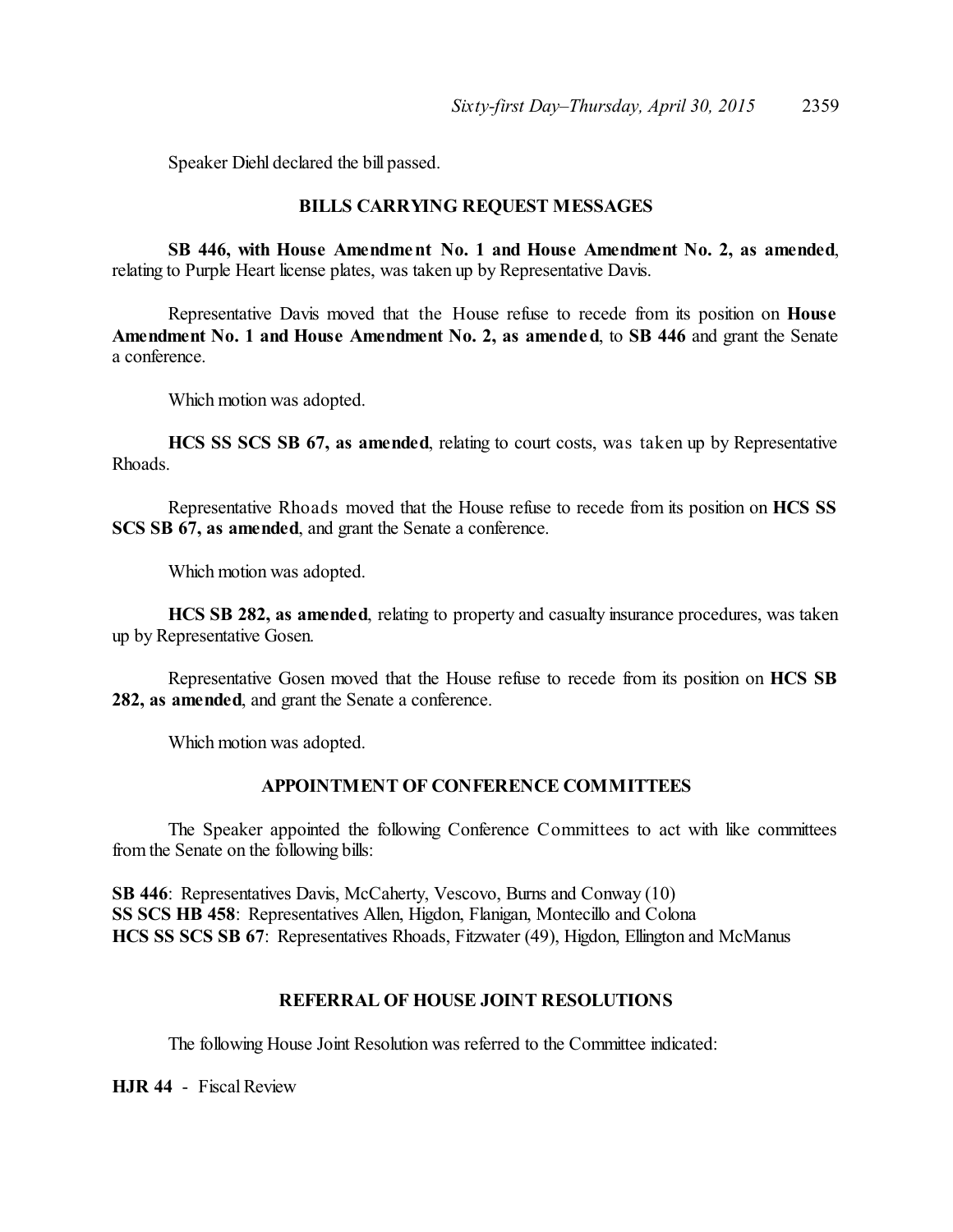Speaker Diehl declared the bill passed.

## BILLS CARRYING REQUEST MESSAGES

**SB 446, with House Amendment No. 1 and House Amendment No. 2, as amended**, relating to Purple Heart license plates, was taken up by Representative Davis.

Representative Davis moved that the House refuse to recede from its position on **House Amendment No. 1 and House Amendment No. 2, as amended**, to **SB 446** and grant the Senate a conference.

Which motion was adopted.

**HCS SS SCS SB 67, as amended**, relating to court costs, was taken up by Representative Rhoads.

Representative Rhoads moved that the House refuse to recede from its position on **HCS SS SCS SB 67, as amended**, and grant the Senate a conference.

Which motion was adopted.

**HCS SB 282, as amended**, relating to property and casualty insurance procedures, was taken up by Representative Gosen.

Representative Gosen moved that the House refuse to recede from its position on **HCS SB 282, as amended**, and grant the Senate a conference.

Which motion was adopted.

## APPOINTMENT OF CONFERENCE COMMITTEES

The Speaker appointed the following Conference Committees to act with like committees from the Senate on the following bills:

**SB 446**: Representatives Davis, McCaherty, Vescovo, Burns and Conway (10)
**SS SCS HB 458**: Representatives Allen, Higdon, Flanigan, Montecillo and Colona
**HCS SS SCS SB 67**: Representatives Rhoads, Fitzwater (49), Higdon, Ellington and McManus

## REFERRAL OF HOUSE JOINT RESOLUTIONS

The following House Joint Resolution was referred to the Committee indicated:

**HJR 44** - Fiscal Review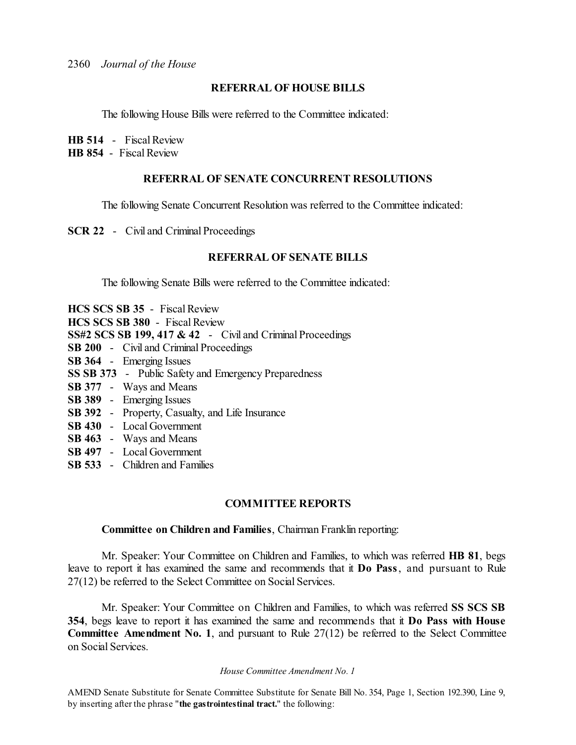## REFERRAL OF HOUSE BILLS

The following House Bills were referred to the Committee indicated:

**HB 514** - Fiscal Review
**HB 854** - Fiscal Review

## REFERRAL OF SENATE CONCURRENT RESOLUTIONS

The following Senate Concurrent Resolution was referred to the Committee indicated:

**SCR 22** - Civil and Criminal Proceedings

## REFERRAL OF SENATE BILLS

The following Senate Bills were referred to the Committee indicated:

**HCS SCS SB 35** - Fiscal Review
**HCS SCS SB 380** - Fiscal Review
**SS#2 SCS SB 199, 417 & 42** - Civil and Criminal Proceedings
**SB 200** - Civil and Criminal Proceedings
**SB 364** - Emerging Issues
**SS SB 373** - Public Safety and Emergency Preparedness
**SB 377** - Ways and Means
**SB 389** - Emerging Issues
**SB 392** - Property, Casualty, and Life Insurance
**SB 430** - Local Government
**SB 463** - Ways and Means
**SB 497** - Local Government
**SB 533** - Children and Families

## COMMITTEE REPORTS

**Committee on Children and Families**, Chairman Franklin reporting:

Mr. Speaker: Your Committee on Children and Families, to which was referred **HB 81**, begs leave to report it has examined the same and recommends that it **Do Pass**, and pursuant to Rule 27(12) be referred to the Select Committee on Social Services.

Mr. Speaker: Your Committee on Children and Families, to which was referred **SS SCS SB 354**, begs leave to report it has examined the same and recommends that it **Do Pass with House Committee Amendment No. 1**, and pursuant to Rule 27(12) be referred to the Select Committee on Social Services.

*House Committee Amendment No. 1*

AMEND Senate Substitute for Senate Committee Substitute for Senate Bill No. 354, Page 1, Section 192.390, Line 9, by inserting after the phrase "**the gastrointestinal tract.**" the following: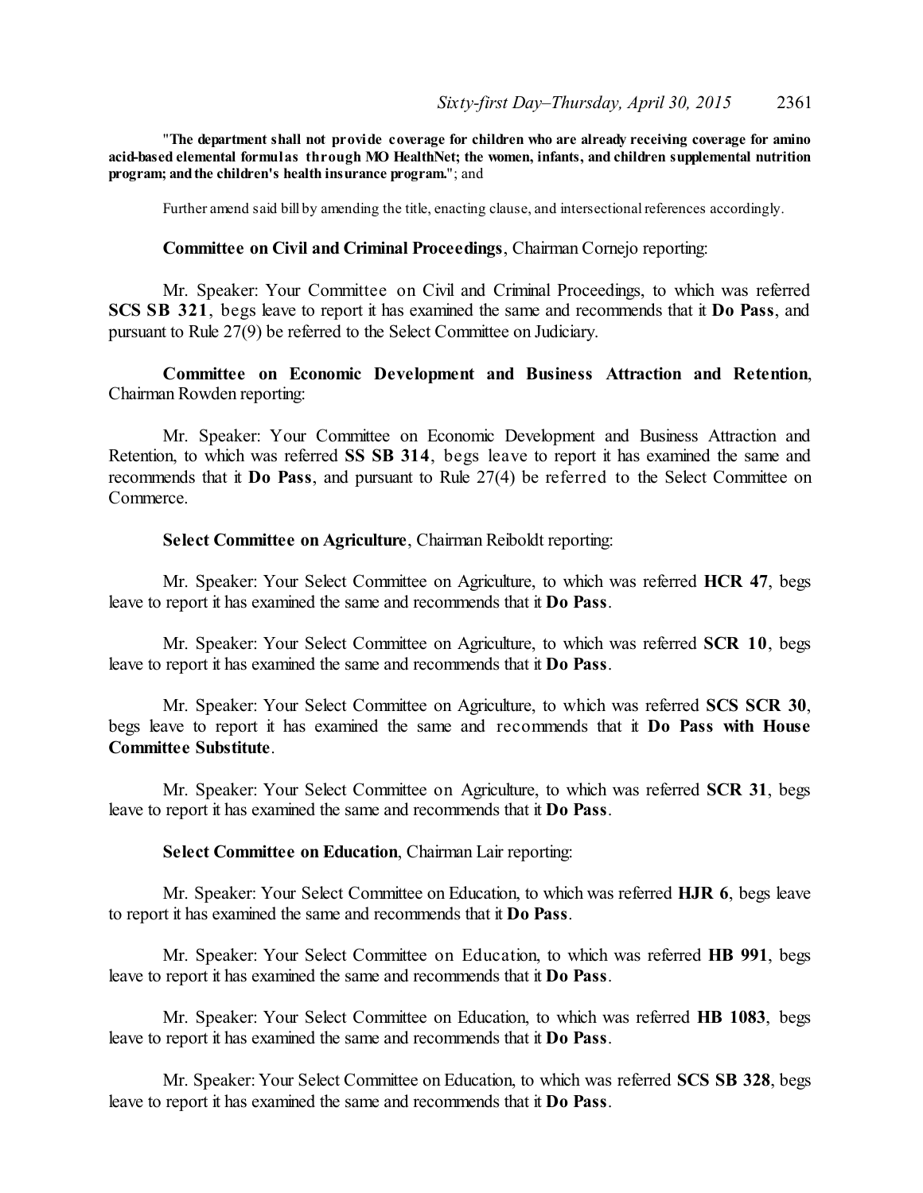**"The department shall not provide coverage for children who are already receiving coverage for amino acid-based elemental formulas through MO HealthNet; the women, infants, and children supplemental nutrition program; and the children's health insurance program."**; and

Further amend said bill by amending the title, enacting clause, and intersectional references accordingly.

**Committee on Civil and Criminal Proceedings**, Chairman Cornejo reporting:

Mr. Speaker: Your Committee on Civil and Criminal Proceedings, to which was referred **SCS SB 321**, begs leave to report it has examined the same and recommends that it **Do Pass**, and pursuant to Rule 27(9) be referred to the Select Committee on Judiciary.

**Committee on Economic Development and Business Attraction and Retention**, Chairman Rowden reporting:

Mr. Speaker: Your Committee on Economic Development and Business Attraction and Retention, to which was referred **SS SB 314**, begs leave to report it has examined the same and recommends that it **Do Pass**, and pursuant to Rule 27(4) be referred to the Select Committee on Commerce.

**Select Committee on Agriculture**, Chairman Reiboldt reporting:

Mr. Speaker: Your Select Committee on Agriculture, to which was referred **HCR 47**, begs leave to report it has examined the same and recommends that it **Do Pass**.

Mr. Speaker: Your Select Committee on Agriculture, to which was referred **SCR 10**, begs leave to report it has examined the same and recommends that it **Do Pass**.

Mr. Speaker: Your Select Committee on Agriculture, to which was referred **SCS SCR 30**, begs leave to report it has examined the same and recommends that it **Do Pass with House Committee Substitute**.

Mr. Speaker: Your Select Committee on Agriculture, to which was referred **SCR 31**, begs leave to report it has examined the same and recommends that it **Do Pass**.

**Select Committee on Education**, Chairman Lair reporting:

Mr. Speaker: Your Select Committee on Education, to which was referred **HJR 6**, begs leave to report it has examined the same and recommends that it **Do Pass**.

Mr. Speaker: Your Select Committee on Education, to which was referred **HB 991**, begs leave to report it has examined the same and recommends that it **Do Pass**.

Mr. Speaker: Your Select Committee on Education, to which was referred **HB 1083**, begs leave to report it has examined the same and recommends that it **Do Pass**.

Mr. Speaker: Your Select Committee on Education, to which was referred **SCS SB 328**, begs leave to report it has examined the same and recommends that it **Do Pass**.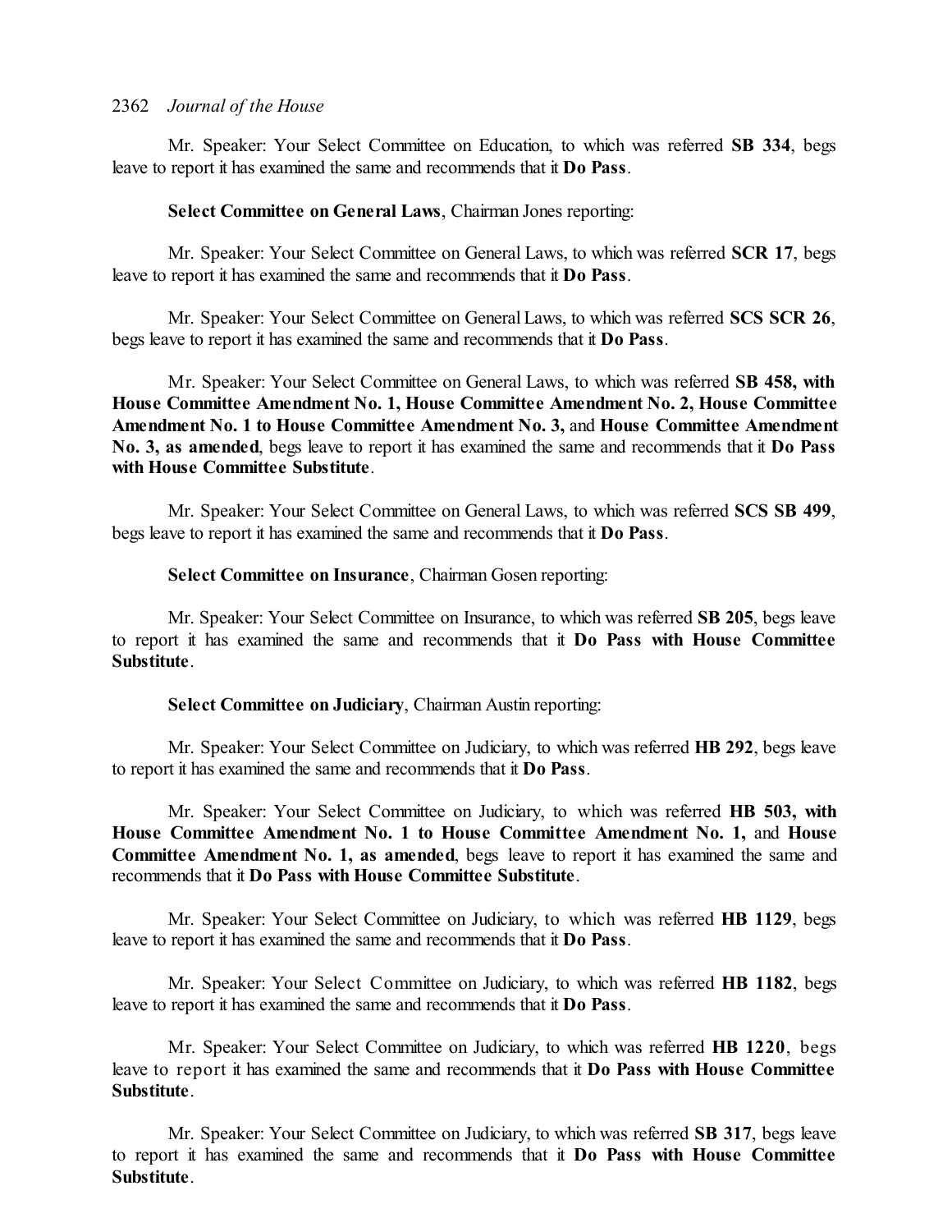Mr. Speaker: Your Select Committee on Education, to which was referred **SB 334**, begs leave to report it has examined the same and recommends that it **Do Pass**.

**Select Committee on General Laws**, Chairman Jones reporting:

Mr. Speaker: Your Select Committee on General Laws, to which was referred **SCR 17**, begs leave to report it has examined the same and recommends that it **Do Pass**.

Mr. Speaker: Your Select Committee on General Laws, to which was referred **SCS SCR 26**, begs leave to report it has examined the same and recommends that it **Do Pass**.

Mr. Speaker: Your Select Committee on General Laws, to which was referred **SB 458, with House Committee Amendment No. 1, House Committee Amendment No. 2, House Committee Amendment No. 1 to House Committee Amendment No. 3,** and **House Committee Amendment No. 3, as amended**, begs leave to report it has examined the same and recommends that it **Do Pass with House Committee Substitute**.

Mr. Speaker: Your Select Committee on General Laws, to which was referred **SCS SB 499**, begs leave to report it has examined the same and recommends that it **Do Pass**.

**Select Committee on Insurance**, Chairman Gosen reporting:

Mr. Speaker: Your Select Committee on Insurance, to which was referred **SB 205**, begs leave to report it has examined the same and recommends that it **Do Pass with House Committee Substitute**.

**Select Committee on Judiciary**, Chairman Austin reporting:

Mr. Speaker: Your Select Committee on Judiciary, to which was referred **HB 292**, begs leave to report it has examined the same and recommends that it **Do Pass**.

Mr. Speaker: Your Select Committee on Judiciary, to which was referred **HB 503, with House Committee Amendment No. 1 to House Committee Amendment No. 1,** and **House Committee Amendment No. 1, as amended**, begs leave to report it has examined the same and recommends that it **Do Pass with House Committee Substitute**.

Mr. Speaker: Your Select Committee on Judiciary, to which was referred **HB 1129**, begs leave to report it has examined the same and recommends that it **Do Pass**.

Mr. Speaker: Your Select Committee on Judiciary, to which was referred **HB 1182**, begs leave to report it has examined the same and recommends that it **Do Pass**.

Mr. Speaker: Your Select Committee on Judiciary, to which was referred **HB 1220**, begs leave to report it has examined the same and recommends that it **Do Pass with House Committee Substitute**.

Mr. Speaker: Your Select Committee on Judiciary, to which was referred **SB 317**, begs leave to report it has examined the same and recommends that it **Do Pass with House Committee Substitute**.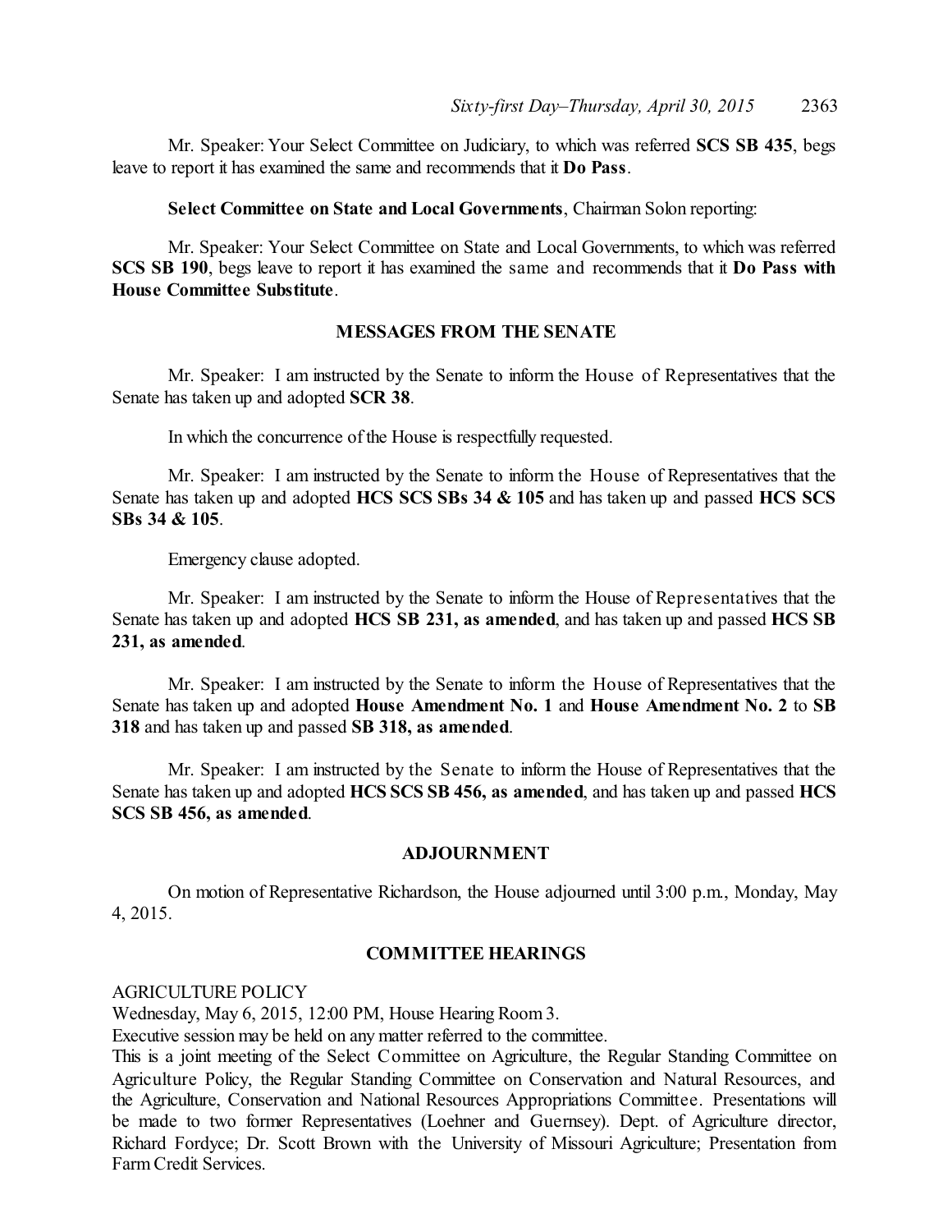Mr. Speaker: Your Select Committee on Judiciary, to which was referred **SCS SB 435**, begs leave to report it has examined the same and recommends that it **Do Pass**.

**Select Committee on State and Local Governments**, Chairman Solon reporting:

Mr. Speaker: Your Select Committee on State and Local Governments, to which was referred **SCS SB 190**, begs leave to report it has examined the same and recommends that it **Do Pass with House Committee Substitute**.

## MESSAGES FROM THE SENATE

Mr. Speaker: I am instructed by the Senate to inform the House of Representatives that the Senate has taken up and adopted **SCR 38**.

In which the concurrence of the House is respectfully requested.

Mr. Speaker: I am instructed by the Senate to inform the House of Representatives that the Senate has taken up and adopted **HCS SCS SBs 34 & 105** and has taken up and passed **HCS SCS SBs 34 & 105**.

Emergency clause adopted.

Mr. Speaker: I am instructed by the Senate to inform the House of Representatives that the Senate has taken up and adopted **HCS SB 231, as amended**, and has taken up and passed **HCS SB 231, as amended**.

Mr. Speaker: I am instructed by the Senate to inform the House of Representatives that the Senate has taken up and adopted **House Amendment No. 1** and **House Amendment No. 2** to **SB 318** and has taken up and passed **SB 318, as amended**.

Mr. Speaker: I am instructed by the Senate to inform the House of Representatives that the Senate has taken up and adopted **HCS SCS SB 456, as amended**, and has taken up and passed **HCS SCS SB 456, as amended**.

## ADJOURNMENT

On motion of Representative Richardson, the House adjourned until 3:00 p.m., Monday, May 4, 2015.

## COMMITTEE HEARINGS

AGRICULTURE POLICY
Wednesday, May 6, 2015, 12:00 PM, House Hearing Room 3.
Executive session may be held on any matter referred to the committee.
This is a joint meeting of the Select Committee on Agriculture, the Regular Standing Committee on Agriculture Policy, the Regular Standing Committee on Conservation and Natural Resources, and the Agriculture, Conservation and National Resources Appropriations Committee. Presentations will be made to two former Representatives (Loehner and Guernsey). Dept. of Agriculture director, Richard Fordyce; Dr. Scott Brown with the University of Missouri Agriculture; Presentation from Farm Credit Services.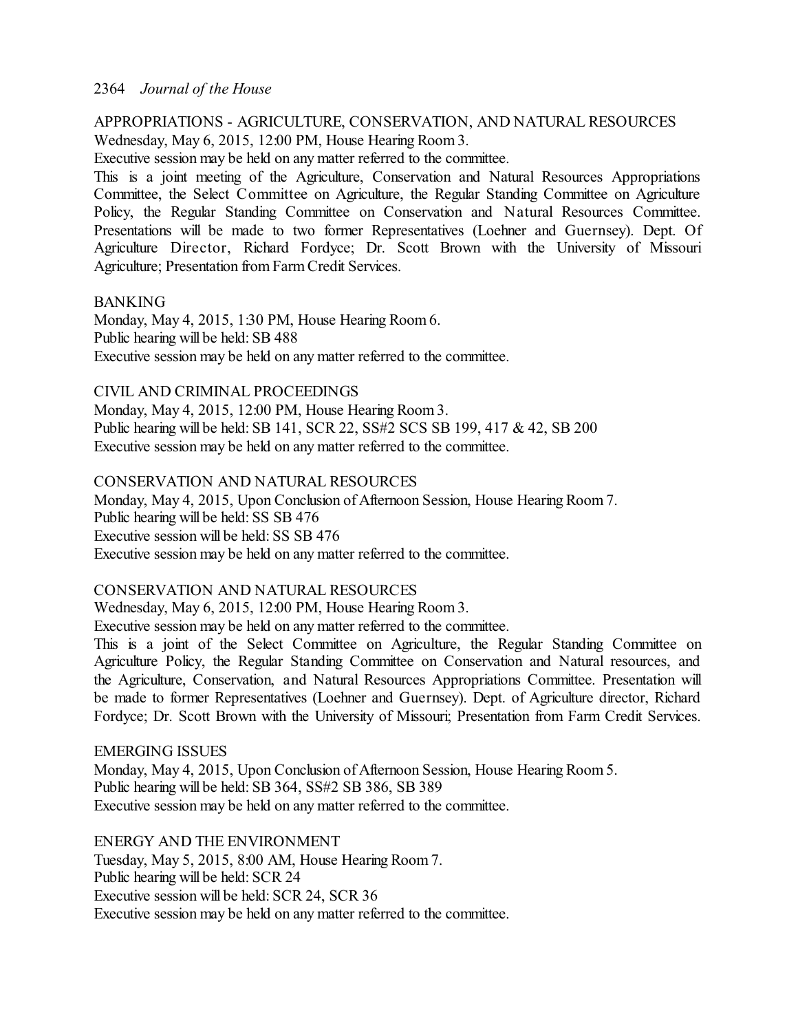APPROPRIATIONS - AGRICULTURE, CONSERVATION, AND NATURAL RESOURCES
Wednesday, May 6, 2015, 12:00 PM, House Hearing Room 3.
Executive session may be held on any matter referred to the committee.
This is a joint meeting of the Agriculture, Conservation and Natural Resources Appropriations Committee, the Select Committee on Agriculture, the Regular Standing Committee on Agriculture Policy, the Regular Standing Committee on Conservation and Natural Resources Committee. Presentations will be made to two former Representatives (Loehner and Guernsey). Dept. Of Agriculture Director, Richard Fordyce; Dr. Scott Brown with the University of Missouri Agriculture; Presentation from Farm Credit Services.

BANKING
Monday, May 4, 2015, 1:30 PM, House Hearing Room 6.
Public hearing will be held: SB 488
Executive session may be held on any matter referred to the committee.

CIVIL AND CRIMINAL PROCEEDINGS
Monday, May 4, 2015, 12:00 PM, House Hearing Room 3.
Public hearing will be held: SB 141, SCR 22, SS#2 SCS SB 199, 417 & 42, SB 200
Executive session may be held on any matter referred to the committee.

CONSERVATION AND NATURAL RESOURCES
Monday, May 4, 2015, Upon Conclusion of Afternoon Session, House Hearing Room 7.
Public hearing will be held: SS SB 476
Executive session will be held: SS SB 476
Executive session may be held on any matter referred to the committee.

CONSERVATION AND NATURAL RESOURCES
Wednesday, May 6, 2015, 12:00 PM, House Hearing Room 3.
Executive session may be held on any matter referred to the committee.
This is a joint of the Select Committee on Agriculture, the Regular Standing Committee on Agriculture Policy, the Regular Standing Committee on Conservation and Natural resources, and the Agriculture, Conservation, and Natural Resources Appropriations Committee. Presentation will be made to former Representatives (Loehner and Guernsey). Dept. of Agriculture director, Richard Fordyce; Dr. Scott Brown with the University of Missouri; Presentation from Farm Credit Services.

EMERGING ISSUES
Monday, May 4, 2015, Upon Conclusion of Afternoon Session, House Hearing Room 5.
Public hearing will be held: SB 364, SS#2 SB 386, SB 389
Executive session may be held on any matter referred to the committee.

ENERGY AND THE ENVIRONMENT
Tuesday, May 5, 2015, 8:00 AM, House Hearing Room 7.
Public hearing will be held: SCR 24
Executive session will be held: SCR 24, SCR 36
Executive session may be held on any matter referred to the committee.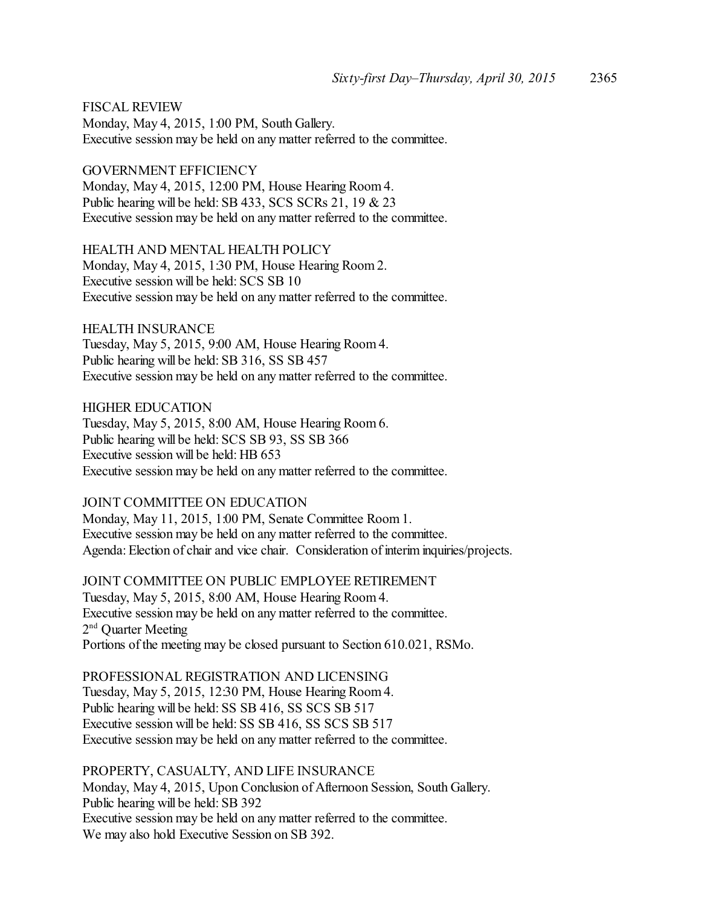FISCAL REVIEW
Monday, May 4, 2015, 1:00 PM, South Gallery.
Executive session may be held on any matter referred to the committee.

GOVERNMENT EFFICIENCY
Monday, May 4, 2015, 12:00 PM, House Hearing Room 4.
Public hearing will be held: SB 433, SCS SCRs 21, 19 & 23
Executive session may be held on any matter referred to the committee.

HEALTH AND MENTAL HEALTH POLICY
Monday, May 4, 2015, 1:30 PM, House Hearing Room 2.
Executive session will be held: SCS SB 10
Executive session may be held on any matter referred to the committee.

HEALTH INSURANCE
Tuesday, May 5, 2015, 9:00 AM, House Hearing Room 4.
Public hearing will be held: SB 316, SS SB 457
Executive session may be held on any matter referred to the committee.

HIGHER EDUCATION
Tuesday, May 5, 2015, 8:00 AM, House Hearing Room 6.
Public hearing will be held: SCS SB 93, SS SB 366
Executive session will be held: HB 653
Executive session may be held on any matter referred to the committee.

JOINT COMMITTEE ON EDUCATION
Monday, May 11, 2015, 1:00 PM, Senate Committee Room 1.
Executive session may be held on any matter referred to the committee.
Agenda: Election of chair and vice chair. Consideration of interim inquiries/projects.

JOINT COMMITTEE ON PUBLIC EMPLOYEE RETIREMENT
Tuesday, May 5, 2015, 8:00 AM, House Hearing Room 4.
Executive session may be held on any matter referred to the committee.
2nd Quarter Meeting
Portions of the meeting may be closed pursuant to Section 610.021, RSMo.

PROFESSIONAL REGISTRATION AND LICENSING
Tuesday, May 5, 2015, 12:30 PM, House Hearing Room 4.
Public hearing will be held: SS SB 416, SS SCS SB 517
Executive session will be held: SS SB 416, SS SCS SB 517
Executive session may be held on any matter referred to the committee.

PROPERTY, CASUALTY, AND LIFE INSURANCE
Monday, May 4, 2015, Upon Conclusion of Afternoon Session, South Gallery.
Public hearing will be held: SB 392
Executive session may be held on any matter referred to the committee.
We may also hold Executive Session on SB 392.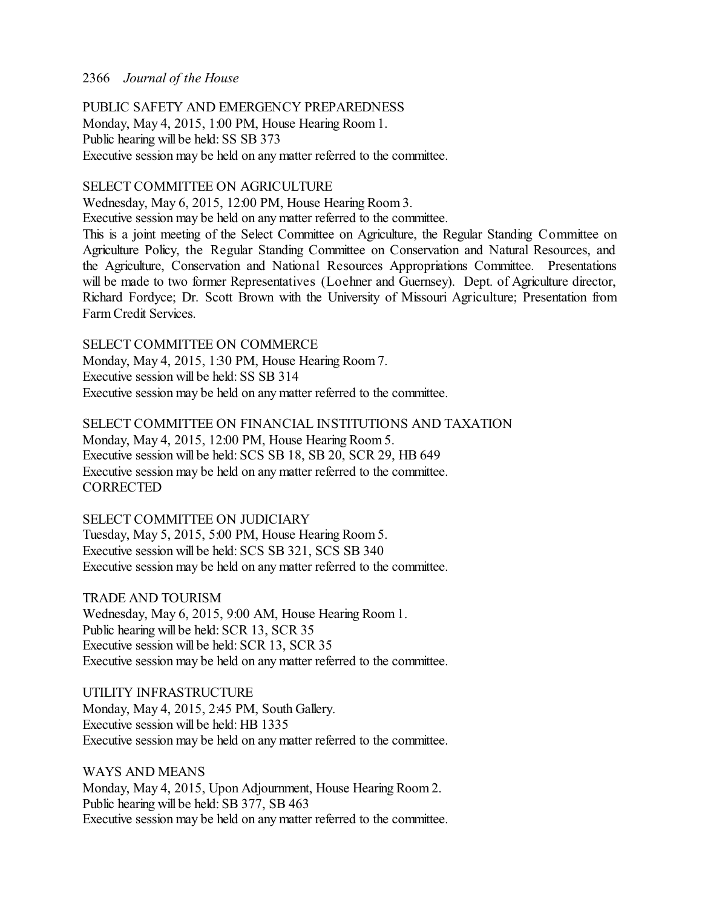PUBLIC SAFETY AND EMERGENCY PREPAREDNESS
Monday, May 4, 2015, 1:00 PM, House Hearing Room 1.
Public hearing will be held: SS SB 373
Executive session may be held on any matter referred to the committee.

SELECT COMMITTEE ON AGRICULTURE
Wednesday, May 6, 2015, 12:00 PM, House Hearing Room 3.
Executive session may be held on any matter referred to the committee.
This is a joint meeting of the Select Committee on Agriculture, the Regular Standing Committee on Agriculture Policy, the Regular Standing Committee on Conservation and Natural Resources, and the Agriculture, Conservation and National Resources Appropriations Committee. Presentations will be made to two former Representatives (Loehner and Guernsey). Dept. of Agriculture director, Richard Fordyce; Dr. Scott Brown with the University of Missouri Agriculture; Presentation from Farm Credit Services.

SELECT COMMITTEE ON COMMERCE
Monday, May 4, 2015, 1:30 PM, House Hearing Room 7.
Executive session will be held: SS SB 314
Executive session may be held on any matter referred to the committee.

SELECT COMMITTEE ON FINANCIAL INSTITUTIONS AND TAXATION
Monday, May 4, 2015, 12:00 PM, House Hearing Room 5.
Executive session will be held: SCS SB 18, SB 20, SCR 29, HB 649
Executive session may be held on any matter referred to the committee.
CORRECTED

SELECT COMMITTEE ON JUDICIARY
Tuesday, May 5, 2015, 5:00 PM, House Hearing Room 5.
Executive session will be held: SCS SB 321, SCS SB 340
Executive session may be held on any matter referred to the committee.

TRADE AND TOURISM
Wednesday, May 6, 2015, 9:00 AM, House Hearing Room 1.
Public hearing will be held: SCR 13, SCR 35
Executive session will be held: SCR 13, SCR 35
Executive session may be held on any matter referred to the committee.

UTILITY INFRASTRUCTURE
Monday, May 4, 2015, 2:45 PM, South Gallery.
Executive session will be held: HB 1335
Executive session may be held on any matter referred to the committee.

WAYS AND MEANS
Monday, May 4, 2015, Upon Adjournment, House Hearing Room 2.
Public hearing will be held: SB 377, SB 463
Executive session may be held on any matter referred to the committee.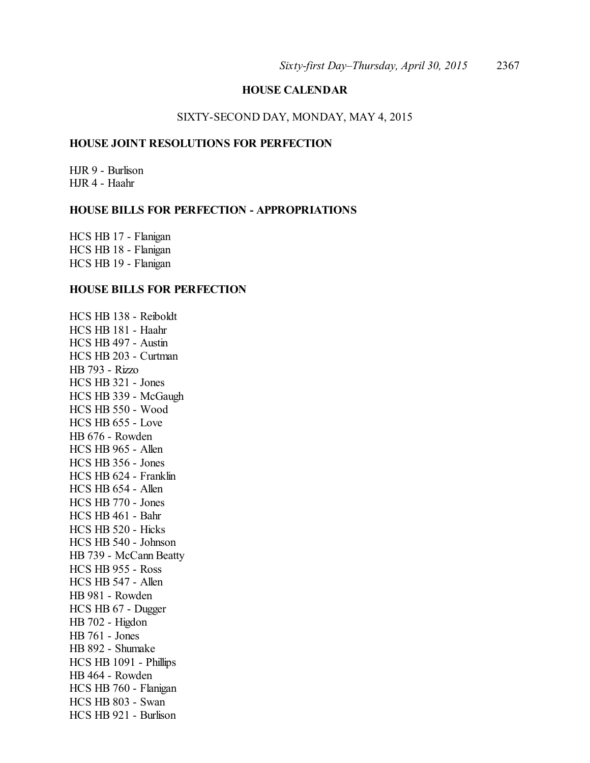## HOUSE CALENDAR

SIXTY-SECOND DAY, MONDAY, MAY 4, 2015

### HOUSE JOINT RESOLUTIONS FOR PERFECTION

HJR 9 - Burlison
HJR 4 - Haahr

### HOUSE BILLS FOR PERFECTION - APPROPRIATIONS

HCS HB 17 - Flanigan
HCS HB 18 - Flanigan
HCS HB 19 - Flanigan

### HOUSE BILLS FOR PERFECTION

HCS HB 138 - Reiboldt
HCS HB 181 - Haahr
HCS HB 497 - Austin
HCS HB 203 - Curtman
HB 793 - Rizzo
HCS HB 321 - Jones
HCS HB 339 - McGaugh
HCS HB 550 - Wood
HCS HB 655 - Love
HB 676 - Rowden
HCS HB 965 - Allen
HCS HB 356 - Jones
HCS HB 624 - Franklin
HCS HB 654 - Allen
HCS HB 770 - Jones
HCS HB 461 - Bahr
HCS HB 520 - Hicks
HCS HB 540 - Johnson
HB 739 - McCann Beatty
HCS HB 955 - Ross
HCS HB 547 - Allen
HB 981 - Rowden
HCS HB 67 - Dugger
HB 702 - Higdon
HB 761 - Jones
HB 892 - Shumake
HCS HB 1091 - Phillips
HB 464 - Rowden
HCS HB 760 - Flanigan
HCS HB 803 - Swan
HCS HB 921 - Burlison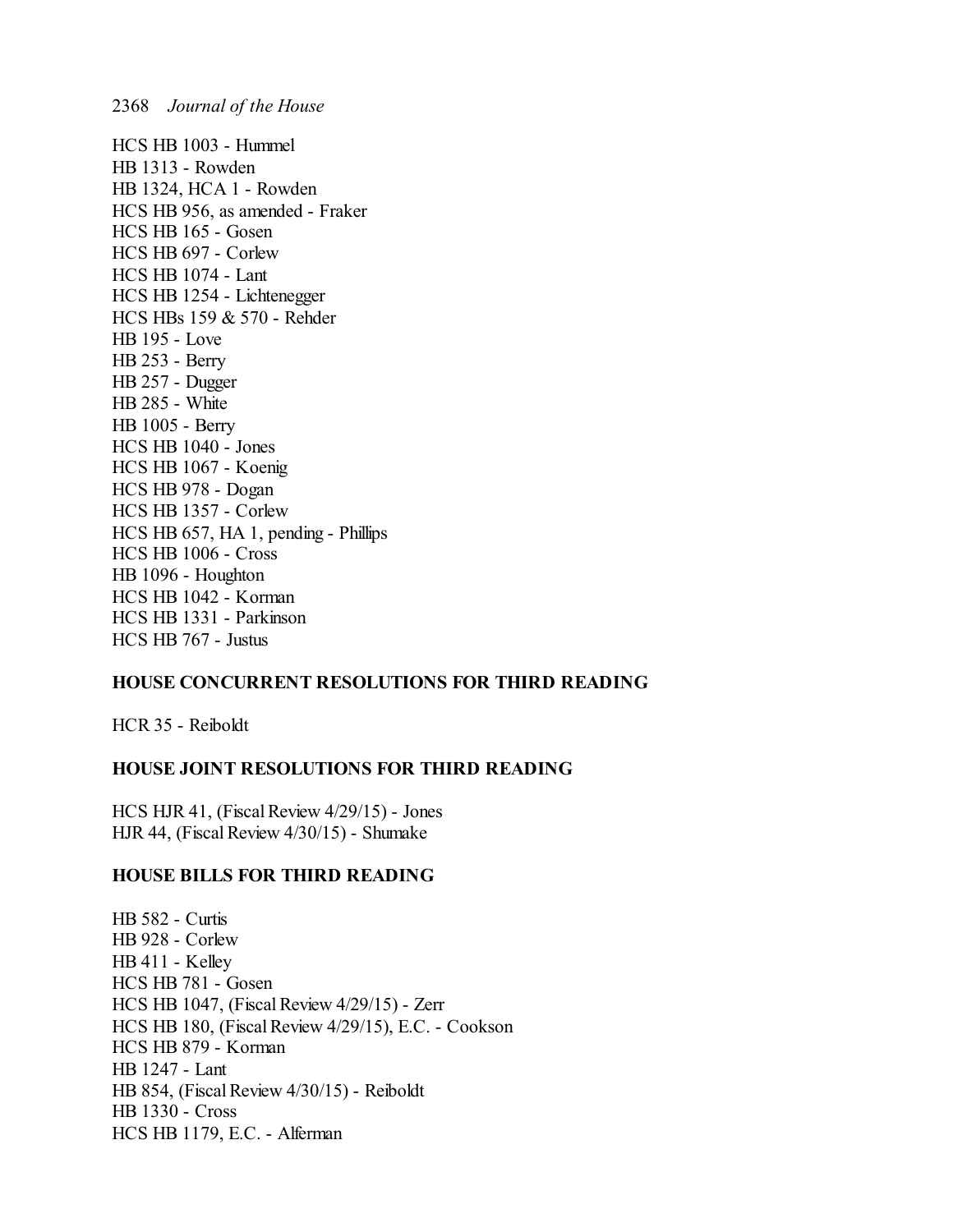HCS HB 1003 - Hummel
HB 1313 - Rowden
HB 1324, HCA 1 - Rowden
HCS HB 956, as amended - Fraker
HCS HB 165 - Gosen
HCS HB 697 - Corlew
HCS HB 1074 - Lant
HCS HB 1254 - Lichtenegger
HCS HBs 159 & 570 - Rehder
HB 195 - Love
HB 253 - Berry
HB 257 - Dugger
HB 285 - White
HB 1005 - Berry
HCS HB 1040 - Jones
HCS HB 1067 - Koenig
HCS HB 978 - Dogan
HCS HB 1357 - Corlew
HCS HB 657, HA 1, pending - Phillips
HCS HB 1006 - Cross
HB 1096 - Houghton
HCS HB 1042 - Korman
HCS HB 1331 - Parkinson
HCS HB 767 - Justus

**HOUSE CONCURRENT RESOLUTIONS FOR THIRD READING**

HCR 35 - Reiboldt

**HOUSE JOINT RESOLUTIONS FOR THIRD READING**

HCS HJR 41, (Fiscal Review 4/29/15) - Jones
HJR 44, (Fiscal Review 4/30/15) - Shumake

**HOUSE BILLS FOR THIRD READING**

HB 582 - Curtis
HB 928 - Corlew
HB 411 - Kelley
HCS HB 781 - Gosen
HCS HB 1047, (Fiscal Review 4/29/15) - Zerr
HCS HB 180, (Fiscal Review 4/29/15), E.C. - Cookson
HCS HB 879 - Korman
HB 1247 - Lant
HB 854, (Fiscal Review 4/30/15) - Reiboldt
HB 1330 - Cross
HCS HB 1179, E.C. - Alferman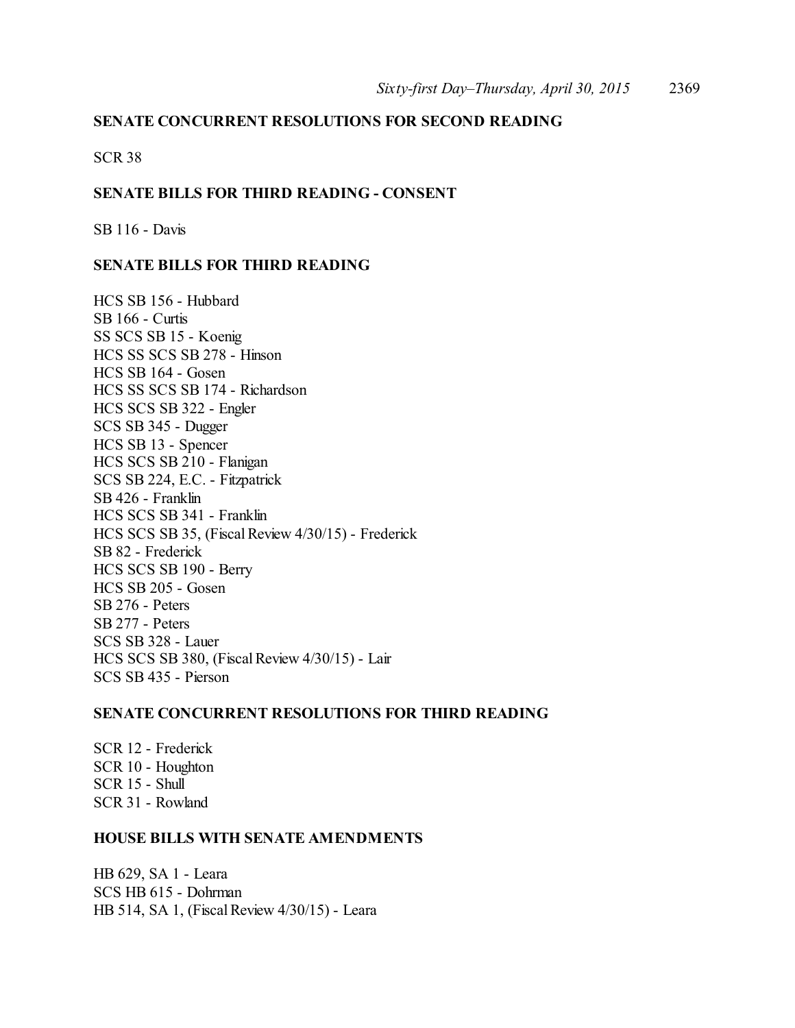**SENATE CONCURRENT RESOLUTIONS FOR SECOND READING**

SCR 38

**SENATE BILLS FOR THIRD READING - CONSENT**

SB 116 - Davis

**SENATE BILLS FOR THIRD READING**

HCS SB 156 - Hubbard
SB 166 - Curtis
SS SCS SB 15 - Koenig
HCS SS SCS SB 278 - Hinson
HCS SB 164 - Gosen
HCS SS SCS SB 174 - Richardson
HCS SCS SB 322 - Engler
SCS SB 345 - Dugger
HCS SB 13 - Spencer
HCS SCS SB 210 - Flanigan
SCS SB 224, E.C. - Fitzpatrick
SB 426 - Franklin
HCS SCS SB 341 - Franklin
HCS SCS SB 35, (Fiscal Review 4/30/15) - Frederick
SB 82 - Frederick
HCS SCS SB 190 - Berry
HCS SB 205 - Gosen
SB 276 - Peters
SB 277 - Peters
SCS SB 328 - Lauer
HCS SCS SB 380, (Fiscal Review 4/30/15) - Lair
SCS SB 435 - Pierson

**SENATE CONCURRENT RESOLUTIONS FOR THIRD READING**

SCR 12 - Frederick
SCR 10 - Houghton
SCR 15 - Shull
SCR 31 - Rowland

**HOUSE BILLS WITH SENATE AMENDMENTS**

HB 629, SA 1 - Leara
SCS HB 615 - Dohrman
HB 514, SA 1, (Fiscal Review 4/30/15) - Leara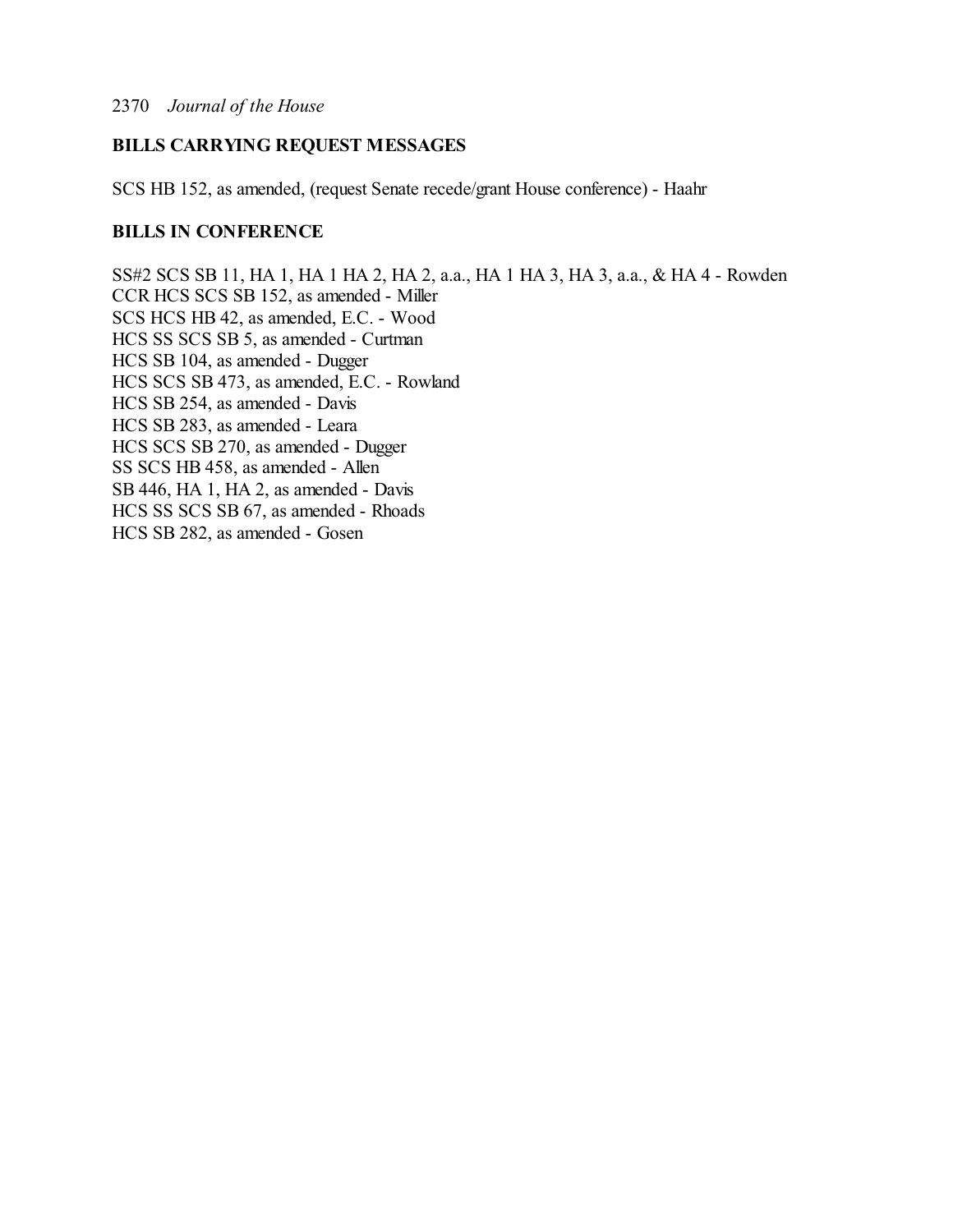## BILLS CARRYING REQUEST MESSAGES

SCS HB 152, as amended, (request Senate recede/grant House conference) - Haahr

## BILLS IN CONFERENCE

SS#2 SCS SB 11, HA 1, HA 1 HA 2, HA 2, a.a., HA 1 HA 3, HA 3, a.a., & HA 4 - Rowden
CCR HCS SCS SB 152, as amended - Miller
SCS HCS HB 42, as amended, E.C. - Wood
HCS SS SCS SB 5, as amended - Curtman
HCS SB 104, as amended - Dugger
HCS SCS SB 473, as amended, E.C. - Rowland
HCS SB 254, as amended - Davis
HCS SB 283, as amended - Leara
HCS SCS SB 270, as amended - Dugger
SS SCS HB 458, as amended - Allen
SB 446, HA 1, HA 2, as amended - Davis
HCS SS SCS SB 67, as amended - Rhoads
HCS SB 282, as amended - Gosen